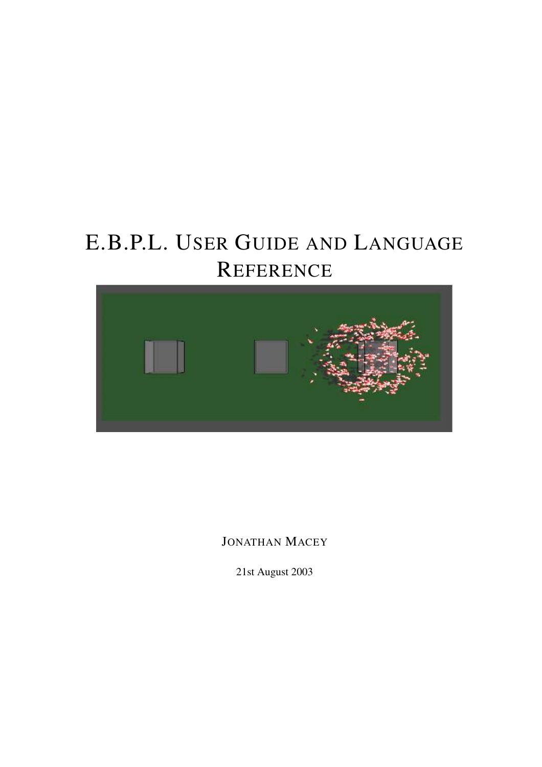# E.B.P.L. User Guide and Language Reference

Jonathan Macey

21st August 2003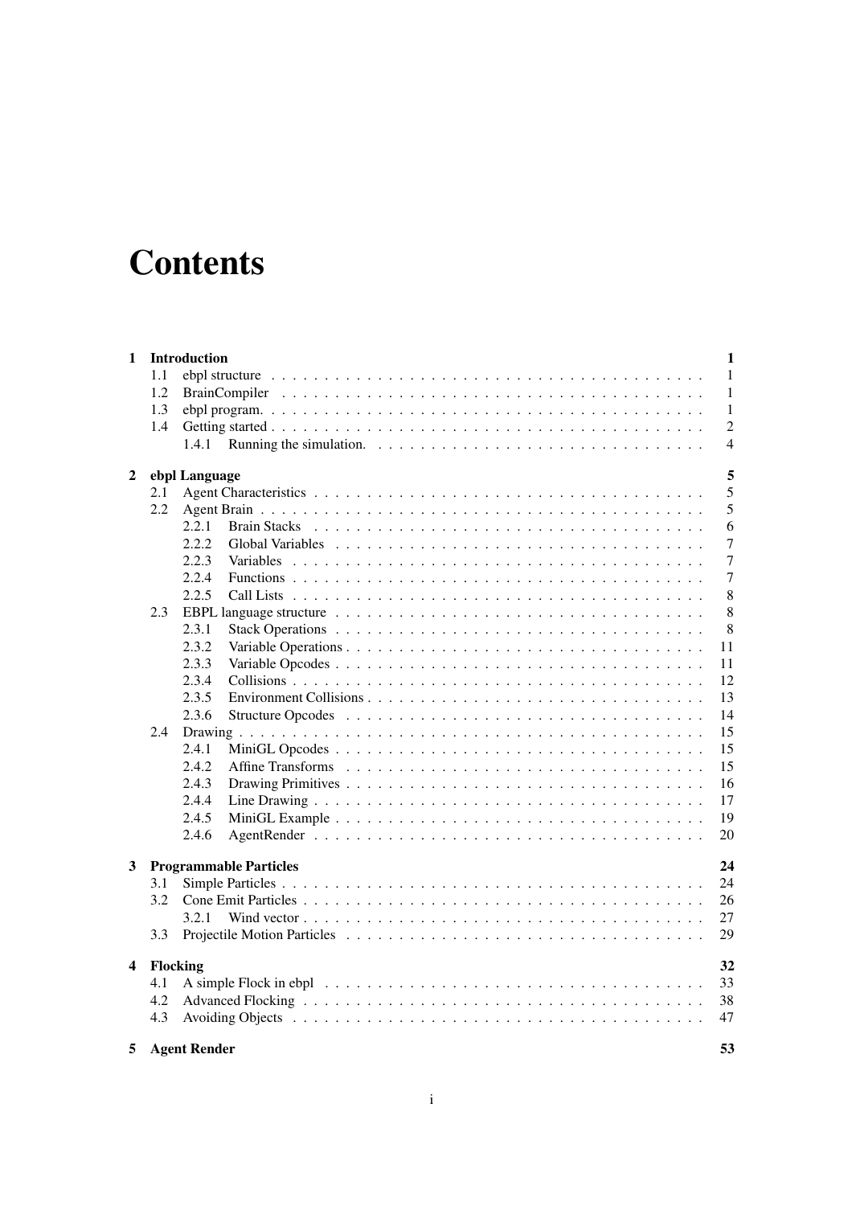# Contents

**1 Introduction** **1**

- 1.1 ebpl structure 1
- 1.2 BrainCompiler 1
- 1.3 ebpl program. 1
- 1.4 Getting started 2
  - 1.4.1 Running the simulation. 4

**2 ebpl Language** **5**

- 2.1 Agent Characteristics 5
- 2.2 Agent Brain 5
  - 2.2.1 Brain Stacks 6
  - 2.2.2 Global Variables 7
  - 2.2.3 Variables 7
  - 2.2.4 Functions 7
  - 2.2.5 Call Lists 8
- 2.3 EBPL language structure 8
  - 2.3.1 Stack Operations 8
  - 2.3.2 Variable Operations 11
  - 2.3.3 Variable Opcodes 11
  - 2.3.4 Collisions 12
  - 2.3.5 Environment Collisions 13
  - 2.3.6 Structure Opcodes 14
- 2.4 Drawing 15
  - 2.4.1 MiniGL Opcodes 15
  - 2.4.2 Affine Transforms 15
  - 2.4.3 Drawing Primitives 16
  - 2.4.4 Line Drawing 17
  - 2.4.5 MiniGL Example 19
  - 2.4.6 AgentRender 20

**3 Programmable Particles** **24**

- 3.1 Simple Particles 24
- 3.2 Cone Emit Particles 26
  - 3.2.1 Wind vector 27
- 3.3 Projectile Motion Particles 29

**4 Flocking** **32**

- 4.1 A simple Flock in ebpl 33
- 4.2 Advanced Flocking 38
- 4.3 Avoiding Objects 47

**5 Agent Render** **53**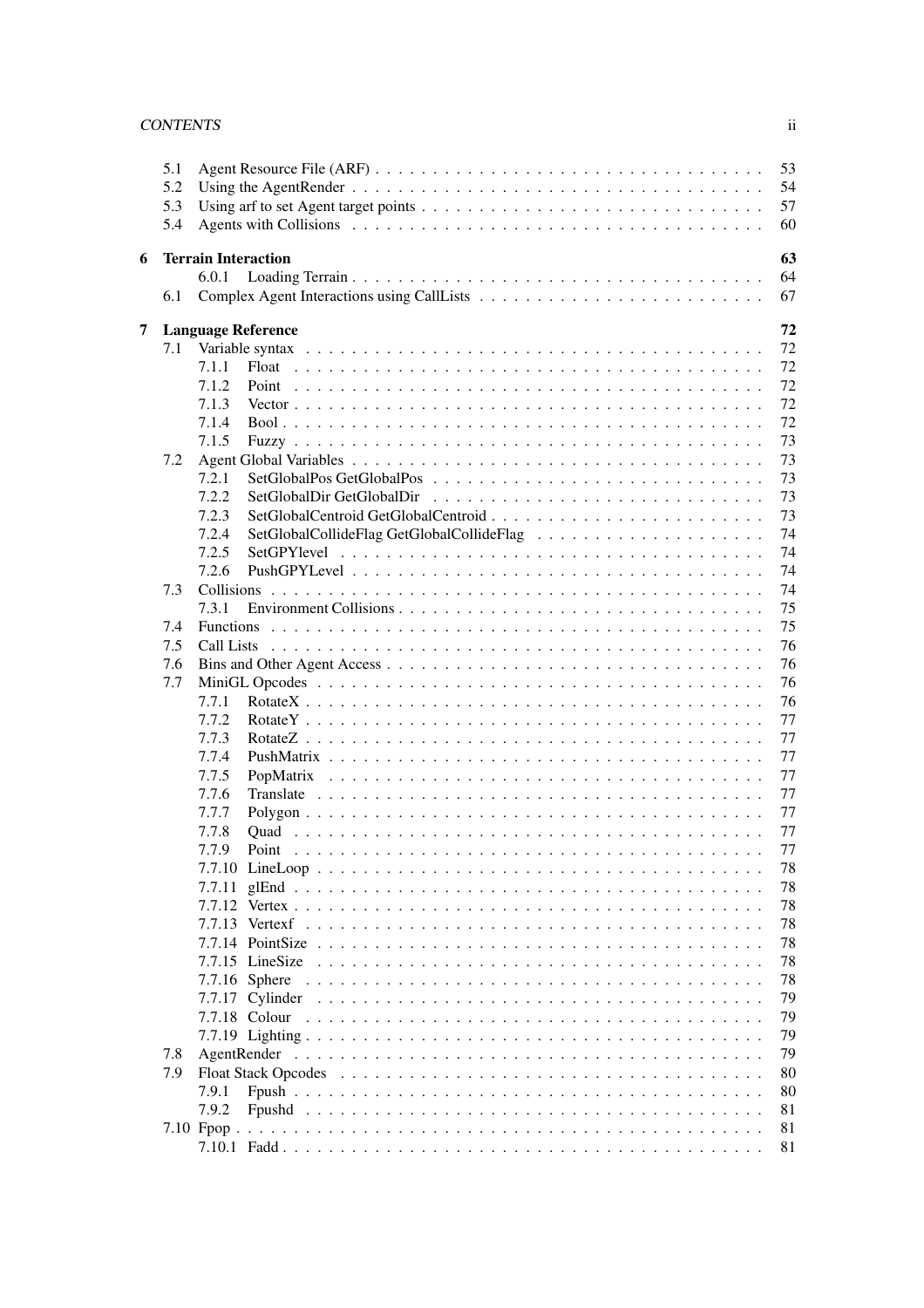5.1 Agent Resource File (ARF) . . . . . 53
5.2 Using the AgentRender . . . . . 54
5.3 Using arf to set Agent target points . . . . . 57
5.4 Agents with Collisions . . . . . 60

**6 Terrain Interaction** **63**
6.0.1 Loading Terrain . . . . . 64
6.1 Complex Agent Interactions using CallLists . . . . . 67

**7 Language Reference** **72**
7.1 Variable syntax . . . . . 72
7.1.1 Float . . . . . 72
7.1.2 Point . . . . . 72
7.1.3 Vector . . . . . 72
7.1.4 Bool . . . . . 72
7.1.5 Fuzzy . . . . . 73
7.2 Agent Global Variables . . . . . 73
7.2.1 SetGlobalPos GetGlobalPos . . . . . 73
7.2.2 SetGlobalDir GetGlobalDir . . . . . 73
7.2.3 SetGlobalCentroid GetGlobalCentroid . . . . . 73
7.2.4 SetGlobalCollideFlag GetGlobalCollideFlag . . . . . 74
7.2.5 SetGPYlevel . . . . . 74
7.2.6 PushGPYLevel . . . . . 74
7.3 Collisions . . . . . 74
7.3.1 Environment Collisions . . . . . 75
7.4 Functions . . . . . 75
7.5 Call Lists . . . . . 76
7.6 Bins and Other Agent Access . . . . . 76
7.7 MiniGL Opcodes . . . . . 76
7.7.1 RotateX . . . . . 76
7.7.2 RotateY . . . . . 77
7.7.3 RotateZ . . . . . 77
7.7.4 PushMatrix . . . . . 77
7.7.5 PopMatrix . . . . . 77
7.7.6 Translate . . . . . 77
7.7.7 Polygon . . . . . 77
7.7.8 Quad . . . . . 77
7.7.9 Point . . . . . 77
7.7.10 LineLoop . . . . . 78
7.7.11 glEnd . . . . . 78
7.7.12 Vertex . . . . . 78
7.7.13 Vertexf . . . . . 78
7.7.14 PointSize . . . . . 78
7.7.15 LineSize . . . . . 78
7.7.16 Sphere . . . . . 78
7.7.17 Cylinder . . . . . 79
7.7.18 Colour . . . . . 79
7.7.19 Lighting . . . . . 79
7.8 AgentRender . . . . . 79
7.9 Float Stack Opcodes . . . . . 80
7.9.1 Fpush . . . . . 80
7.9.2 Fpushd . . . . . 81
7.10 Fpop . . . . . 81
7.10.1 Fadd . . . . . 81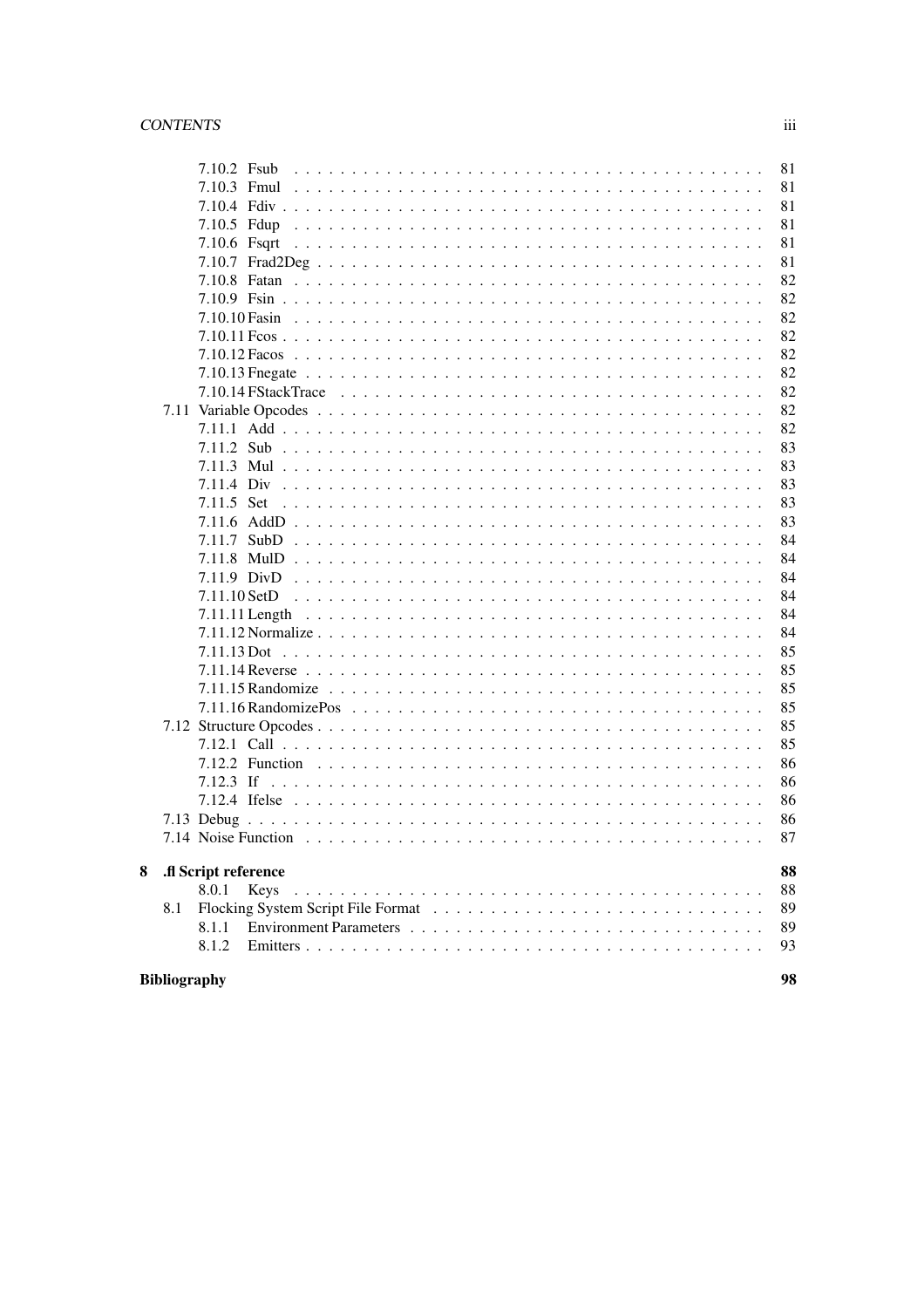7.10.2 Fsub . . . . . . . . . . . . . . . . . . . . . . . . . . . . . . . . . . . . . . 81
7.10.3 Fmul . . . . . . . . . . . . . . . . . . . . . . . . . . . . . . . . . . . . . . 81
7.10.4 Fdiv . . . . . . . . . . . . . . . . . . . . . . . . . . . . . . . . . . . . . . 81
7.10.5 Fdup . . . . . . . . . . . . . . . . . . . . . . . . . . . . . . . . . . . . . . 81
7.10.6 Fsqrt . . . . . . . . . . . . . . . . . . . . . . . . . . . . . . . . . . . . . . 81
7.10.7 Frad2Deg . . . . . . . . . . . . . . . . . . . . . . . . . . . . . . . . . . . . 81
7.10.8 Fatan . . . . . . . . . . . . . . . . . . . . . . . . . . . . . . . . . . . . . . 82
7.10.9 Fsin . . . . . . . . . . . . . . . . . . . . . . . . . . . . . . . . . . . . . . 82
7.10.10 Fasin . . . . . . . . . . . . . . . . . . . . . . . . . . . . . . . . . . . . . 82
7.10.11 Fcos . . . . . . . . . . . . . . . . . . . . . . . . . . . . . . . . . . . . . . 82
7.10.12 Facos . . . . . . . . . . . . . . . . . . . . . . . . . . . . . . . . . . . . . 82
7.10.13 Fnegate . . . . . . . . . . . . . . . . . . . . . . . . . . . . . . . . . . . . 82
7.10.14 FStackTrace . . . . . . . . . . . . . . . . . . . . . . . . . . . . . . . . . . 82

7.11 Variable Opcodes . . . . . . . . . . . . . . . . . . . . . . . . . . . . . . . . . 82
7.11.1 Add . . . . . . . . . . . . . . . . . . . . . . . . . . . . . . . . . . . . . . 82
7.11.2 Sub . . . . . . . . . . . . . . . . . . . . . . . . . . . . . . . . . . . . . . 83
7.11.3 Mul . . . . . . . . . . . . . . . . . . . . . . . . . . . . . . . . . . . . . . 83
7.11.4 Div . . . . . . . . . . . . . . . . . . . . . . . . . . . . . . . . . . . . . . 83
7.11.5 Set . . . . . . . . . . . . . . . . . . . . . . . . . . . . . . . . . . . . . . 83
7.11.6 AddD . . . . . . . . . . . . . . . . . . . . . . . . . . . . . . . . . . . . . 83
7.11.7 SubD . . . . . . . . . . . . . . . . . . . . . . . . . . . . . . . . . . . . . 84
7.11.8 MulD . . . . . . . . . . . . . . . . . . . . . . . . . . . . . . . . . . . . . 84
7.11.9 DivD . . . . . . . . . . . . . . . . . . . . . . . . . . . . . . . . . . . . . 84
7.11.10 SetD . . . . . . . . . . . . . . . . . . . . . . . . . . . . . . . . . . . . . 84
7.11.11 Length . . . . . . . . . . . . . . . . . . . . . . . . . . . . . . . . . . . . 84
7.11.12 Normalize . . . . . . . . . . . . . . . . . . . . . . . . . . . . . . . . . . 84
7.11.13 Dot . . . . . . . . . . . . . . . . . . . . . . . . . . . . . . . . . . . . . . 85
7.11.14 Reverse . . . . . . . . . . . . . . . . . . . . . . . . . . . . . . . . . . . . 85
7.11.15 Randomize . . . . . . . . . . . . . . . . . . . . . . . . . . . . . . . . . . 85
7.11.16 RandomizePos . . . . . . . . . . . . . . . . . . . . . . . . . . . . . . . . 85

7.12 Structure Opcodes . . . . . . . . . . . . . . . . . . . . . . . . . . . . . . . . 85
7.12.1 Call . . . . . . . . . . . . . . . . . . . . . . . . . . . . . . . . . . . . . . 85
7.12.2 Function . . . . . . . . . . . . . . . . . . . . . . . . . . . . . . . . . . . 86
7.12.3 If . . . . . . . . . . . . . . . . . . . . . . . . . . . . . . . . . . . . . . . 86
7.12.4 Ifelse . . . . . . . . . . . . . . . . . . . . . . . . . . . . . . . . . . . . . 86

7.13 Debug . . . . . . . . . . . . . . . . . . . . . . . . . . . . . . . . . . . . . . . . 86

7.14 Noise Function . . . . . . . . . . . . . . . . . . . . . . . . . . . . . . . . . . 87

**8 .fl Script reference** **88**

8.0.1 Keys . . . . . . . . . . . . . . . . . . . . . . . . . . . . . . . . . . . . . . 88

8.1 Flocking System Script File Format . . . . . . . . . . . . . . . . . . . . . . 89
8.1.1 Environment Parameters . . . . . . . . . . . . . . . . . . . . . . . . . . . 89
8.1.2 Emitters . . . . . . . . . . . . . . . . . . . . . . . . . . . . . . . . . . . . 93

**Bibliography** **98**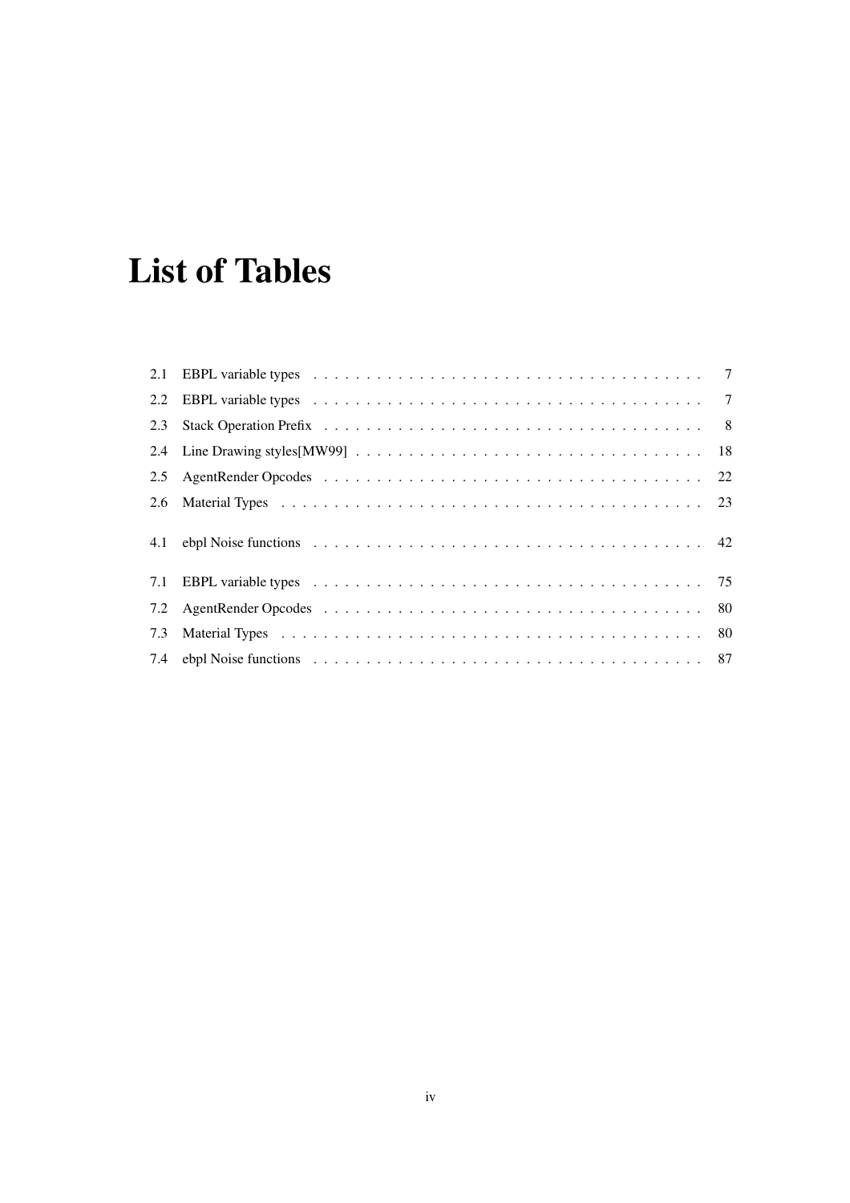# List of Tables

2.1 EBPL variable types . . . . . . . . . . . . . . . . . . . . . . . . . . . . . . . . . . . . . . 7
2.2 EBPL variable types . . . . . . . . . . . . . . . . . . . . . . . . . . . . . . . . . . . . . . 7
2.3 Stack Operation Prefix . . . . . . . . . . . . . . . . . . . . . . . . . . . . . . . . . . . . 8
2.4 Line Drawing styles[MW99] . . . . . . . . . . . . . . . . . . . . . . . . . . . . . . . . . 18
2.5 AgentRender Opcodes . . . . . . . . . . . . . . . . . . . . . . . . . . . . . . . . . . . . 22
2.6 Material Types . . . . . . . . . . . . . . . . . . . . . . . . . . . . . . . . . . . . . . . . 23

4.1 ebpl Noise functions . . . . . . . . . . . . . . . . . . . . . . . . . . . . . . . . . . . . . 42

7.1 EBPL variable types . . . . . . . . . . . . . . . . . . . . . . . . . . . . . . . . . . . . . . 75
7.2 AgentRender Opcodes . . . . . . . . . . . . . . . . . . . . . . . . . . . . . . . . . . . . 80
7.3 Material Types . . . . . . . . . . . . . . . . . . . . . . . . . . . . . . . . . . . . . . . . 80
7.4 ebpl Noise functions . . . . . . . . . . . . . . . . . . . . . . . . . . . . . . . . . . . . . 87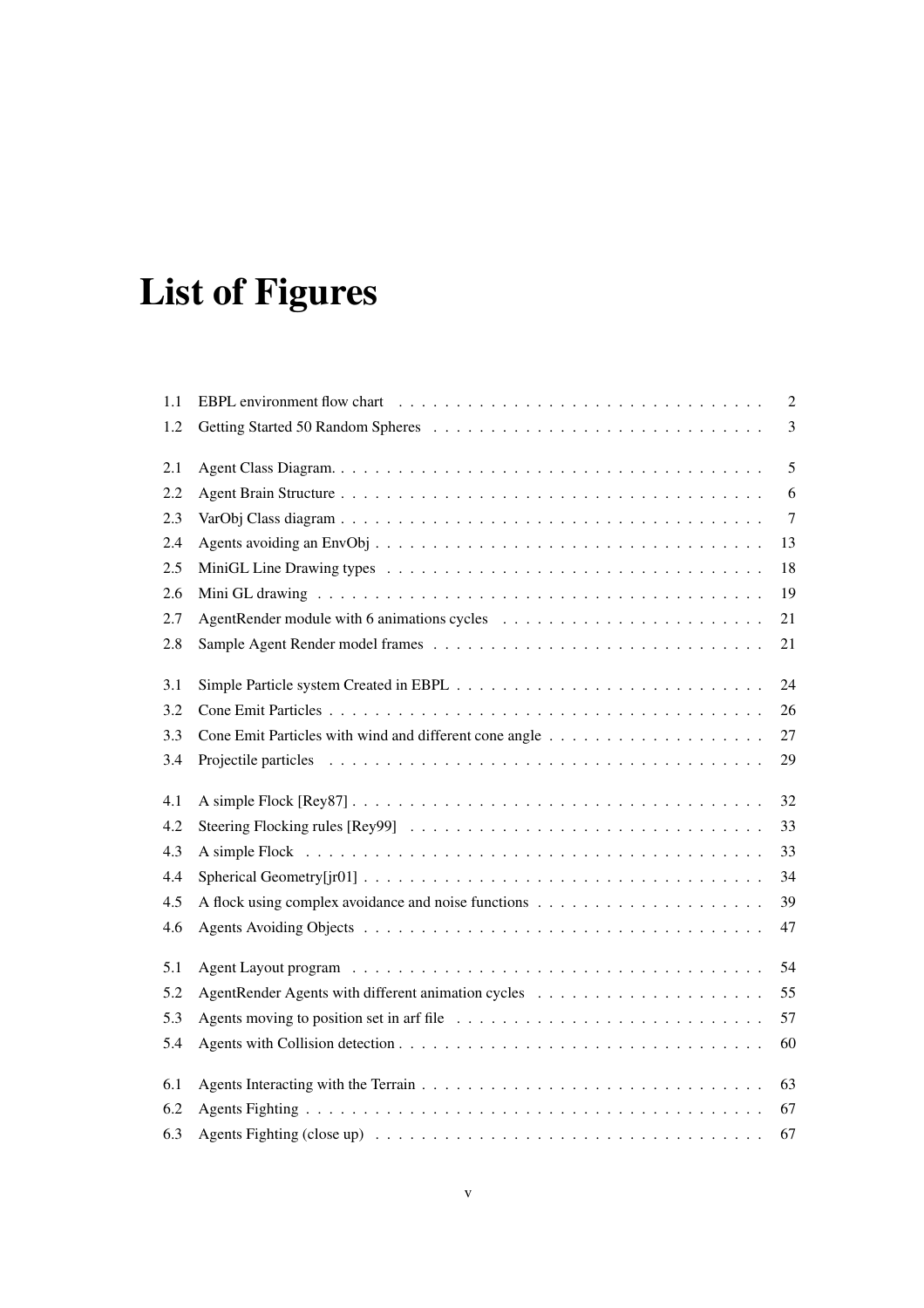# List of Figures

1.1 EBPL environment flow chart . . . 2
1.2 Getting Started 50 Random Spheres . . . 3

2.1 Agent Class Diagram. . . . 5
2.2 Agent Brain Structure . . . 6
2.3 VarObj Class diagram . . . 7
2.4 Agents avoiding an EnvObj . . . 13
2.5 MiniGL Line Drawing types . . . 18
2.6 Mini GL drawing . . . 19
2.7 AgentRender module with 6 animations cycles . . . 21
2.8 Sample Agent Render model frames . . . 21

3.1 Simple Particle system Created in EBPL . . . 24
3.2 Cone Emit Particles . . . 26
3.3 Cone Emit Particles with wind and different cone angle . . . 27
3.4 Projectile particles . . . 29

4.1 A simple Flock [Rey87] . . . 32
4.2 Steering Flocking rules [Rey99] . . . 33
4.3 A simple Flock . . . 33
4.4 Spherical Geometry[jr01] . . . 34
4.5 A flock using complex avoidance and noise functions . . . 39
4.6 Agents Avoiding Objects . . . 47

5.1 Agent Layout program . . . 54
5.2 AgentRender Agents with different animation cycles . . . 55
5.3 Agents moving to position set in arf file . . . 57
5.4 Agents with Collision detection . . . 60

6.1 Agents Interacting with the Terrain . . . 63
6.2 Agents Fighting . . . 67
6.3 Agents Fighting (close up) . . . 67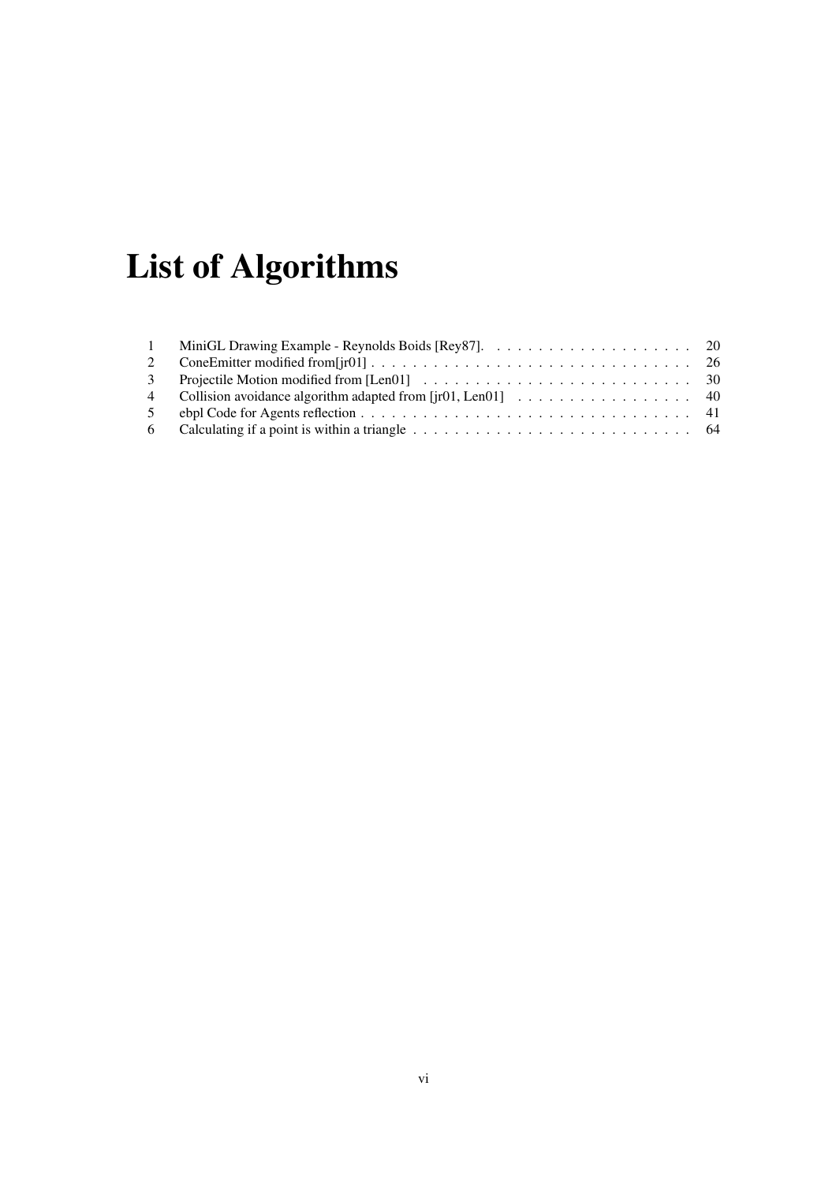# List of Algorithms

| | | |
|---|---|---|
| 1 | MiniGL Drawing Example - Reynolds Boids [Rey87]. | 20 |
| 2 | ConeEmitter modified from[jr01] | 26 |
| 3 | Projectile Motion modified from [Len01] | 30 |
| 4 | Collision avoidance algorithm adapted from [jr01, Len01] | 40 |
| 5 | ebpl Code for Agents reflection | 41 |
| 6 | Calculating if a point is within a triangle | 64 |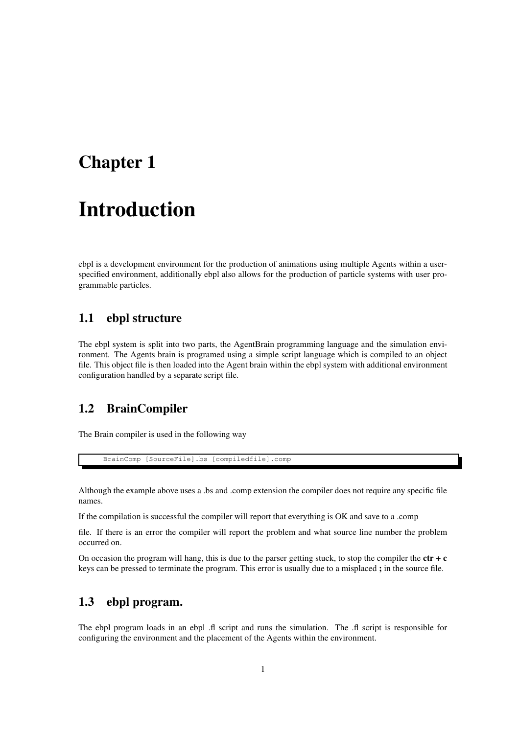# Chapter 1

# Introduction

ebpl is a development environment for the production of animations using multiple Agents within a user-specified environment, additionally ebpl also allows for the production of particle systems with user programmable particles.

## 1.1 ebpl structure

The ebpl system is split into two parts, the AgentBrain programming language and the simulation environment. The Agents brain is programed using a simple script language which is compiled to an object file. This object file is then loaded into the Agent brain within the ebpl system with additional environment configuration handled by a separate script file.

## 1.2 BrainCompiler

The Brain compiler is used in the following way

```
BrainComp [SourceFile].bs [compiledfile].comp
```

Although the example above uses a .bs and .comp extension the compiler does not require any specific file names.

If the compilation is successful the compiler will report that everything is OK and save to a .comp

file. If there is an error the compiler will report the problem and what source line number the problem occurred on.

On occasion the program will hang, this is due to the parser getting stuck, to stop the compiler the **ctr + c** keys can be pressed to terminate the program. This error is usually due to a misplaced **;** in the source file.

## 1.3 ebpl program.

The ebpl program loads in an ebpl .fl script and runs the simulation. The .fl script is responsible for configuring the environment and the placement of the Agents within the environment.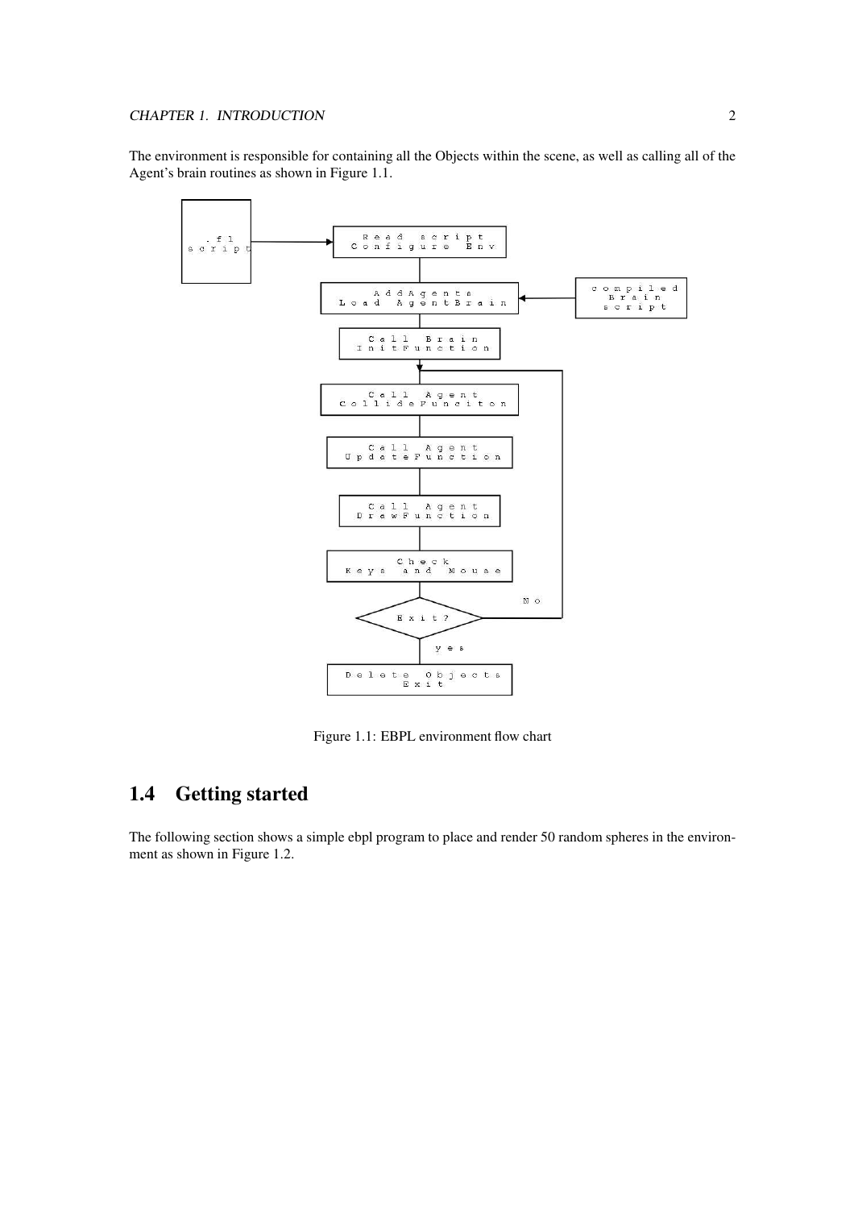The environment is responsible for containing all the Objects within the scene, as well as calling all of the Agent's brain routines as shown in Figure 1.1.

Figure 1.1: EBPL environment flow chart

## 1.4 Getting started

The following section shows a simple ebpl program to place and render 50 random spheres in the environment as shown in Figure 1.2.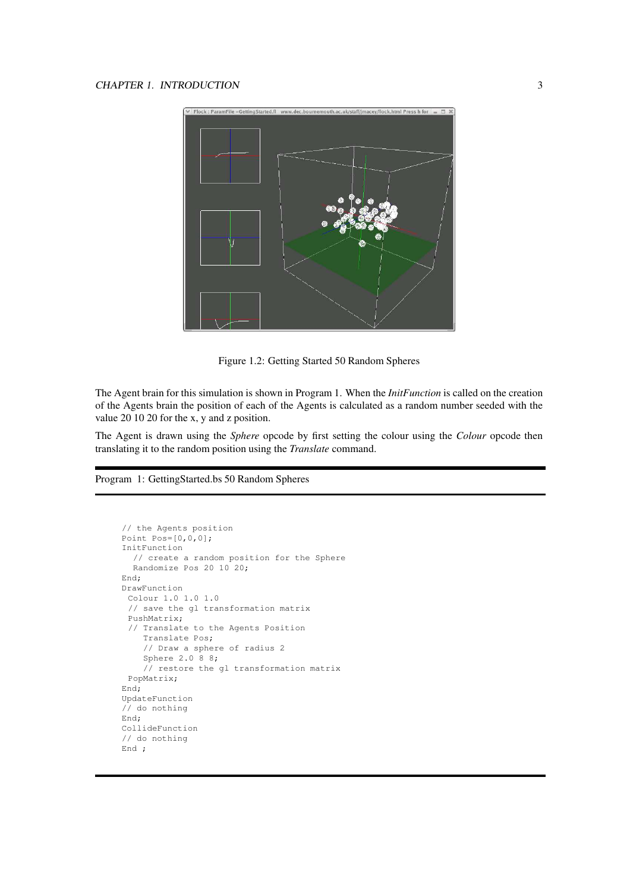Figure 1.2: Getting Started 50 Random Spheres

The Agent brain for this simulation is shown in Program 1. When the *InitFunction* is called on the creation of the Agents brain the position of each of the Agents is calculated as a random number seeded with the value 20 10 20 for the x, y and z position.

The Agent is drawn using the *Sphere* opcode by first setting the colour using the *Colour* opcode then translating it to the random position using the *Translate* command.

Program 1: GettingStarted.bs 50 Random Spheres

```
// the Agents position
Point Pos=[0,0,0];
InitFunction
  // create a random position for the Sphere
  Randomize Pos 20 10 20;
End;
DrawFunction
 Colour 1.0 1.0 1.0
 // save the gl transformation matrix
 PushMatrix;
 // Translate to the Agents Position
    Translate Pos;
    // Draw a sphere of radius 2
    Sphere 2.0 8 8;
    // restore the gl transformation matrix
 PopMatrix;
End;
UpdateFunction
// do nothing
End;
CollideFunction
// do nothing
End ;
```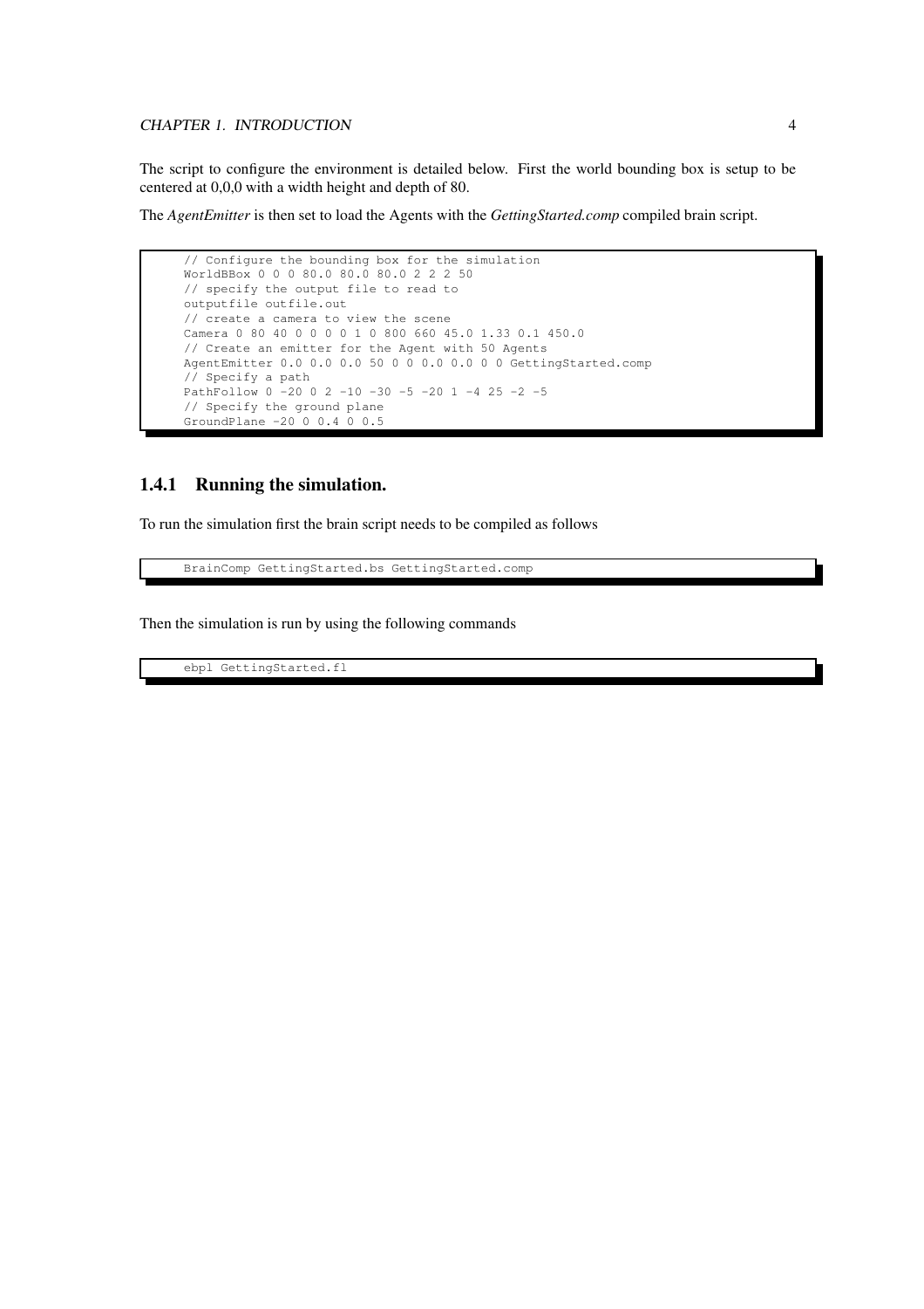The script to configure the environment is detailed below. First the world bounding box is setup to be centered at 0,0,0 with a width height and depth of 80.

The *AgentEmitter* is then set to load the Agents with the *GettingStarted.comp* compiled brain script.

```
// Configure the bounding box for the simulation
WorldBBox 0 0 0 80.0 80.0 80.0 2 2 2 50
// specify the output file to read to
outputfile outfile.out
// create a camera to view the scene
Camera 0 80 40 0 0 0 0 1 0 800 660 45.0 1.33 0.1 450.0
// Create an emitter for the Agent with 50 Agents
AgentEmitter 0.0 0.0 0.0 50 0 0 0.0 0.0 0 0 GettingStarted.comp
// Specify a path
PathFollow 0 -20 0 2 -10 -30 -5 -20 1 -4 25 -2 -5
// Specify the ground plane
GroundPlane -20 0 0.4 0 0.5
```

### 1.4.1 Running the simulation.

To run the simulation first the brain script needs to be compiled as follows

```
BrainComp GettingStarted.bs GettingStarted.comp
```

Then the simulation is run by using the following commands

```
ebpl GettingStarted.fl
```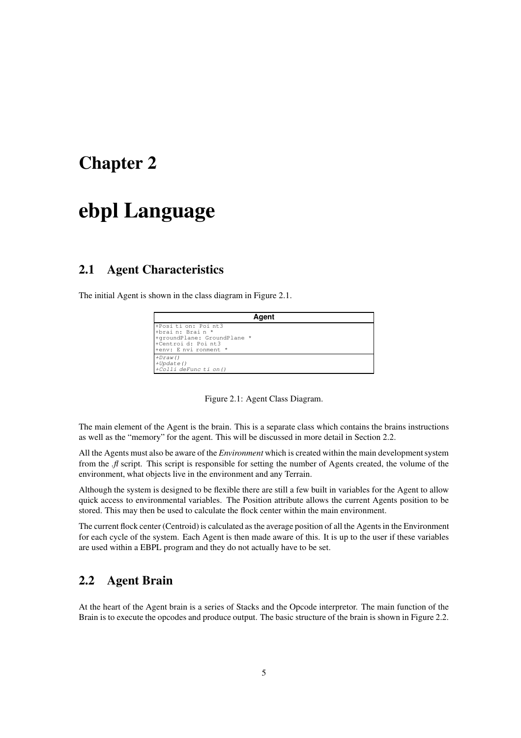# Chapter 2

# ebpl Language

## 2.1 Agent Characteristics

The initial Agent is shown in the class diagram in Figure 2.1.

| Agent |
|---|
| +Position: Point3<br>+brain: Brain *<br>+groundPlane: GroundPlane *<br>+Centroid: Point3<br>+env: Environment * |
| *+Draw()*<br>*+Update()*<br>*+CollideFunction()* |

Figure 2.1: Agent Class Diagram.

The main element of the Agent is the brain. This is a separate class which contains the brains instructions as well as the "memory" for the agent. This will be discussed in more detail in Section 2.2.

All the Agents must also be aware of the *Environment* which is created within the main development system from the *.fl* script. This script is responsible for setting the number of Agents created, the volume of the environment, what objects live in the environment and any Terrain.

Although the system is designed to be flexible there are still a few built in variables for the Agent to allow quick access to environmental variables. The Position attribute allows the current Agents position to be stored. This may then be used to calculate the flock center within the main environment.

The current flock center (Centroid) is calculated as the average position of all the Agents in the Environment for each cycle of the system. Each Agent is then made aware of this. It is up to the user if these variables are used within a EBPL program and they do not actually have to be set.

## 2.2 Agent Brain

At the heart of the Agent brain is a series of Stacks and the Opcode interpretor. The main function of the Brain is to execute the opcodes and produce output. The basic structure of the brain is shown in Figure 2.2.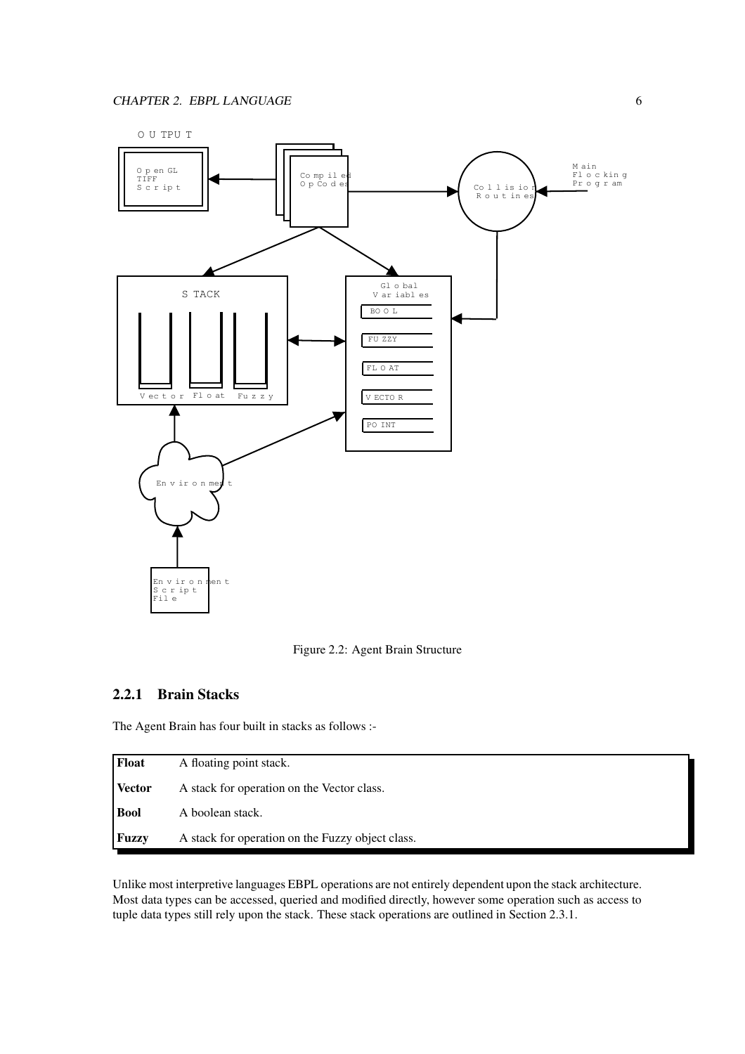Figure 2.2: Agent Brain Structure

### 2.2.1 Brain Stacks

The Agent Brain has four built in stacks as follows :-

| | |
|---|---|
| **Float** | A floating point stack. |
| **Vector** | A stack for operation on the Vector class. |
| **Bool** | A boolean stack. |
| **Fuzzy** | A stack for operation on the Fuzzy object class. |

Unlike most interpretive languages EBPL operations are not entirely dependent upon the stack architecture. Most data types can be accessed, queried and modified directly, however some operation such as access to tuple data types still rely upon the stack. These stack operations are outlined in Section 2.3.1.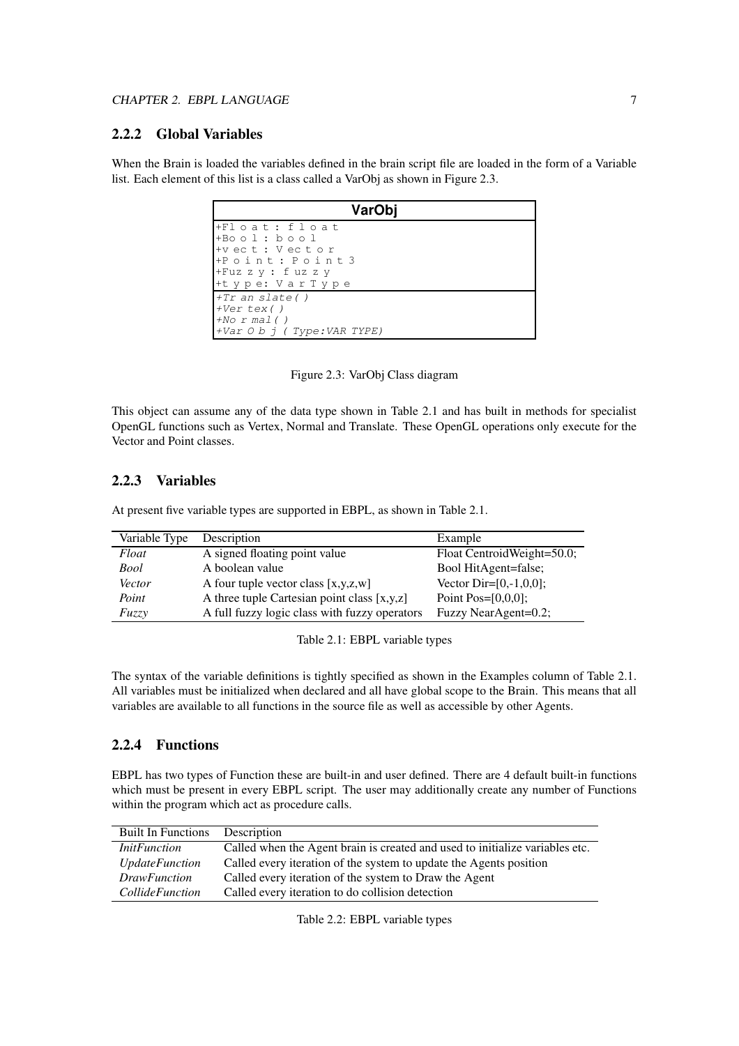### 2.2.2 Global Variables

When the Brain is loaded the variables defined in the brain script file are loaded in the form of a Variable list. Each element of this list is a class called a VarObj as shown in Figure 2.3.

| VarObj |
|---|
| +Float : float<br>+Bool : bool<br>+vect : Vector<br>+Point : Point3<br>+Fuzzy : fuzzy<br>+type: VarType |
| *+Translate( )*<br>*+Vertex( )*<br>*+Normal( )*<br>*+VarObj ( Type:VAR TYPE)* |

Figure 2.3: VarObj Class diagram

This object can assume any of the data type shown in Table 2.1 and has built in methods for specialist OpenGL functions such as Vertex, Normal and Translate. These OpenGL operations only execute for the Vector and Point classes.

### 2.2.3 Variables

At present five variable types are supported in EBPL, as shown in Table 2.1.

| Variable Type | Description | Example |
|---|---|---|
| *Float* | A signed floating point value | Float CentroidWeight=50.0; |
| *Bool* | A boolean value | Bool HitAgent=false; |
| *Vector* | A four tuple vector class [x,y,z,w] | Vector Dir=[0,-1,0,0]; |
| *Point* | A three tuple Cartesian point class [x,y,z] | Point Pos=[0,0,0]; |
| *Fuzzy* | A full fuzzy logic class with fuzzy operators | Fuzzy NearAgent=0.2; |

Table 2.1: EBPL variable types

The syntax of the variable definitions is tightly specified as shown in the Examples column of Table 2.1. All variables must be initialized when declared and all have global scope to the Brain. This means that all variables are available to all functions in the source file as well as accessible by other Agents.

### 2.2.4 Functions

EBPL has two types of Function these are built-in and user defined. There are 4 default built-in functions which must be present in every EBPL script. The user may additionally create any number of Functions within the program which act as procedure calls.

| Built In Functions | Description |
|---|---|
| *InitFunction* | Called when the Agent brain is created and used to initialize variables etc. |
| *UpdateFunction* | Called every iteration of the system to update the Agents position |
| *DrawFunction* | Called every iteration of the system to Draw the Agent |
| *CollideFunction* | Called every iteration to do collision detection |

Table 2.2: EBPL variable types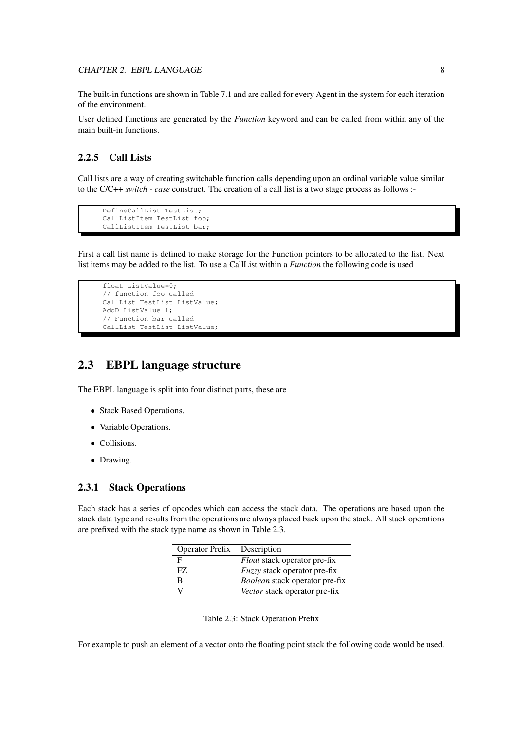The built-in functions are shown in Table 7.1 and are called for every Agent in the system for each iteration of the environment.

User defined functions are generated by the *Function* keyword and can be called from within any of the main built-in functions.

### 2.2.5 Call Lists

Call lists are a way of creating switchable function calls depending upon an ordinal variable value similar to the C/C++ *switch - case* construct. The creation of a call list is a two stage process as follows :-

```
DefineCallList TestList;
CallListItem TestList foo;
CallListItem TestList bar;
```

First a call list name is defined to make storage for the Function pointers to be allocated to the list. Next list items may be added to the list. To use a CallList within a *Function* the following code is used

```
float ListValue=0;
// function foo called
CallList TestList ListValue;
AddD ListValue 1;
// Function bar called
CallList TestList ListValue;
```

## 2.3 EBPL language structure

The EBPL language is split into four distinct parts, these are

- Stack Based Operations.
- Variable Operations.
- Collisions.
- Drawing.

### 2.3.1 Stack Operations

Each stack has a series of opcodes which can access the stack data. The operations are based upon the stack data type and results from the operations are always placed back upon the stack. All stack operations are prefixed with the stack type name as shown in Table 2.3.

| Operator Prefix | Description |
|---|---|
| F | *Float* stack operator pre-fix |
| FZ | *Fuzzy* stack operator pre-fix |
| B | *Boolean* stack operator pre-fix |
| V | *Vector* stack operator pre-fix |

Table 2.3: Stack Operation Prefix

For example to push an element of a vector onto the floating point stack the following code would be used.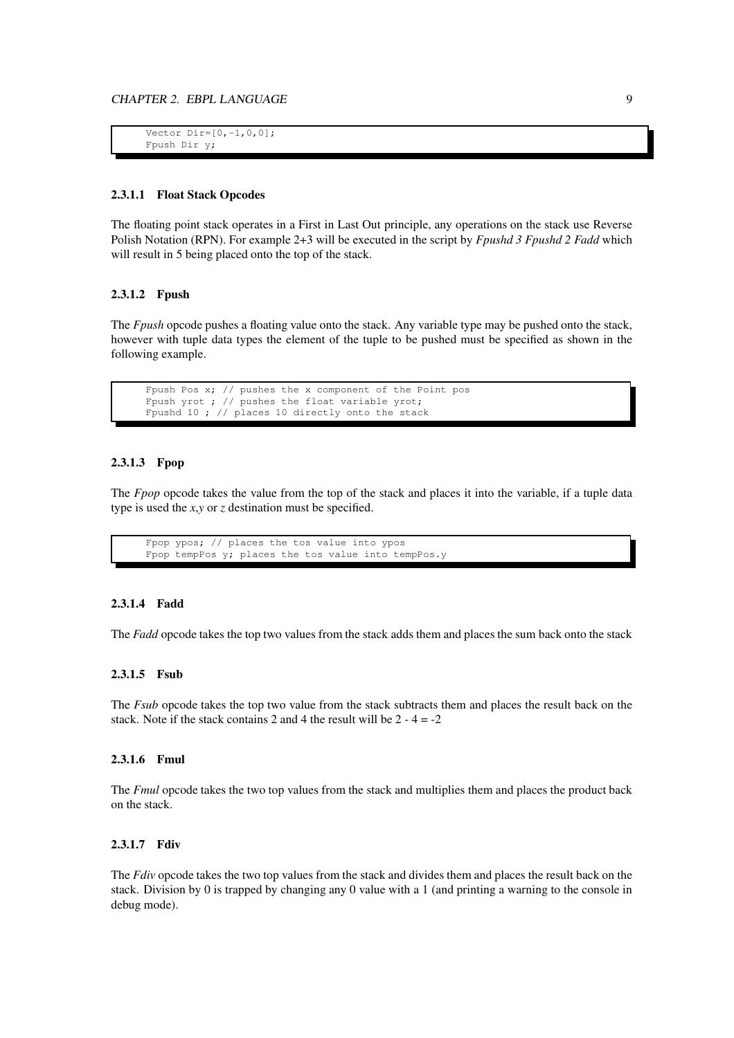```
Vector Dir=[0,-1,0,0];
Fpush Dir y;
```

#### 2.3.1.1 Float Stack Opcodes

The floating point stack operates in a First in Last Out principle, any operations on the stack use Reverse Polish Notation (RPN). For example 2+3 will be executed in the script by *Fpushd 3 Fpushd 2 Fadd* which will result in 5 being placed onto the top of the stack.

#### 2.3.1.2 Fpush

The *Fpush* opcode pushes a floating value onto the stack. Any variable type may be pushed onto the stack, however with tuple data types the element of the tuple to be pushed must be specified as shown in the following example.

```
Fpush Pos x; // pushes the x component of the Point pos
Fpush yrot ; // pushes the float variable yrot;
Fpushd 10 ; // places 10 directly onto the stack
```

#### 2.3.1.3 Fpop

The *Fpop* opcode takes the value from the top of the stack and places it into the variable, if a tuple data type is used the *x*,*y* or *z* destination must be specified.

```
Fpop ypos; // places the tos value into ypos
Fpop tempPos y; places the tos value into tempPos.y
```

#### 2.3.1.4 Fadd

The *Fadd* opcode takes the top two values from the stack adds them and places the sum back onto the stack

#### 2.3.1.5 Fsub

The *Fsub* opcode takes the top two value from the stack subtracts them and places the result back on the stack. Note if the stack contains 2 and 4 the result will be 2 - 4 = -2

#### 2.3.1.6 Fmul

The *Fmul* opcode takes the two top values from the stack and multiplies them and places the product back on the stack.

#### 2.3.1.7 Fdiv

The *Fdiv* opcode takes the two top values from the stack and divides them and places the result back on the stack. Division by 0 is trapped by changing any 0 value with a 1 (and printing a warning to the console in debug mode).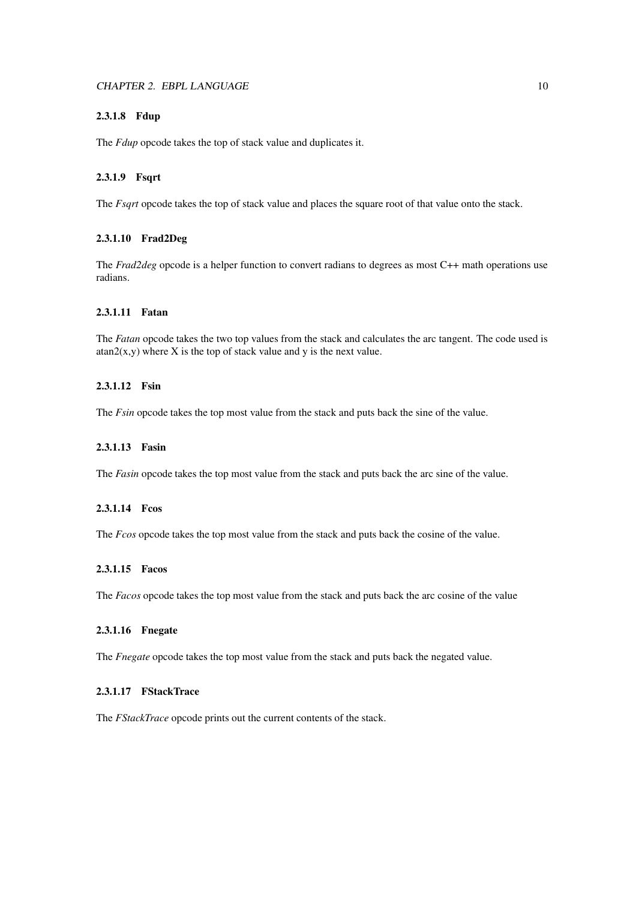#### 2.3.1.8 Fdup

The *Fdup* opcode takes the top of stack value and duplicates it.

#### 2.3.1.9 Fsqrt

The *Fsqrt* opcode takes the top of stack value and places the square root of that value onto the stack.

#### 2.3.1.10 Frad2Deg

The *Frad2deg* opcode is a helper function to convert radians to degrees as most C++ math operations use radians.

#### 2.3.1.11 Fatan

The *Fatan* opcode takes the two top values from the stack and calculates the arc tangent. The code used is atan2(x,y) where X is the top of stack value and y is the next value.

#### 2.3.1.12 Fsin

The *Fsin* opcode takes the top most value from the stack and puts back the sine of the value.

#### 2.3.1.13 Fasin

The *Fasin* opcode takes the top most value from the stack and puts back the arc sine of the value.

#### 2.3.1.14 Fcos

The *Fcos* opcode takes the top most value from the stack and puts back the cosine of the value.

#### 2.3.1.15 Facos

The *Facos* opcode takes the top most value from the stack and puts back the arc cosine of the value

#### 2.3.1.16 Fnegate

The *Fnegate* opcode takes the top most value from the stack and puts back the negated value.

#### 2.3.1.17 FStackTrace

The *FStackTrace* opcode prints out the current contents of the stack.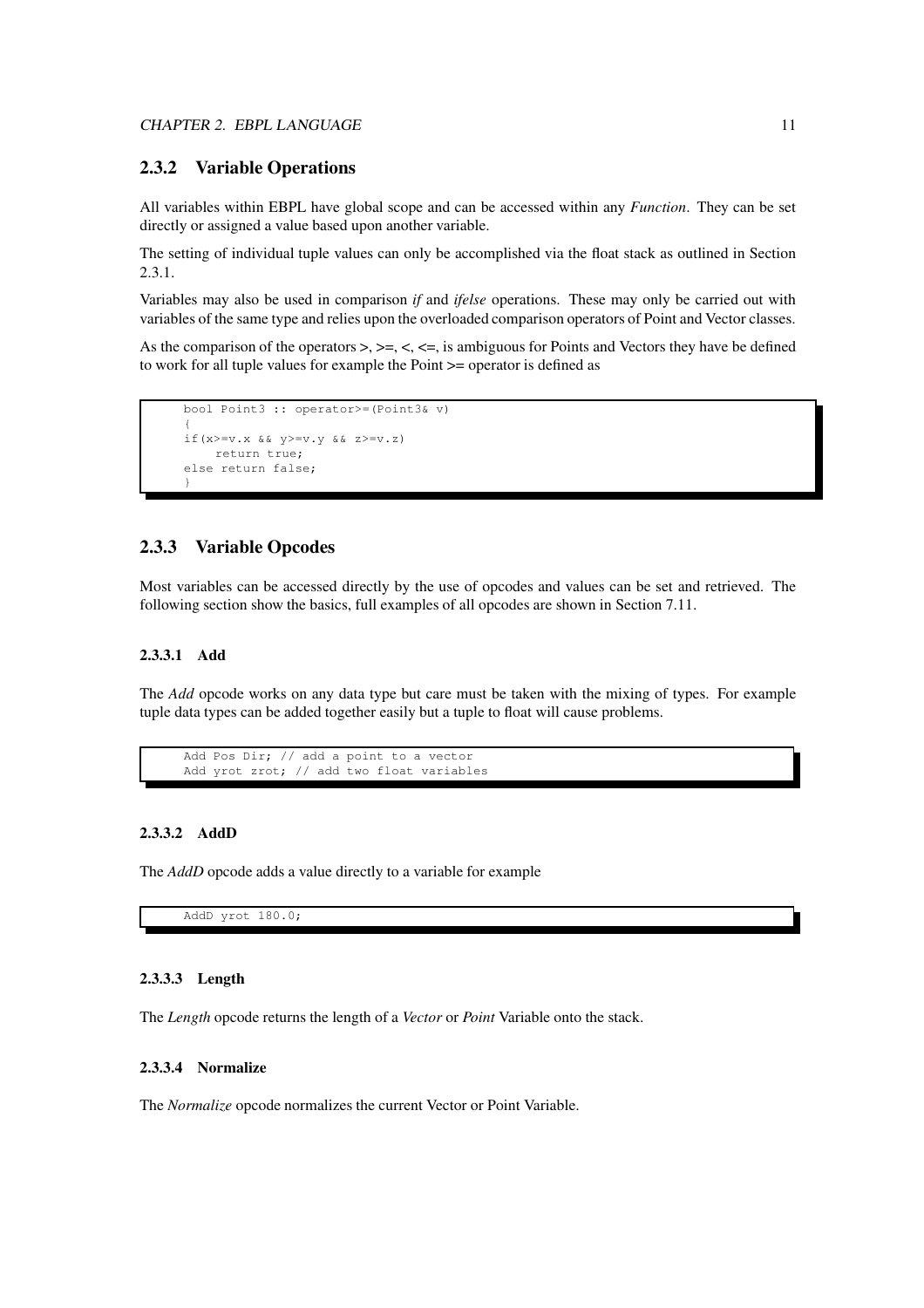### 2.3.2 Variable Operations

All variables within EBPL have global scope and can be accessed within any *Function*. They can be set directly or assigned a value based upon another variable.

The setting of individual tuple values can only be accomplished via the float stack as outlined in Section 2.3.1.

Variables may also be used in comparison *if* and *ifelse* operations. These may only be carried out with variables of the same type and relies upon the overloaded comparison operators of Point and Vector classes.

As the comparison of the operators >, >=, <, <=, is ambiguous for Points and Vectors they have be defined to work for all tuple values for example the Point >= operator is defined as

```
bool Point3 :: operator>=(Point3& v)
{
if(x>=v.x && y>=v.y && z>=v.z)
    return true;
else return false;
}
```

### 2.3.3 Variable Opcodes

Most variables can be accessed directly by the use of opcodes and values can be set and retrieved. The following section show the basics, full examples of all opcodes are shown in Section 7.11.

#### 2.3.3.1 Add

The *Add* opcode works on any data type but care must be taken with the mixing of types. For example tuple data types can be added together easily but a tuple to float will cause problems.

```
Add Pos Dir; // add a point to a vector
Add yrot zrot; // add two float variables
```

#### 2.3.3.2 AddD

The *AddD* opcode adds a value directly to a variable for example

```
AddD yrot 180.0;
```

#### 2.3.3.3 Length

The *Length* opcode returns the length of a *Vector* or *Point* Variable onto the stack.

#### 2.3.3.4 Normalize

The *Normalize* opcode normalizes the current Vector or Point Variable.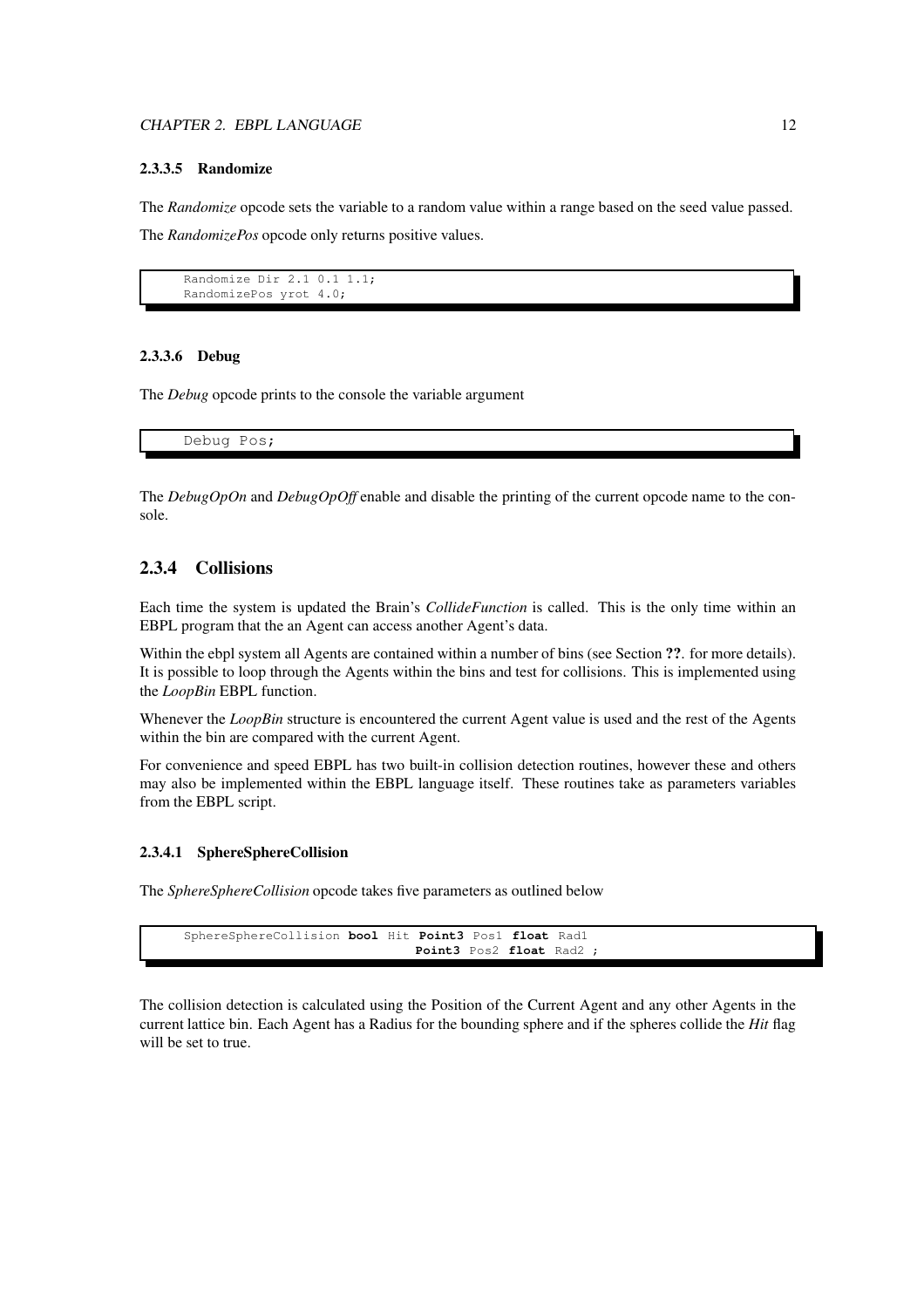#### 2.3.3.5 Randomize

The *Randomize* opcode sets the variable to a random value within a range based on the seed value passed.

The *RandomizePos* opcode only returns positive values.

```
Randomize Dir 2.1 0.1 1.1;
RandomizePos yrot 4.0;
```

#### 2.3.3.6 Debug

The *Debug* opcode prints to the console the variable argument

```
Debug Pos;
```

The *DebugOpOn* and *DebugOpOff* enable and disable the printing of the current opcode name to the console.

### 2.3.4 Collisions

Each time the system is updated the Brain's *CollideFunction* is called. This is the only time within an EBPL program that the an Agent can access another Agent's data.

Within the ebpl system all Agents are contained within a number of bins (see Section **??**. for more details). It is possible to loop through the Agents within the bins and test for collisions. This is implemented using the *LoopBin* EBPL function.

Whenever the *LoopBin* structure is encountered the current Agent value is used and the rest of the Agents within the bin are compared with the current Agent.

For convenience and speed EBPL has two built-in collision detection routines, however these and others may also be implemented within the EBPL language itself. These routines take as parameters variables from the EBPL script.

#### 2.3.4.1 SphereSphereCollision

The *SphereSphereCollision* opcode takes five parameters as outlined below

```
SphereSphereCollision bool Hit Point3 Pos1 float Rad1
                               Point3 Pos2 float Rad2 ;
```

The collision detection is calculated using the Position of the Current Agent and any other Agents in the current lattice bin. Each Agent has a Radius for the bounding sphere and if the spheres collide the *Hit* flag will be set to true.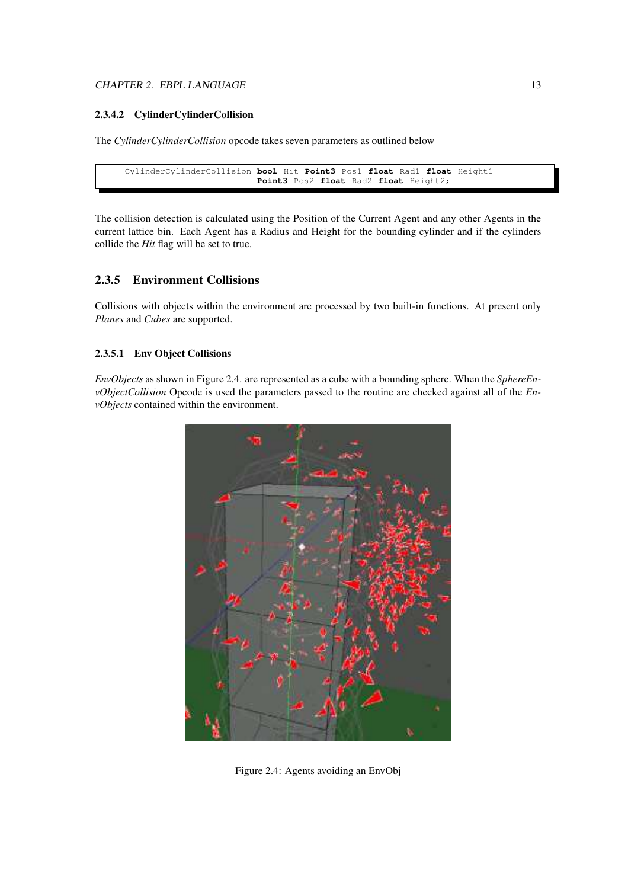#### 2.3.4.2 CylinderCylinderCollision

The *CylinderCylinderCollision* opcode takes seven parameters as outlined below

```
CylinderCylinderCollision bool Hit Point3 Pos1 float Rad1 float Height1
                          Point3 Pos2 float Rad2 float Height2;
```

The collision detection is calculated using the Position of the Current Agent and any other Agents in the current lattice bin. Each Agent has a Radius and Height for the bounding cylinder and if the cylinders collide the *Hit* flag will be set to true.

### 2.3.5 Environment Collisions

Collisions with objects within the environment are processed by two built-in functions. At present only *Planes* and *Cubes* are supported.

#### 2.3.5.1 Env Object Collisions

*EnvObjects* as shown in Figure 2.4. are represented as a cube with a bounding sphere. When the *SphereEnvObjectCollision* Opcode is used the parameters passed to the routine are checked against all of the *EnvObjects* contained within the environment.

Figure 2.4: Agents avoiding an EnvObj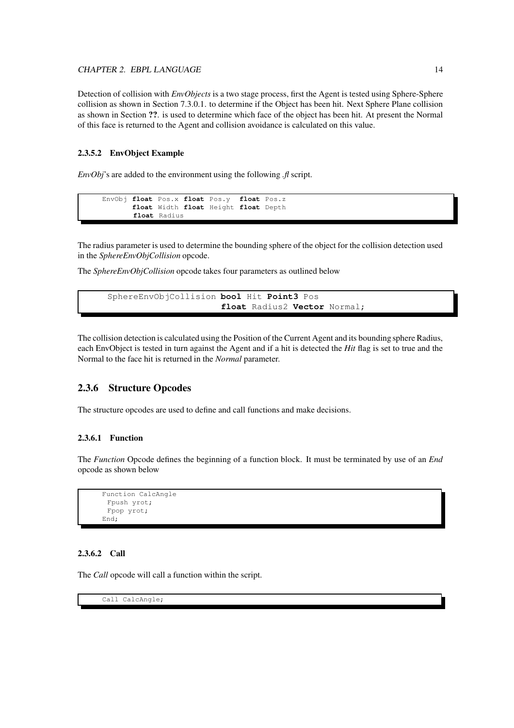Detection of collision with *EnvObjects* is a two stage process, first the Agent is tested using Sphere-Sphere collision as shown in Section 7.3.0.1. to determine if the Object has been hit. Next Sphere Plane collision as shown in Section **??**. is used to determine which face of the object has been hit. At present the Normal of this face is returned to the Agent and collision avoidance is calculated on this value.

#### 2.3.5.2 EnvObject Example

*EnvObj*'s are added to the environment using the following *.fl* script.

```
EnvObj float Pos.x float Pos.y  float Pos.z
       float Width float Height float Depth
       float Radius
```

The radius parameter is used to determine the bounding sphere of the object for the collision detection used in the *SphereEnvObjCollision* opcode.

The *SphereEnvObjCollision* opcode takes four parameters as outlined below

```
SphereEnvObjCollision bool Hit Point3 Pos
                      float Radius2 Vector Normal;
```

The collision detection is calculated using the Position of the Current Agent and its bounding sphere Radius, each EnvObject is tested in turn against the Agent and if a hit is detected the *Hit* flag is set to true and the Normal to the face hit is returned in the *Normal* parameter.

### 2.3.6 Structure Opcodes

The structure opcodes are used to define and call functions and make decisions.

#### 2.3.6.1 Function

The *Function* Opcode defines the beginning of a function block. It must be terminated by use of an *End* opcode as shown below

```
Function CalcAngle
 Fpush yrot;
 Fpop yrot;
End;
```

#### 2.3.6.2 Call

The *Call* opcode will call a function within the script.

```
Call CalcAngle;
```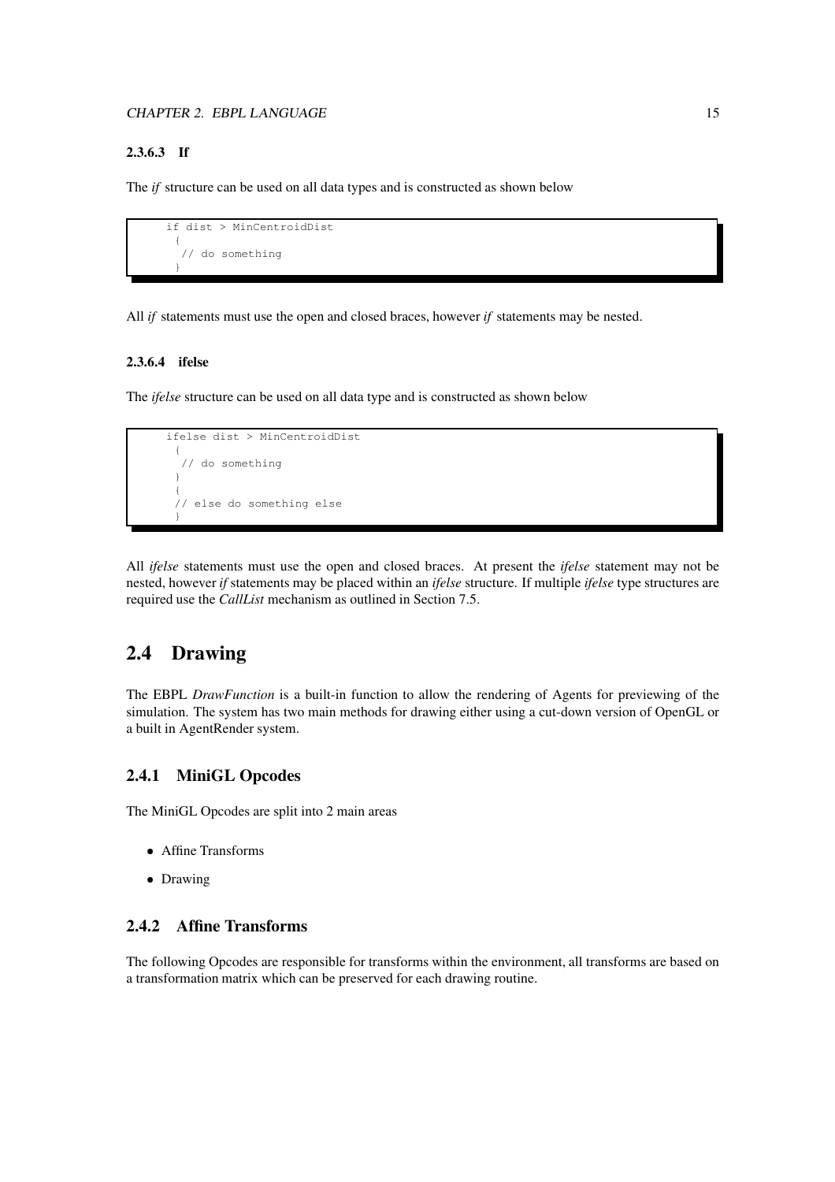#### 2.3.6.3 If

The *if* structure can be used on all data types and is constructed as shown below

```
if dist > MinCentroidDist
 {
  // do something
 }
```

All *if* statements must use the open and closed braces, however *if* statements may be nested.

#### 2.3.6.4 ifelse

The *ifelse* structure can be used on all data type and is constructed as shown below

```
ifelse dist > MinCentroidDist
 {
  // do something
 }
 {
 // else do something else
 }
```

All *ifelse* statements must use the open and closed braces. At present the *ifelse* statement may not be nested, however *if* statements may be placed within an *ifelse* structure. If multiple *ifelse* type structures are required use the *CallList* mechanism as outlined in Section 7.5.

## 2.4 Drawing

The EBPL *DrawFunction* is a built-in function to allow the rendering of Agents for previewing of the simulation. The system has two main methods for drawing either using a cut-down version of OpenGL or a built in AgentRender system.

### 2.4.1 MiniGL Opcodes

The MiniGL Opcodes are split into 2 main areas

- Affine Transforms
- Drawing

### 2.4.2 Affine Transforms

The following Opcodes are responsible for transforms within the environment, all transforms are based on a transformation matrix which can be preserved for each drawing routine.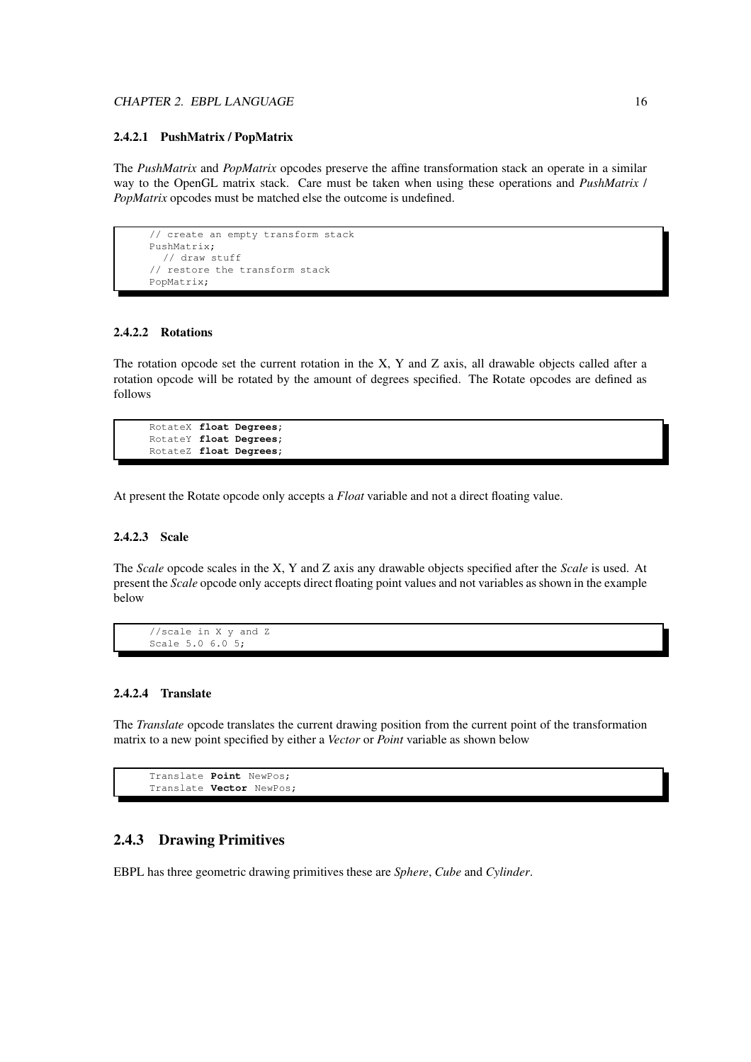#### 2.4.2.1 PushMatrix / PopMatrix

The *PushMatrix* and *PopMatrix* opcodes preserve the affine transformation stack an operate in a similar way to the OpenGL matrix stack. Care must be taken when using these operations and *PushMatrix* / *PopMatrix* opcodes must be matched else the outcome is undefined.

```
// create an empty transform stack
PushMatrix;
  // draw stuff
// restore the transform stack
PopMatrix;
```

#### 2.4.2.2 Rotations

The rotation opcode set the current rotation in the X, Y and Z axis, all drawable objects called after a rotation opcode will be rotated by the amount of degrees specified. The Rotate opcodes are defined as follows

```
RotateX float Degrees;
RotateY float Degrees;
RotateZ float Degrees;
```

At present the Rotate opcode only accepts a *Float* variable and not a direct floating value.

#### 2.4.2.3 Scale

The *Scale* opcode scales in the X, Y and Z axis any drawable objects specified after the *Scale* is used. At present the *Scale* opcode only accepts direct floating point values and not variables as shown in the example below

```
//scale in X y and Z
Scale 5.0 6.0 5;
```

#### 2.4.2.4 Translate

The *Translate* opcode translates the current drawing position from the current point of the transformation matrix to a new point specified by either a *Vector* or *Point* variable as shown below

```
Translate Point NewPos;
Translate Vector NewPos;
```

### 2.4.3 Drawing Primitives

EBPL has three geometric drawing primitives these are *Sphere*, *Cube* and *Cylinder*.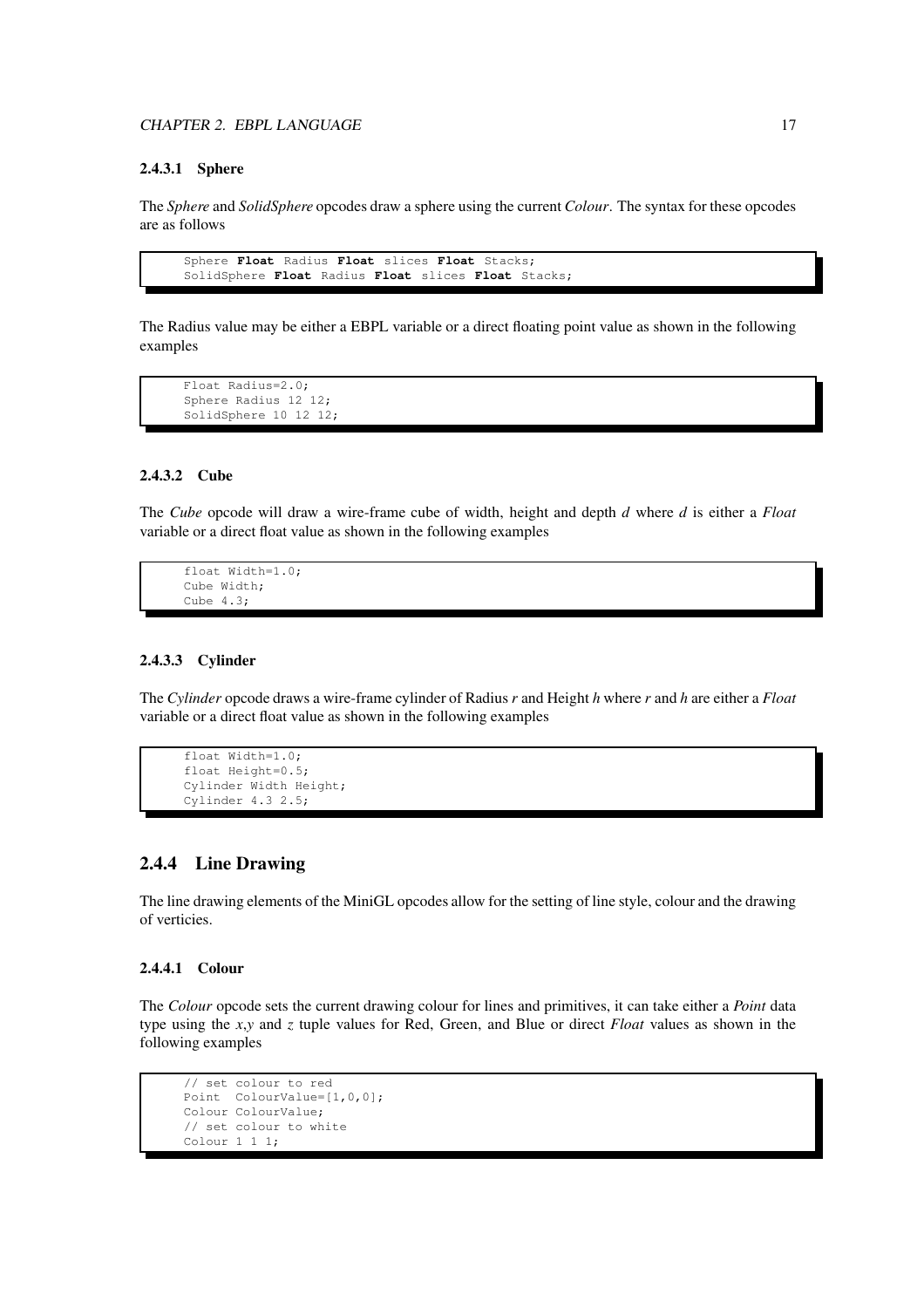#### 2.4.3.1 Sphere

The *Sphere* and *SolidSphere* opcodes draw a sphere using the current *Colour*. The syntax for these opcodes are as follows

```
Sphere Float Radius Float slices Float Stacks;
SolidSphere Float Radius Float slices Float Stacks;
```

The Radius value may be either a EBPL variable or a direct floating point value as shown in the following examples

```
Float Radius=2.0;
Sphere Radius 12 12;
SolidSphere 10 12 12;
```

#### 2.4.3.2 Cube

The *Cube* opcode will draw a wire-frame cube of width, height and depth *d* where *d* is either a *Float* variable or a direct float value as shown in the following examples

```
float Width=1.0;
Cube Width;
Cube 4.3;
```

#### 2.4.3.3 Cylinder

The *Cylinder* opcode draws a wire-frame cylinder of Radius *r* and Height *h* where *r* and *h* are either a *Float* variable or a direct float value as shown in the following examples

```
float Width=1.0;
float Height=0.5;
Cylinder Width Height;
Cylinder 4.3 2.5;
```

### 2.4.4 Line Drawing

The line drawing elements of the MiniGL opcodes allow for the setting of line style, colour and the drawing of verticies.

#### 2.4.4.1 Colour

The *Colour* opcode sets the current drawing colour for lines and primitives, it can take either a *Point* data type using the *x*,*y* and *z* tuple values for Red, Green, and Blue or direct *Float* values as shown in the following examples

```
// set colour to red
Point  ColourValue=[1,0,0];
Colour ColourValue;
// set colour to white
Colour 1 1 1;
```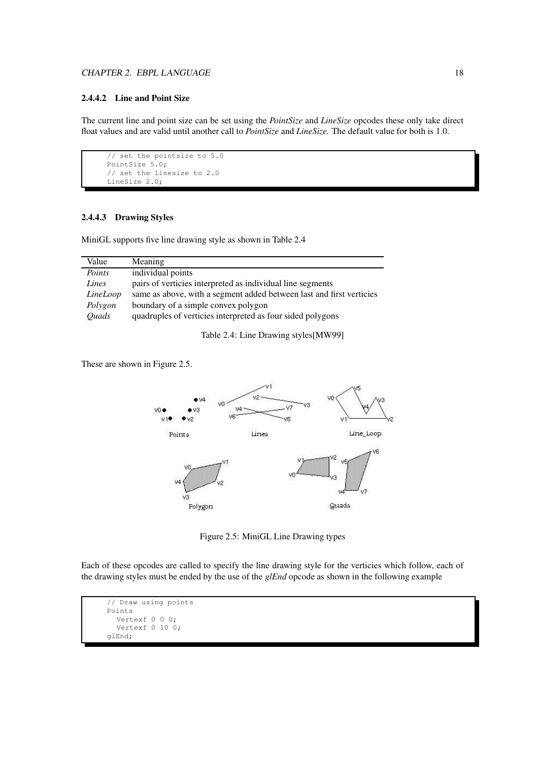#### 2.4.4.2 Line and Point Size

The current line and point size can be set using the *PointSize* and *LineSize* opcodes these only take direct float values and are valid until another call to *PointSize* and *LineSize.* The default value for both is 1.0.

```
// set the pointsize to 5.0
PointSize 5.0;
// set the linesize to 2.0
LineSize 2.0;
```

#### 2.4.4.3 Drawing Styles

MiniGL supports five line drawing style as shown in Table 2.4

| Value | Meaning |
| --- | --- |
| *Points* | individual points |
| *Lines* | pairs of verticies interpreted as individual line segments |
| *LineLoop* | same as above, with a segment added between last and first verticies |
| *Polygon* | boundary of a simple convex polygon |
| *Quads* | quadruples of verticies interpreted as four sided polygons |

Table 2.4: Line Drawing styles[MW99]

These are shown in Figure 2.5.

Figure 2.5: MiniGL Line Drawing types

Each of these opcodes are called to specify the line drawing style for the verticies which follow, each of the drawing styles must be ended by the use of the *glEnd* opcode as shown in the following example

```
// Draw using points
Points
  Vertexf 0 0 0;
  Vertexf 0 10 0;
glEnd;
```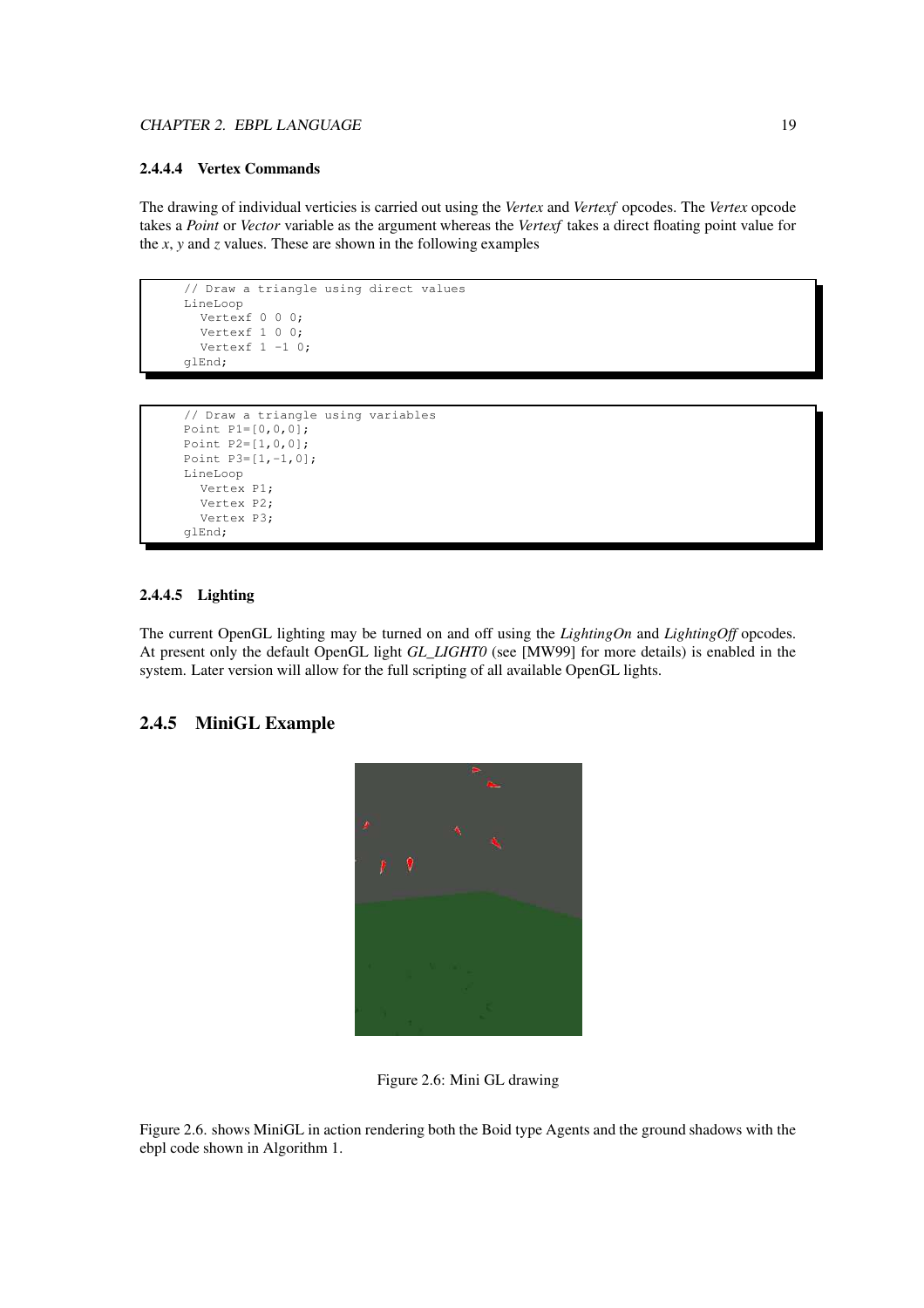#### 2.4.4.4 Vertex Commands

The drawing of individual verticies is carried out using the *Vertex* and *Vertexf* opcodes. The *Vertex* opcode takes a *Point* or *Vector* variable as the argument whereas the *Vertexf* takes a direct floating point value for the *x*, *y* and *z* values. These are shown in the following examples

```
// Draw a triangle using direct values
LineLoop
  Vertexf 0 0 0;
  Vertexf 1 0 0;
  Vertexf 1 -1 0;
glEnd;
```

```
// Draw a triangle using variables
Point P1=[0,0,0];
Point P2=[1,0,0];
Point P3=[1,-1,0];
LineLoop
  Vertex P1;
  Vertex P2;
  Vertex P3;
glEnd;
```

#### 2.4.4.5 Lighting

The current OpenGL lighting may be turned on and off using the *LightingOn* and *LightingOff* opcodes. At present only the default OpenGL light *GL_LIGHT0* (see [MW99] for more details) is enabled in the system. Later version will allow for the full scripting of all available OpenGL lights.

### 2.4.5 MiniGL Example

Figure 2.6: Mini GL drawing

Figure 2.6. shows MiniGL in action rendering both the Boid type Agents and the ground shadows with the ebpl code shown in Algorithm 1.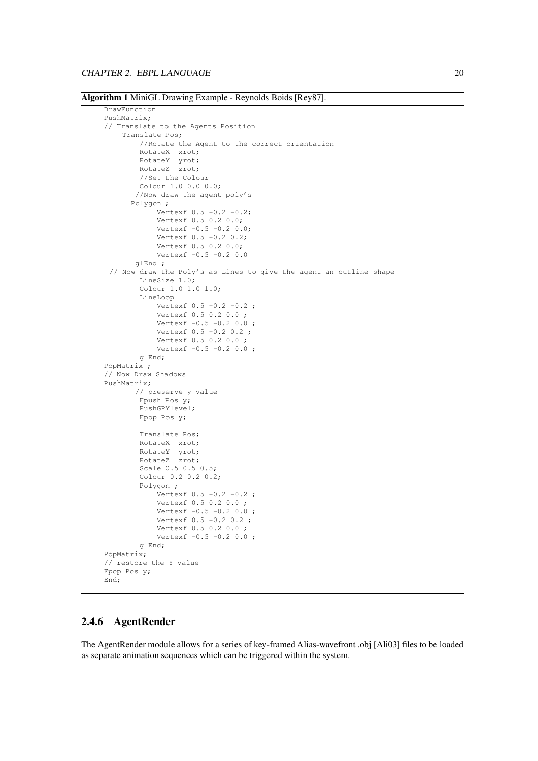**Algorithm 1** MiniGL Drawing Example - Reynolds Boids [Rey87].

```
DrawFunction
PushMatrix;
// Translate to the Agents Position
     Translate Pos;
          //Rotate the Agent to the correct orientation
          RotateX  xrot;
          RotateY  yrot;
          RotateZ  zrot;
          //Set the Colour
          Colour 1.0 0.0 0.0;
         //Now draw the agent poly's
        Polygon ;
               Vertexf 0.5 -0.2 -0.2;
               Vertexf 0.5 0.2 0.0;
               Vertexf -0.5 -0.2 0.0;
               Vertexf 0.5 -0.2 0.2;
               Vertexf 0.5 0.2 0.0;
               Vertexf -0.5 -0.2 0.0
         glEnd ;
  // Now draw the Poly's as Lines to give the agent an outline shape
          LineSize 1.0;
          Colour 1.0 1.0 1.0;
          LineLoop
               Vertexf 0.5 -0.2 -0.2 ;
               Vertexf 0.5 0.2 0.0 ;
               Vertexf -0.5 -0.2 0.0 ;
               Vertexf 0.5 -0.2 0.2 ;
               Vertexf 0.5 0.2 0.0 ;
               Vertexf -0.5 -0.2 0.0 ;
          glEnd;
PopMatrix ;
// Now Draw Shadows
PushMatrix;
         // preserve y value
          Fpush Pos y;
          PushGPYlevel;
          Fpop Pos y;

          Translate Pos;
          RotateX  xrot;
          RotateY  yrot;
          RotateZ  zrot;
          Scale 0.5 0.5 0.5;
          Colour 0.2 0.2 0.2;
          Polygon ;
               Vertexf 0.5 -0.2 -0.2 ;
               Vertexf 0.5 0.2 0.0 ;
               Vertexf -0.5 -0.2 0.0 ;
               Vertexf 0.5 -0.2 0.2 ;
               Vertexf 0.5 0.2 0.0 ;
               Vertexf -0.5 -0.2 0.0 ;
          glEnd;
PopMatrix;
// restore the Y value
Fpop Pos y;
End;
```

### 2.4.6 AgentRender

The AgentRender module allows for a series of key-framed Alias-wavefront .obj [Ali03] files to be loaded as separate animation sequences which can be triggered within the system.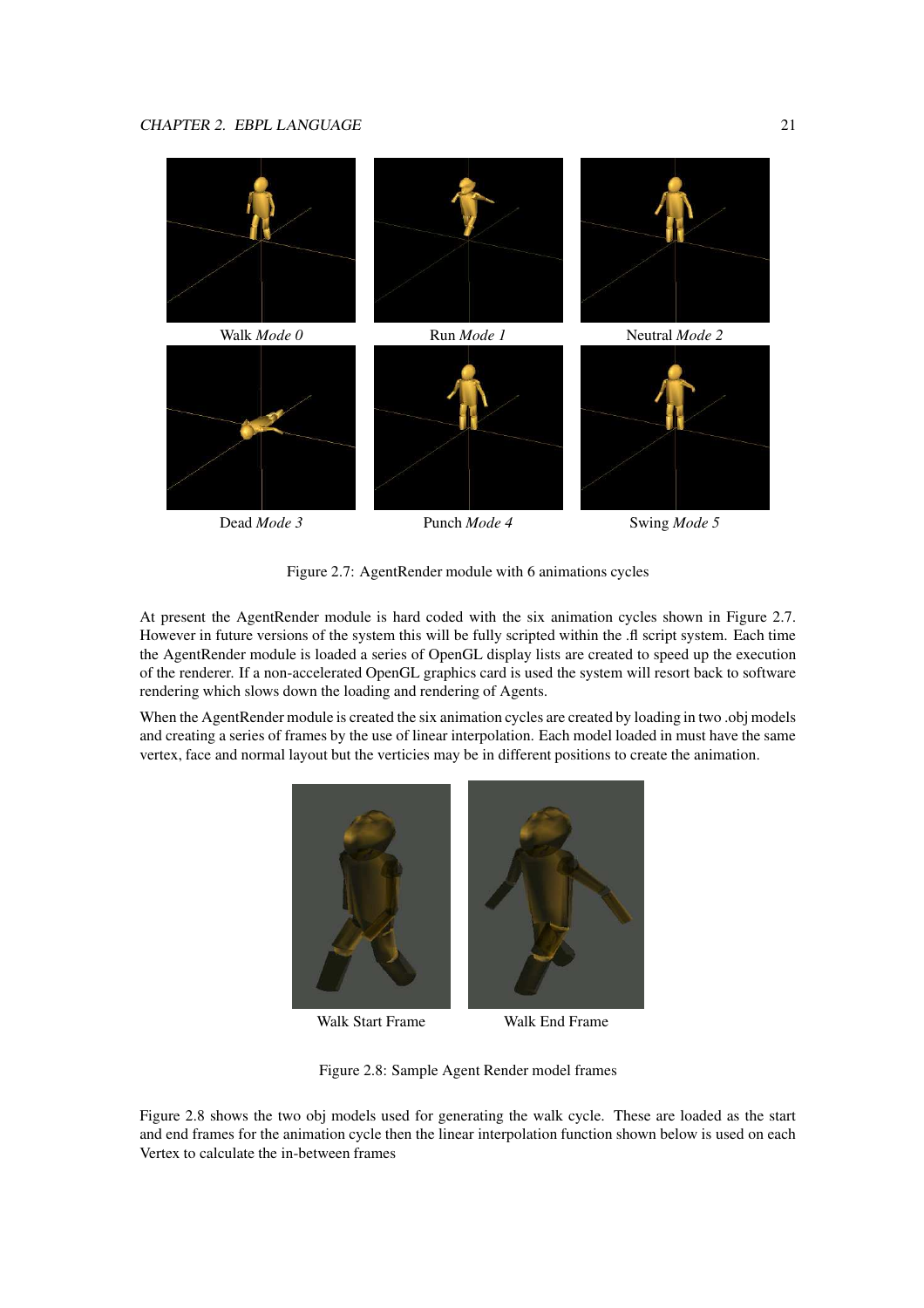Walk *Mode 0* Run *Mode 1* Neutral *Mode 2*

Dead *Mode 3* Punch *Mode 4* Swing *Mode 5*

Figure 2.7: AgentRender module with 6 animations cycles

At present the AgentRender module is hard coded with the six animation cycles shown in Figure 2.7. However in future versions of the system this will be fully scripted within the .fl script system. Each time the AgentRender module is loaded a series of OpenGL display lists are created to speed up the execution of the renderer. If a non-accelerated OpenGL graphics card is used the system will resort back to software rendering which slows down the loading and rendering of Agents.

When the AgentRender module is created the six animation cycles are created by loading in two .obj models and creating a series of frames by the use of linear interpolation. Each model loaded in must have the same vertex, face and normal layout but the verticies may be in different positions to create the animation.

Walk Start Frame Walk End Frame

Figure 2.8: Sample Agent Render model frames

Figure 2.8 shows the two obj models used for generating the walk cycle. These are loaded as the start and end frames for the animation cycle then the linear interpolation function shown below is used on each Vertex to calculate the in-between frames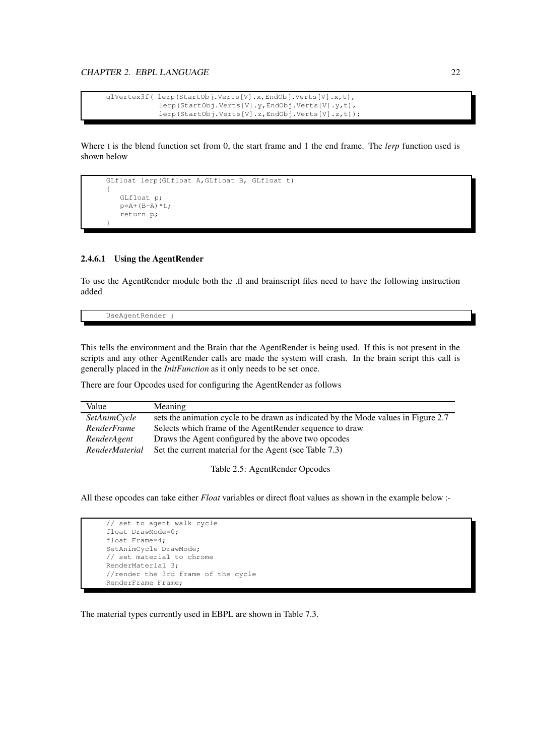```
glVertex3f( lerp(StartObj.Verts[V].x,EndObj.Verts[V].x,t),
            lerp(StartObj.Verts[V].y,EndObj.Verts[V].y,t),
            lerp(StartObj.Verts[V].z,EndObj.Verts[V].z,t));
```

Where t is the blend function set from 0, the start frame and 1 the end frame. The *lerp* function used is shown below

```
GLfloat lerp(GLfloat A,GLfloat B, GLfloat t)
{
   GLfloat p;
   p=A+(B-A)*t;
   return p;
}
```

#### 2.4.6.1 Using the AgentRender

To use the AgentRender module both the .fl and brainscript files need to have the following instruction added

```
UseAgentRender ;
```

This tells the environment and the Brain that the AgentRender is being used. If this is not present in the scripts and any other AgentRender calls are made the system will crash. In the brain script this call is generally placed in the *InitFunction* as it only needs to be set once.

There are four Opcodes used for configuring the AgentRender as follows

| Value | Meaning |
|---|---|
| *SetAnimCycle* | sets the animation cycle to be drawn as indicated by the Mode values in Figure 2.7 |
| *RenderFrame* | Selects which frame of the AgentRender sequence to draw |
| *RenderAgent* | Draws the Agent configured by the above two opcodes |
| *RenderMaterial* | Set the current material for the Agent (see Table 7.3) |

Table 2.5: AgentRender Opcodes

All these opcodes can take either *Float* variables or direct float values as shown in the example below :-

```
// set to agent walk cycle
float DrawMode=0;
float Frame=4;
SetAnimCycle DrawMode;
// set material to chrome
RenderMaterial 3;
//render the 3rd frame of the cycle
RenderFrame Frame;
```

The material types currently used in EBPL are shown in Table 7.3.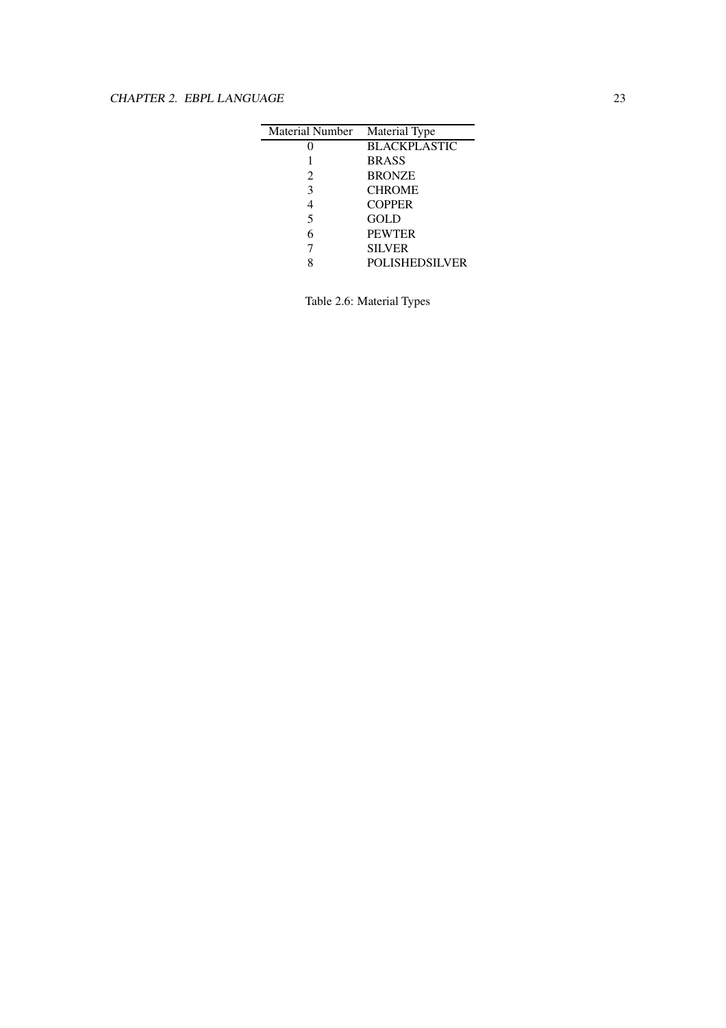| Material Number | Material Type |
|---|---|
| 0 | BLACKPLASTIC |
| 1 | BRASS |
| 2 | BRONZE |
| 3 | CHROME |
| 4 | COPPER |
| 5 | GOLD |
| 6 | PEWTER |
| 7 | SILVER |
| 8 | POLISHEDSILVER |

Table 2.6: Material Types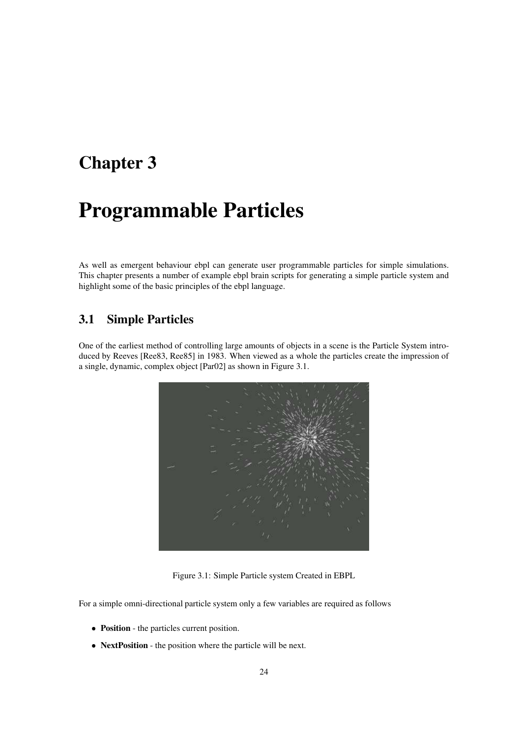# Chapter 3

# Programmable Particles

As well as emergent behaviour ebpl can generate user programmable particles for simple simulations. This chapter presents a number of example ebpl brain scripts for generating a simple particle system and highlight some of the basic principles of the ebpl language.

## 3.1 Simple Particles

One of the earliest method of controlling large amounts of objects in a scene is the Particle System introduced by Reeves [Ree83, Ree85] in 1983. When viewed as a whole the particles create the impression of a single, dynamic, complex object [Par02] as shown in Figure 3.1.

Figure 3.1: Simple Particle system Created in EBPL

For a simple omni-directional particle system only a few variables are required as follows

- **Position** - the particles current position.
- **NextPosition** - the position where the particle will be next.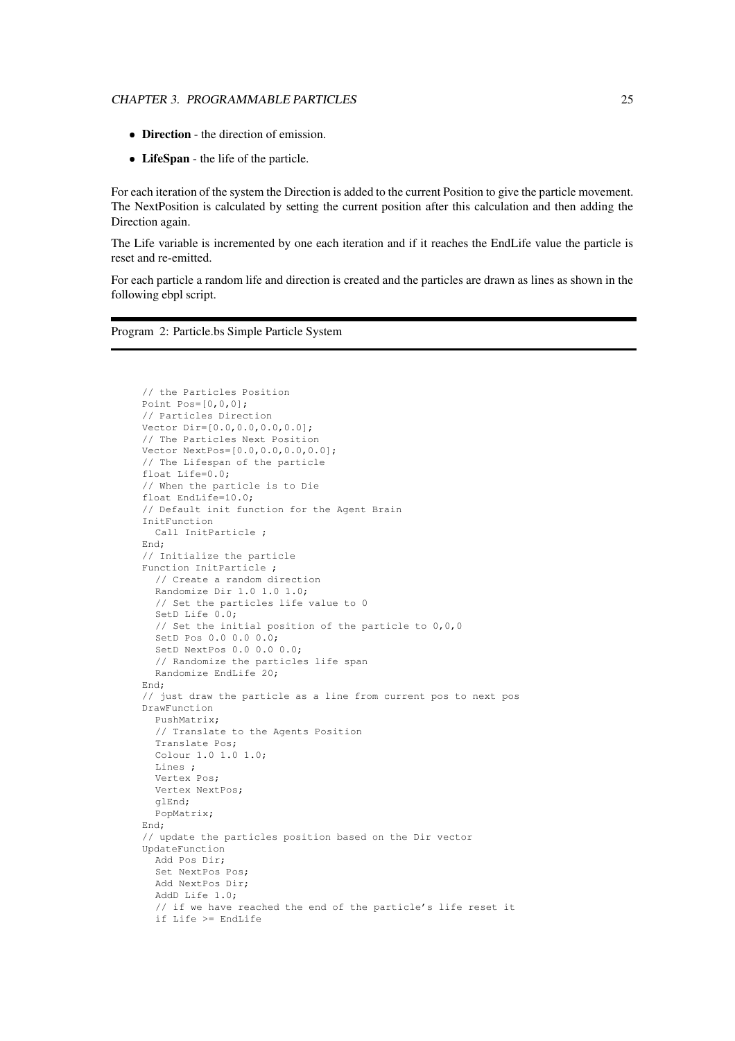- **Direction** - the direction of emission.
- **LifeSpan** - the life of the particle.

For each iteration of the system the Direction is added to the current Position to give the particle movement. The NextPosition is calculated by setting the current position after this calculation and then adding the Direction again.

The Life variable is incremented by one each iteration and if it reaches the EndLife value the particle is reset and re-emitted.

For each particle a random life and direction is created and the particles are drawn as lines as shown in the following ebpl script.

Program 2: Particle.bs Simple Particle System

```
// the Particles Position
Point Pos=[0,0,0];
// Particles Direction
Vector Dir=[0.0,0.0,0.0,0.0];
// The Particles Next Position
Vector NextPos=[0.0,0.0,0.0,0.0];
// The Lifespan of the particle
float Life=0.0;
// When the particle is to Die
float EndLife=10.0;
// Default init function for the Agent Brain
InitFunction
  Call InitParticle ;
End;
// Initialize the particle
Function InitParticle ;
  // Create a random direction
  Randomize Dir 1.0 1.0 1.0;
  // Set the particles life value to 0
  SetD Life 0.0;
  // Set the initial position of the particle to 0,0,0
  SetD Pos 0.0 0.0 0.0;
  SetD NextPos 0.0 0.0 0.0;
  // Randomize the particles life span
  Randomize EndLife 20;
End;
// just draw the particle as a line from current pos to next pos
DrawFunction
  PushMatrix;
  // Translate to the Agents Position
  Translate Pos;
  Colour 1.0 1.0 1.0;
  Lines ;
  Vertex Pos;
  Vertex NextPos;
  glEnd;
  PopMatrix;
End;
// update the particles position based on the Dir vector
UpdateFunction
  Add Pos Dir;
  Set NextPos Pos;
  Add NextPos Dir;
  AddD Life 1.0;
  // if we have reached the end of the particle's life reset it
  if Life >= EndLife
```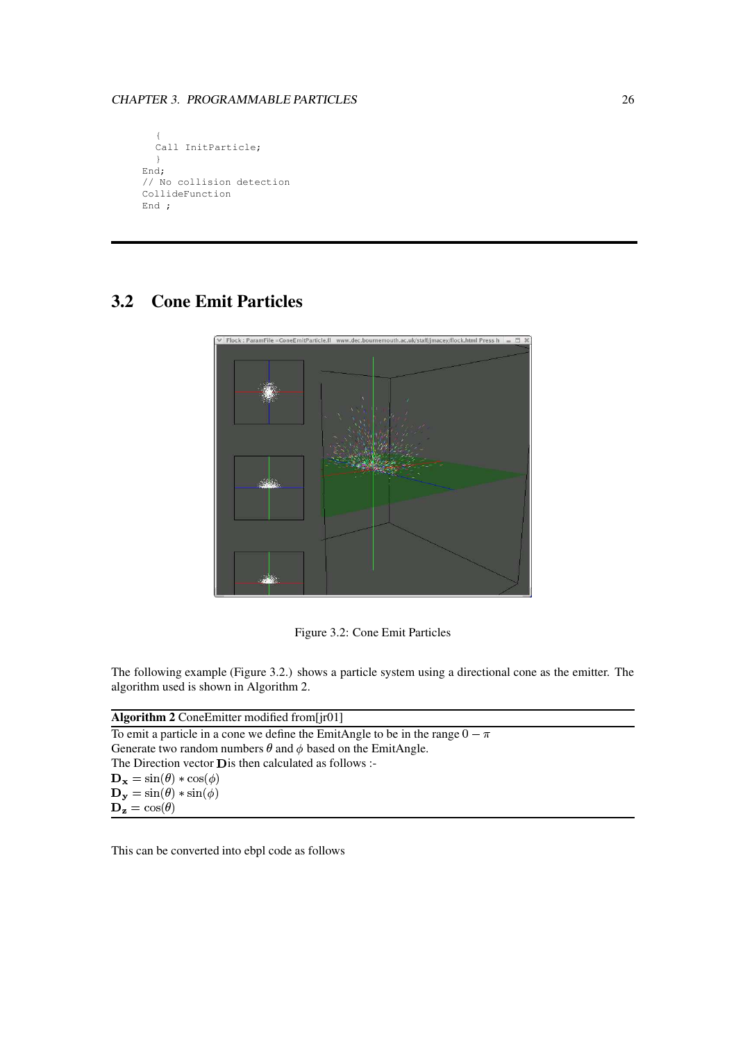```
  {
  Call InitParticle;
  }
End;
// No collision detection
CollideFunction
End ;
```

---

## 3.2 Cone Emit Particles

Figure 3.2: Cone Emit Particles

The following example (Figure 3.2.) shows a particle system using a directional cone as the emitter. The algorithm used is shown in Algorithm 2.

**Algorithm 2** ConeEmitter modified from[jr01]

To emit a particle in a cone we define the EmitAngle to be in the range $0 - \pi$
Generate two random numbers $\theta$ and $\phi$ based on the EmitAngle.
The Direction vector $\mathbf{D}$is then calculated as follows :-
$\mathbf{D_x} = \sin(\theta) * \cos(\phi)$
$\mathbf{D_y} = \sin(\theta) * \sin(\phi)$
$\mathbf{D_z} = \cos(\theta)$

This can be converted into ebpl code as follows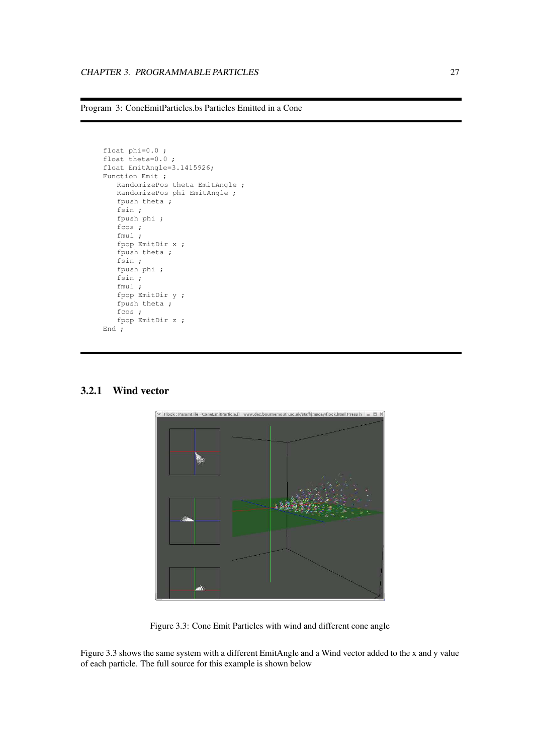Program 3: ConeEmitParticles.bs Particles Emitted in a Cone

```
float phi=0.0 ;
float theta=0.0 ;
float EmitAngle=3.1415926;
Function Emit ;
   RandomizePos theta EmitAngle ;
   RandomizePos phi EmitAngle ;
   fpush theta ;
   fsin ;
   fpush phi ;
   fcos ;
   fmul ;
   fpop EmitDir x ;
   fpush theta ;
   fsin ;
   fpush phi ;
   fsin ;
   fmul ;
   fpop EmitDir y ;
   fpush theta ;
   fcos ;
   fpop EmitDir z ;
End ;
```

### 3.2.1 Wind vector

Figure 3.3: Cone Emit Particles with wind and different cone angle

Figure 3.3 shows the same system with a different EmitAngle and a Wind vector added to the x and y value of each particle. The full source for this example is shown below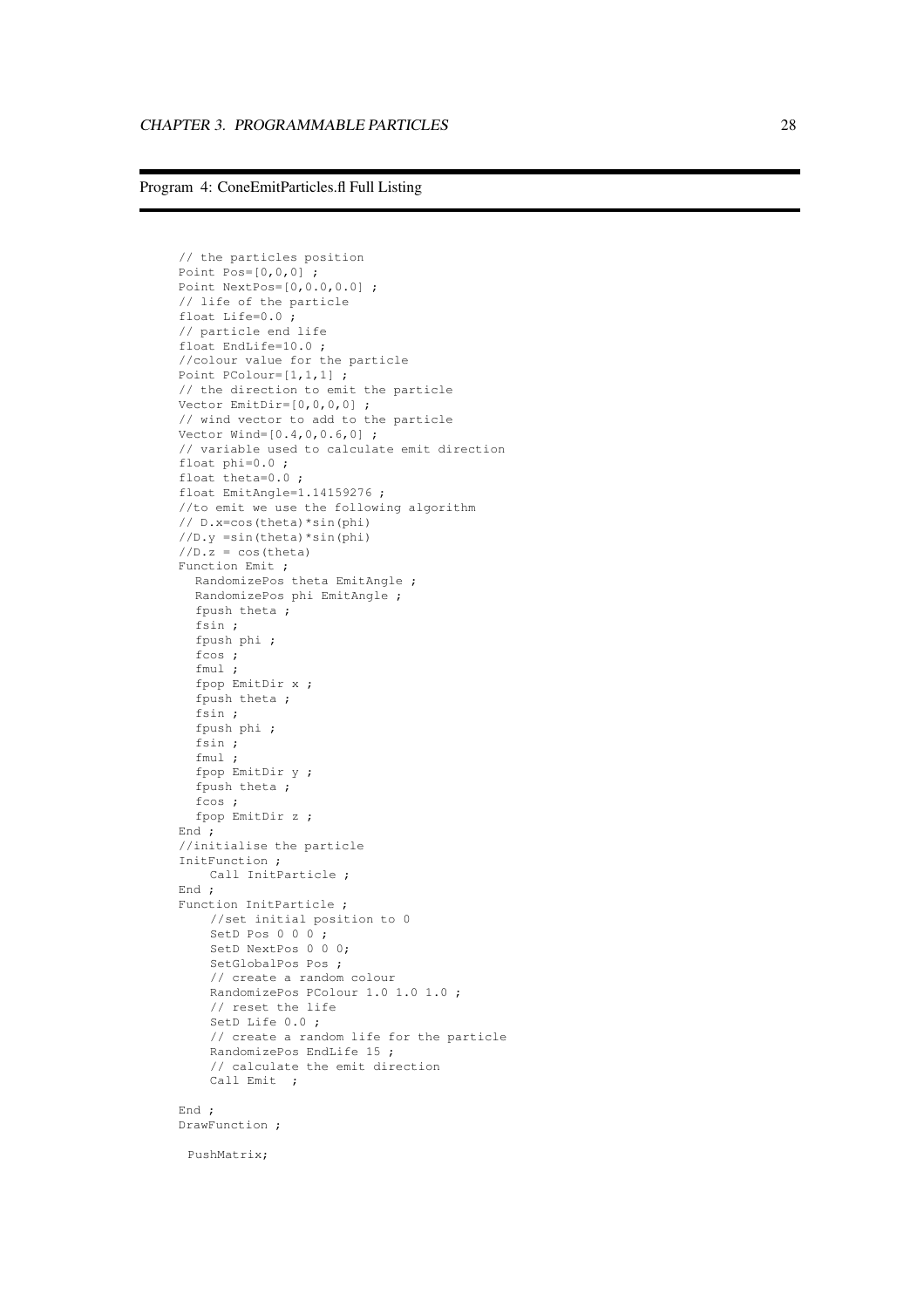Program 4: ConeEmitParticles.fl Full Listing

```
// the particles position
Point Pos=[0,0,0] ;
Point NextPos=[0,0.0,0.0] ;
// life of the particle
float Life=0.0 ;
// particle end life
float EndLife=10.0 ;
//colour value for the particle
Point PColour=[1,1,1] ;
// the direction to emit the particle
Vector EmitDir=[0,0,0,0] ;
// wind vector to add to the particle
Vector Wind=[0.4,0,0.6,0] ;
// variable used to calculate emit direction
float phi=0.0 ;
float theta=0.0 ;
float EmitAngle=1.14159276 ;
//to emit we use the following algorithm
// D.x=cos(theta)*sin(phi)
//D.y =sin(theta)*sin(phi)
//D.z = cos(theta)
Function Emit ;
  RandomizePos theta EmitAngle ;
  RandomizePos phi EmitAngle ;
  fpush theta ;
  fsin ;
  fpush phi ;
  fcos ;
  fmul ;
  fpop EmitDir x ;
  fpush theta ;
  fsin ;
  fpush phi ;
  fsin ;
  fmul ;
  fpop EmitDir y ;
  fpush theta ;
  fcos ;
  fpop EmitDir z ;
End ;
//initialise the particle
InitFunction ;
    Call InitParticle ;
End ;
Function InitParticle ;
    //set initial position to 0
    SetD Pos 0 0 0 ;
    SetD NextPos 0 0 0;
    SetGlobalPos Pos ;
    // create a random colour
    RandomizePos PColour 1.0 1.0 1.0 ;
    // reset the life
    SetD Life 0.0 ;
    // create a random life for the particle
    RandomizePos EndLife 15 ;
    // calculate the emit direction
    Call Emit  ;

End ;
DrawFunction ;

 PushMatrix;
```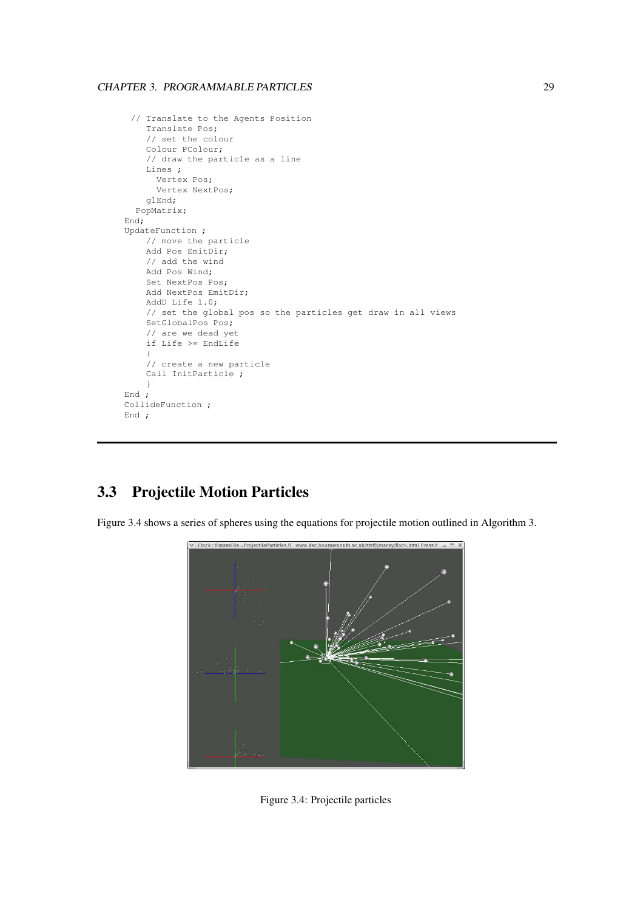```
  // Translate to the Agents Position
     Translate Pos;
     // set the colour
     Colour PColour;
     // draw the particle as a line
     Lines ;
       Vertex Pos;
       Vertex NextPos;
     glEnd;
   PopMatrix;
End;
UpdateFunction ;
     // move the particle
     Add Pos EmitDir;
     // add the wind
     Add Pos Wind;
     Set NextPos Pos;
     Add NextPos EmitDir;
     AddD Life 1.0;
     // set the global pos so the particles get draw in all views
     SetGlobalPos Pos;
     // are we dead yet
     if Life >= EndLife
     {
     // create a new particle
     Call InitParticle ;
     }
End ;
CollideFunction ;
End ;
```

## 3.3 Projectile Motion Particles

Figure 3.4 shows a series of spheres using the equations for projectile motion outlined in Algorithm 3.

Figure 3.4: Projectile particles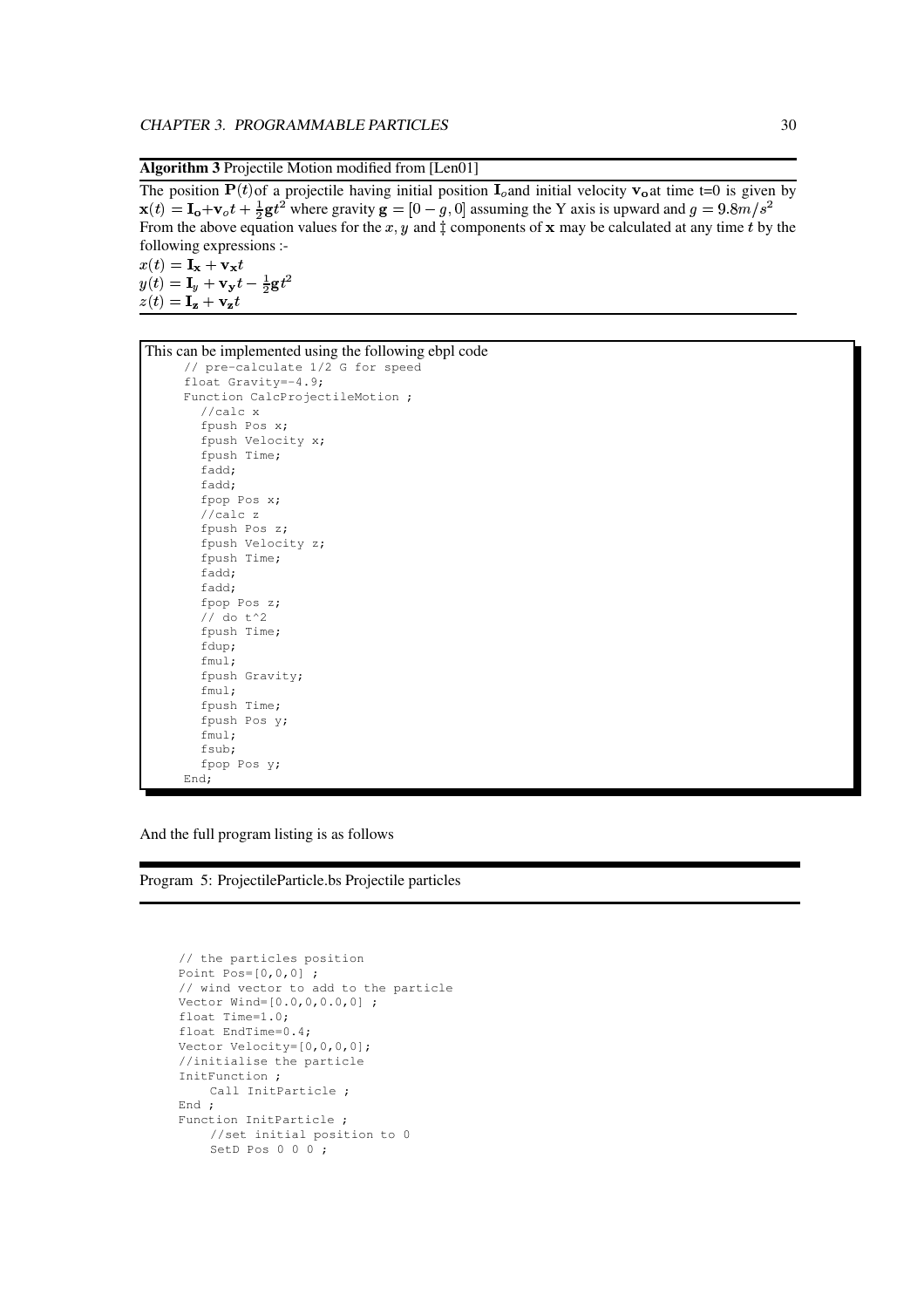**Algorithm 3** Projectile Motion modified from [Len01]

The position $\mathbf{P}(t)$ of a projectile having initial position $\mathbf{I}_o$ and initial velocity $\mathbf{v_o}$ at time t=0 is given by $\mathbf{x}(t) = \mathbf{I_o} + \mathbf{v}_o t + \frac{1}{2}\mathbf{g}t^2$ where gravity $\mathbf{g} = [0 - g, 0]$ assuming the Y axis is upward and $g = 9.8m/s^2$
From the above equation values for the $x, y$ and $\ddagger$ components of $\mathbf{x}$ may be calculated at any time $t$ by the following expressions :-

$x(t) = \mathbf{I_x} + \mathbf{v_x}t$
$y(t) = \mathbf{I}_y + \mathbf{v_y}t - \frac{1}{2}\mathbf{g}t^2$
$z(t) = \mathbf{I_z} + \mathbf{v_z}t$

This can be implemented using the following ebpl code

```
// pre-calculate 1/2 G for speed
float Gravity=-4.9;
Function CalcProjectileMotion ;
  //calc x
  fpush Pos x;
  fpush Velocity x;
  fpush Time;
  fadd;
  fadd;
  fpop Pos x;
  //calc z
  fpush Pos z;
  fpush Velocity z;
  fpush Time;
  fadd;
  fadd;
  fpop Pos z;
  // do t^2
  fpush Time;
  fdup;
  fmul;
  fpush Gravity;
  fmul;
  fpush Time;
  fpush Pos y;
  fmul;
  fsub;
  fpop Pos y;
End;
```

And the full program listing is as follows

Program 5: ProjectileParticle.bs Projectile particles

```
// the particles position
Point Pos=[0,0,0] ;
// wind vector to add to the particle
Vector Wind=[0.0,0,0.0,0] ;
float Time=1.0;
float EndTime=0.4;
Vector Velocity=[0,0,0,0];
//initialise the particle
InitFunction ;
    Call InitParticle ;
End ;
Function InitParticle ;
    //set initial position to 0
    SetD Pos 0 0 0 ;
```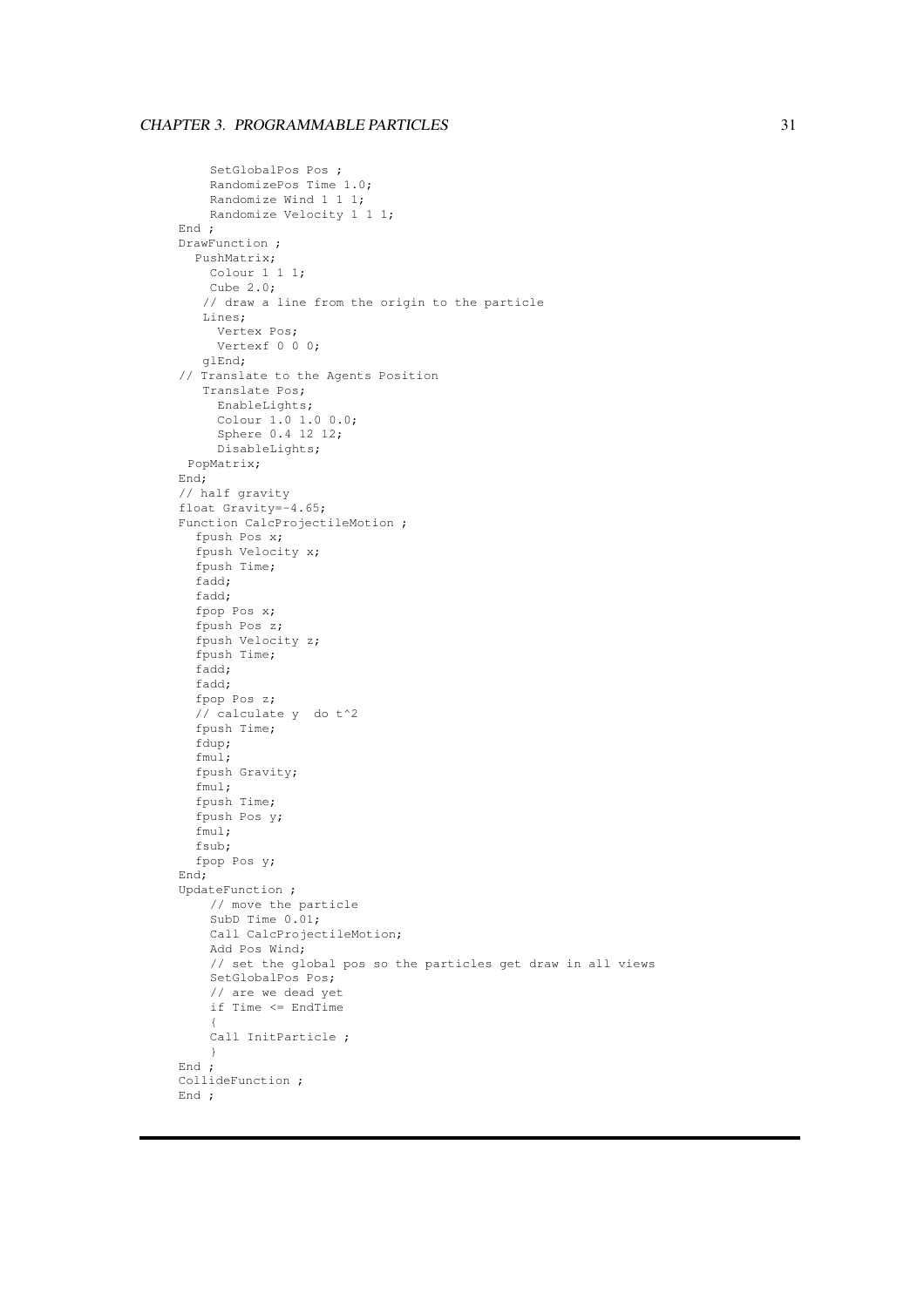```
      SetGlobalPos Pos ;
      RandomizePos Time 1.0;
      Randomize Wind 1 1 1;
      Randomize Velocity 1 1 1;
End ;
DrawFunction ;
  PushMatrix;
      Colour 1 1 1;
      Cube 2.0;
     // draw a line from the origin to the particle
     Lines;
       Vertex Pos;
       Vertexf 0 0 0;
     glEnd;
// Translate to the Agents Position
     Translate Pos;
       EnableLights;
       Colour 1.0 1.0 0.0;
       Sphere 0.4 12 12;
       DisableLights;
 PopMatrix;
End;
// half gravity
float Gravity=-4.65;
Function CalcProjectileMotion ;
  fpush Pos x;
  fpush Velocity x;
  fpush Time;
  fadd;
  fadd;
  fpop Pos x;
  fpush Pos z;
  fpush Velocity z;
  fpush Time;
  fadd;
  fadd;
  fpop Pos z;
  // calculate y  do t^2
  fpush Time;
  fdup;
  fmul;
  fpush Gravity;
  fmul;
  fpush Time;
  fpush Pos y;
  fmul;
  fsub;
  fpop Pos y;
End;
UpdateFunction ;
     // move the particle
     SubD Time 0.01;
     Call CalcProjectileMotion;
     Add Pos Wind;
     // set the global pos so the particles get draw in all views
     SetGlobalPos Pos;
     // are we dead yet
     if Time <= EndTime
     {
     Call InitParticle ;
     }
End ;
CollideFunction ;
End ;
```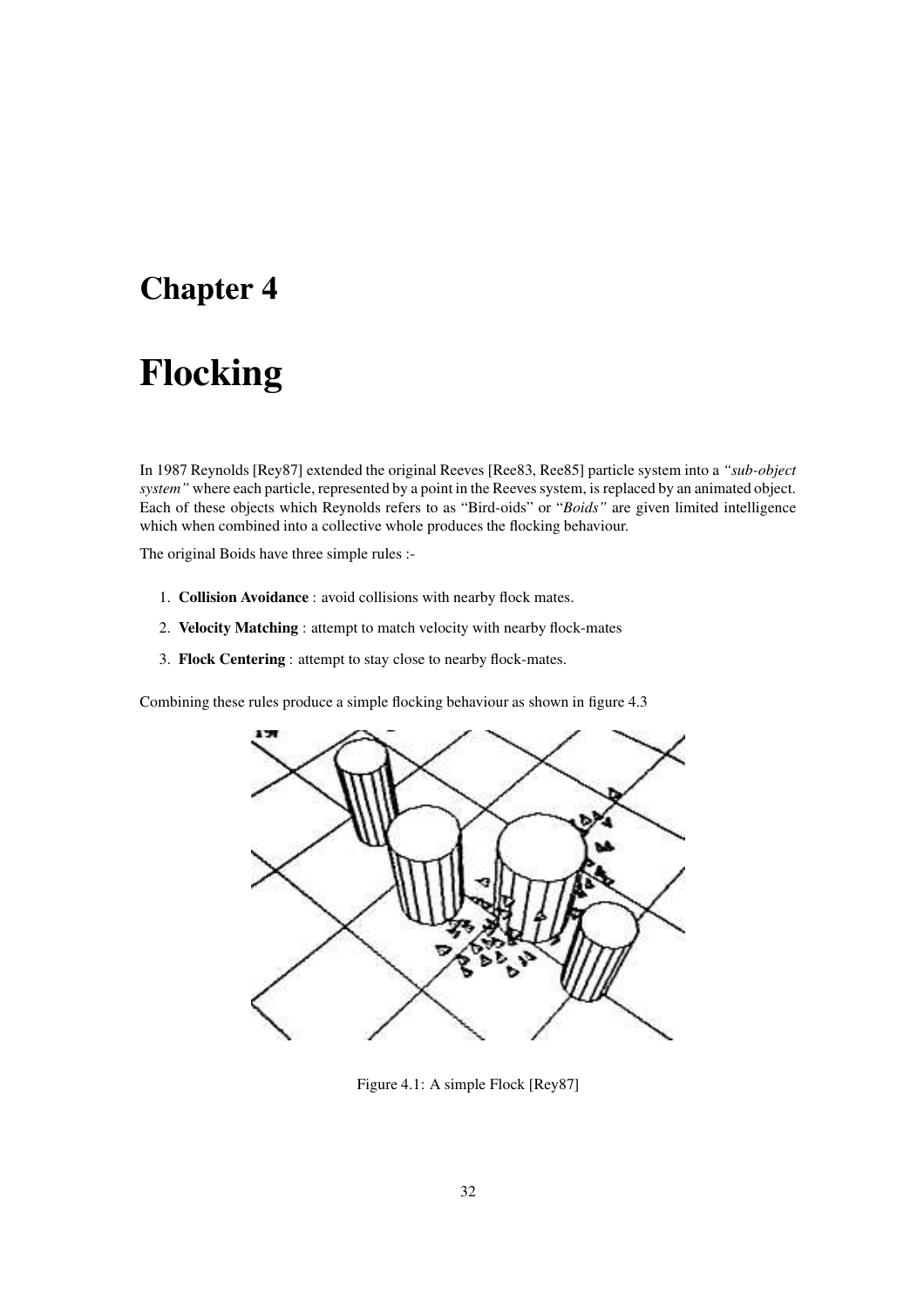# Chapter 4

# Flocking

In 1987 Reynolds [Rey87] extended the original Reeves [Ree83, Ree85] particle system into a *"sub-object system"* where each particle, represented by a point in the Reeves system, is replaced by an animated object. Each of these objects which Reynolds refers to as "Bird-oids" or "*Boids"* are given limited intelligence which when combined into a collective whole produces the flocking behaviour.

The original Boids have three simple rules :-

1. **Collision Avoidance** : avoid collisions with nearby flock mates.
2. **Velocity Matching** : attempt to match velocity with nearby flock-mates
3. **Flock Centering** : attempt to stay close to nearby flock-mates.

Combining these rules produce a simple flocking behaviour as shown in figure 4.3

Figure 4.1: A simple Flock [Rey87]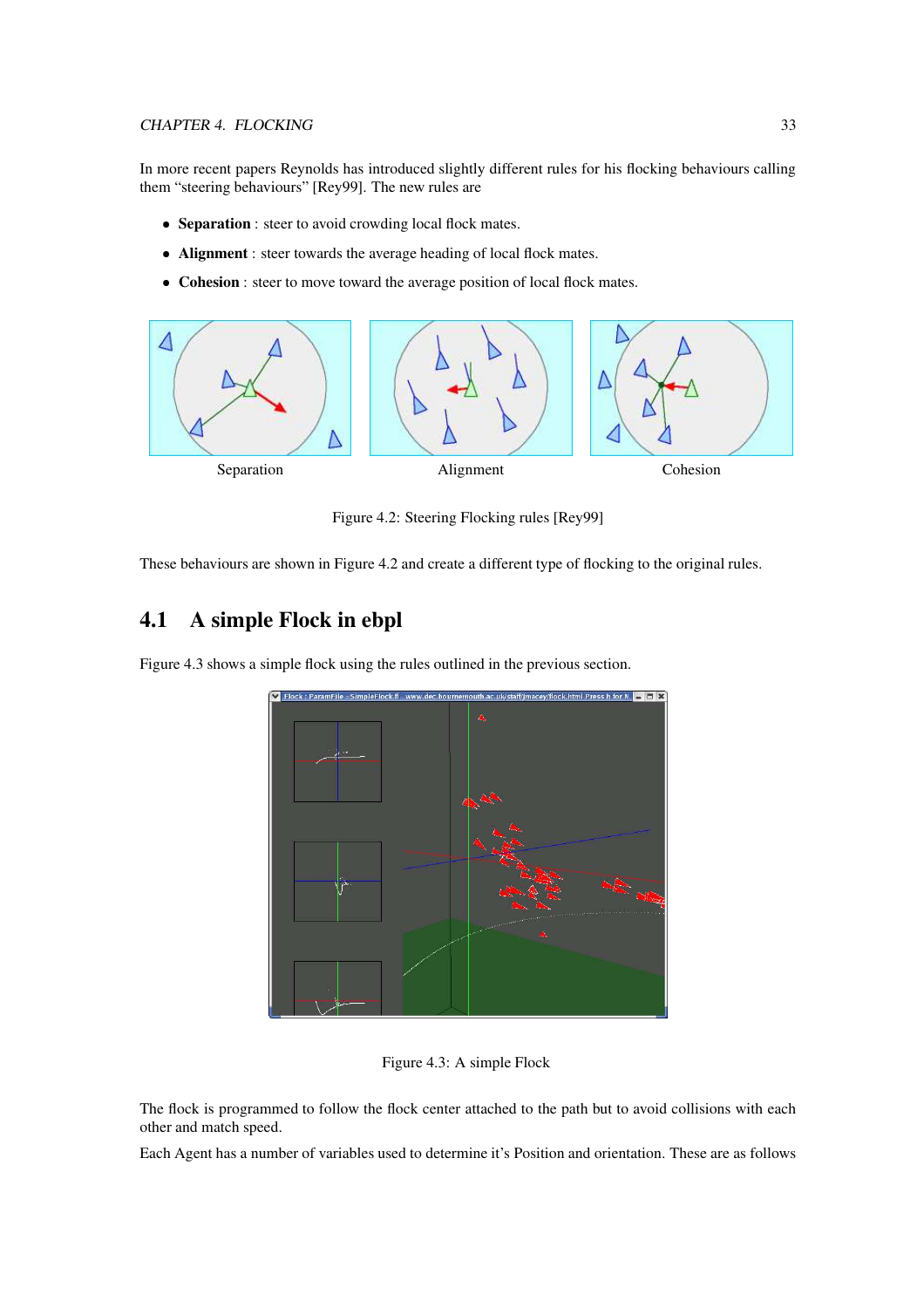In more recent papers Reynolds has introduced slightly different rules for his flocking behaviours calling them "steering behaviours" [Rey99]. The new rules are

- **Separation** : steer to avoid crowding local flock mates.
- **Alignment** : steer towards the average heading of local flock mates.
- **Cohesion** : steer to move toward the average position of local flock mates.

Separation Alignment Cohesion

Figure 4.2: Steering Flocking rules [Rey99]

These behaviours are shown in Figure 4.2 and create a different type of flocking to the original rules.

## 4.1 A simple Flock in ebpl

Figure 4.3 shows a simple flock using the rules outlined in the previous section.

Figure 4.3: A simple Flock

The flock is programmed to follow the flock center attached to the path but to avoid collisions with each other and match speed.

Each Agent has a number of variables used to determine it's Position and orientation. These are as follows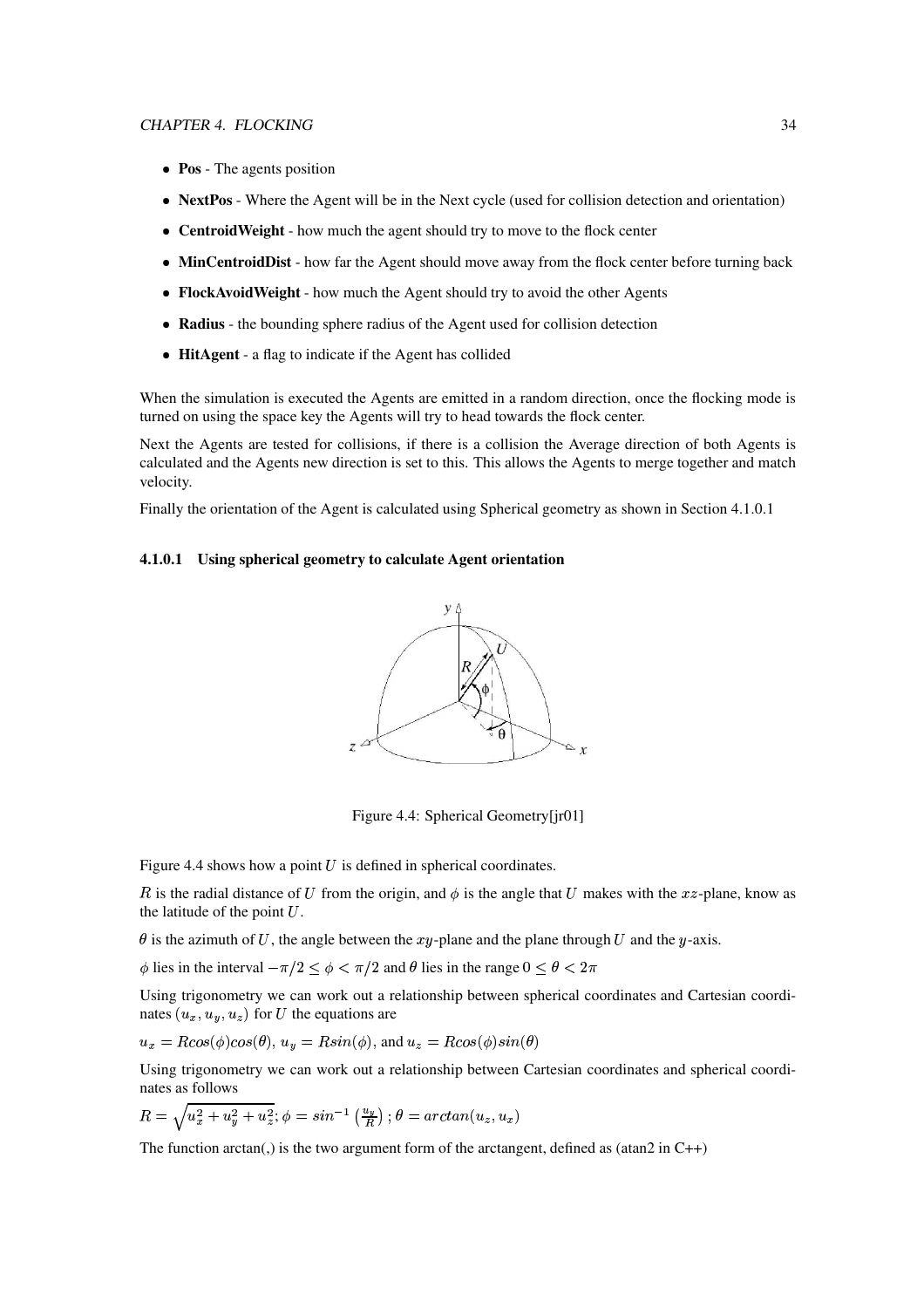- **Pos** - The agents position
- **NextPos** - Where the Agent will be in the Next cycle (used for collision detection and orientation)
- **CentroidWeight** - how much the agent should try to move to the flock center
- **MinCentroidDist** - how far the Agent should move away from the flock center before turning back
- **FlockAvoidWeight** - how much the Agent should try to avoid the other Agents
- **Radius** - the bounding sphere radius of the Agent used for collision detection
- **HitAgent** - a flag to indicate if the Agent has collided

When the simulation is executed the Agents are emitted in a random direction, once the flocking mode is turned on using the space key the Agents will try to head towards the flock center.

Next the Agents are tested for collisions, if there is a collision the Average direction of both Agents is calculated and the Agents new direction is set to this. This allows the Agents to merge together and match velocity.

Finally the orientation of the Agent is calculated using Spherical geometry as shown in Section 4.1.0.1

#### 4.1.0.1 Using spherical geometry to calculate Agent orientation

Figure 4.4: Spherical Geometry[jr01]

Figure 4.4 shows how a point $U$ is defined in spherical coordinates.

$R$ is the radial distance of $U$ from the origin, and $\phi$ is the angle that $U$ makes with the $xz$-plane, know as the latitude of the point $U$.

$\theta$ is the azimuth of $U$, the angle between the $xy$-plane and the plane through $U$ and the $y$-axis.

$\phi$ lies in the interval $-\pi/2 \leq \phi < \pi/2$ and $\theta$ lies in the range $0 \leq \theta < 2\pi$

Using trigonometry we can work out a relationship between spherical coordinates and Cartesian coordinates $(u_x, u_y, u_z)$ for $U$ the equations are

$u_x = Rcos(\phi)cos(\theta)$, $u_y = Rsin(\phi)$, and $u_z = Rcos(\phi)sin(\theta)$

Using trigonometry we can work out a relationship between Cartesian coordinates and spherical coordinates as follows

$R = \sqrt{u_x^2 + u_y^2 + u_z^2}; \phi = sin^{-1}\left(\frac{u_y}{R}\right); \theta = arctan(u_z, u_x)$

The function arctan(,) is the two argument form of the arctangent, defined as (atan2 in C++)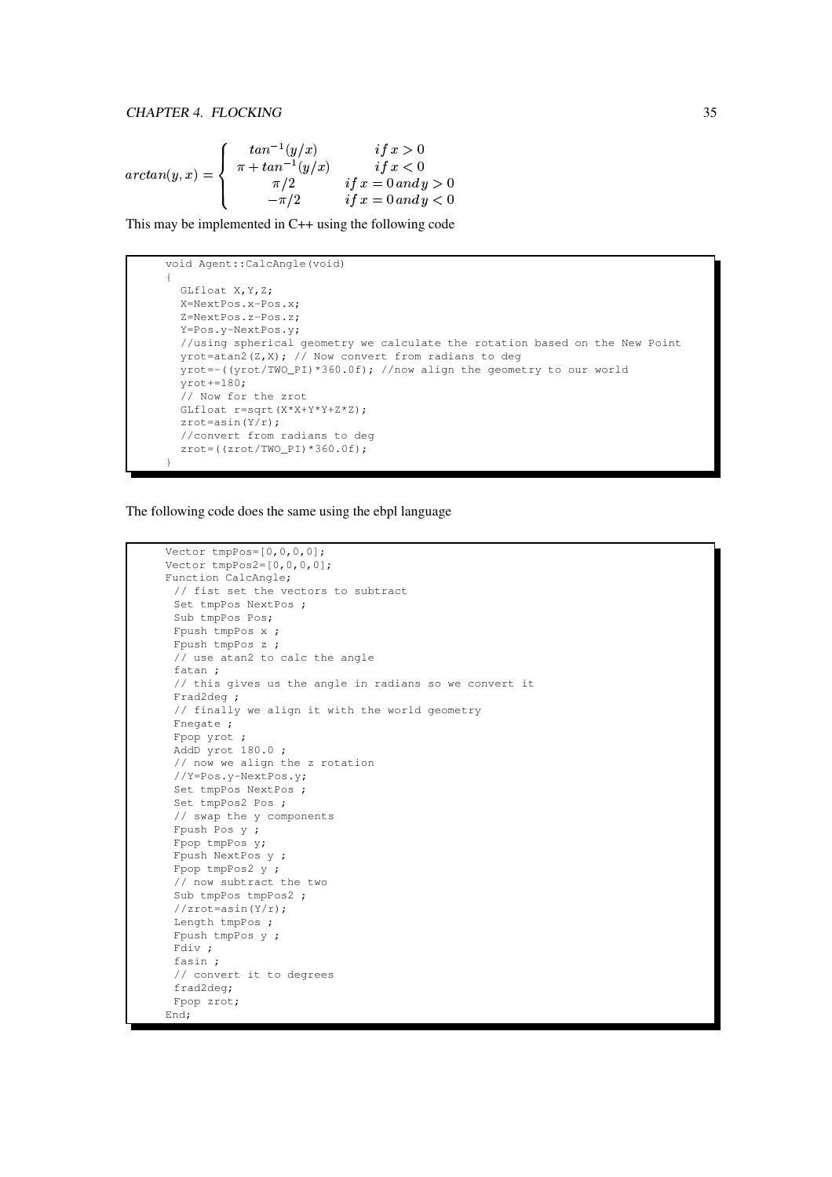$$arctan(y,x) = \begin{cases} tan^{-1}(y/x) & if\, x > 0 \\ \pi + tan^{-1}(y/x) & if\, x < 0 \\ \pi/2 & if\, x = 0\, and\, y > 0 \\ -\pi/2 & if\, x = 0\, and\, y < 0 \end{cases}$$

This may be implemented in C++ using the following code

```
void Agent::CalcAngle(void)
{
  GLfloat X,Y,Z;
  X=NextPos.x-Pos.x;
  Z=NextPos.z-Pos.z;
  Y=Pos.y-NextPos.y;
  //using spherical geometry we calculate the rotation based on the New Point
  yrot=atan2(Z,X); // Now convert from radians to deg
  yrot=-((yrot/TWO_PI)*360.0f); //now align the geometry to our world
  yrot+=180;
  // Now for the zrot
  GLfloat r=sqrt(X*X+Y*Y+Z*Z);
  zrot=asin(Y/r);
  //convert from radians to deg
  zrot=((zrot/TWO_PI)*360.0f);
}
```

The following code does the same using the ebpl language

```
Vector tmpPos=[0,0,0,0];
Vector tmpPos2=[0,0,0,0];
Function CalcAngle;
 // fist set the vectors to subtract
 Set tmpPos NextPos ;
 Sub tmpPos Pos;
 Fpush tmpPos x ;
 Fpush tmpPos z ;
 // use atan2 to calc the angle
 fatan ;
 // this gives us the angle in radians so we convert it
 Frad2deg ;
 // finally we align it with the world geometry
 Fnegate ;
 Fpop yrot ;
 AddD yrot 180.0 ;
 // now we align the z rotation
 //Y=Pos.y-NextPos.y;
 Set tmpPos NextPos ;
 Set tmpPos2 Pos ;
 // swap the y components
 Fpush Pos y ;
 Fpop tmpPos y;
 Fpush NextPos y ;
 Fpop tmpPos2 y ;
 // now subtract the two
 Sub tmpPos tmpPos2 ;
 //zrot=asin(Y/r);
 Length tmpPos ;
 Fpush tmpPos y ;
 Fdiv ;
 fasin ;
 // convert it to degrees
 frad2deg;
 Fpop zrot;
End;
```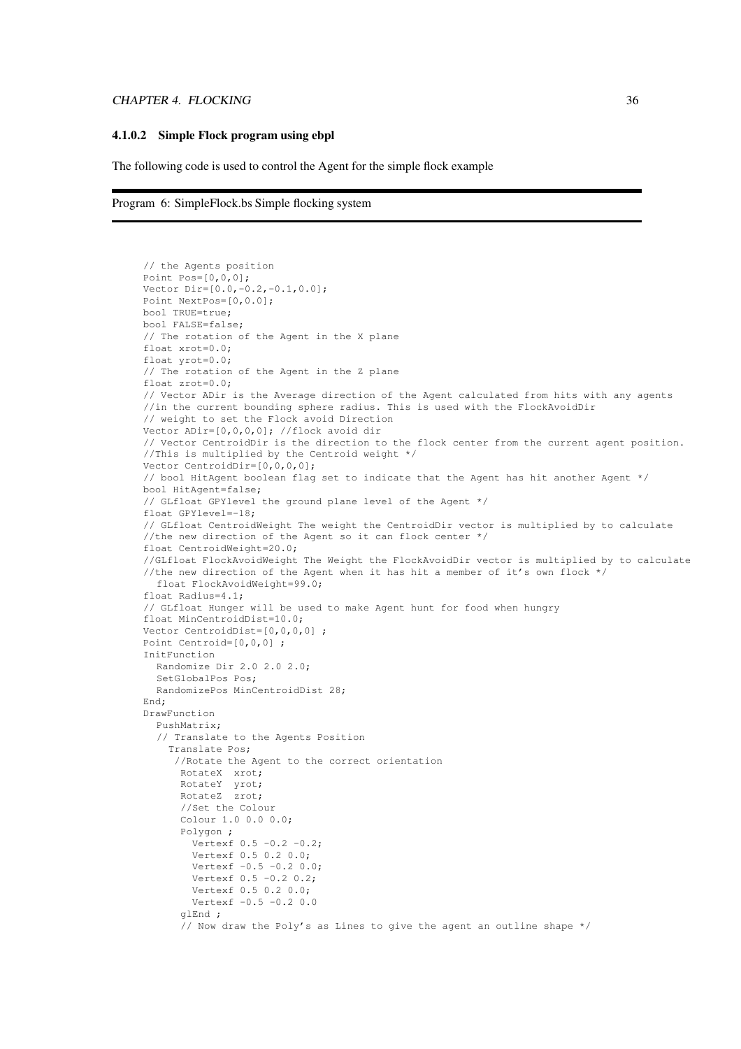#### 4.1.0.2 Simple Flock program using ebpl

The following code is used to control the Agent for the simple flock example

Program 6: SimpleFlock.bs Simple flocking system

```
// the Agents position
Point Pos=[0,0,0];
Vector Dir=[0.0,-0.2,-0.1,0.0];
Point NextPos=[0,0.0];
bool TRUE=true;
bool FALSE=false;
// The rotation of the Agent in the X plane
float xrot=0.0;
float yrot=0.0;
// The rotation of the Agent in the Z plane
float zrot=0.0;
// Vector ADir is the Average direction of the Agent calculated from hits with any agents
//in the current bounding sphere radius. This is used with the FlockAvoidDir
// weight to set the Flock avoid Direction
Vector ADir=[0,0,0,0]; //flock avoid dir
// Vector CentroidDir is the direction to the flock center from the current agent position.
//This is multiplied by the Centroid weight */
Vector CentroidDir=[0,0,0,0];
// bool HitAgent boolean flag set to indicate that the Agent has hit another Agent */
bool HitAgent=false;
// GLfloat GPYlevel the ground plane level of the Agent */
float GPYlevel=-18;
// GLfloat CentroidWeight The weight the CentroidDir vector is multiplied by to calculate
//the new direction of the Agent so it can flock center */
float CentroidWeight=20.0;
//GLfloat FlockAvoidWeight The Weight the FlockAvoidDir vector is multiplied by to calculate
//the new direction of the Agent when it has hit a member of it's own flock */
  float FlockAvoidWeight=99.0;
float Radius=4.1;
// GLfloat Hunger will be used to make Agent hunt for food when hungry
float MinCentroidDist=10.0;
Vector CentroidDist=[0,0,0,0] ;
Point Centroid=[0,0,0] ;
InitFunction
  Randomize Dir 2.0 2.0 2.0;
  SetGlobalPos Pos;
  RandomizePos MinCentroidDist 28;
End;
DrawFunction
  PushMatrix;
  // Translate to the Agents Position
    Translate Pos;
     //Rotate the Agent to the correct orientation
      RotateX  xrot;
      RotateY  yrot;
      RotateZ  zrot;
      //Set the Colour
      Colour 1.0 0.0 0.0;
      Polygon ;
        Vertexf 0.5 -0.2 -0.2;
        Vertexf 0.5 0.2 0.0;
        Vertexf -0.5 -0.2 0.0;
        Vertexf 0.5 -0.2 0.2;
        Vertexf 0.5 0.2 0.0;
        Vertexf -0.5 -0.2 0.0
      glEnd ;
      // Now draw the Poly's as Lines to give the agent an outline shape */
```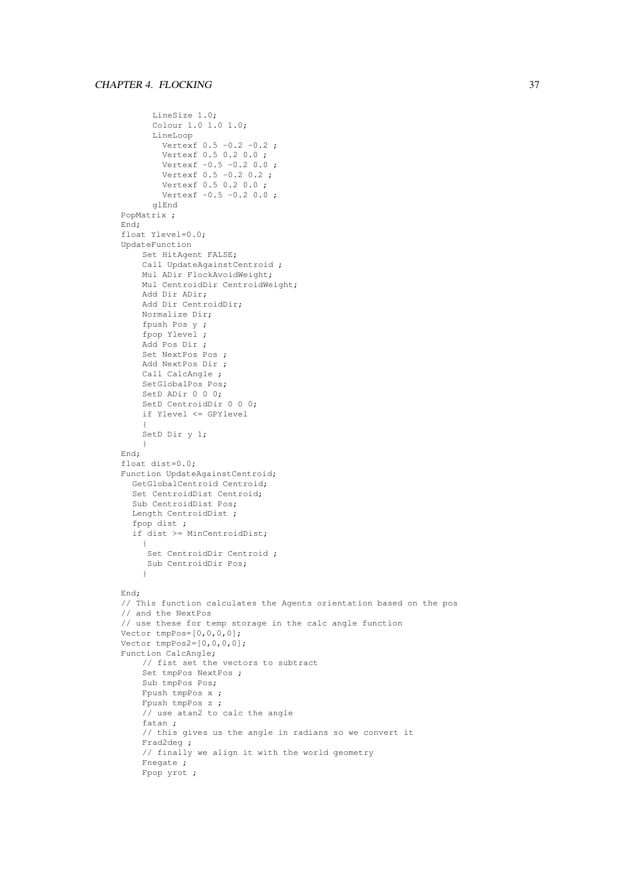```
        LineSize 1.0;
        Colour 1.0 1.0 1.0;
        LineLoop
          Vertexf 0.5 -0.2 -0.2 ;
          Vertexf 0.5 0.2 0.0 ;
          Vertexf -0.5 -0.2 0.0 ;
          Vertexf 0.5 -0.2 0.2 ;
          Vertexf 0.5 0.2 0.0 ;
          Vertexf -0.5 -0.2 0.0 ;
        glEnd
PopMatrix ;
End;
float Ylevel=0.0;
UpdateFunction
    Set HitAgent FALSE;
    Call UpdateAgainstCentroid ;
    Mul ADir FlockAvoidWeight;
    Mul CentroidDir CentroidWeight;
    Add Dir ADir;
    Add Dir CentroidDir;
    Normalize Dir;
    fpush Pos y ;
    fpop Ylevel ;
    Add Pos Dir ;
    Set NextPos Pos ;
    Add NextPos Dir ;
    Call CalcAngle ;
    SetGlobalPos Pos;
    SetD ADir 0 0 0;
    SetD CentroidDir 0 0 0;
    if Ylevel <= GPYlevel
    {
    SetD Dir y 1;
    }
End;
float dist=0.0;
Function UpdateAgainstCentroid;
  GetGlobalCentroid Centroid;
  Set CentroidDist Centroid;
  Sub CentroidDist Pos;
  Length CentroidDist ;
  fpop dist ;
  if dist >= MinCentroidDist;
    {
     Set CentroidDir Centroid ;
     Sub CentroidDir Pos;
    }

End;
// This function calculates the Agents orientation based on the pos
// and the NextPos
// use these for temp storage in the calc angle function
Vector tmpPos=[0,0,0,0];
Vector tmpPos2=[0,0,0,0];
Function CalcAngle;
    // fist set the vectors to subtract
    Set tmpPos NextPos ;
    Sub tmpPos Pos;
    Fpush tmpPos x ;
    Fpush tmpPos z ;
    // use atan2 to calc the angle
    fatan ;
    // this gives us the angle in radians so we convert it
    Frad2deg ;
    // finally we align it with the world geometry
    Fnegate ;
    Fpop yrot ;
```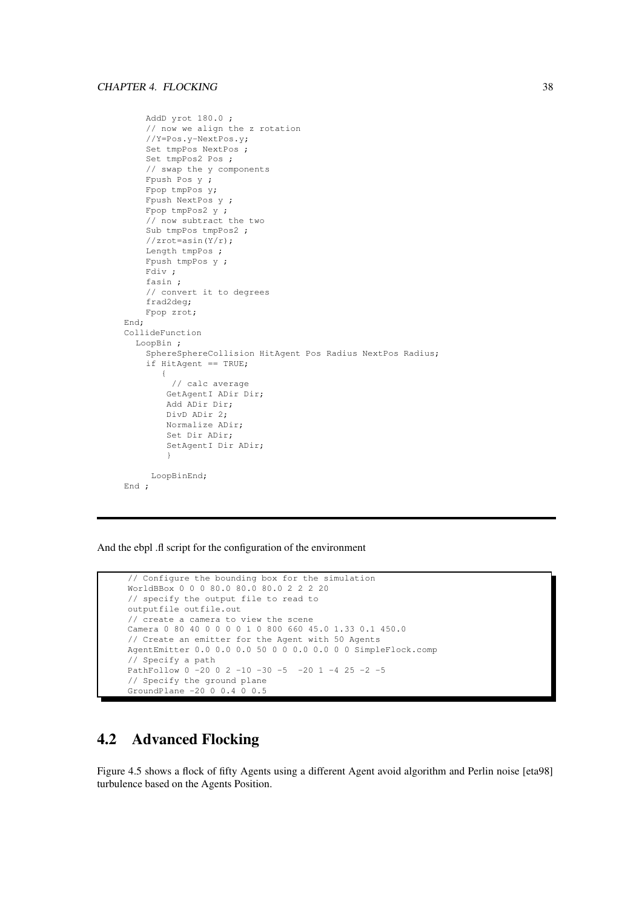```
    AddD yrot 180.0 ;
    // now we align the z rotation
    //Y=Pos.y-NextPos.y;
    Set tmpPos NextPos ;
    Set tmpPos2 Pos ;
    // swap the y components
    Fpush Pos y ;
    Fpop tmpPos y;
    Fpush NextPos y ;
    Fpop tmpPos2 y ;
    // now subtract the two
    Sub tmpPos tmpPos2 ;
    //zrot=asin(Y/r);
    Length tmpPos ;
    Fpush tmpPos y ;
    Fdiv ;
    fasin ;
    // convert it to degrees
    frad2deg;
    Fpop zrot;
End;
CollideFunction
  LoopBin ;
    SphereSphereCollision HitAgent Pos Radius NextPos Radius;
    if HitAgent == TRUE;
      {
        // calc average
        GetAgentI ADir Dir;
        Add ADir Dir;
        DivD ADir 2;
        Normalize ADir;
        Set Dir ADir;
        SetAgentI Dir ADir;
        }

     LoopBinEnd;
End ;
```

And the ebpl .fl script for the configuration of the environment

```
// Configure the bounding box for the simulation
WorldBBox 0 0 0 80.0 80.0 80.0 2 2 2 20
// specify the output file to read to
outputfile outfile.out
// create a camera to view the scene
Camera 0 80 40 0 0 0 0 1 0 800 660 45.0 1.33 0.1 450.0
// Create an emitter for the Agent with 50 Agents
AgentEmitter 0.0 0.0 0.0 50 0 0 0.0 0.0 0 0 SimpleFlock.comp
// Specify a path
PathFollow 0 -20 0 2 -10 -30 -5  -20 1 -4 25 -2 -5
// Specify the ground plane
GroundPlane -20 0 0.4 0 0.5
```

## 4.2 Advanced Flocking

Figure 4.5 shows a flock of fifty Agents using a different Agent avoid algorithm and Perlin noise [eta98] turbulence based on the Agents Position.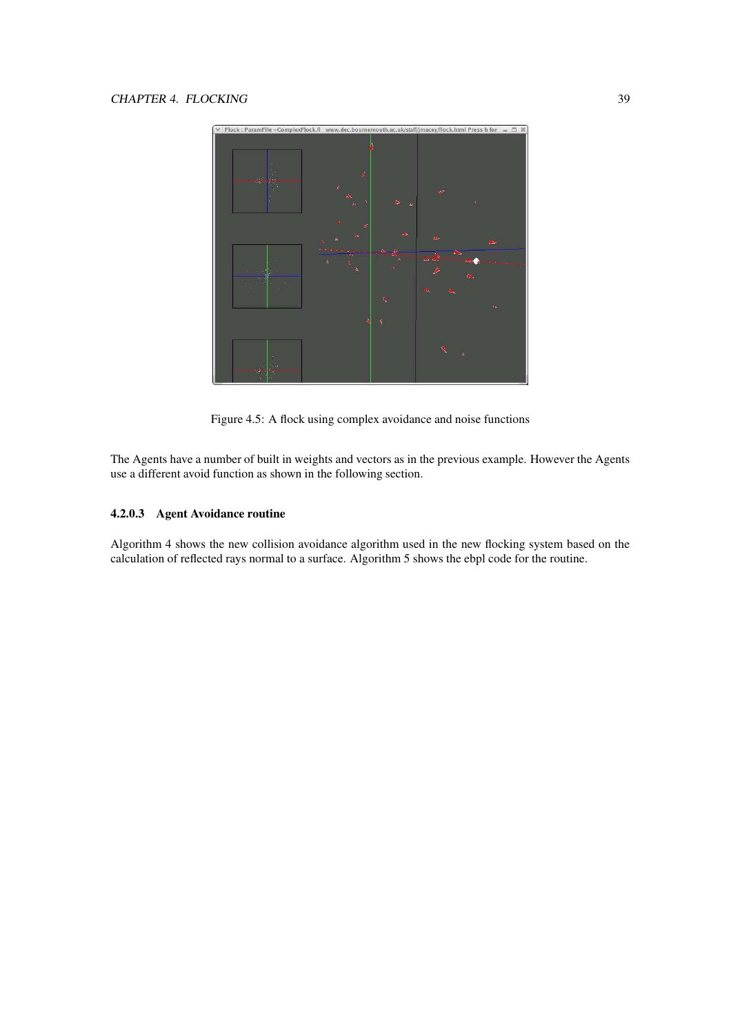Figure 4.5: A flock using complex avoidance and noise functions

The Agents have a number of built in weights and vectors as in the previous example. However the Agents use a different avoid function as shown in the following section.

#### 4.2.0.3 Agent Avoidance routine

Algorithm 4 shows the new collision avoidance algorithm used in the new flocking system based on the calculation of reflected rays normal to a surface. Algorithm 5 shows the ebpl code for the routine.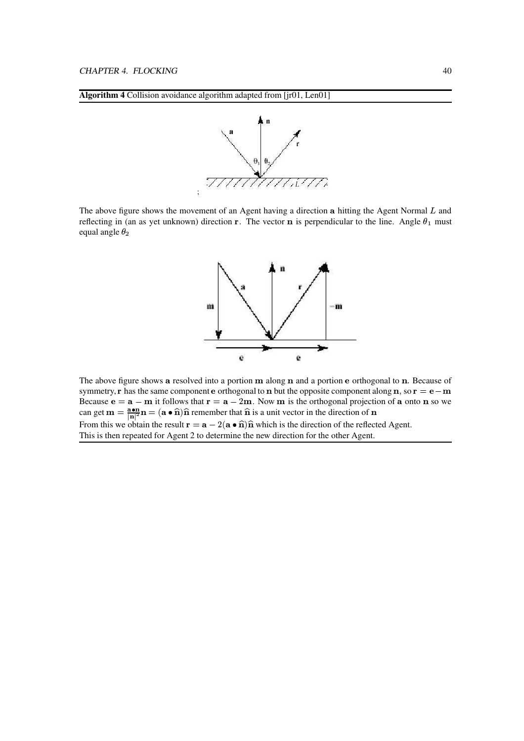**Algorithm 4** Collision avoidance algorithm adapted from [jr01, Len01]

;

The above figure shows the movement of an Agent having a direction $\mathbf{a}$ hitting the Agent Normal $L$ and reflecting in (an as yet unknown) direction $\mathbf{r}$. The vector $\mathbf{n}$ is perpendicular to the line. Angle $\theta_1$ must equal angle $\theta_2$

The above figure shows $\mathbf{a}$ resolved into a portion $\mathbf{m}$ along $\mathbf{n}$ and a portion $\mathbf{e}$ orthogonal to $\mathbf{n}$. Because of symmetry, $\mathbf{r}$ has the same component $\mathbf{e}$ orthogonal to $\mathbf{n}$ but the opposite component along $\mathbf{n}$, so $\mathbf{r} = \mathbf{e} - \mathbf{m}$ Because $\mathbf{e} = \mathbf{a} - \mathbf{m}$ it follows that $\mathbf{r} = \mathbf{a} - 2\mathbf{m}$. Now $\mathbf{m}$ is the orthogonal projection of $\mathbf{a}$ onto $\mathbf{n}$ so we can get $\mathbf{m} = \frac{\mathbf{a} \bullet \mathbf{n}}{|\mathbf{n}|^2}\mathbf{n} = (\mathbf{a} \bullet \widehat{\mathbf{n}})\widehat{\mathbf{n}}$ remember that $\widehat{\mathbf{n}}$ is a unit vector in the direction of $\mathbf{n}$

From this we obtain the result $\mathbf{r} = \mathbf{a} - 2(\mathbf{a} \bullet \widehat{\mathbf{n}})\widehat{\mathbf{n}}$ which is the direction of the reflected Agent.

This is then repeated for Agent 2 to determine the new direction for the other Agent.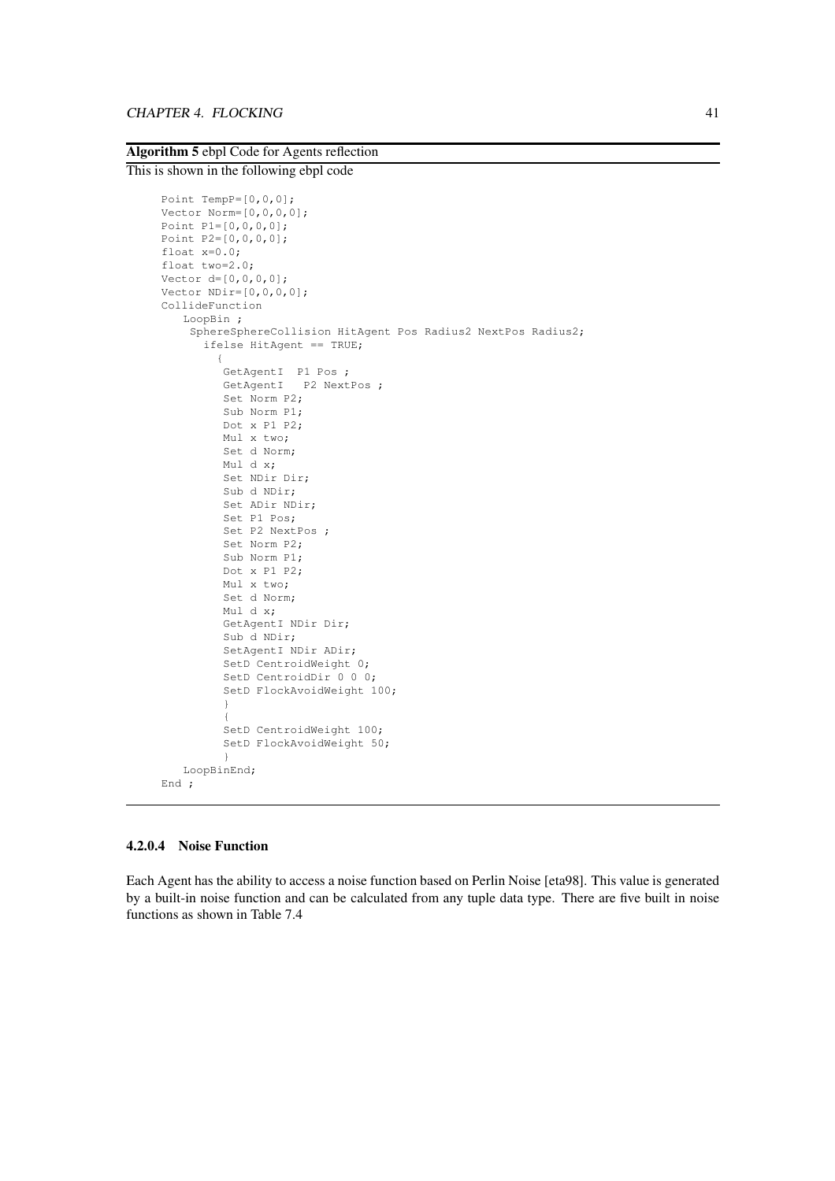**Algorithm 5** ebpl Code for Agents reflection

This is shown in the following ebpl code

```
Point TempP=[0,0,0];
Vector Norm=[0,0,0,0];
Point P1=[0,0,0,0];
Point P2=[0,0,0,0];
float x=0.0;
float two=2.0;
Vector d=[0,0,0,0];
Vector NDir=[0,0,0,0];
CollideFunction
   LoopBin ;
    SphereSphereCollision HitAgent Pos Radius2 NextPos Radius2;
      ifelse HitAgent == TRUE;
        {
         GetAgentI  P1 Pos ;
         GetAgentI   P2 NextPos ;
         Set Norm P2;
         Sub Norm P1;
         Dot x P1 P2;
         Mul x two;
         Set d Norm;
         Mul d x;
         Set NDir Dir;
         Sub d NDir;
         Set ADir NDir;
         Set P1 Pos;
         Set P2 NextPos ;
         Set Norm P2;
         Sub Norm P1;
         Dot x P1 P2;
         Mul x two;
         Set d Norm;
         Mul d x;
         GetAgentI NDir Dir;
         Sub d NDir;
         SetAgentI NDir ADir;
         SetD CentroidWeight 0;
         SetD CentroidDir 0 0 0;
         SetD FlockAvoidWeight 100;
         }
         {
         SetD CentroidWeight 100;
         SetD FlockAvoidWeight 50;
         }
   LoopBinEnd;
End ;
```

#### 4.2.0.4 Noise Function

Each Agent has the ability to access a noise function based on Perlin Noise [eta98]. This value is generated by a built-in noise function and can be calculated from any tuple data type. There are five built in noise functions as shown in Table 7.4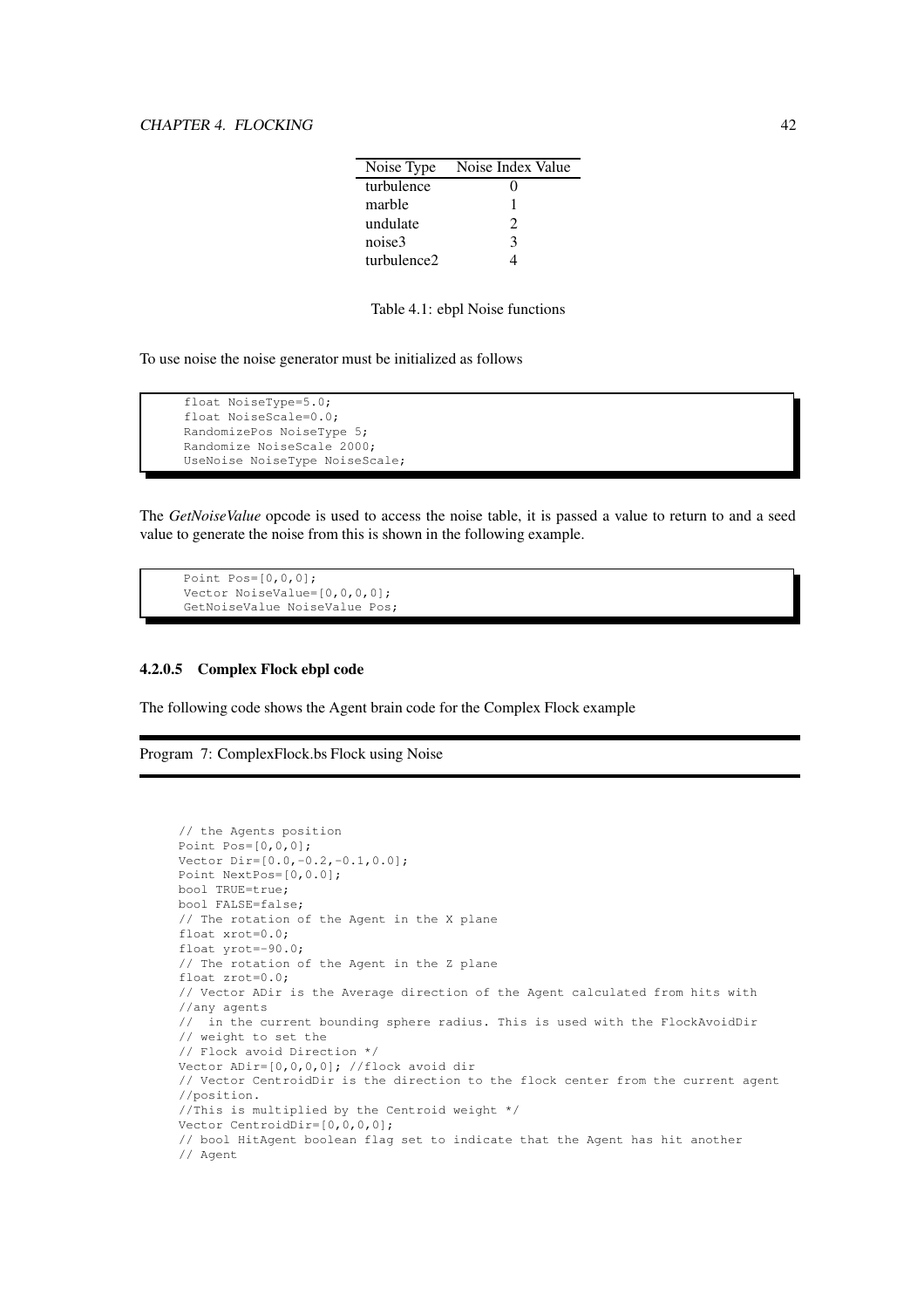| Noise Type | Noise Index Value |
|---|---|
| turbulence | 0 |
| marble | 1 |
| undulate | 2 |
| noise3 | 3 |
| turbulence2 | 4 |

Table 4.1: ebpl Noise functions

To use noise the noise generator must be initialized as follows

```
float NoiseType=5.0;
float NoiseScale=0.0;
RandomizePos NoiseType 5;
Randomize NoiseScale 2000;
UseNoise NoiseType NoiseScale;
```

The *GetNoiseValue* opcode is used to access the noise table, it is passed a value to return to and a seed value to generate the noise from this is shown in the following example.

```
Point Pos=[0,0,0];
Vector NoiseValue=[0,0,0,0];
GetNoiseValue NoiseValue Pos;
```

#### 4.2.0.5 Complex Flock ebpl code

The following code shows the Agent brain code for the Complex Flock example

Program 7: ComplexFlock.bs Flock using Noise

```
// the Agents position
Point Pos=[0,0,0];
Vector Dir=[0.0,-0.2,-0.1,0.0];
Point NextPos=[0,0.0];
bool TRUE=true;
bool FALSE=false;
// The rotation of the Agent in the X plane
float xrot=0.0;
float yrot=-90.0;
// The rotation of the Agent in the Z plane
float zrot=0.0;
// Vector ADir is the Average direction of the Agent calculated from hits with
//any agents
//  in the current bounding sphere radius. This is used with the FlockAvoidDir
// weight to set the
// Flock avoid Direction */
Vector ADir=[0,0,0,0]; //flock avoid dir
// Vector CentroidDir is the direction to the flock center from the current agent
//position.
//This is multiplied by the Centroid weight */
Vector CentroidDir=[0,0,0,0];
// bool HitAgent boolean flag set to indicate that the Agent has hit another
// Agent
```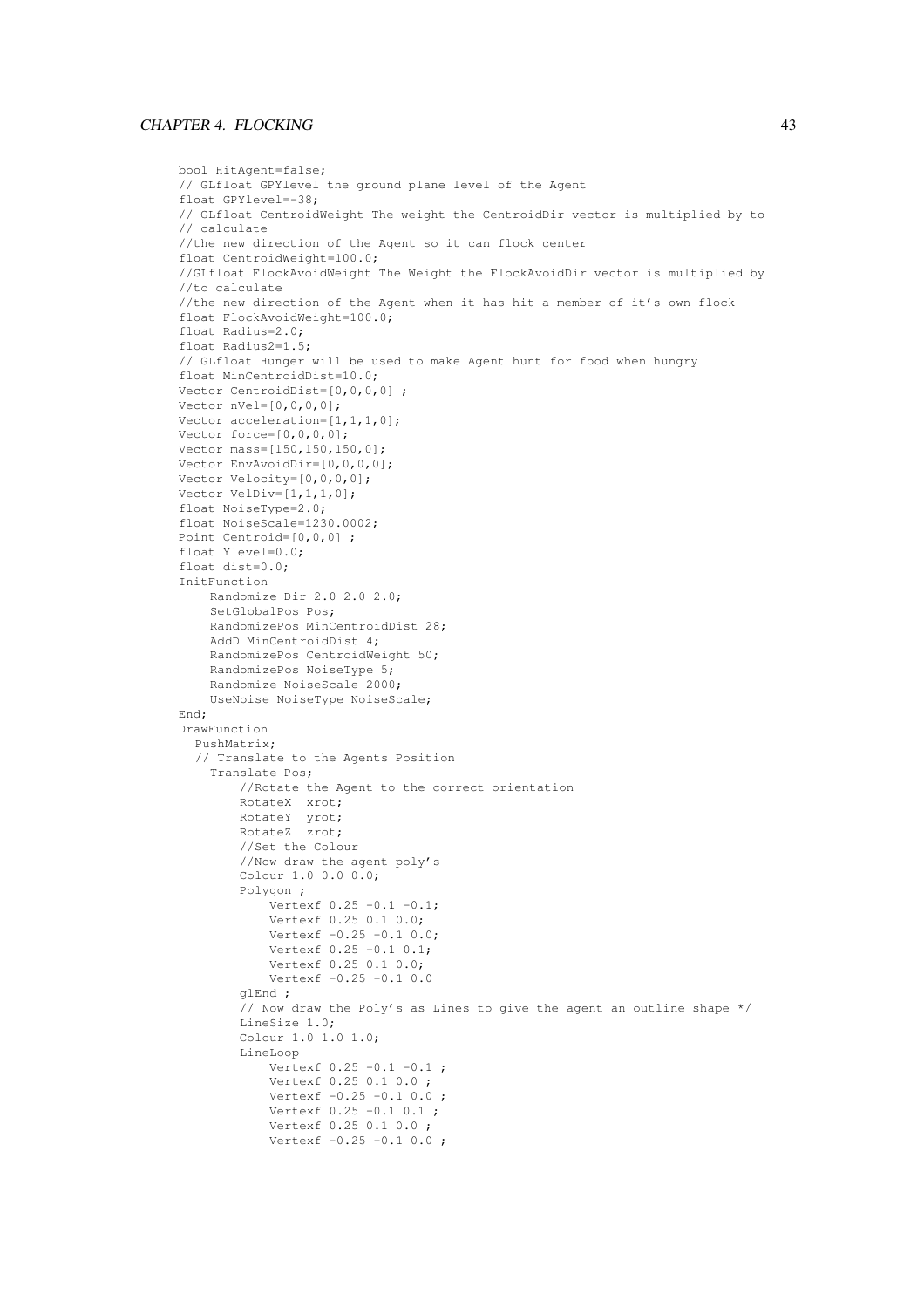```
bool HitAgent=false;
// GLfloat GPYlevel the ground plane level of the Agent
float GPYlevel=-38;
// GLfloat CentroidWeight The weight the CentroidDir vector is multiplied by to
// calculate
//the new direction of the Agent so it can flock center
float CentroidWeight=100.0;
//GLfloat FlockAvoidWeight The Weight the FlockAvoidDir vector is multiplied by
//to calculate
//the new direction of the Agent when it has hit a member of it's own flock
float FlockAvoidWeight=100.0;
float Radius=2.0;
float Radius2=1.5;
// GLfloat Hunger will be used to make Agent hunt for food when hungry
float MinCentroidDist=10.0;
Vector CentroidDist=[0,0,0,0] ;
Vector nVel=[0,0,0,0];
Vector acceleration=[1,1,1,0];
Vector force=[0,0,0,0];
Vector mass=[150,150,150,0];
Vector EnvAvoidDir=[0,0,0,0];
Vector Velocity=[0,0,0,0];
Vector VelDiv=[1,1,1,0];
float NoiseType=2.0;
float NoiseScale=1230.0002;
Point Centroid=[0,0,0] ;
float Ylevel=0.0;
float dist=0.0;
InitFunction
    Randomize Dir 2.0 2.0 2.0;
    SetGlobalPos Pos;
    RandomizePos MinCentroidDist 28;
    AddD MinCentroidDist 4;
    RandomizePos CentroidWeight 50;
    RandomizePos NoiseType 5;
    Randomize NoiseScale 2000;
    UseNoise NoiseType NoiseScale;
End;
DrawFunction
  PushMatrix;
  // Translate to the Agents Position
    Translate Pos;
        //Rotate the Agent to the correct orientation
        RotateX  xrot;
        RotateY  yrot;
        RotateZ  zrot;
        //Set the Colour
        //Now draw the agent poly's
        Colour 1.0 0.0 0.0;
        Polygon ;
            Vertexf 0.25 -0.1 -0.1;
            Vertexf 0.25 0.1 0.0;
            Vertexf -0.25 -0.1 0.0;
            Vertexf 0.25 -0.1 0.1;
            Vertexf 0.25 0.1 0.0;
            Vertexf -0.25 -0.1 0.0
        glEnd ;
        // Now draw the Poly's as Lines to give the agent an outline shape */
        LineSize 1.0;
        Colour 1.0 1.0 1.0;
        LineLoop
            Vertexf 0.25 -0.1 -0.1 ;
            Vertexf 0.25 0.1 0.0 ;
            Vertexf -0.25 -0.1 0.0 ;
            Vertexf 0.25 -0.1 0.1 ;
            Vertexf 0.25 0.1 0.0 ;
            Vertexf -0.25 -0.1 0.0 ;
```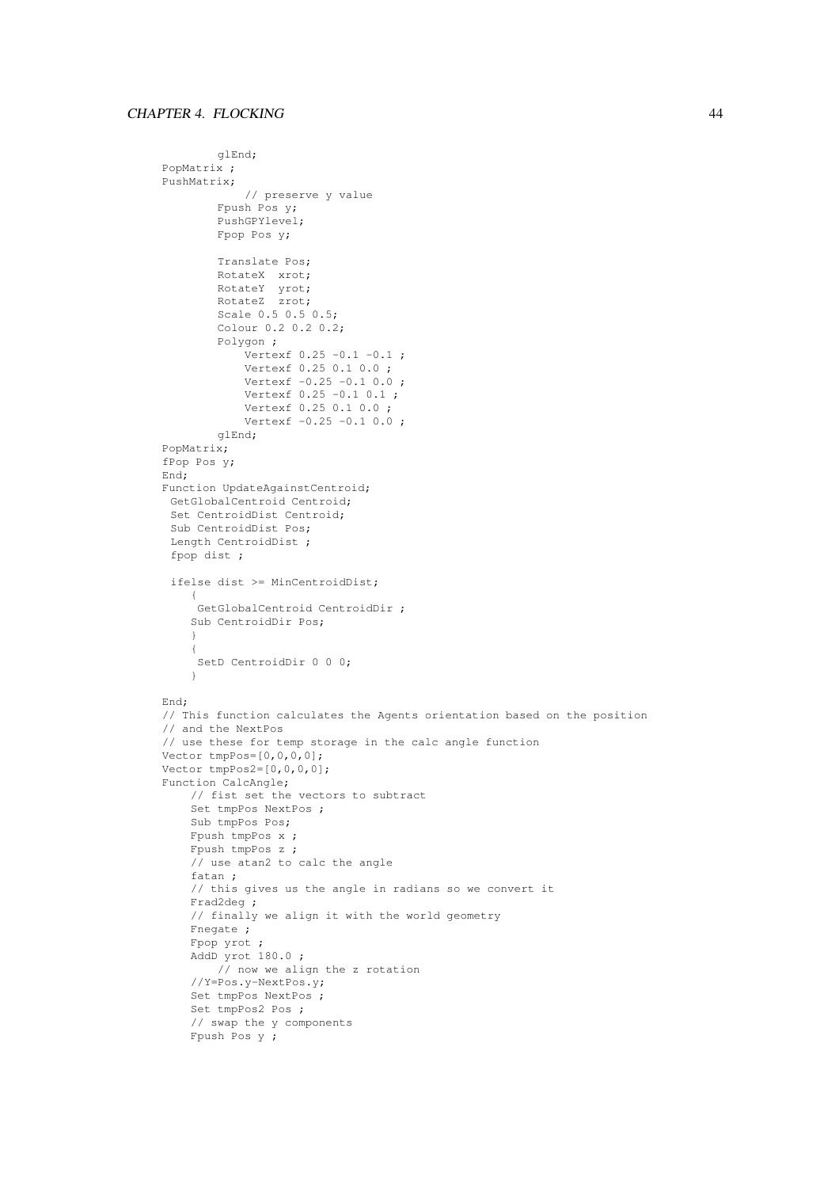```
        glEnd;
PopMatrix ;
PushMatrix;
            // preserve y value
        Fpush Pos y;
        PushGPYlevel;
        Fpop Pos y;

        Translate Pos;
        RotateX  xrot;
        RotateY  yrot;
        RotateZ  zrot;
        Scale 0.5 0.5 0.5;
        Colour 0.2 0.2 0.2;
        Polygon ;
            Vertexf 0.25 -0.1 -0.1 ;
            Vertexf 0.25 0.1 0.0 ;
            Vertexf -0.25 -0.1 0.0 ;
            Vertexf 0.25 -0.1 0.1 ;
            Vertexf 0.25 0.1 0.0 ;
            Vertexf -0.25 -0.1 0.0 ;
        glEnd;
PopMatrix;
fPop Pos y;
End;
Function UpdateAgainstCentroid;
 GetGlobalCentroid Centroid;
 Set CentroidDist Centroid;
 Sub CentroidDist Pos;
 Length CentroidDist ;
 fpop dist ;

 ifelse dist >= MinCentroidDist;
    {
     GetGlobalCentroid CentroidDir ;
    Sub CentroidDir Pos;
    }
    {
     SetD CentroidDir 0 0 0;
    }

End;
// This function calculates the Agents orientation based on the position
// and the NextPos
// use these for temp storage in the calc angle function
Vector tmpPos=[0,0,0,0];
Vector tmpPos2=[0,0,0,0];
Function CalcAngle;
    // fist set the vectors to subtract
    Set tmpPos NextPos ;
    Sub tmpPos Pos;
    Fpush tmpPos x ;
    Fpush tmpPos z ;
    // use atan2 to calc the angle
    fatan ;
    // this gives us the angle in radians so we convert it
    Frad2deg ;
    // finally we align it with the world geometry
    Fnegate ;
    Fpop yrot ;
    AddD yrot 180.0 ;
        // now we align the z rotation
    //Y=Pos.y-NextPos.y;
    Set tmpPos NextPos ;
    Set tmpPos2 Pos ;
    // swap the y components
    Fpush Pos y ;
```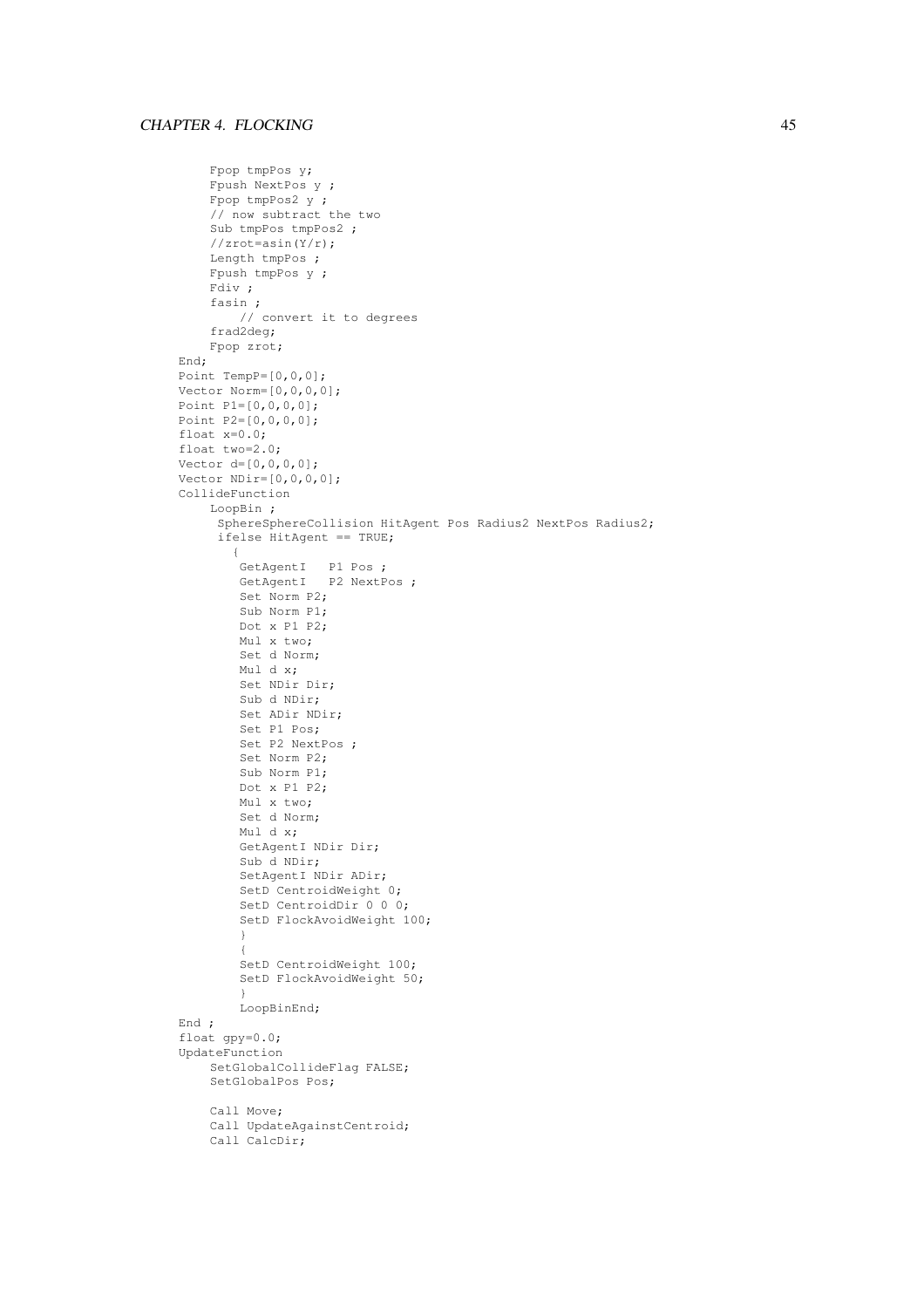```
    Fpop tmpPos y;
    Fpush NextPos y ;
    Fpop tmpPos2 y ;
    // now subtract the two
    Sub tmpPos tmpPos2 ;
    //zrot=asin(Y/r);
    Length tmpPos ;
    Fpush tmpPos y ;
    Fdiv ;
    fasin ;
        // convert it to degrees
    frad2deg;
    Fpop zrot;
End;
Point TempP=[0,0,0];
Vector Norm=[0,0,0,0];
Point P1=[0,0,0,0];
Point P2=[0,0,0,0];
float x=0.0;
float two=2.0;
Vector d=[0,0,0,0];
Vector NDir=[0,0,0,0];
CollideFunction
    LoopBin ;
     SphereSphereCollision HitAgent Pos Radius2 NextPos Radius2;
     ifelse HitAgent == TRUE;
       {
        GetAgentI   P1 Pos ;
        GetAgentI   P2 NextPos ;
        Set Norm P2;
        Sub Norm P1;
        Dot x P1 P2;
        Mul x two;
        Set d Norm;
        Mul d x;
        Set NDir Dir;
        Sub d NDir;
        Set ADir NDir;
        Set P1 Pos;
        Set P2 NextPos ;
        Set Norm P2;
        Sub Norm P1;
        Dot x P1 P2;
        Mul x two;
        Set d Norm;
        Mul d x;
        GetAgentI NDir Dir;
        Sub d NDir;
        SetAgentI NDir ADir;
        SetD CentroidWeight 0;
        SetD CentroidDir 0 0 0;
        SetD FlockAvoidWeight 100;
        }
        {
        SetD CentroidWeight 100;
        SetD FlockAvoidWeight 50;
        }
        LoopBinEnd;
End ;
float gpy=0.0;
UpdateFunction
    SetGlobalCollideFlag FALSE;
    SetGlobalPos Pos;

    Call Move;
    Call UpdateAgainstCentroid;
    Call CalcDir;
```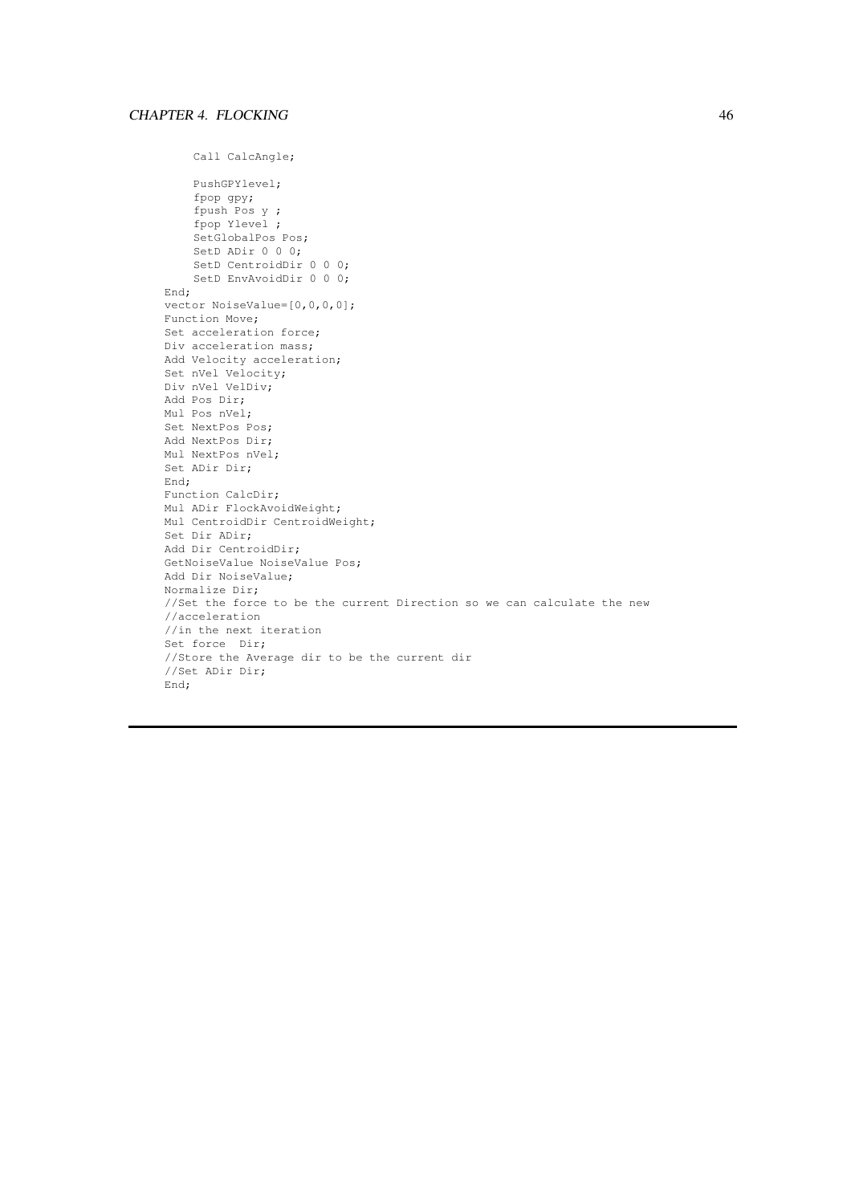```
    Call CalcAngle;

    PushGPYlevel;
    fpop gpy;
    fpush Pos y ;
    fpop Ylevel ;
    SetGlobalPos Pos;
    SetD ADir 0 0 0;
    SetD CentroidDir 0 0 0;
    SetD EnvAvoidDir 0 0 0;
End;
vector NoiseValue=[0,0,0,0];
Function Move;
Set acceleration force;
Div acceleration mass;
Add Velocity acceleration;
Set nVel Velocity;
Div nVel VelDiv;
Add Pos Dir;
Mul Pos nVel;
Set NextPos Pos;
Add NextPos Dir;
Mul NextPos nVel;
Set ADir Dir;
End;
Function CalcDir;
Mul ADir FlockAvoidWeight;
Mul CentroidDir CentroidWeight;
Set Dir ADir;
Add Dir CentroidDir;
GetNoiseValue NoiseValue Pos;
Add Dir NoiseValue;
Normalize Dir;
//Set the force to be the current Direction so we can calculate the new
//acceleration
//in the next iteration
Set force  Dir;
//Store the Average dir to be the current dir
//Set ADir Dir;
End;
```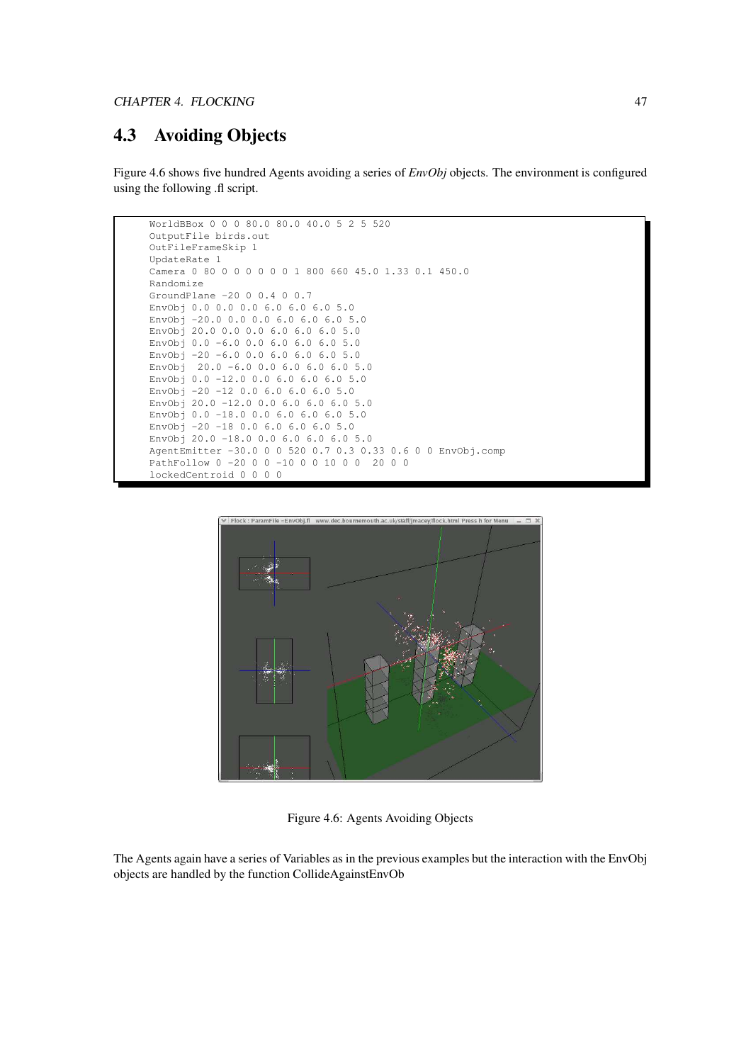## 4.3 Avoiding Objects

Figure 4.6 shows five hundred Agents avoiding a series of *EnvObj* objects. The environment is configured using the following .fl script.

```
WorldBBox 0 0 0 80.0 80.0 40.0 5 2 5 520
OutputFile birds.out
OutFileFrameSkip 1
UpdateRate 1
Camera 0 80 0 0 0 0 0 1 800 660 45.0 1.33 0.1 450.0
Randomize
GroundPlane -20 0 0.4 0 0.7
EnvObj 0.0 0.0 0.0 6.0 6.0 6.0 5.0
EnvObj -20.0 0.0 0.0 6.0 6.0 6.0 5.0
EnvObj 20.0 0.0 0.0 6.0 6.0 6.0 5.0
EnvObj 0.0 -6.0 0.0 6.0 6.0 6.0 5.0
EnvObj -20 -6.0 0.0 6.0 6.0 6.0 5.0
EnvObj  20.0 -6.0 0.0 6.0 6.0 6.0 5.0
EnvObj 0.0 -12.0 0.0 6.0 6.0 6.0 5.0
EnvObj -20 -12 0.0 6.0 6.0 6.0 5.0
EnvObj 20.0 -12.0 0.0 6.0 6.0 6.0 5.0
EnvObj 0.0 -18.0 0.0 6.0 6.0 6.0 5.0
EnvObj -20 -18 0.0 6.0 6.0 6.0 5.0
EnvObj 20.0 -18.0 0.0 6.0 6.0 6.0 5.0
AgentEmitter -30.0 0 0 520 0.7 0.3 0.33 0.6 0 0 EnvObj.comp
PathFollow 0 -20 0 0 -10 0 0 10 0 0  20 0 0
lockedCentroid 0 0 0 0
```

Figure 4.6: Agents Avoiding Objects

The Agents again have a series of Variables as in the previous examples but the interaction with the EnvObj objects are handled by the function CollideAgainstEnvOb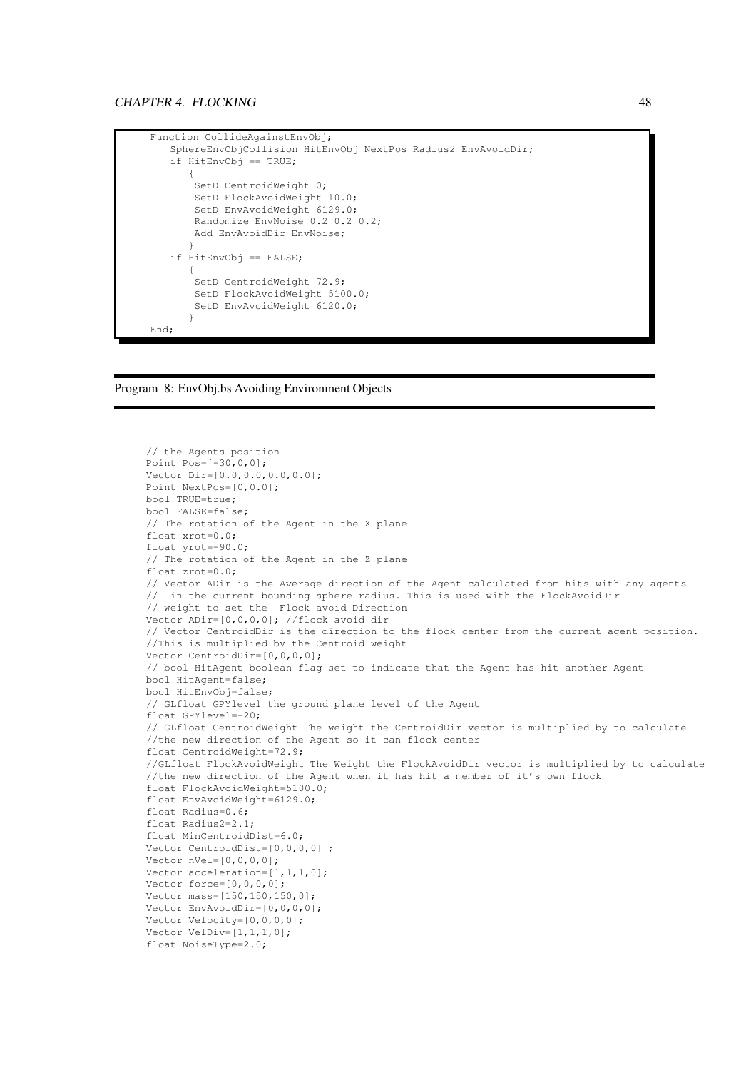```
Function CollideAgainstEnvObj;
   SphereEnvObjCollision HitEnvObj NextPos Radius2 EnvAvoidDir;
   if HitEnvObj == TRUE;
      {
       SetD CentroidWeight 0;
       SetD FlockAvoidWeight 10.0;
       SetD EnvAvoidWeight 6129.0;
       Randomize EnvNoise 0.2 0.2 0.2;
       Add EnvAvoidDir EnvNoise;
      }
   if HitEnvObj == FALSE;
      {
       SetD CentroidWeight 72.9;
       SetD FlockAvoidWeight 5100.0;
       SetD EnvAvoidWeight 6120.0;
      }
End;
```

Program 8: EnvObj.bs Avoiding Environment Objects

```
// the Agents position
Point Pos=[-30,0,0];
Vector Dir=[0.0,0.0,0.0,0.0];
Point NextPos=[0,0.0];
bool TRUE=true;
bool FALSE=false;
// The rotation of the Agent in the X plane
float xrot=0.0;
float yrot=-90.0;
// The rotation of the Agent in the Z plane
float zrot=0.0;
// Vector ADir is the Average direction of the Agent calculated from hits with any agents
//  in the current bounding sphere radius. This is used with the FlockAvoidDir
// weight to set the  Flock avoid Direction
Vector ADir=[0,0,0,0]; //flock avoid dir
// Vector CentroidDir is the direction to the flock center from the current agent position.
//This is multiplied by the Centroid weight
Vector CentroidDir=[0,0,0,0];
// bool HitAgent boolean flag set to indicate that the Agent has hit another Agent
bool HitAgent=false;
bool HitEnvObj=false;
// GLfloat GPYlevel the ground plane level of the Agent
float GPYlevel=-20;
// GLfloat CentroidWeight The weight the CentroidDir vector is multiplied by to calculate
//the new direction of the Agent so it can flock center
float CentroidWeight=72.9;
//GLfloat FlockAvoidWeight The Weight the FlockAvoidDir vector is multiplied by to calculate
//the new direction of the Agent when it has hit a member of it's own flock
float FlockAvoidWeight=5100.0;
float EnvAvoidWeight=6129.0;
float Radius=0.6;
float Radius2=2.1;
float MinCentroidDist=6.0;
Vector CentroidDist=[0,0,0,0] ;
Vector nVel=[0,0,0,0];
Vector acceleration=[1,1,1,0];
Vector force=[0,0,0,0];
Vector mass=[150,150,150,0];
Vector EnvAvoidDir=[0,0,0,0];
Vector Velocity=[0,0,0,0];
Vector VelDiv=[1,1,1,0];
float NoiseType=2.0;
```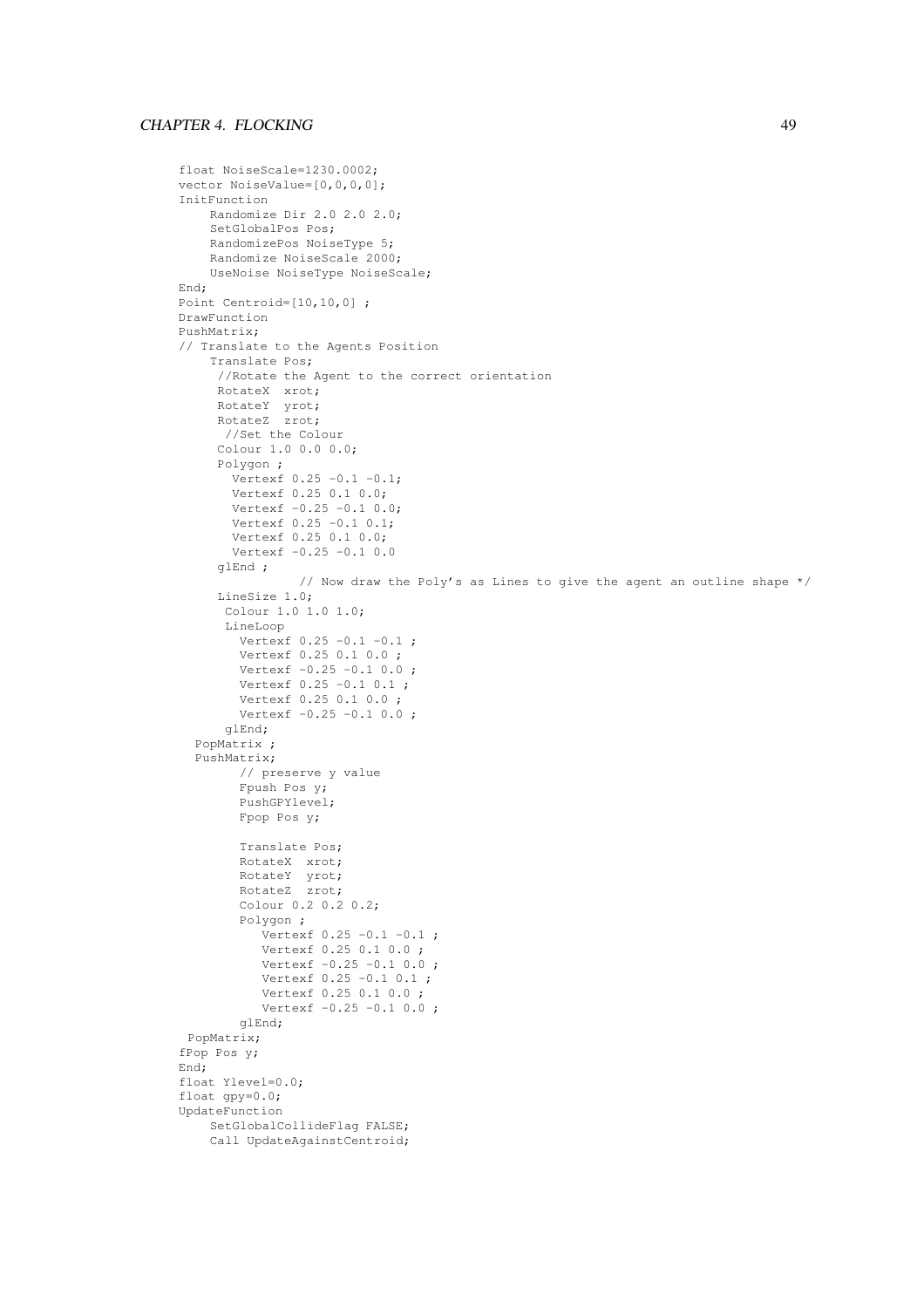```
float NoiseScale=1230.0002;
vector NoiseValue=[0,0,0,0];
InitFunction
    Randomize Dir 2.0 2.0 2.0;
    SetGlobalPos Pos;
    RandomizePos NoiseType 5;
    Randomize NoiseScale 2000;
    UseNoise NoiseType NoiseScale;
End;
Point Centroid=[10,10,0] ;
DrawFunction
PushMatrix;
// Translate to the Agents Position
    Translate Pos;
     //Rotate the Agent to the correct orientation
     RotateX  xrot;
     RotateY  yrot;
     RotateZ  zrot;
      //Set the Colour
     Colour 1.0 0.0 0.0;
     Polygon ;
       Vertexf 0.25 -0.1 -0.1;
       Vertexf 0.25 0.1 0.0;
       Vertexf -0.25 -0.1 0.0;
       Vertexf 0.25 -0.1 0.1;
       Vertexf 0.25 0.1 0.0;
       Vertexf -0.25 -0.1 0.0
     glEnd ;
               // Now draw the Poly's as Lines to give the agent an outline shape */
     LineSize 1.0;
      Colour 1.0 1.0 1.0;
      LineLoop
        Vertexf 0.25 -0.1 -0.1 ;
        Vertexf 0.25 0.1 0.0 ;
        Vertexf -0.25 -0.1 0.0 ;
        Vertexf 0.25 -0.1 0.1 ;
        Vertexf 0.25 0.1 0.0 ;
        Vertexf -0.25 -0.1 0.0 ;
      glEnd;
  PopMatrix ;
  PushMatrix;
        // preserve y value
        Fpush Pos y;
        PushGPYlevel;
        Fpop Pos y;

        Translate Pos;
        RotateX  xrot;
        RotateY  yrot;
        RotateZ  zrot;
        Colour 0.2 0.2 0.2;
        Polygon ;
           Vertexf 0.25 -0.1 -0.1 ;
           Vertexf 0.25 0.1 0.0 ;
           Vertexf -0.25 -0.1 0.0 ;
           Vertexf 0.25 -0.1 0.1 ;
           Vertexf 0.25 0.1 0.0 ;
           Vertexf -0.25 -0.1 0.0 ;
        glEnd;
 PopMatrix;
fPop Pos y;
End;
float Ylevel=0.0;
float gpy=0.0;
UpdateFunction
    SetGlobalCollideFlag FALSE;
    Call UpdateAgainstCentroid;
```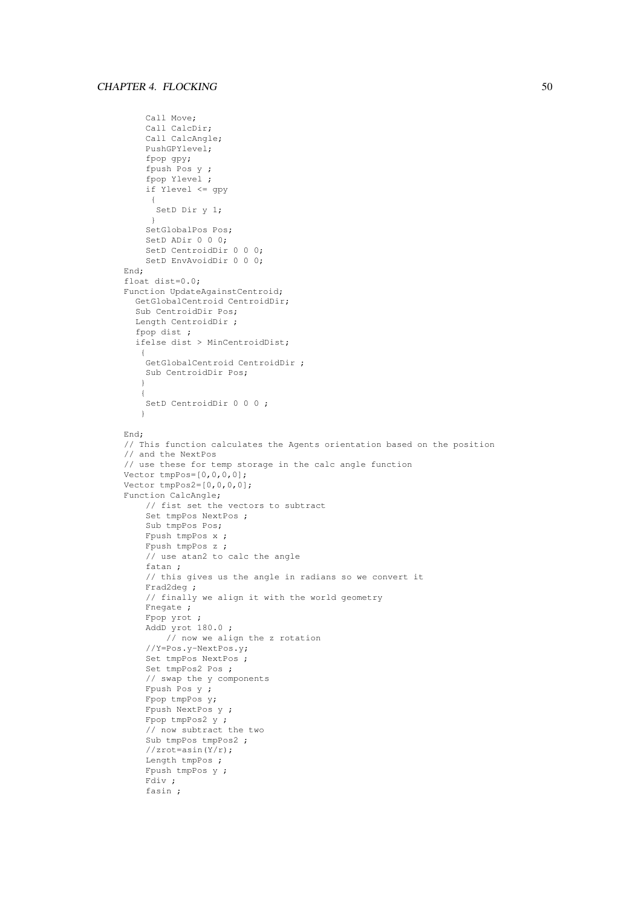```
    Call Move;
    Call CalcDir;
    Call CalcAngle;
    PushGPYlevel;
    fpop gpy;
    fpush Pos y ;
    fpop Ylevel ;
    if Ylevel <= gpy
     {
      SetD Dir y 1;
     }
    SetGlobalPos Pos;
    SetD ADir 0 0 0;
    SetD CentroidDir 0 0 0;
    SetD EnvAvoidDir 0 0 0;
End;
float dist=0.0;
Function UpdateAgainstCentroid;
  GetGlobalCentroid CentroidDir;
  Sub CentroidDir Pos;
  Length CentroidDir ;
  fpop dist ;
  ifelse dist > MinCentroidDist;
   {
    GetGlobalCentroid CentroidDir ;
    Sub CentroidDir Pos;
   }
   {
    SetD CentroidDir 0 0 0 ;
   }

End;
// This function calculates the Agents orientation based on the position
// and the NextPos
// use these for temp storage in the calc angle function
Vector tmpPos=[0,0,0];
Vector tmpPos2=[0,0,0];
Function CalcAngle;
    // fist set the vectors to subtract
    Set tmpPos NextPos ;
    Sub tmpPos Pos;
    Fpush tmpPos x ;
    Fpush tmpPos z ;
    // use atan2 to calc the angle
    fatan ;
    // this gives us the angle in radians so we convert it
    Frad2deg ;
    // finally we align it with the world geometry
    Fnegate ;
    Fpop yrot ;
    AddD yrot 180.0 ;
        // now we align the z rotation
    //Y=Pos.y-NextPos.y;
    Set tmpPos NextPos ;
    Set tmpPos2 Pos ;
    // swap the y components
    Fpush Pos y ;
    Fpop tmpPos y;
    Fpush NextPos y ;
    Fpop tmpPos2 y ;
    // now subtract the two
    Sub tmpPos tmpPos2 ;
    //zrot=asin(Y/r);
    Length tmpPos ;
    Fpush tmpPos y ;
    Fdiv ;
    fasin ;
```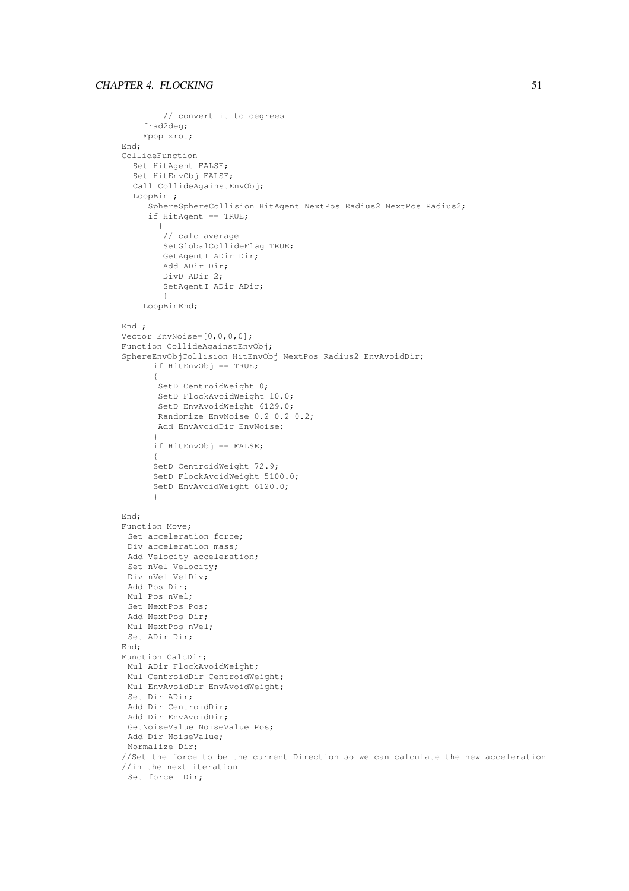```
        // convert it to degrees
    frad2deg;
    Fpop zrot;
End;
CollideFunction
  Set HitAgent FALSE;
  Set HitEnvObj FALSE;
  Call CollideAgainstEnvObj;
  LoopBin ;
     SphereSphereCollision HitAgent NextPos Radius2 NextPos Radius2;
     if HitAgent == TRUE;
       {
        // calc average
        SetGlobalCollideFlag TRUE;
        GetAgentI ADir Dir;
        Add ADir Dir;
        DivD ADir 2;
        SetAgentI ADir ADir;
        }
    LoopBinEnd;

End ;
Vector EnvNoise=[0,0,0,0];
Function CollideAgainstEnvObj;
SphereEnvObjCollision HitEnvObj NextPos Radius2 EnvAvoidDir;
      if HitEnvObj == TRUE;
      {
       SetD CentroidWeight 0;
       SetD FlockAvoidWeight 10.0;
       SetD EnvAvoidWeight 6129.0;
       Randomize EnvNoise 0.2 0.2 0.2;
       Add EnvAvoidDir EnvNoise;
      }
      if HitEnvObj == FALSE;
      {
      SetD CentroidWeight 72.9;
      SetD FlockAvoidWeight 5100.0;
      SetD EnvAvoidWeight 6120.0;
      }

End;
Function Move;
 Set acceleration force;
 Div acceleration mass;
 Add Velocity acceleration;
 Set nVel Velocity;
 Div nVel VelDiv;
 Add Pos Dir;
 Mul Pos nVel;
 Set NextPos Pos;
 Add NextPos Dir;
 Mul NextPos nVel;
 Set ADir Dir;
End;
Function CalcDir;
 Mul ADir FlockAvoidWeight;
 Mul CentroidDir CentroidWeight;
 Mul EnvAvoidDir EnvAvoidWeight;
 Set Dir ADir;
 Add Dir CentroidDir;
 Add Dir EnvAvoidDir;
 GetNoiseValue NoiseValue Pos;
 Add Dir NoiseValue;
 Normalize Dir;
//Set the force to be the current Direction so we can calculate the new acceleration
//in the next iteration
 Set force  Dir;
```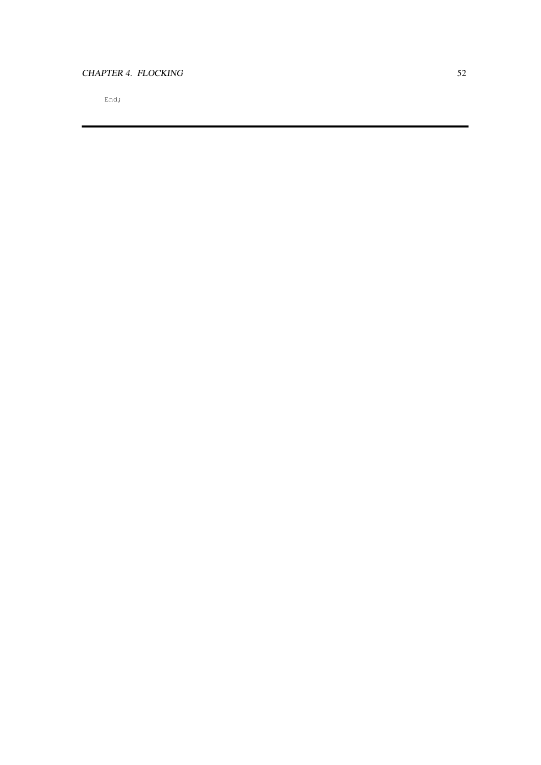```
End;
```

---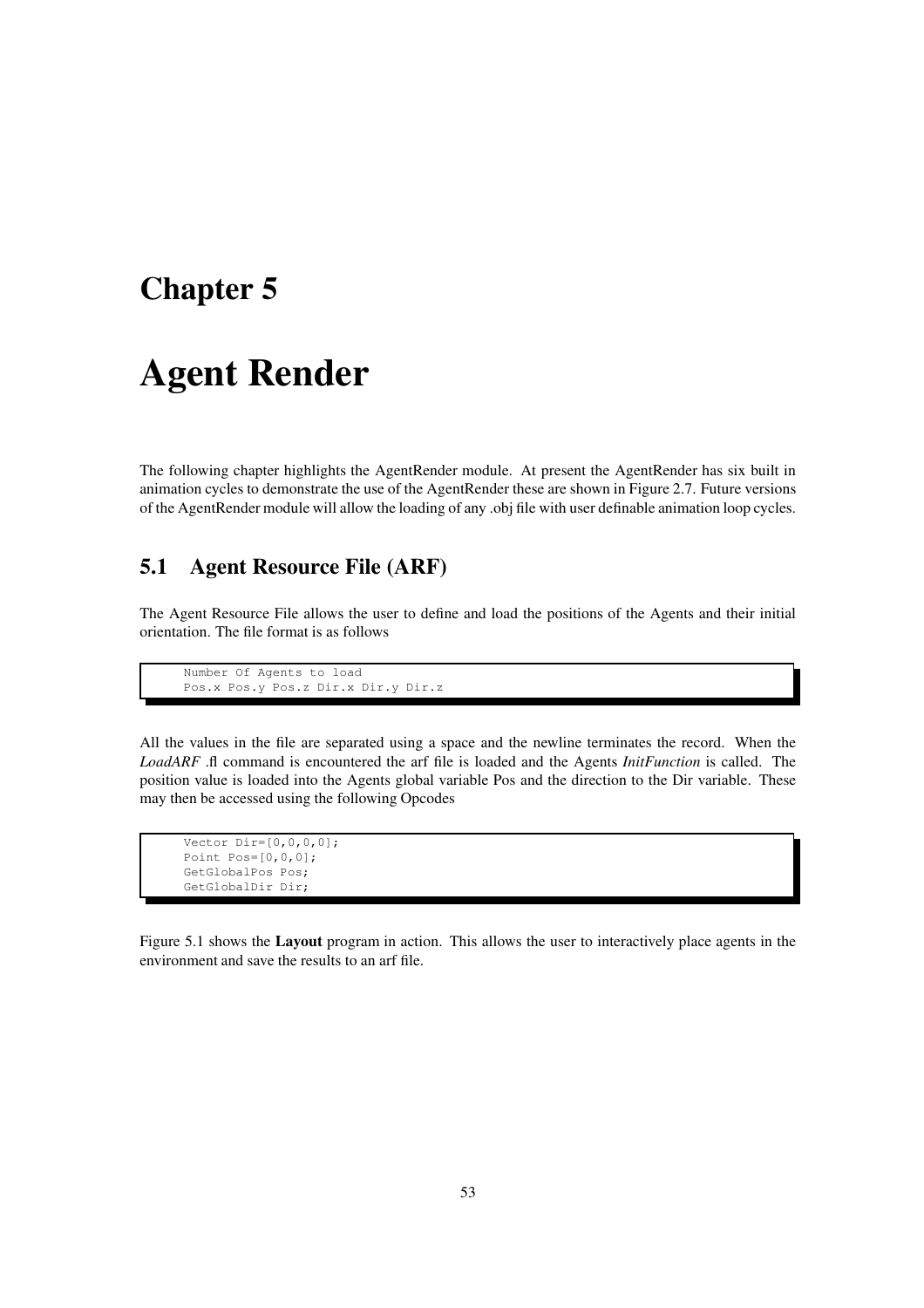# Chapter 5

# Agent Render

The following chapter highlights the AgentRender module. At present the AgentRender has six built in animation cycles to demonstrate the use of the AgentRender these are shown in Figure 2.7. Future versions of the AgentRender module will allow the loading of any .obj file with user definable animation loop cycles.

## 5.1 Agent Resource File (ARF)

The Agent Resource File allows the user to define and load the positions of the Agents and their initial orientation. The file format is as follows

```
Number Of Agents to load
Pos.x Pos.y Pos.z Dir.x Dir.y Dir.z
```

All the values in the file are separated using a space and the newline terminates the record. When the *LoadARF* .fl command is encountered the arf file is loaded and the Agents *InitFunction* is called. The position value is loaded into the Agents global variable Pos and the direction to the Dir variable. These may then be accessed using the following Opcodes

```
Vector Dir=[0,0,0,0];
Point Pos=[0,0,0];
GetGlobalPos Pos;
GetGlobalDir Dir;
```

Figure 5.1 shows the **Layout** program in action. This allows the user to interactively place agents in the environment and save the results to an arf file.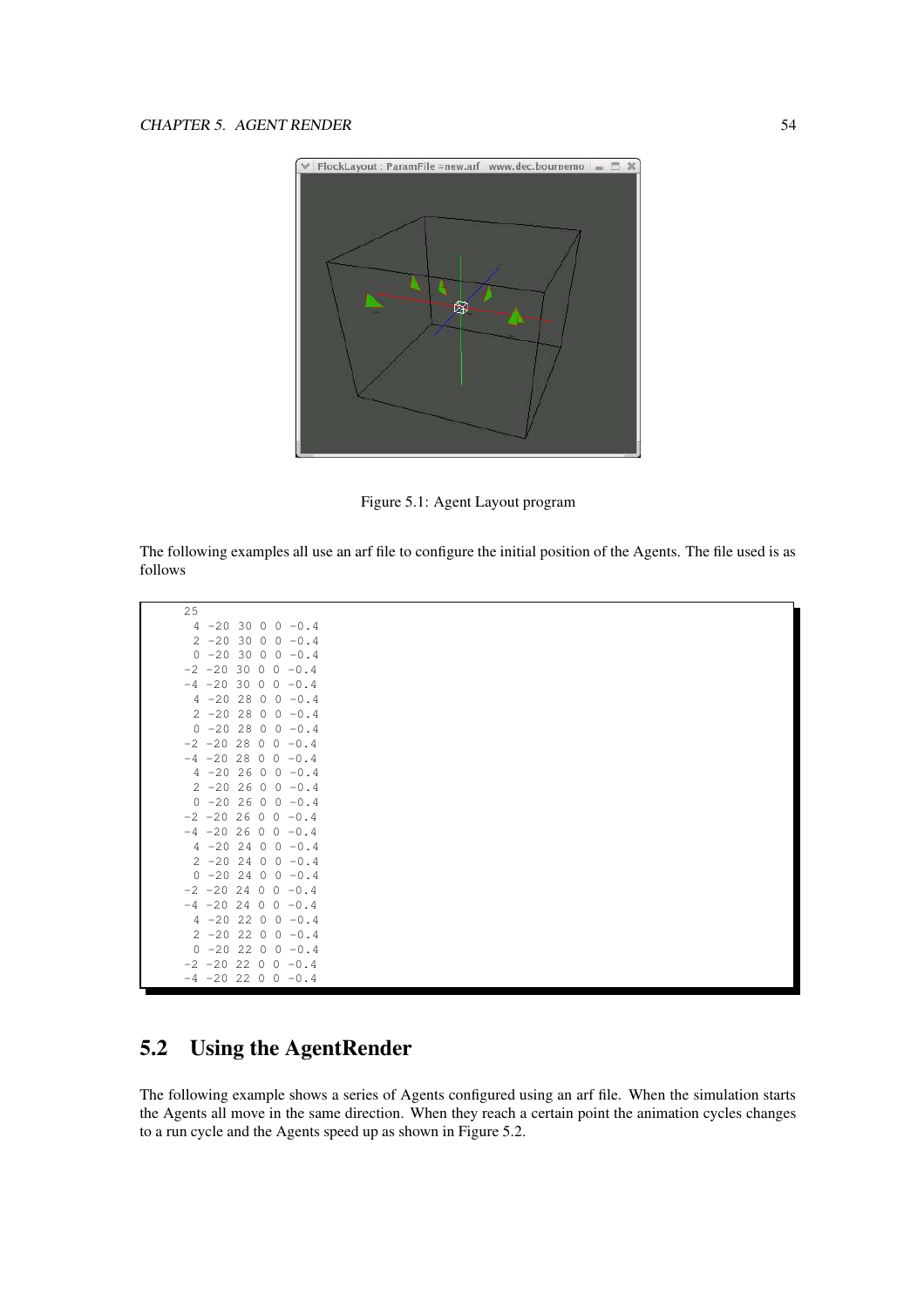Figure 5.1: Agent Layout program

The following examples all use an arf file to configure the initial position of the Agents. The file used is as follows

```
25
 4 -20 30 0 0 -0.4
 2 -20 30 0 0 -0.4
 0 -20 30 0 0 -0.4
-2 -20 30 0 0 -0.4
-4 -20 30 0 0 -0.4
 4 -20 28 0 0 -0.4
 2 -20 28 0 0 -0.4
 0 -20 28 0 0 -0.4
-2 -20 28 0 0 -0.4
-4 -20 28 0 0 -0.4
 4 -20 26 0 0 -0.4
 2 -20 26 0 0 -0.4
 0 -20 26 0 0 -0.4
-2 -20 26 0 0 -0.4
-4 -20 26 0 0 -0.4
 4 -20 24 0 0 -0.4
 2 -20 24 0 0 -0.4
 0 -20 24 0 0 -0.4
-2 -20 24 0 0 -0.4
-4 -20 24 0 0 -0.4
 4 -20 22 0 0 -0.4
 2 -20 22 0 0 -0.4
 0 -20 22 0 0 -0.4
-2 -20 22 0 0 -0.4
-4 -20 22 0 0 -0.4
```

## 5.2 Using the AgentRender

The following example shows a series of Agents configured using an arf file. When the simulation starts the Agents all move in the same direction. When they reach a certain point the animation cycles changes to a run cycle and the Agents speed up as shown in Figure 5.2.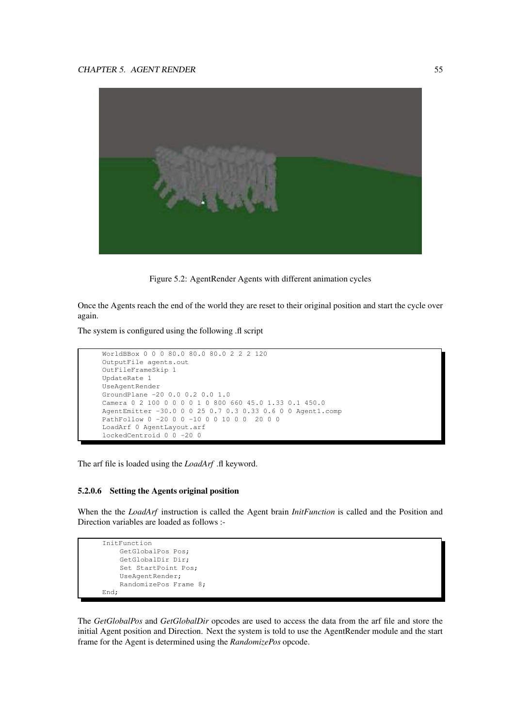Figure 5.2: AgentRender Agents with different animation cycles

Once the Agents reach the end of the world they are reset to their original position and start the cycle over again.

The system is configured using the following .fl script

```
WorldBBox 0 0 0 80.0 80.0 80.0 2 2 2 120
OutputFile agents.out
OutFileFrameSkip 1
UpdateRate 1
UseAgentRender
GroundPlane -20 0.0 0.2 0.0 1.0
Camera 0 2 100 0 0 0 0 1 0 800 660 45.0 1.33 0.1 450.0
AgentEmitter -30.0 0 0 25 0.7 0.3 0.33 0.6 0 0 Agent1.comp
PathFollow 0 -20 0 0 -10 0 0 10 0 0  20 0 0
LoadArf 0 AgentLayout.arf
lockedCentroid 0 0 -20 0
```

The arf file is loaded using the *LoadArf* .fl keyword.

#### 5.2.0.6 Setting the Agents original position

When the the *LoadArf* instruction is called the Agent brain *InitFunction* is called and the Position and Direction variables are loaded as follows :-

```
InitFunction
    GetGlobalPos Pos;
    GetGlobalDir Dir;
    Set StartPoint Pos;
    UseAgentRender;
    RandomizePos Frame 8;
End;
```

The *GetGlobalPos* and *GetGlobalDir* opcodes are used to access the data from the arf file and store the initial Agent position and Direction. Next the system is told to use the AgentRender module and the start frame for the Agent is determined using the *RandomizePos* opcode.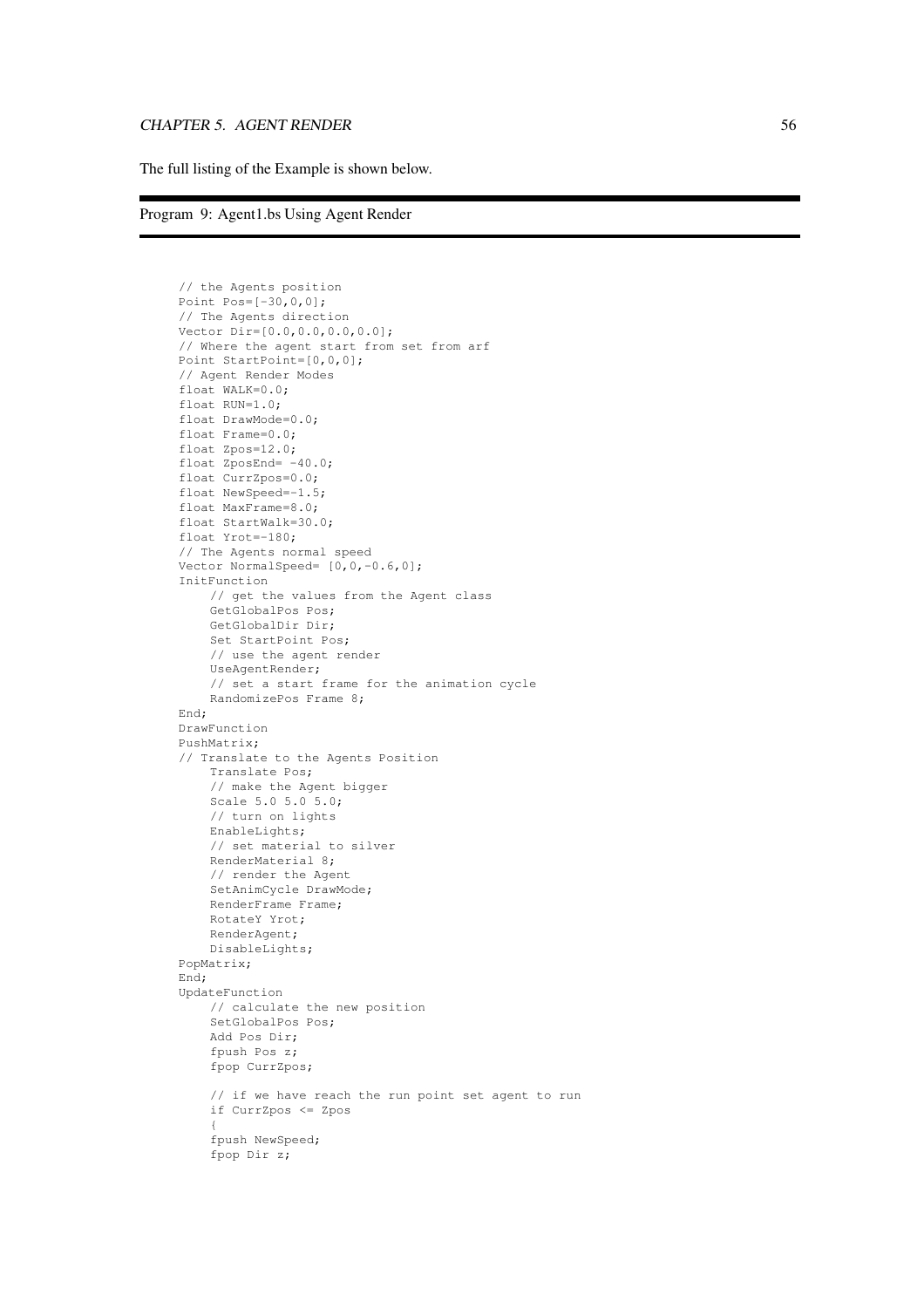The full listing of the Example is shown below.

Program 9: Agent1.bs Using Agent Render

```
// the Agents position
Point Pos=[-30,0,0];
// The Agents direction
Vector Dir=[0.0,0.0,0.0,0.0];
// Where the agent start from set from arf
Point StartPoint=[0,0,0];
// Agent Render Modes
float WALK=0.0;
float RUN=1.0;
float DrawMode=0.0;
float Frame=0.0;
float Zpos=12.0;
float ZposEnd= -40.0;
float CurrZpos=0.0;
float NewSpeed=-1.5;
float MaxFrame=8.0;
float StartWalk=30.0;
float Yrot=-180;
// The Agents normal speed
Vector NormalSpeed= [0,0,-0.6,0];
InitFunction
    // get the values from the Agent class
    GetGlobalPos Pos;
    GetGlobalDir Dir;
    Set StartPoint Pos;
    // use the agent render
    UseAgentRender;
    // set a start frame for the animation cycle
    RandomizePos Frame 8;
End;
DrawFunction
PushMatrix;
// Translate to the Agents Position
    Translate Pos;
    // make the Agent bigger
    Scale 5.0 5.0 5.0;
    // turn on lights
    EnableLights;
    // set material to silver
    RenderMaterial 8;
    // render the Agent
    SetAnimCycle DrawMode;
    RenderFrame Frame;
    RotateY Yrot;
    RenderAgent;
    DisableLights;
PopMatrix;
End;
UpdateFunction
    // calculate the new position
    SetGlobalPos Pos;
    Add Pos Dir;
    fpush Pos z;
    fpop CurrZpos;

    // if we have reach the run point set agent to run
    if CurrZpos <= Zpos
    {
    fpush NewSpeed;
    fpop Dir z;
```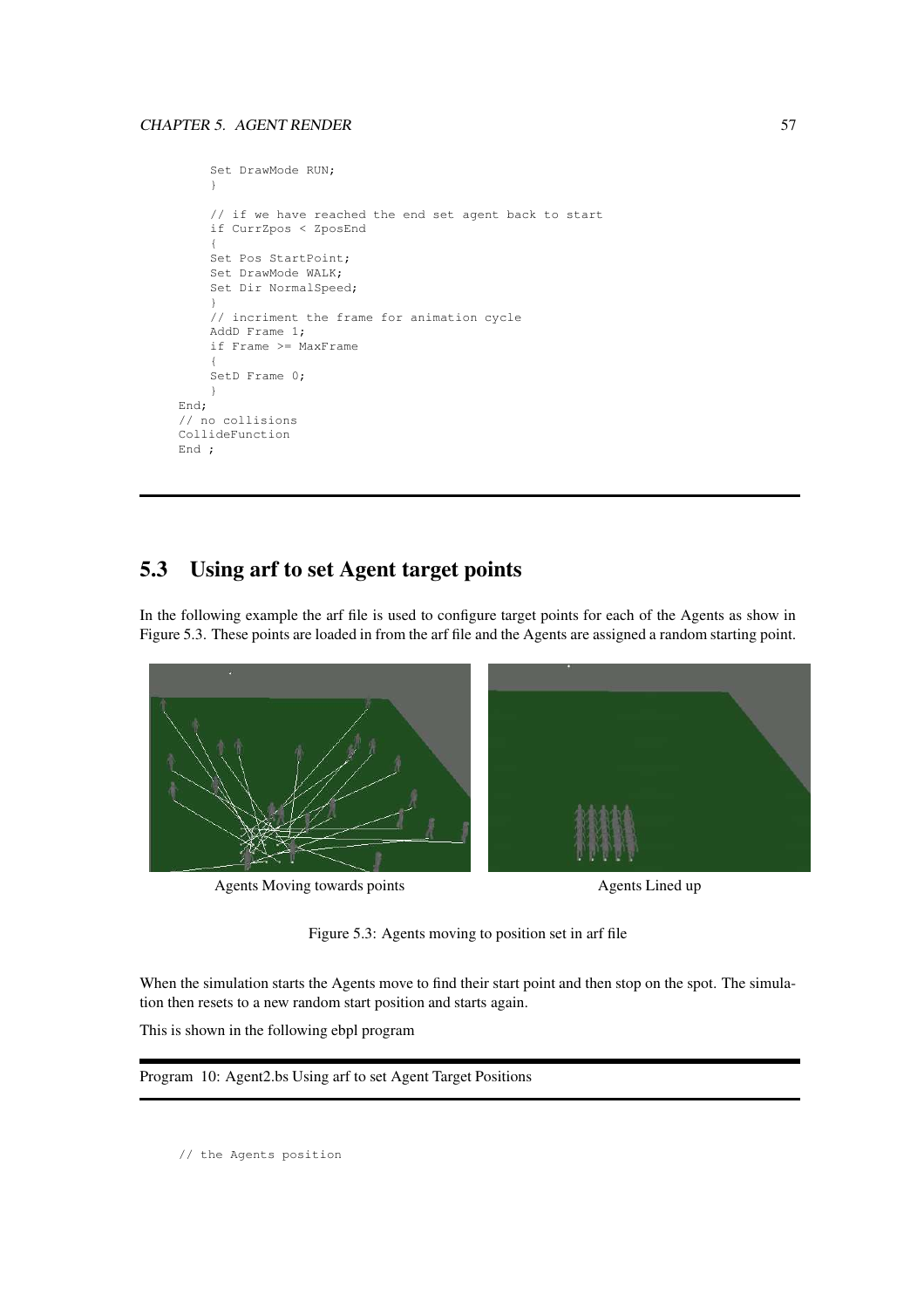```
    Set DrawMode RUN;
    }

    // if we have reached the end set agent back to start
    if CurrZpos < ZposEnd
    {
    Set Pos StartPoint;
    Set DrawMode WALK;
    Set Dir NormalSpeed;
    }
    // incriment the frame for animation cycle
    AddD Frame 1;
    if Frame >= MaxFrame
    {
    SetD Frame 0;
    }
End;
// no collisions
CollideFunction
End ;
```

## 5.3 Using arf to set Agent target points

In the following example the arf file is used to configure target points for each of the Agents as show in Figure 5.3. These points are loaded in from the arf file and the Agents are assigned a random starting point.

Agents Moving towards points

Agents Lined up

Figure 5.3: Agents moving to position set in arf file

When the simulation starts the Agents move to find their start point and then stop on the spot. The simulation then resets to a new random start position and starts again.

This is shown in the following ebpl program

Program 10: Agent2.bs Using arf to set Agent Target Positions

```
// the Agents position
```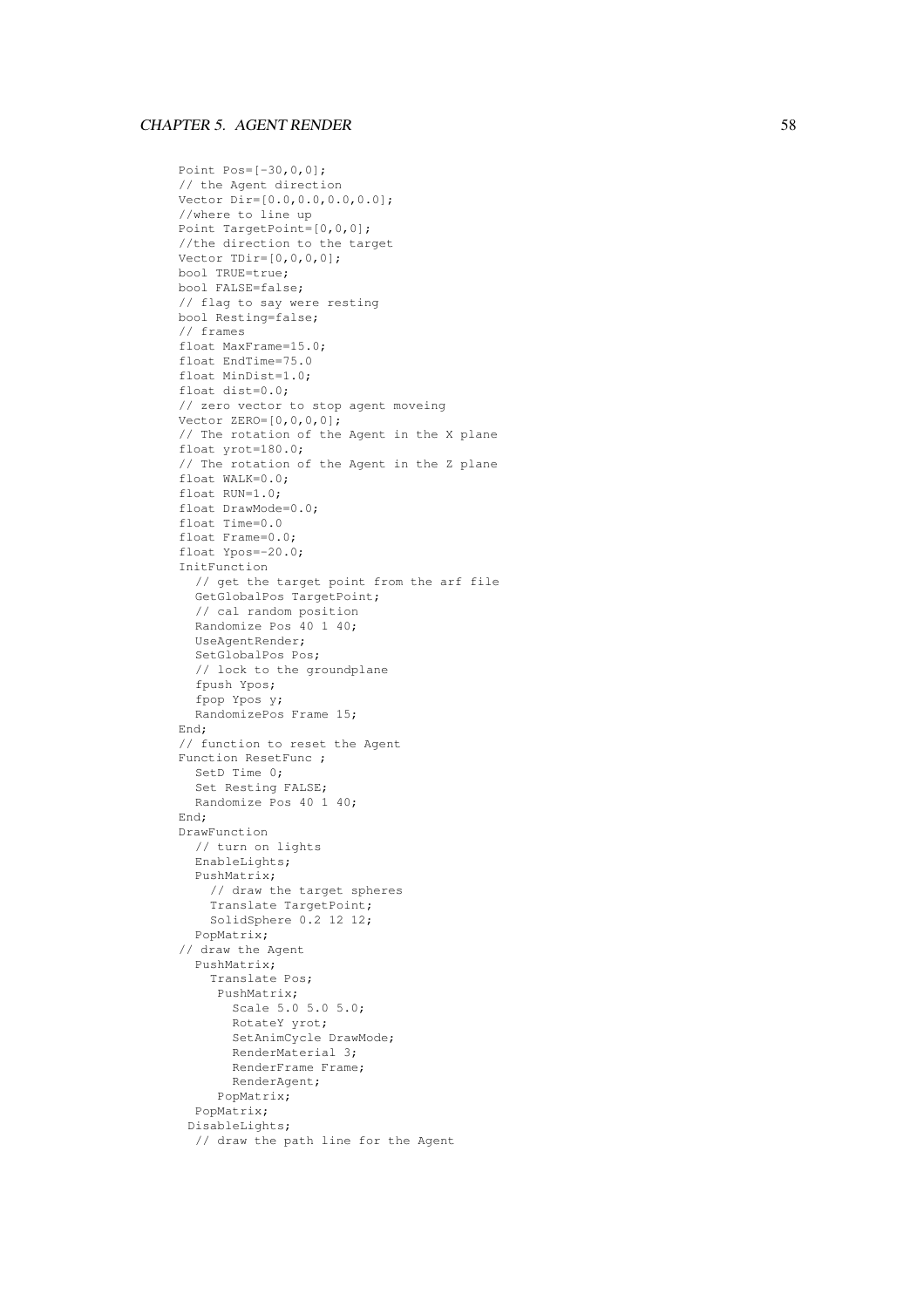```
Point Pos=[-30,0,0];
// the Agent direction
Vector Dir=[0.0,0.0,0.0,0.0];
//where to line up
Point TargetPoint=[0,0,0];
//the direction to the target
Vector TDir=[0,0,0,0];
bool TRUE=true;
bool FALSE=false;
// flag to say were resting
bool Resting=false;
// frames
float MaxFrame=15.0;
float EndTime=75.0
float MinDist=1.0;
float dist=0.0;
// zero vector to stop agent moveing
Vector ZERO=[0,0,0,0];
// The rotation of the Agent in the X plane
float yrot=180.0;
// The rotation of the Agent in the Z plane
float WALK=0.0;
float RUN=1.0;
float DrawMode=0.0;
float Time=0.0
float Frame=0.0;
float Ypos=-20.0;
InitFunction
  // get the target point from the arf file
  GetGlobalPos TargetPoint;
  // cal random position
  Randomize Pos 40 1 40;
  UseAgentRender;
  SetGlobalPos Pos;
  // lock to the groundplane
  fpush Ypos;
  fpop Ypos y;
  RandomizePos Frame 15;
End;
// function to reset the Agent
Function ResetFunc ;
  SetD Time 0;
  Set Resting FALSE;
  Randomize Pos 40 1 40;
End;
DrawFunction
  // turn on lights
  EnableLights;
  PushMatrix;
    // draw the target spheres
    Translate TargetPoint;
    SolidSphere 0.2 12 12;
  PopMatrix;
// draw the Agent
  PushMatrix;
    Translate Pos;
     PushMatrix;
       Scale 5.0 5.0 5.0;
       RotateY yrot;
       SetAnimCycle DrawMode;
       RenderMaterial 3;
       RenderFrame Frame;
       RenderAgent;
     PopMatrix;
  PopMatrix;
 DisableLights;
  // draw the path line for the Agent
```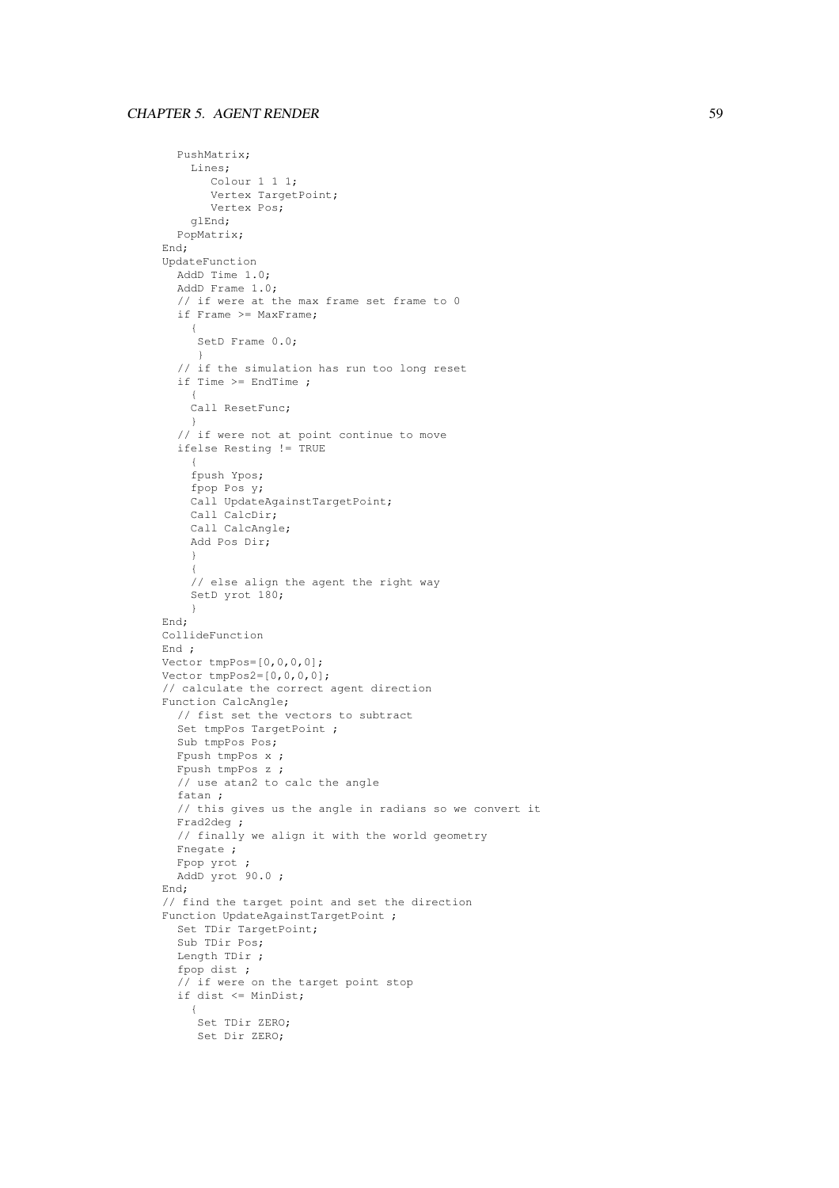```
    PushMatrix;
      Lines;
         Colour 1 1 1;
         Vertex TargetPoint;
         Vertex Pos;
      glEnd;
    PopMatrix;
  End;
  UpdateFunction
    AddD Time 1.0;
    AddD Frame 1.0;
    // if were at the max frame set frame to 0
    if Frame >= MaxFrame;
      {
       SetD Frame 0.0;
       }
    // if the simulation has run too long reset
    if Time >= EndTime ;
      {
      Call ResetFunc;
      }
    // if were not at point continue to move
    ifelse Resting != TRUE
      {
      fpush Ypos;
      fpop Pos y;
      Call UpdateAgainstTargetPoint;
      Call CalcDir;
      Call CalcAngle;
      Add Pos Dir;
      }
      {
      // else align the agent the right way
      SetD yrot 180;
      }
  End;
  CollideFunction
  End ;
  Vector tmpPos=[0,0,0,0];
  Vector tmpPos2=[0,0,0,0];
  // calculate the correct agent direction
  Function CalcAngle;
    // fist set the vectors to subtract
    Set tmpPos TargetPoint ;
    Sub tmpPos Pos;
    Fpush tmpPos x ;
    Fpush tmpPos z ;
    // use atan2 to calc the angle
    fatan ;
    // this gives us the angle in radians so we convert it
    Frad2deg ;
    // finally we align it with the world geometry
    Fnegate ;
    Fpop yrot ;
    AddD yrot 90.0 ;
  End;
  // find the target point and set the direction
  Function UpdateAgainstTargetPoint ;
    Set TDir TargetPoint;
    Sub TDir Pos;
    Length TDir ;
    fpop dist ;
    // if were on the target point stop
    if dist <= MinDist;
      {
       Set TDir ZERO;
       Set Dir ZERO;
```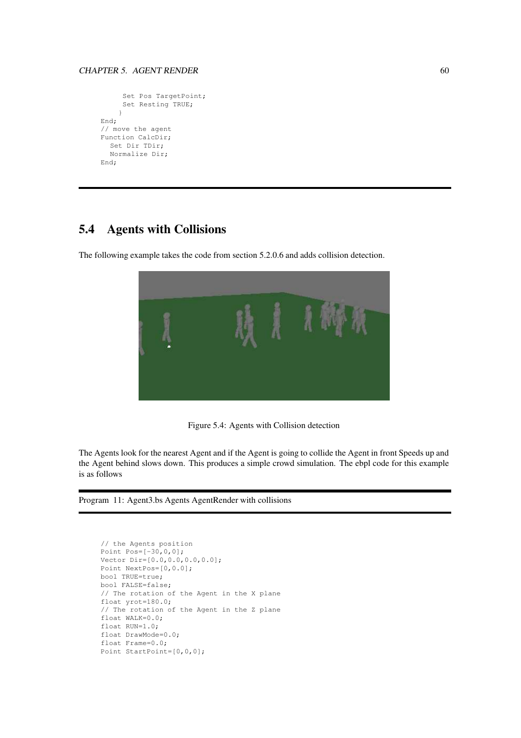```
      Set Pos TargetPoint;
      Set Resting TRUE;
    }
End;
// move the agent
Function CalcDir;
  Set Dir TDir;
  Normalize Dir;
End;
```

## 5.4 Agents with Collisions

The following example takes the code from section 5.2.0.6 and adds collision detection.

Figure 5.4: Agents with Collision detection

The Agents look for the nearest Agent and if the Agent is going to collide the Agent in front Speeds up and the Agent behind slows down. This produces a simple crowd simulation. The ebpl code for this example is as follows

Program 11: Agent3.bs Agents AgentRender with collisions

```
// the Agents position
Point Pos=[-30,0,0];
Vector Dir=[0.0,0.0,0.0,0.0];
Point NextPos=[0,0.0];
bool TRUE=true;
bool FALSE=false;
// The rotation of the Agent in the X plane
float yrot=180.0;
// The rotation of the Agent in the Z plane
float WALK=0.0;
float RUN=1.0;
float DrawMode=0.0;
float Frame=0.0;
Point StartPoint=[0,0,0];
```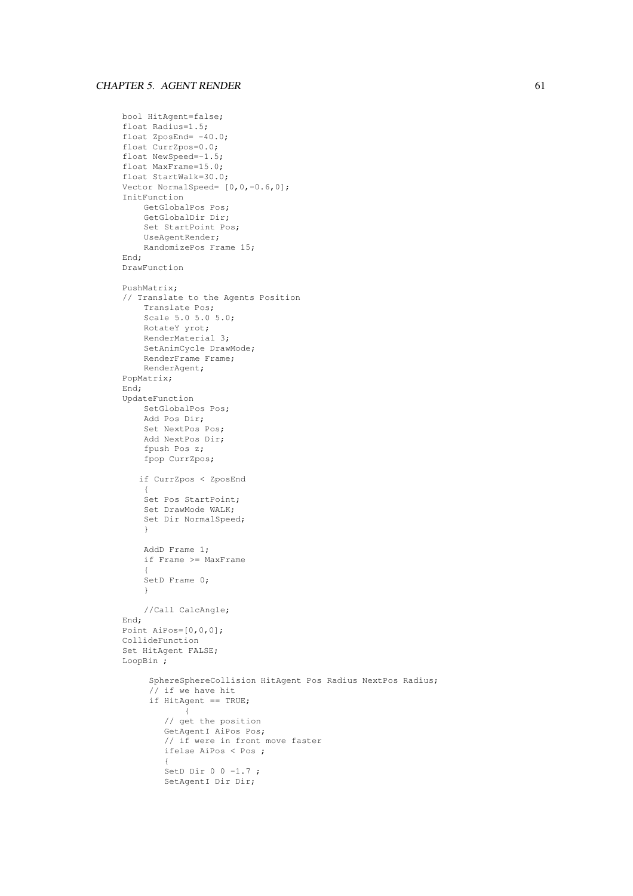```
bool HitAgent=false;
float Radius=1.5;
float ZposEnd= -40.0;
float CurrZpos=0.0;
float NewSpeed=-1.5;
float MaxFrame=15.0;
float StartWalk=30.0;
Vector NormalSpeed= [0,0,-0.6,0];
InitFunction
    GetGlobalPos Pos;
    GetGlobalDir Dir;
    Set StartPoint Pos;
    UseAgentRender;
    RandomizePos Frame 15;
End;
DrawFunction

PushMatrix;
// Translate to the Agents Position
    Translate Pos;
    Scale 5.0 5.0 5.0;
    RotateY yrot;
    RenderMaterial 3;
    SetAnimCycle DrawMode;
    RenderFrame Frame;
    RenderAgent;
PopMatrix;
End;
UpdateFunction
    SetGlobalPos Pos;
    Add Pos Dir;
    Set NextPos Pos;
    Add NextPos Dir;
    fpush Pos z;
    fpop CurrZpos;

   if CurrZpos < ZposEnd
    {
    Set Pos StartPoint;
    Set DrawMode WALK;
    Set Dir NormalSpeed;
    }

    AddD Frame 1;
    if Frame >= MaxFrame
    {
    SetD Frame 0;
    }

    //Call CalcAngle;
End;
Point AiPos=[0,0,0];
CollideFunction
Set HitAgent FALSE;
LoopBin ;

     SphereSphereCollision HitAgent Pos Radius NextPos Radius;
     // if we have hit
     if HitAgent == TRUE;
           {
        // get the position
        GetAgentI AiPos Pos;
        // if were in front move faster
        ifelse AiPos < Pos ;
        {
        SetD Dir 0 0 -1.7 ;
        SetAgentI Dir Dir;
```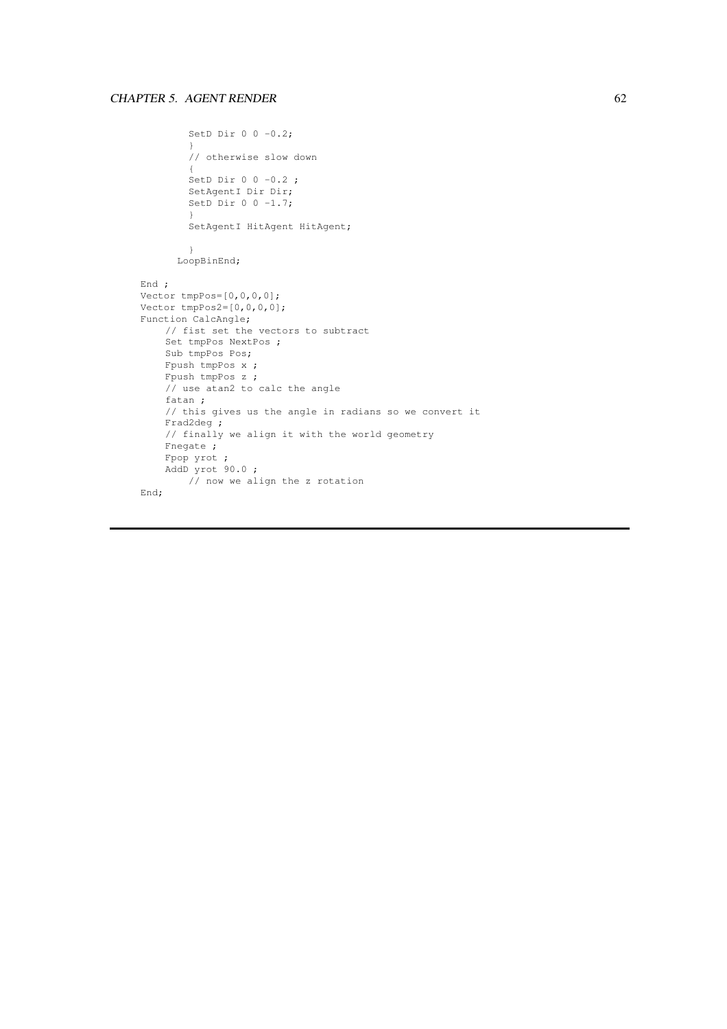```
          SetD Dir 0 0 -0.2;
          }
          // otherwise slow down
          {
          SetD Dir 0 0 -0.2 ;
          SetAgentI Dir Dir;
          SetD Dir 0 0 -1.7;
          }
          SetAgentI HitAgent HitAgent;

          }
        LoopBinEnd;

End ;
Vector tmpPos=[0,0,0,0];
Vector tmpPos2=[0,0,0,0];
Function CalcAngle;
    // fist set the vectors to subtract
    Set tmpPos NextPos ;
    Sub tmpPos Pos;
    Fpush tmpPos x ;
    Fpush tmpPos z ;
    // use atan2 to calc the angle
    fatan ;
    // this gives us the angle in radians so we convert it
    Frad2deg ;
    // finally we align it with the world geometry
    Fnegate ;
    Fpop yrot ;
    AddD yrot 90.0 ;
        // now we align the z rotation
End;
```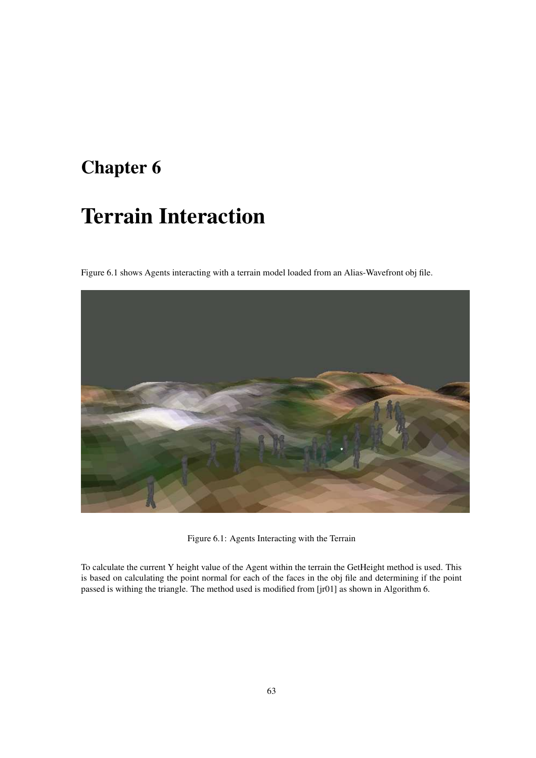# Chapter 6

# Terrain Interaction

Figure 6.1 shows Agents interacting with a terrain model loaded from an Alias-Wavefront obj file.

Figure 6.1: Agents Interacting with the Terrain

To calculate the current Y height value of the Agent within the terrain the GetHeight method is used. This is based on calculating the point normal for each of the faces in the obj file and determining if the point passed is withing the triangle. The method used is modified from [jr01] as shown in Algorithm 6.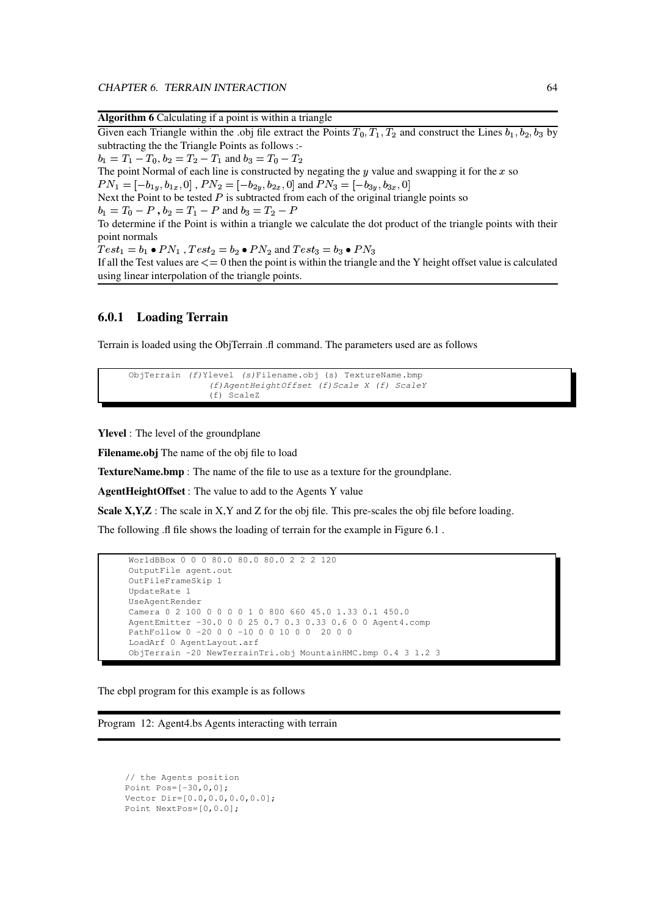**Algorithm 6** Calculating if a point is within a triangle

Given each Triangle within the .obj file extract the Points $T_0, T_1, T_2$ and construct the Lines $b_1, b_2, b_3$ by subtracting the the Triangle Points as follows :-

$b_1 = T_1 - T_0, b_2 = T_2 - T_1$ and $b_3 = T_0 - T_2$

The point Normal of each line is constructed by negating the $y$ value and swapping it for the $x$ so

$PN_1 = [-b_{1y}, b_{1x}, 0]$ , $PN_2 = [-b_{2y}, b_{2x}, 0]$ and $PN_3 = [-b_{3y}, b_{3x}, 0]$

Next the Point to be tested $P$ is subtracted from each of the original triangle points so

$b_1 = T_0 - P$ , $b_2 = T_1 - P$ and $b_3 = T_2 - P$

To determine if the Point is within a triangle we calculate the dot product of the triangle points with their point normals

$Test_1 = b_1 \bullet PN_1$ , $Test_2 = b_2 \bullet PN_2$ and $Test_3 = b_3 \bullet PN_3$

If all the Test values are $<= 0$ then the point is within the triangle and the Y height offset value is calculated using linear interpolation of the triangle points.

### 6.0.1 Loading Terrain

Terrain is loaded using the ObjTerrain .fl command. The parameters used are as follows

```
ObjTerrain (f)Ylevel (s)Filename.obj (s) TextureName.bmp
                (f)AgentHeightOffset (f)Scale X (f) ScaleY
                (f) ScaleZ
```

**Ylevel** : The level of the groundplane

**Filename.obj** The name of the obj file to load

**TextureName.bmp** : The name of the file to use as a texture for the groundplane.

**AgentHeightOffset** : The value to add to the Agents Y value

**Scale X,Y,Z** : The scale in X,Y and Z for the obj file. This pre-scales the obj file before loading.

The following .fl file shows the loading of terrain for the example in Figure 6.1 .

```
WorldBBox 0 0 0 80.0 80.0 80.0 2 2 2 120
OutputFile agent.out
OutFileFrameSkip 1
UpdateRate 1
UseAgentRender
Camera 0 2 100 0 0 0 0 1 0 800 660 45.0 1.33 0.1 450.0
AgentEmitter -30.0 0 0 25 0.7 0.3 0.33 0.6 0 0 Agent4.comp
PathFollow 0 -20 0 0 -10 0 0 10 0 0  20 0 0
LoadArf 0 AgentLayout.arf
ObjTerrain -20 NewTerrainTri.obj MountainHMC.bmp 0.4 3 1.2 3
```

The ebpl program for this example is as follows

Program 12: Agent4.bs Agents interacting with terrain

```
// the Agents position
Point Pos=[-30,0,0];
Vector Dir=[0.0,0.0,0.0,0.0];
Point NextPos=[0,0.0];
```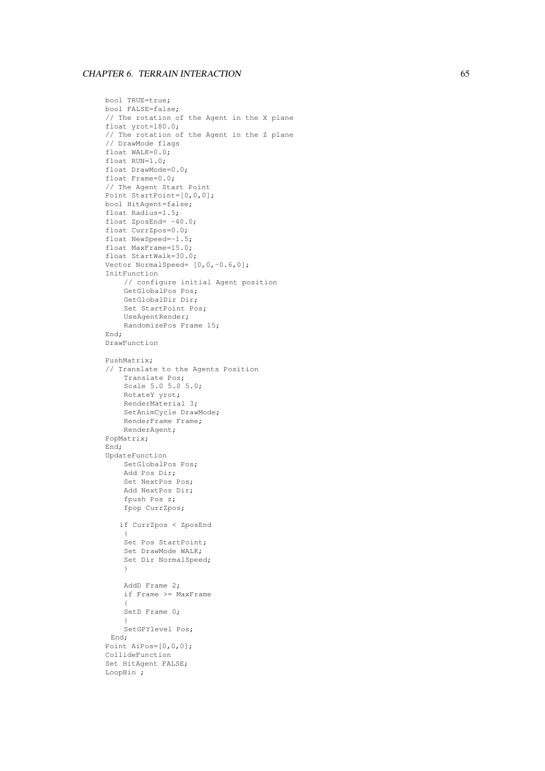```
bool TRUE=true;
bool FALSE=false;
// The rotation of the Agent in the X plane
float yrot=180.0;
// The rotation of the Agent in the Z plane
// DrawMode flags
float WALK=0.0;
float RUN=1.0;
float DrawMode=0.0;
float Frame=0.0;
// The Agent Start Point
Point StartPoint=[0,0,0];
bool HitAgent=false;
float Radius=1.5;
float ZposEnd= -40.0;
float CurrZpos=0.0;
float NewSpeed=-1.5;
float MaxFrame=15.0;
float StartWalk=30.0;
Vector NormalSpeed= [0,0,-0.6,0];
InitFunction
    // configure initial Agent position
    GetGlobalPos Pos;
    GetGlobalDir Dir;
    Set StartPoint Pos;
    UseAgentRender;
    RandomizePos Frame 15;
End;
DrawFunction

PushMatrix;
// Translate to the Agents Position
    Translate Pos;
    Scale 5.0 5.0 5.0;
    RotateY yrot;
    RenderMaterial 3;
    SetAnimCycle DrawMode;
    RenderFrame Frame;
    RenderAgent;
PopMatrix;
End;
UpdateFunction
    SetGlobalPos Pos;
    Add Pos Dir;
    Set NextPos Pos;
    Add NextPos Dir;
    fpush Pos z;
    fpop CurrZpos;

   if CurrZpos < ZposEnd
    {
    Set Pos StartPoint;
    Set DrawMode WALK;
    Set Dir NormalSpeed;
    }

    AddD Frame 2;
    if Frame >= MaxFrame
    {
    SetD Frame 0;
    }
    SetGPYlevel Pos;
 End;
Point AiPos=[0,0,0];
CollideFunction
Set HitAgent FALSE;
LoopBin ;
```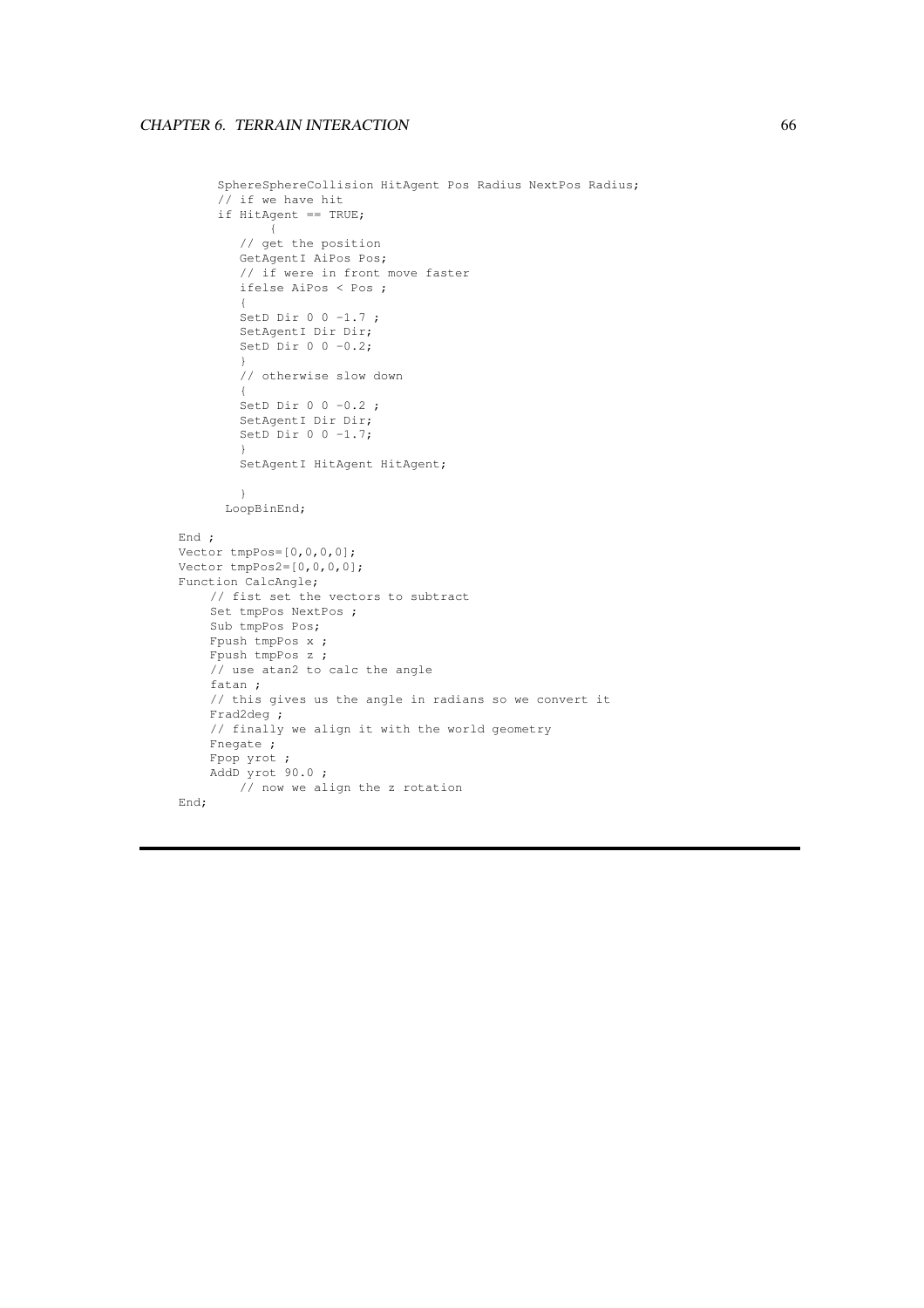```
      SphereSphereCollision HitAgent Pos Radius NextPos Radius;
      // if we have hit
      if HitAgent == TRUE;
            {
         // get the position
         GetAgentI AiPos Pos;
         // if were in front move faster
         ifelse AiPos < Pos ;
         {
         SetD Dir 0 0 -1.7 ;
         SetAgentI Dir Dir;
         SetD Dir 0 0 -0.2;
         }
         // otherwise slow down
         {
         SetD Dir 0 0 -0.2 ;
         SetAgentI Dir Dir;
         SetD Dir 0 0 -1.7;
         }
         SetAgentI HitAgent HitAgent;

         }
       LoopBinEnd;

End ;
Vector tmpPos=[0,0,0,0];
Vector tmpPos2=[0,0,0,0];
Function CalcAngle;
    // fist set the vectors to subtract
    Set tmpPos NextPos ;
    Sub tmpPos Pos;
    Fpush tmpPos x ;
    Fpush tmpPos z ;
    // use atan2 to calc the angle
    fatan ;
    // this gives us the angle in radians so we convert it
    Frad2deg ;
    // finally we align it with the world geometry
    Fnegate ;
    Fpop yrot ;
    AddD yrot 90.0 ;
        // now we align the z rotation
End;
```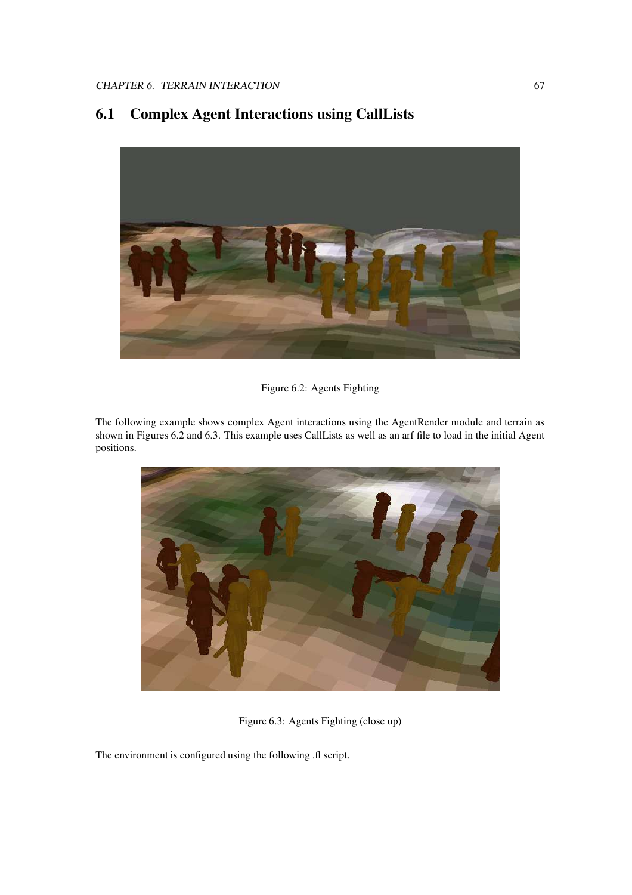## 6.1 Complex Agent Interactions using CallLists

Figure 6.2: Agents Fighting

The following example shows complex Agent interactions using the AgentRender module and terrain as shown in Figures 6.2 and 6.3. This example uses CallLists as well as an arf file to load in the initial Agent positions.

Figure 6.3: Agents Fighting (close up)

The environment is configured using the following .fl script.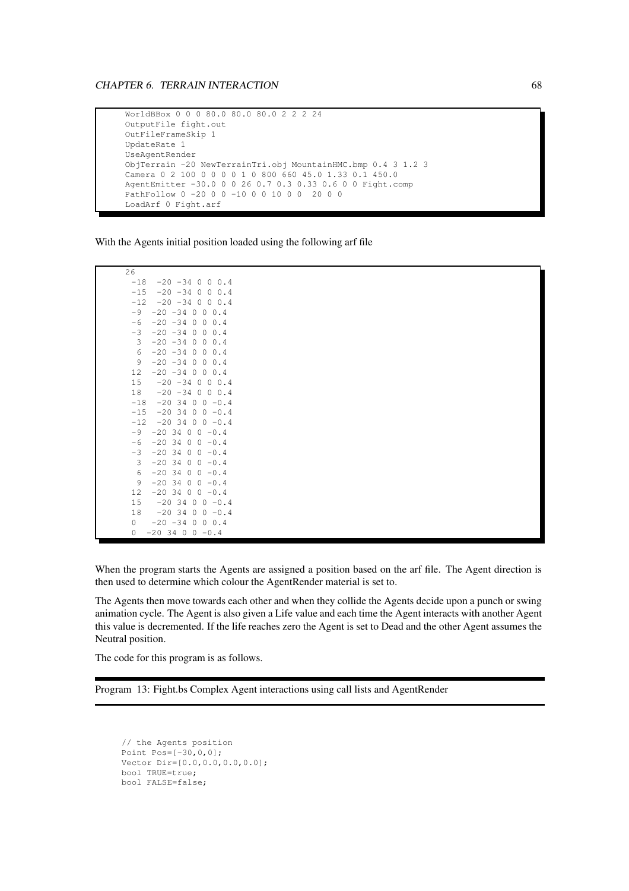```
WorldBBox 0 0 0 80.0 80.0 80.0 2 2 2 24
OutputFile fight.out
OutFileFrameSkip 1
UpdateRate 1
UseAgentRender
ObjTerrain -20 NewTerrainTri.obj MountainHMC.bmp 0.4 3 1.2 3
Camera 0 2 100 0 0 0 0 1 0 800 660 45.0 1.33 0.1 450.0
AgentEmitter -30.0 0 0 26 0.7 0.3 0.33 0.6 0 0 Fight.comp
PathFollow 0 -20 0 0 -10 0 0 10 0 0  20 0 0
LoadArf 0 Fight.arf
```

With the Agents initial position loaded using the following arf file

```
26
 -18  -20 -34 0 0 0.4
 -15  -20 -34 0 0 0.4
 -12  -20 -34 0 0 0.4
 -9  -20 -34 0 0 0.4
 -6  -20 -34 0 0 0.4
 -3  -20 -34 0 0 0.4
  3  -20 -34 0 0 0.4
  6  -20 -34 0 0 0.4
  9  -20 -34 0 0 0.4
 12  -20 -34 0 0 0.4
 15   -20 -34 0 0 0.4
 18   -20 -34 0 0 0.4
 -18  -20 34 0 0 -0.4
 -15  -20 34 0 0 -0.4
 -12  -20 34 0 0 -0.4
 -9  -20 34 0 0 -0.4
 -6  -20 34 0 0 -0.4
 -3  -20 34 0 0 -0.4
  3  -20 34 0 0 -0.4
  6  -20 34 0 0 -0.4
  9  -20 34 0 0 -0.4
 12  -20 34 0 0 -0.4
 15   -20 34 0 0 -0.4
 18   -20 34 0 0 -0.4
 0   -20 -34 0 0 0.4
 0  -20 34 0 0 -0.4
```

When the program starts the Agents are assigned a position based on the arf file. The Agent direction is then used to determine which colour the AgentRender material is set to.

The Agents then move towards each other and when they collide the Agents decide upon a punch or swing animation cycle. The Agent is also given a Life value and each time the Agent interacts with another Agent this value is decremented. If the life reaches zero the Agent is set to Dead and the other Agent assumes the Neutral position.

The code for this program is as follows.

Program 13: Fight.bs Complex Agent interactions using call lists and AgentRender

```
// the Agents position
Point Pos=[-30,0,0];
Vector Dir=[0.0,0.0,0.0,0.0];
bool TRUE=true;
bool FALSE=false;
```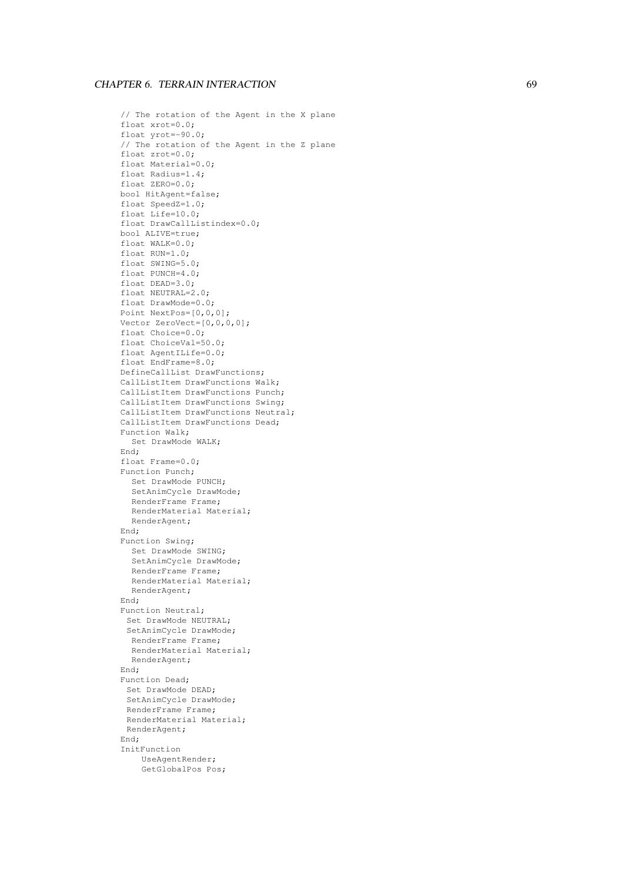```
// The rotation of the Agent in the X plane
float xrot=0.0;
float yrot=-90.0;
// The rotation of the Agent in the Z plane
float zrot=0.0;
float Material=0.0;
float Radius=1.4;
float ZERO=0.0;
bool HitAgent=false;
float SpeedZ=1.0;
float Life=10.0;
float DrawCallListindex=0.0;
bool ALIVE=true;
float WALK=0.0;
float RUN=1.0;
float SWING=5.0;
float PUNCH=4.0;
float DEAD=3.0;
float NEUTRAL=2.0;
float DrawMode=0.0;
Point NextPos=[0,0,0];
Vector ZeroVect=[0,0,0,0];
float Choice=0.0;
float ChoiceVal=50.0;
float AgentILife=0.0;
float EndFrame=8.0;
DefineCallList DrawFunctions;
CallListItem DrawFunctions Walk;
CallListItem DrawFunctions Punch;
CallListItem DrawFunctions Swing;
CallListItem DrawFunctions Neutral;
CallListItem DrawFunctions Dead;
Function Walk;
  Set DrawMode WALK;
End;
float Frame=0.0;
Function Punch;
  Set DrawMode PUNCH;
  SetAnimCycle DrawMode;
  RenderFrame Frame;
  RenderMaterial Material;
  RenderAgent;
End;
Function Swing;
  Set DrawMode SWING;
  SetAnimCycle DrawMode;
  RenderFrame Frame;
  RenderMaterial Material;
  RenderAgent;
End;
Function Neutral;
 Set DrawMode NEUTRAL;
 SetAnimCycle DrawMode;
  RenderFrame Frame;
  RenderMaterial Material;
  RenderAgent;
End;
Function Dead;
 Set DrawMode DEAD;
 SetAnimCycle DrawMode;
 RenderFrame Frame;
 RenderMaterial Material;
 RenderAgent;
End;
InitFunction
    UseAgentRender;
    GetGlobalPos Pos;
```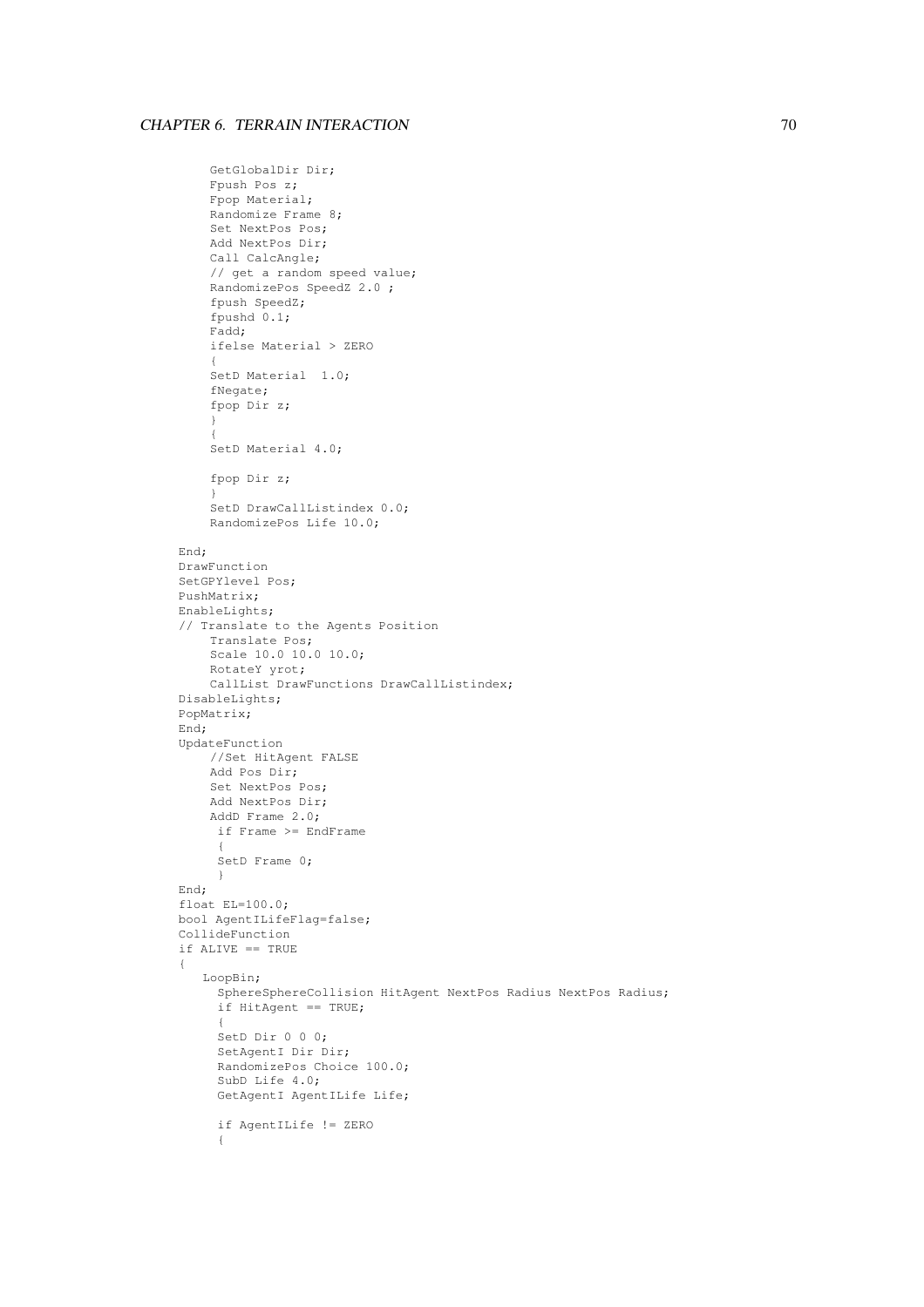```
    GetGlobalDir Dir;
    Fpush Pos z;
    Fpop Material;
    Randomize Frame 8;
    Set NextPos Pos;
    Add NextPos Dir;
    Call CalcAngle;
    // get a random speed value;
    RandomizePos SpeedZ 2.0 ;
    fpush SpeedZ;
    fpushd 0.1;
    Fadd;
    ifelse Material > ZERO
    {
    SetD Material  1.0;
    fNegate;
    fpop Dir z;
    }
    {
    SetD Material 4.0;

    fpop Dir z;
    }
    SetD DrawCallListindex 0.0;
    RandomizePos Life 10.0;

End;
DrawFunction
SetGPYlevel Pos;
PushMatrix;
EnableLights;
// Translate to the Agents Position
    Translate Pos;
    Scale 10.0 10.0 10.0;
    RotateY yrot;
    CallList DrawFunctions DrawCallListindex;
DisableLights;
PopMatrix;
End;
UpdateFunction
    //Set HitAgent FALSE
    Add Pos Dir;
    Set NextPos Pos;
    Add NextPos Dir;
    AddD Frame 2.0;
     if Frame >= EndFrame
     {
     SetD Frame 0;
     }
End;
float EL=100.0;
bool AgentILifeFlag=false;
CollideFunction
if ALIVE == TRUE
{
   LoopBin;
     SphereSphereCollision HitAgent NextPos Radius NextPos Radius;
     if HitAgent == TRUE;
     {
     SetD Dir 0 0 0;
     SetAgentI Dir Dir;
     RandomizePos Choice 100.0;
     SubD Life 4.0;
     GetAgentI AgentILife Life;

     if AgentILife != ZERO
     {
```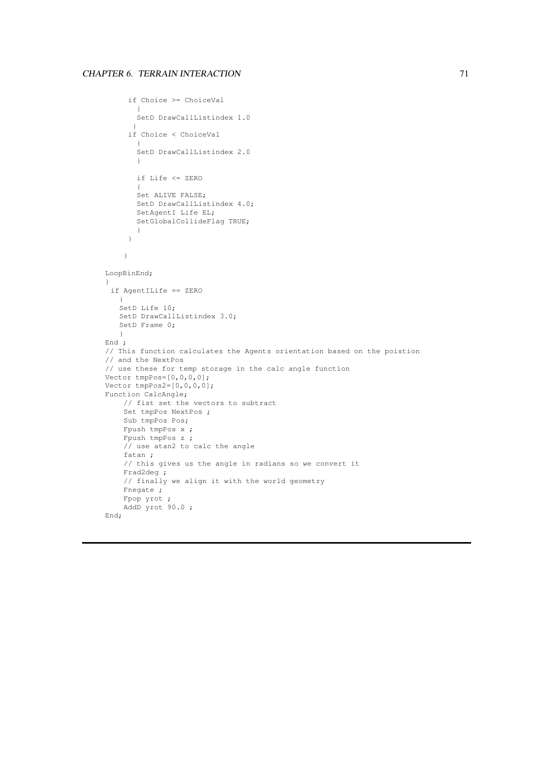```
      if Choice >= ChoiceVal
        {
        SetD DrawCallListindex 1.0
       }
      if Choice < ChoiceVal
        {
        SetD DrawCallListindex 2.0
        }

        if Life <= ZERO
        {
        Set ALIVE FALSE;
        SetD DrawCallListindex 4.0;
        SetAgentI Life EL;
        SetGlobalCollideFlag TRUE;
        }
      }

     }

LoopBinEnd;
}
 if AgentILife == ZERO
   {
   SetD Life 10;
   SetD DrawCallListindex 3.0;
   SetD Frame 0;
   }
End ;
// This function calculates the Agents orientation based on the poistion
// and the NextPos
// use these for temp storage in the calc angle function
Vector tmpPos=[0,0,0,0];
Vector tmpPos2=[0,0,0,0];
Function CalcAngle;
    // fist set the vectors to subtract
    Set tmpPos NextPos ;
    Sub tmpPos Pos;
    Fpush tmpPos x ;
    Fpush tmpPos z ;
    // use atan2 to calc the angle
    fatan ;
    // this gives us the angle in radians so we convert it
    Frad2deg ;
    // finally we align it with the world geometry
    Fnegate ;
    Fpop yrot ;
    AddD yrot 90.0 ;
End;
```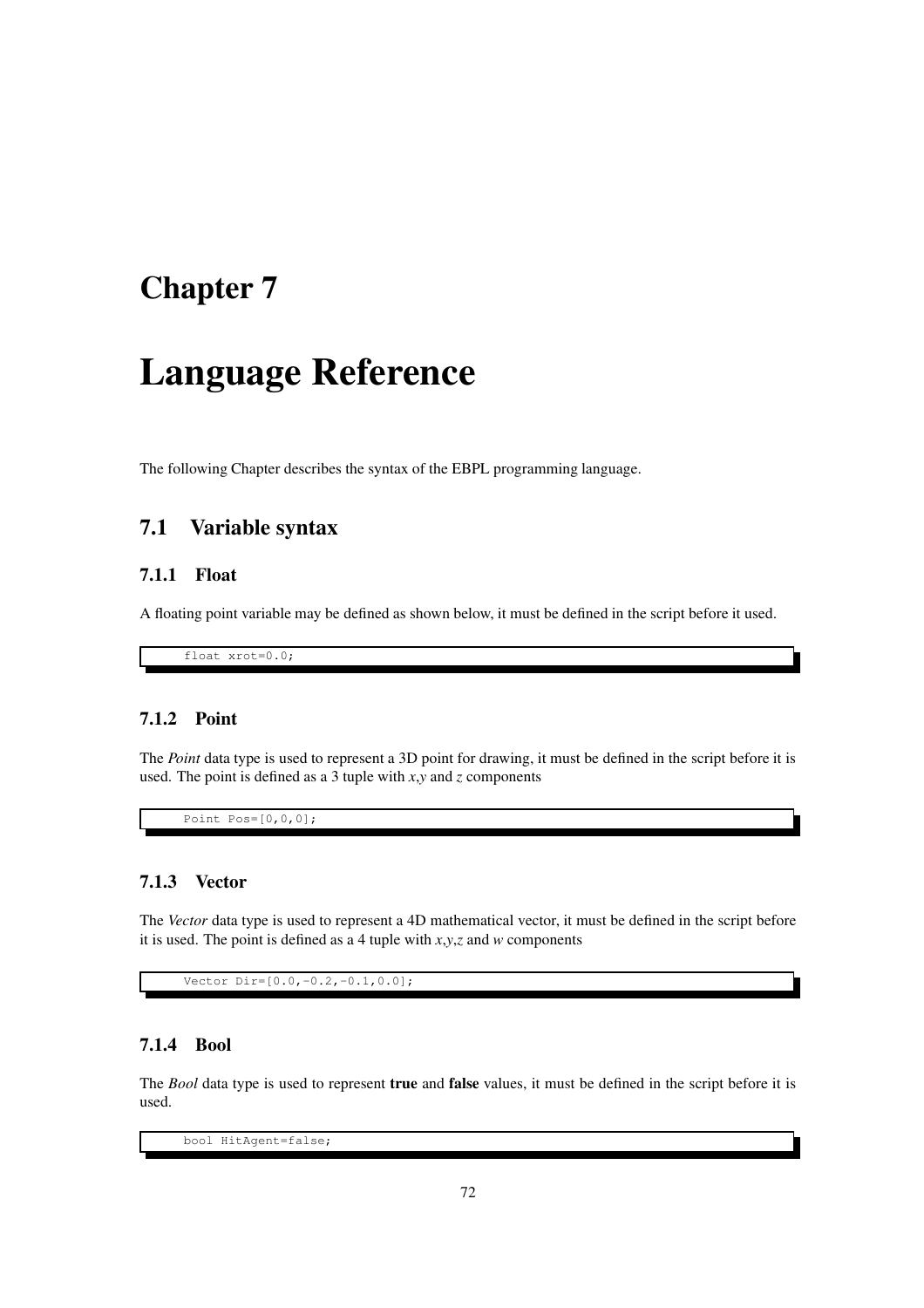# Chapter 7

# Language Reference

The following Chapter describes the syntax of the EBPL programming language.

## 7.1 Variable syntax

### 7.1.1 Float

A floating point variable may be defined as shown below, it must be defined in the script before it used.

```
float xrot=0.0;
```

### 7.1.2 Point

The *Point* data type is used to represent a 3D point for drawing, it must be defined in the script before it is used. The point is defined as a 3 tuple with *x*,*y* and *z* components

```
Point Pos=[0,0,0];
```

### 7.1.3 Vector

The *Vector* data type is used to represent a 4D mathematical vector, it must be defined in the script before it is used. The point is defined as a 4 tuple with *x*,*y*,*z* and *w* components

```
Vector Dir=[0.0,-0.2,-0.1,0.0];
```

### 7.1.4 Bool

The *Bool* data type is used to represent **true** and **false** values, it must be defined in the script before it is used.

```
bool HitAgent=false;
```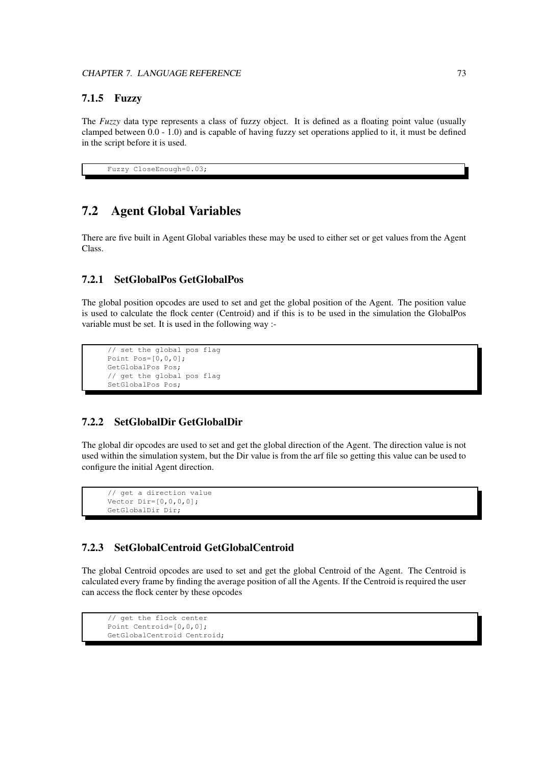### 7.1.5 Fuzzy

The *Fuzzy* data type represents a class of fuzzy object. It is defined as a floating point value (usually clamped between 0.0 - 1.0) and is capable of having fuzzy set operations applied to it, it must be defined in the script before it is used.

```
Fuzzy CloseEnough=0.03;
```

## 7.2 Agent Global Variables

There are five built in Agent Global variables these may be used to either set or get values from the Agent Class.

### 7.2.1 SetGlobalPos GetGlobalPos

The global position opcodes are used to set and get the global position of the Agent. The position value is used to calculate the flock center (Centroid) and if this is to be used in the simulation the GlobalPos variable must be set. It is used in the following way :-

```
// set the global pos flag
Point Pos=[0,0,0];
GetGlobalPos Pos;
// get the global pos flag
SetGlobalPos Pos;
```

### 7.2.2 SetGlobalDir GetGlobalDir

The global dir opcodes are used to set and get the global direction of the Agent. The direction value is not used within the simulation system, but the Dir value is from the arf file so getting this value can be used to configure the initial Agent direction.

```
// get a direction value
Vector Dir=[0,0,0,0];
GetGlobalDir Dir;
```

### 7.2.3 SetGlobalCentroid GetGlobalCentroid

The global Centroid opcodes are used to set and get the global Centroid of the Agent. The Centroid is calculated every frame by finding the average position of all the Agents. If the Centroid is required the user can access the flock center by these opcodes

```
// get the flock center
Point Centroid=[0,0,0];
GetGlobalCentroid Centroid;
```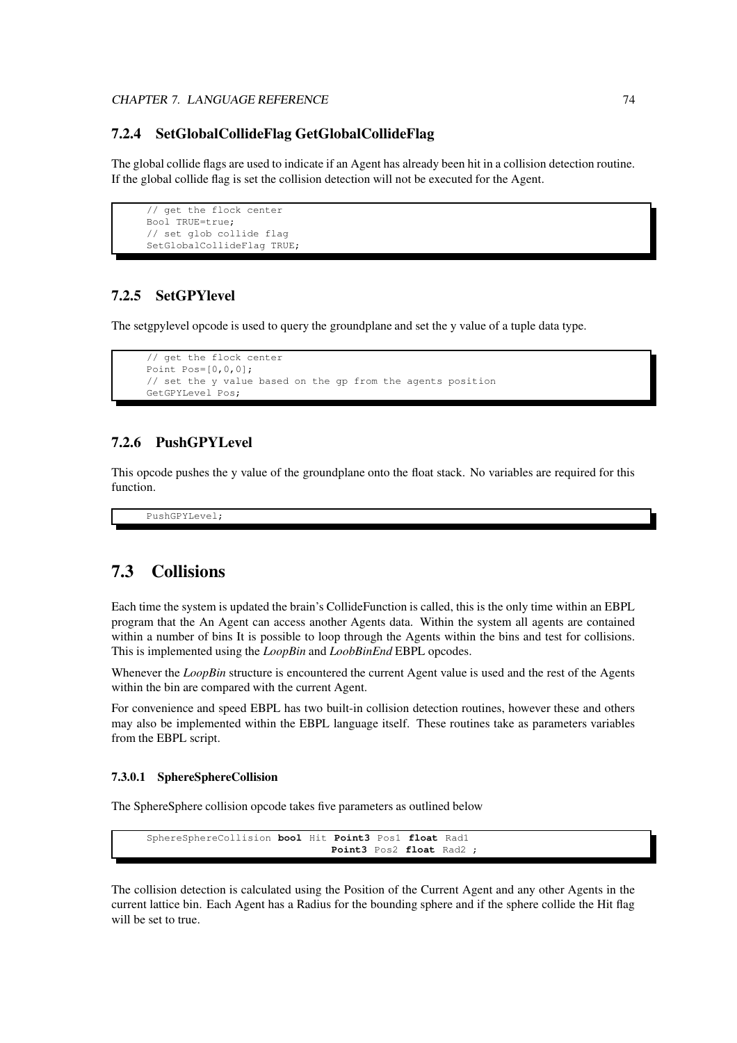### 7.2.4 SetGlobalCollideFlag GetGlobalCollideFlag

The global collide flags are used to indicate if an Agent has already been hit in a collision detection routine. If the global collide flag is set the collision detection will not be executed for the Agent.

```
// get the flock center
Bool TRUE=true;
// set glob collide flag
SetGlobalCollideFlag TRUE;
```

### 7.2.5 SetGPYlevel

The setgpylevel opcode is used to query the groundplane and set the y value of a tuple data type.

```
// get the flock center
Point Pos=[0,0,0];
// set the y value based on the gp from the agents position
GetGPYLevel Pos;
```

### 7.2.6 PushGPYLevel

This opcode pushes the y value of the groundplane onto the float stack. No variables are required for this function.

```
PushGPYLevel;
```

## 7.3 Collisions

Each time the system is updated the brain's CollideFunction is called, this is the only time within an EBPL program that the An Agent can access another Agents data. Within the system all agents are contained within a number of bins It is possible to loop through the Agents within the bins and test for collisions. This is implemented using the *LoopBin* and *LoobBinEnd* EBPL opcodes.

Whenever the *LoopBin* structure is encountered the current Agent value is used and the rest of the Agents within the bin are compared with the current Agent.

For convenience and speed EBPL has two built-in collision detection routines, however these and others may also be implemented within the EBPL language itself. These routines take as parameters variables from the EBPL script.

#### 7.3.0.1 SphereSphereCollision

The SphereSphere collision opcode takes five parameters as outlined below

```
SphereSphereCollision bool Hit Point3 Pos1 float Rad1
                               Point3 Pos2 float Rad2 ;
```

The collision detection is calculated using the Position of the Current Agent and any other Agents in the current lattice bin. Each Agent has a Radius for the bounding sphere and if the sphere collide the Hit flag will be set to true.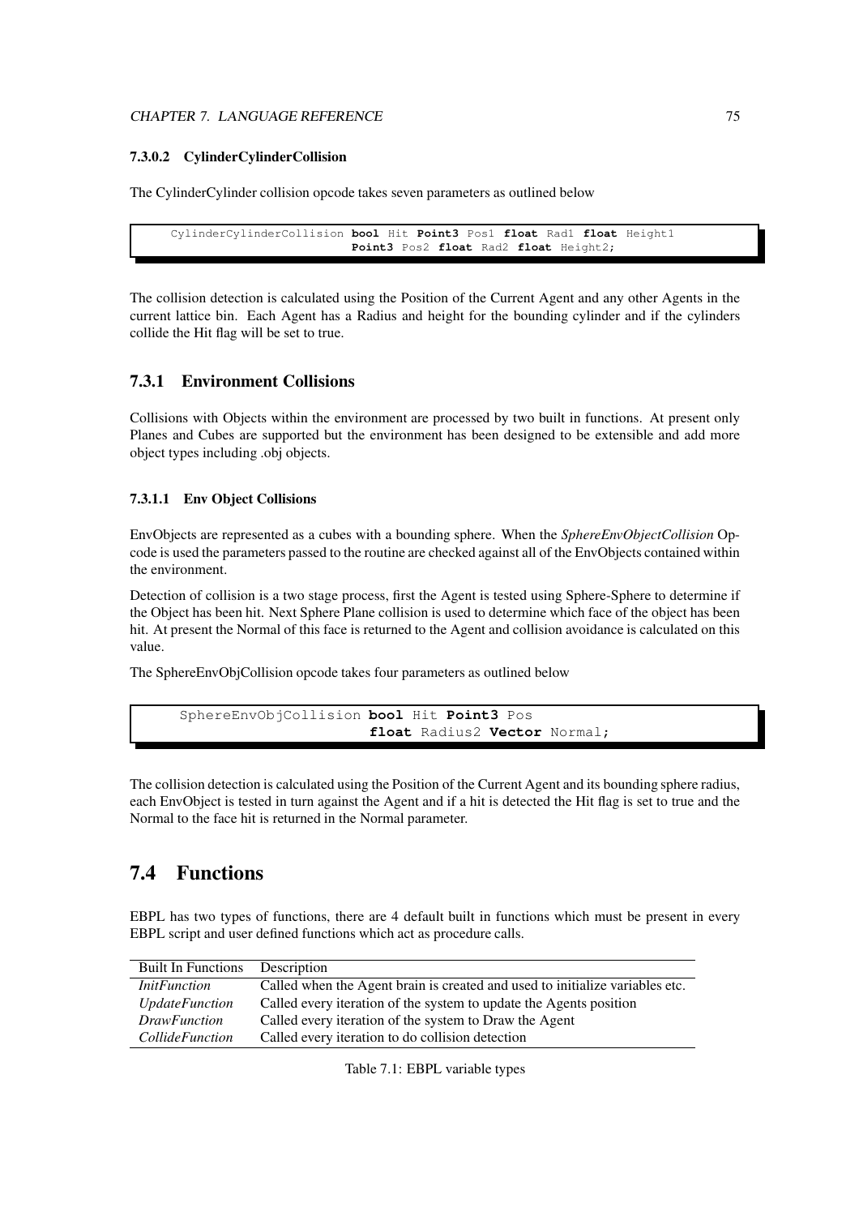#### 7.3.0.2 CylinderCylinderCollision

The CylinderCylinder collision opcode takes seven parameters as outlined below

```
CylinderCylinderCollision bool Hit Point3 Pos1 float Rad1 float Height1
                          Point3 Pos2 float Rad2 float Height2;
```

The collision detection is calculated using the Position of the Current Agent and any other Agents in the current lattice bin. Each Agent has a Radius and height for the bounding cylinder and if the cylinders collide the Hit flag will be set to true.

### 7.3.1 Environment Collisions

Collisions with Objects within the environment are processed by two built in functions. At present only Planes and Cubes are supported but the environment has been designed to be extensible and add more object types including .obj objects.

#### 7.3.1.1 Env Object Collisions

EnvObjects are represented as a cubes with a bounding sphere. When the *SphereEnvObjectCollision* Opcode is used the parameters passed to the routine are checked against all of the EnvObjects contained within the environment.

Detection of collision is a two stage process, first the Agent is tested using Sphere-Sphere to determine if the Object has been hit. Next Sphere Plane collision is used to determine which face of the object has been hit. At present the Normal of this face is returned to the Agent and collision avoidance is calculated on this value.

The SphereEnvObjCollision opcode takes four parameters as outlined below

```
SphereEnvObjCollision bool Hit Point3 Pos
                      float Radius2 Vector Normal;
```

The collision detection is calculated using the Position of the Current Agent and its bounding sphere radius, each EnvObject is tested in turn against the Agent and if a hit is detected the Hit flag is set to true and the Normal to the face hit is returned in the Normal parameter.

## 7.4 Functions

EBPL has two types of functions, there are 4 default built in functions which must be present in every EBPL script and user defined functions which act as procedure calls.

| Built In Functions | Description |
|---|---|
| *InitFunction* | Called when the Agent brain is created and used to initialize variables etc. |
| *UpdateFunction* | Called every iteration of the system to update the Agents position |
| *DrawFunction* | Called every iteration of the system to Draw the Agent |
| *CollideFunction* | Called every iteration to do collision detection |

Table 7.1: EBPL variable types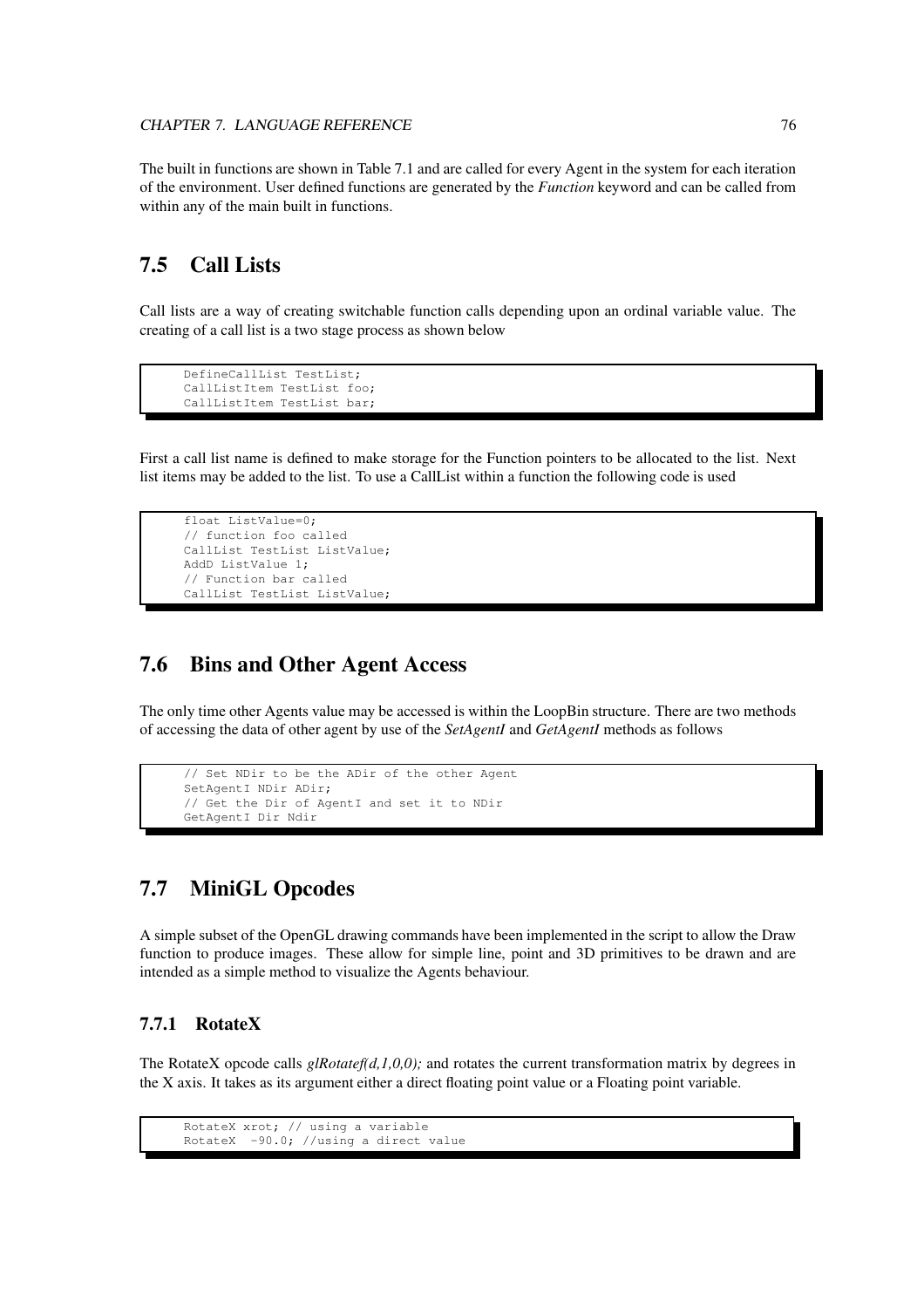The built in functions are shown in Table 7.1 and are called for every Agent in the system for each iteration of the environment. User defined functions are generated by the *Function* keyword and can be called from within any of the main built in functions.

## 7.5 Call Lists

Call lists are a way of creating switchable function calls depending upon an ordinal variable value. The creating of a call list is a two stage process as shown below

```
DefineCallList TestList;
CallListItem TestList foo;
CallListItem TestList bar;
```

First a call list name is defined to make storage for the Function pointers to be allocated to the list. Next list items may be added to the list. To use a CallList within a function the following code is used

```
float ListValue=0;
// function foo called
CallList TestList ListValue;
AddD ListValue 1;
// Function bar called
CallList TestList ListValue;
```

## 7.6 Bins and Other Agent Access

The only time other Agents value may be accessed is within the LoopBin structure. There are two methods of accessing the data of other agent by use of the *SetAgentI* and *GetAgentI* methods as follows

```
// Set NDir to be the ADir of the other Agent
SetAgentI NDir ADir;
// Get the Dir of AgentI and set it to NDir
GetAgentI Dir Ndir
```

## 7.7 MiniGL Opcodes

A simple subset of the OpenGL drawing commands have been implemented in the script to allow the Draw function to produce images. These allow for simple line, point and 3D primitives to be drawn and are intended as a simple method to visualize the Agents behaviour.

### 7.7.1 RotateX

The RotateX opcode calls *glRotatef(d,1,0,0);* and rotates the current transformation matrix by degrees in the X axis. It takes as its argument either a direct floating point value or a Floating point variable.

```
RotateX xrot; // using a variable
RotateX  -90.0; //using a direct value
```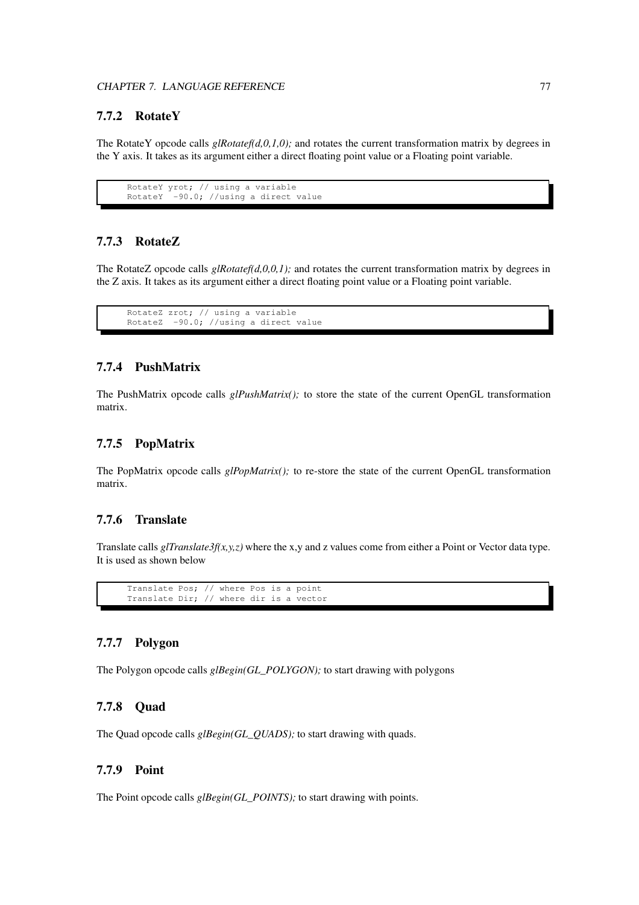### 7.7.2 RotateY

The RotateY opcode calls *glRotatef(d,0,1,0);* and rotates the current transformation matrix by degrees in the Y axis. It takes as its argument either a direct floating point value or a Floating point variable.

```
RotateY yrot; // using a variable
RotateY  -90.0; //using a direct value
```

### 7.7.3 RotateZ

The RotateZ opcode calls *glRotatef(d,0,0,1);* and rotates the current transformation matrix by degrees in the Z axis. It takes as its argument either a direct floating point value or a Floating point variable.

```
RotateZ zrot; // using a variable
RotateZ  -90.0; //using a direct value
```

### 7.7.4 PushMatrix

The PushMatrix opcode calls *glPushMatrix();* to store the state of the current OpenGL transformation matrix.

### 7.7.5 PopMatrix

The PopMatrix opcode calls *glPopMatrix();* to re-store the state of the current OpenGL transformation matrix.

### 7.7.6 Translate

Translate calls *glTranslate3f(x,y,z)* where the x,y and z values come from either a Point or Vector data type. It is used as shown below

```
Translate Pos; // where Pos is a point
Translate Dir; // where dir is a vector
```

### 7.7.7 Polygon

The Polygon opcode calls *glBegin(GL_POLYGON);* to start drawing with polygons

### 7.7.8 Quad

The Quad opcode calls *glBegin(GL_QUADS);* to start drawing with quads.

### 7.7.9 Point

The Point opcode calls *glBegin(GL_POINTS);* to start drawing with points.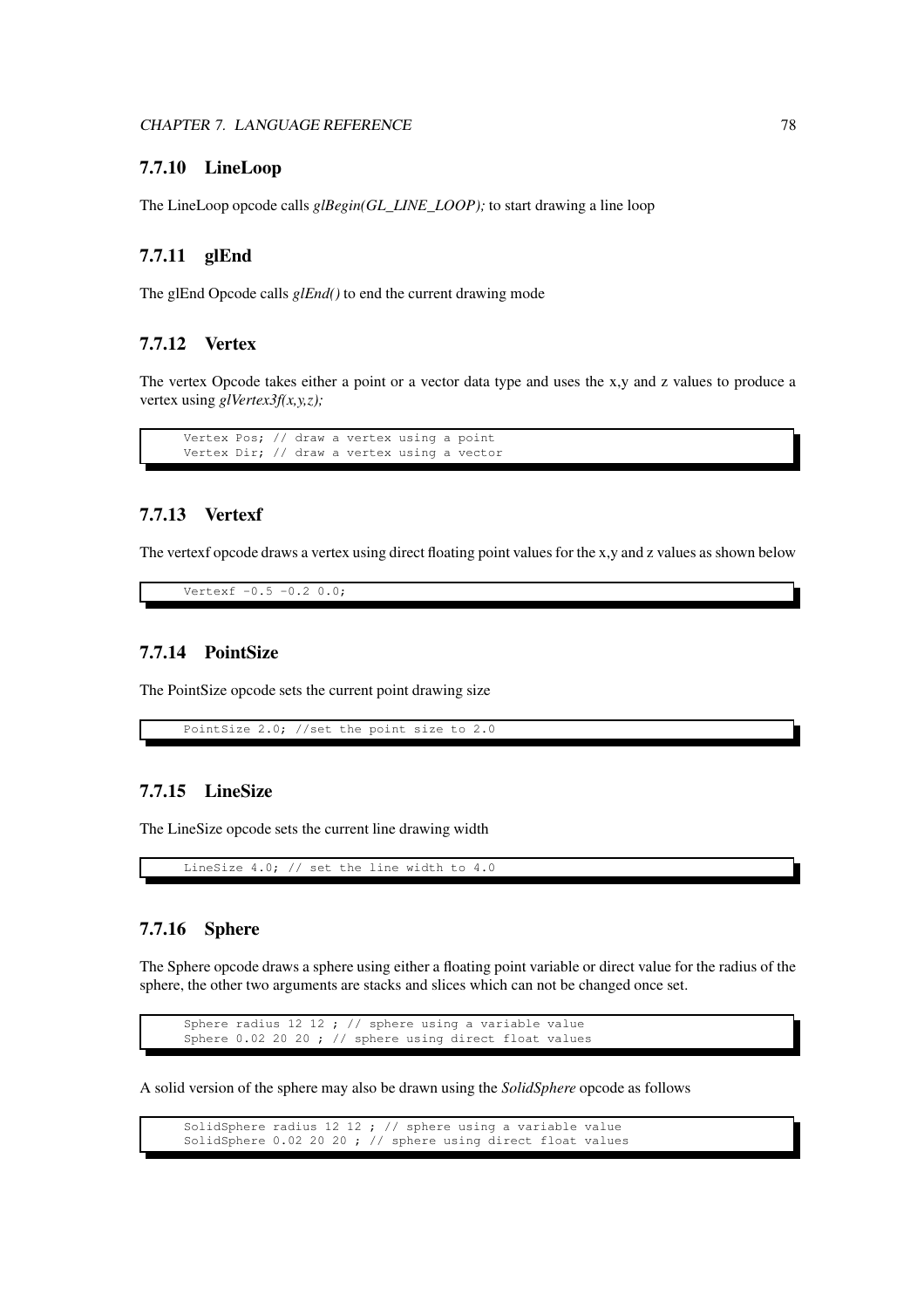### 7.7.10 LineLoop

The LineLoop opcode calls *glBegin(GL_LINE_LOOP);* to start drawing a line loop

### 7.7.11 glEnd

The glEnd Opcode calls *glEnd()* to end the current drawing mode

### 7.7.12 Vertex

The vertex Opcode takes either a point or a vector data type and uses the x,y and z values to produce a vertex using *glVertex3f(x,y,z);*

```
Vertex Pos; // draw a vertex using a point
Vertex Dir; // draw a vertex using a vector
```

### 7.7.13 Vertexf

The vertexf opcode draws a vertex using direct floating point values for the x,y and z values as shown below

```
Vertexf -0.5 -0.2 0.0;
```

### 7.7.14 PointSize

The PointSize opcode sets the current point drawing size

```
PointSize 2.0; //set the point size to 2.0
```

### 7.7.15 LineSize

The LineSize opcode sets the current line drawing width

```
LineSize 4.0; // set the line width to 4.0
```

### 7.7.16 Sphere

The Sphere opcode draws a sphere using either a floating point variable or direct value for the radius of the sphere, the other two arguments are stacks and slices which can not be changed once set.

```
Sphere radius 12 12 ; // sphere using a variable value
Sphere 0.02 20 20 ; // sphere using direct float values
```

A solid version of the sphere may also be drawn using the *SolidSphere* opcode as follows

```
SolidSphere radius 12 12 ; // sphere using a variable value
SolidSphere 0.02 20 20 ; // sphere using direct float values
```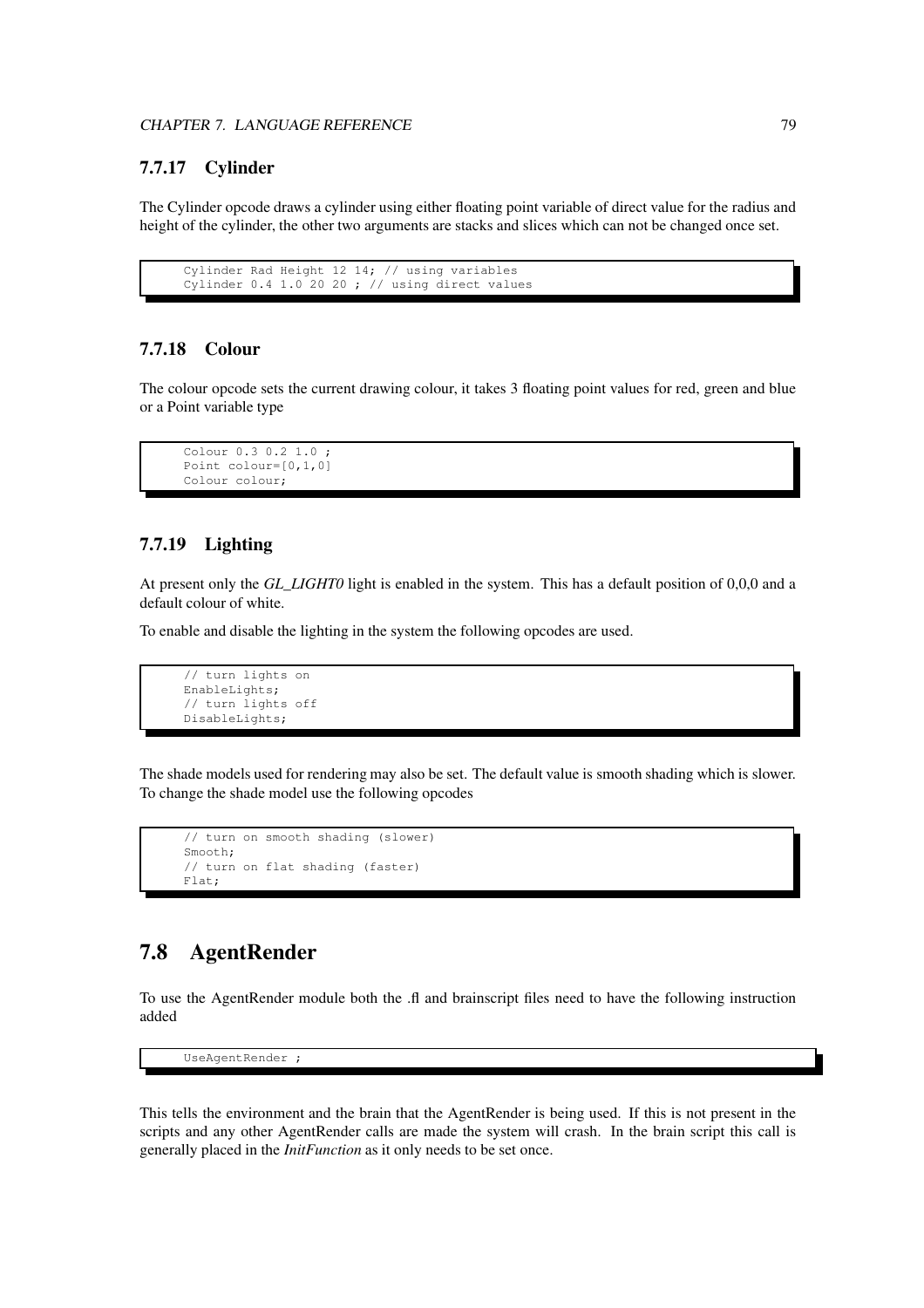### 7.7.17 Cylinder

The Cylinder opcode draws a cylinder using either floating point variable of direct value for the radius and height of the cylinder, the other two arguments are stacks and slices which can not be changed once set.

```
Cylinder Rad Height 12 14; // using variables
Cylinder 0.4 1.0 20 20 ; // using direct values
```

### 7.7.18 Colour

The colour opcode sets the current drawing colour, it takes 3 floating point values for red, green and blue or a Point variable type

```
Colour 0.3 0.2 1.0 ;
Point colour=[0,1,0]
Colour colour;
```

### 7.7.19 Lighting

At present only the *GL_LIGHT0* light is enabled in the system. This has a default position of 0,0,0 and a default colour of white.

To enable and disable the lighting in the system the following opcodes are used.

```
// turn lights on
EnableLights;
// turn lights off
DisableLights;
```

The shade models used for rendering may also be set. The default value is smooth shading which is slower. To change the shade model use the following opcodes

```
// turn on smooth shading (slower)
Smooth;
// turn on flat shading (faster)
Flat;
```

## 7.8 AgentRender

To use the AgentRender module both the .fl and brainscript files need to have the following instruction added

```
UseAgentRender ;
```

This tells the environment and the brain that the AgentRender is being used. If this is not present in the scripts and any other AgentRender calls are made the system will crash. In the brain script this call is generally placed in the *InitFunction* as it only needs to be set once.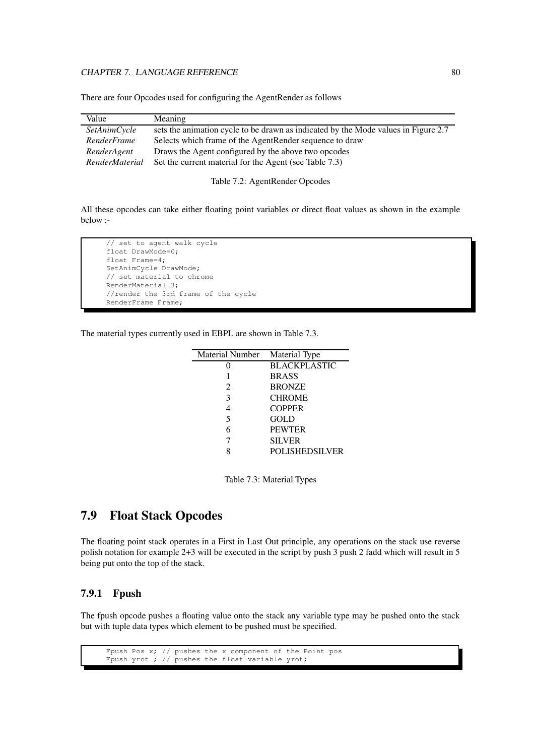There are four Opcodes used for configuring the AgentRender as follows

| Value | Meaning |
|---|---|
| *SetAnimCycle* | sets the animation cycle to be drawn as indicated by the Mode values in Figure 2.7 |
| *RenderFrame* | Selects which frame of the AgentRender sequence to draw |
| *RenderAgent* | Draws the Agent configured by the above two opcodes |
| *RenderMaterial* | Set the current material for the Agent (see Table 7.3) |

Table 7.2: AgentRender Opcodes

All these opcodes can take either floating point variables or direct float values as shown in the example below :-

```
// set to agent walk cycle
float DrawMode=0;
float Frame=4;
SetAnimCycle DrawMode;
// set material to chrome
RenderMaterial 3;
//render the 3rd frame of the cycle
RenderFrame Frame;
```

The material types currently used in EBPL are shown in Table 7.3.

| Material Number | Material Type |
|---|---|
| 0 | BLACKPLASTIC |
| 1 | BRASS |
| 2 | BRONZE |
| 3 | CHROME |
| 4 | COPPER |
| 5 | GOLD |
| 6 | PEWTER |
| 7 | SILVER |
| 8 | POLISHEDSILVER |

Table 7.3: Material Types

## 7.9 Float Stack Opcodes

The floating point stack operates in a First in Last Out principle, any operations on the stack use reverse polish notation for example 2+3 will be executed in the script by push 3 push 2 fadd which will result in 5 being put onto the top of the stack.

### 7.9.1 Fpush

The fpush opcode pushes a floating value onto the stack any variable type may be pushed onto the stack but with tuple data types which element to be pushed must be specified.

```
Fpush Pos x; // pushes the x component of the Point pos
Fpush yrot ; // pushes the float variable yrot;
```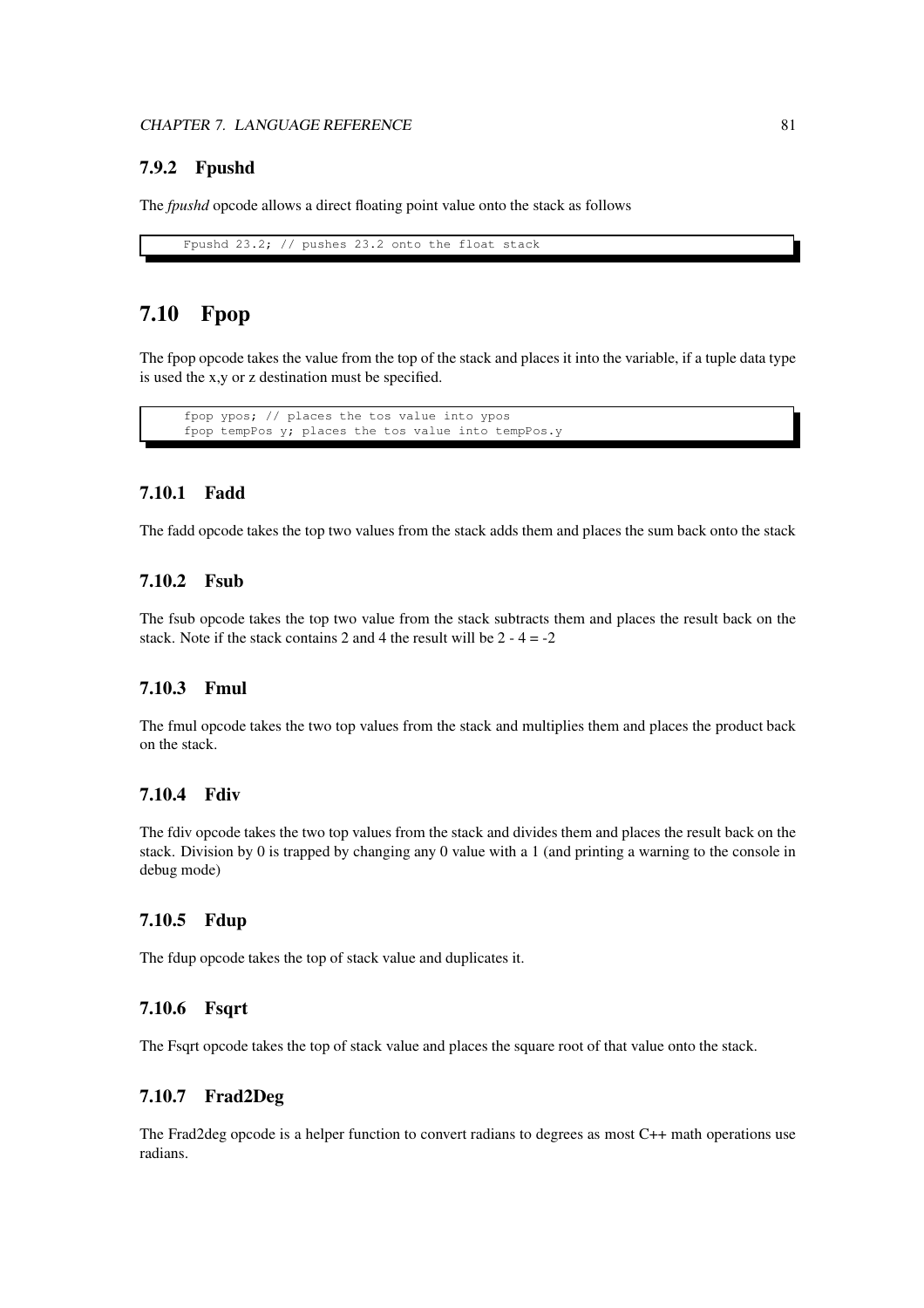### 7.9.2 Fpushd

The *fpushd* opcode allows a direct floating point value onto the stack as follows

```
Fpushd 23.2; // pushes 23.2 onto the float stack
```

## 7.10 Fpop

The fpop opcode takes the value from the top of the stack and places it into the variable, if a tuple data type is used the x,y or z destination must be specified.

```
fpop ypos; // places the tos value into ypos
fpop tempPos y; places the tos value into tempPos.y
```

### 7.10.1 Fadd

The fadd opcode takes the top two values from the stack adds them and places the sum back onto the stack

### 7.10.2 Fsub

The fsub opcode takes the top two value from the stack subtracts them and places the result back on the stack. Note if the stack contains 2 and 4 the result will be 2 - 4 = -2

### 7.10.3 Fmul

The fmul opcode takes the two top values from the stack and multiplies them and places the product back on the stack.

### 7.10.4 Fdiv

The fdiv opcode takes the two top values from the stack and divides them and places the result back on the stack. Division by 0 is trapped by changing any 0 value with a 1 (and printing a warning to the console in debug mode)

### 7.10.5 Fdup

The fdup opcode takes the top of stack value and duplicates it.

### 7.10.6 Fsqrt

The Fsqrt opcode takes the top of stack value and places the square root of that value onto the stack.

### 7.10.7 Frad2Deg

The Frad2deg opcode is a helper function to convert radians to degrees as most C++ math operations use radians.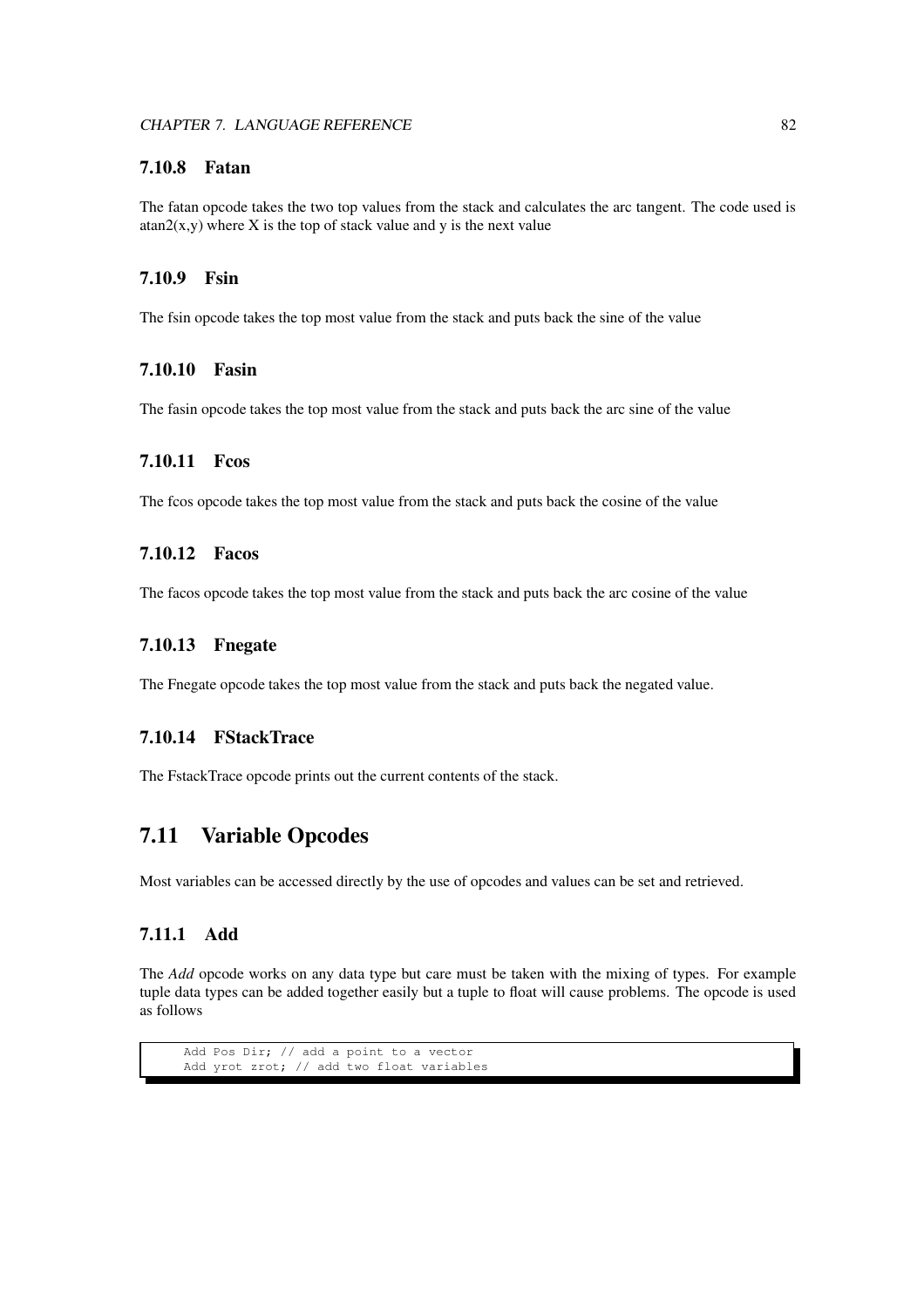### 7.10.8 Fatan

The fatan opcode takes the two top values from the stack and calculates the arc tangent. The code used is atan2(x,y) where X is the top of stack value and y is the next value

### 7.10.9 Fsin

The fsin opcode takes the top most value from the stack and puts back the sine of the value

### 7.10.10 Fasin

The fasin opcode takes the top most value from the stack and puts back the arc sine of the value

### 7.10.11 Fcos

The fcos opcode takes the top most value from the stack and puts back the cosine of the value

### 7.10.12 Facos

The facos opcode takes the top most value from the stack and puts back the arc cosine of the value

### 7.10.13 Fnegate

The Fnegate opcode takes the top most value from the stack and puts back the negated value.

### 7.10.14 FStackTrace

The FstackTrace opcode prints out the current contents of the stack.

## 7.11 Variable Opcodes

Most variables can be accessed directly by the use of opcodes and values can be set and retrieved.

### 7.11.1 Add

The *Add* opcode works on any data type but care must be taken with the mixing of types. For example tuple data types can be added together easily but a tuple to float will cause problems. The opcode is used as follows

```
Add Pos Dir; // add a point to a vector
Add yrot zrot; // add two float variables
```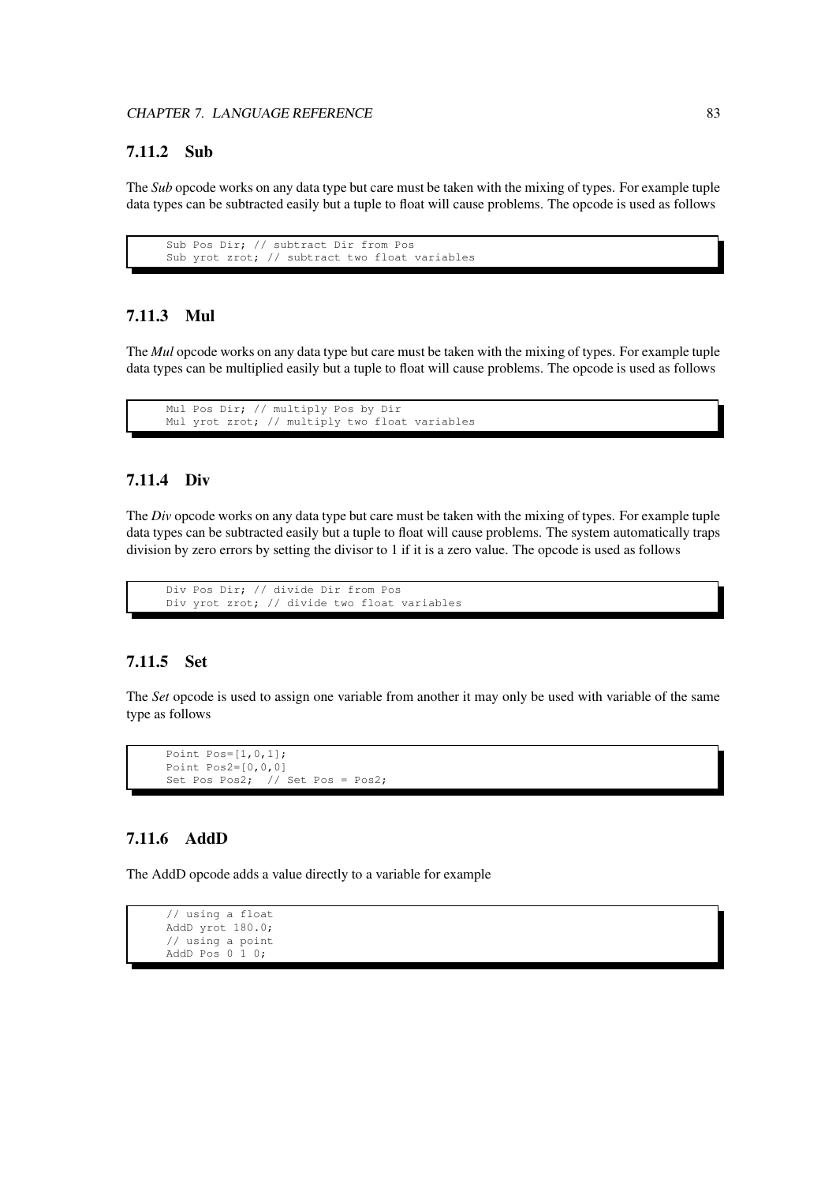### 7.11.2 Sub

The *Sub* opcode works on any data type but care must be taken with the mixing of types. For example tuple data types can be subtracted easily but a tuple to float will cause problems. The opcode is used as follows

```
Sub Pos Dir; // subtract Dir from Pos
Sub yrot zrot; // subtract two float variables
```

### 7.11.3 Mul

The *Mul* opcode works on any data type but care must be taken with the mixing of types. For example tuple data types can be multiplied easily but a tuple to float will cause problems. The opcode is used as follows

```
Mul Pos Dir; // multiply Pos by Dir
Mul yrot zrot; // multiply two float variables
```

### 7.11.4 Div

The *Div* opcode works on any data type but care must be taken with the mixing of types. For example tuple data types can be subtracted easily but a tuple to float will cause problems. The system automatically traps division by zero errors by setting the divisor to 1 if it is a zero value. The opcode is used as follows

```
Div Pos Dir; // divide Dir from Pos
Div yrot zrot; // divide two float variables
```

### 7.11.5 Set

The *Set* opcode is used to assign one variable from another it may only be used with variable of the same type as follows

```
Point Pos=[1,0,1];
Point Pos2=[0,0,0]
Set Pos Pos2;  // Set Pos = Pos2;
```

### 7.11.6 AddD

The AddD opcode adds a value directly to a variable for example

```
// using a float
AddD yrot 180.0;
// using a point
AddD Pos 0 1 0;
```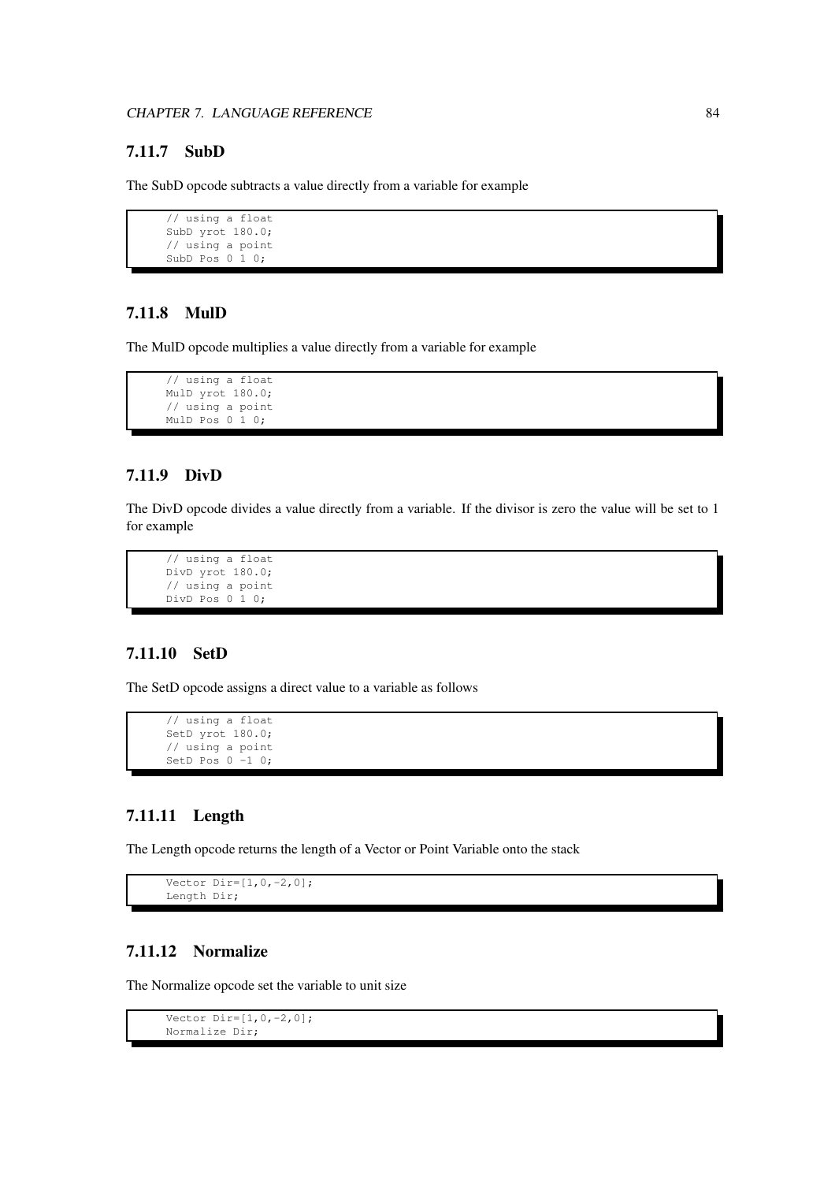### 7.11.7 SubD

The SubD opcode subtracts a value directly from a variable for example

```
// using a float
SubD yrot 180.0;
// using a point
SubD Pos 0 1 0;
```

### 7.11.8 MulD

The MulD opcode multiplies a value directly from a variable for example

```
// using a float
MulD yrot 180.0;
// using a point
MulD Pos 0 1 0;
```

### 7.11.9 DivD

The DivD opcode divides a value directly from a variable. If the divisor is zero the value will be set to 1 for example

```
// using a float
DivD yrot 180.0;
// using a point
DivD Pos 0 1 0;
```

### 7.11.10 SetD

The SetD opcode assigns a direct value to a variable as follows

```
// using a float
SetD yrot 180.0;
// using a point
SetD Pos 0 -1 0;
```

### 7.11.11 Length

The Length opcode returns the length of a Vector or Point Variable onto the stack

```
Vector Dir=[1,0,-2,0];
Length Dir;
```

### 7.11.12 Normalize

The Normalize opcode set the variable to unit size

```
Vector Dir=[1,0,-2,0];
Normalize Dir;
```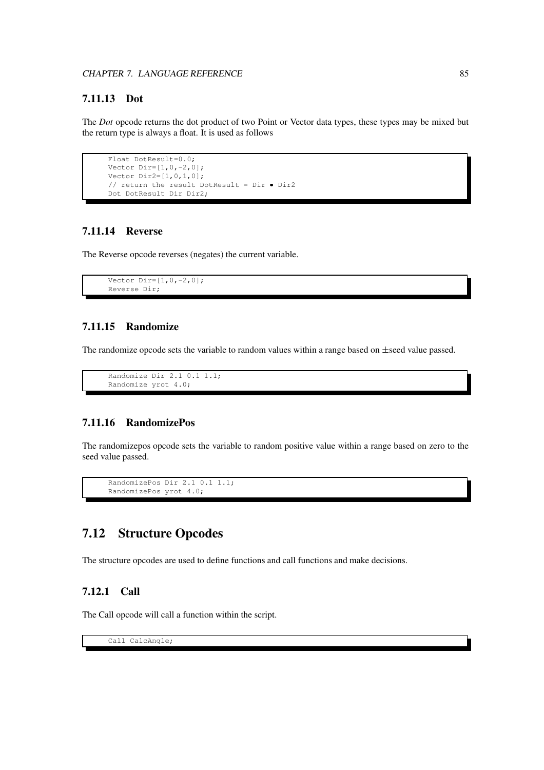### 7.11.13 Dot

The *Dot* opcode returns the dot product of two Point or Vector data types, these types may be mixed but the return type is always a float. It is used as follows

```
Float DotResult=0.0;
Vector Dir=[1,0,-2,0];
Vector Dir2=[1,0,1,0];
// return the result DotResult = Dir • Dir2
Dot DotResult Dir Dir2;
```

### 7.11.14 Reverse

The Reverse opcode reverses (negates) the current variable.

```
Vector Dir=[1,0,-2,0];
Reverse Dir;
```

### 7.11.15 Randomize

The randomize opcode sets the variable to random values within a range based on ±seed value passed.

```
Randomize Dir 2.1 0.1 1.1;
Randomize yrot 4.0;
```

### 7.11.16 RandomizePos

The randomizepos opcode sets the variable to random positive value within a range based on zero to the seed value passed.

```
RandomizePos Dir 2.1 0.1 1.1;
RandomizePos yrot 4.0;
```

## 7.12 Structure Opcodes

The structure opcodes are used to define functions and call functions and make decisions.

### 7.12.1 Call

The Call opcode will call a function within the script.

```
Call CalcAngle;
```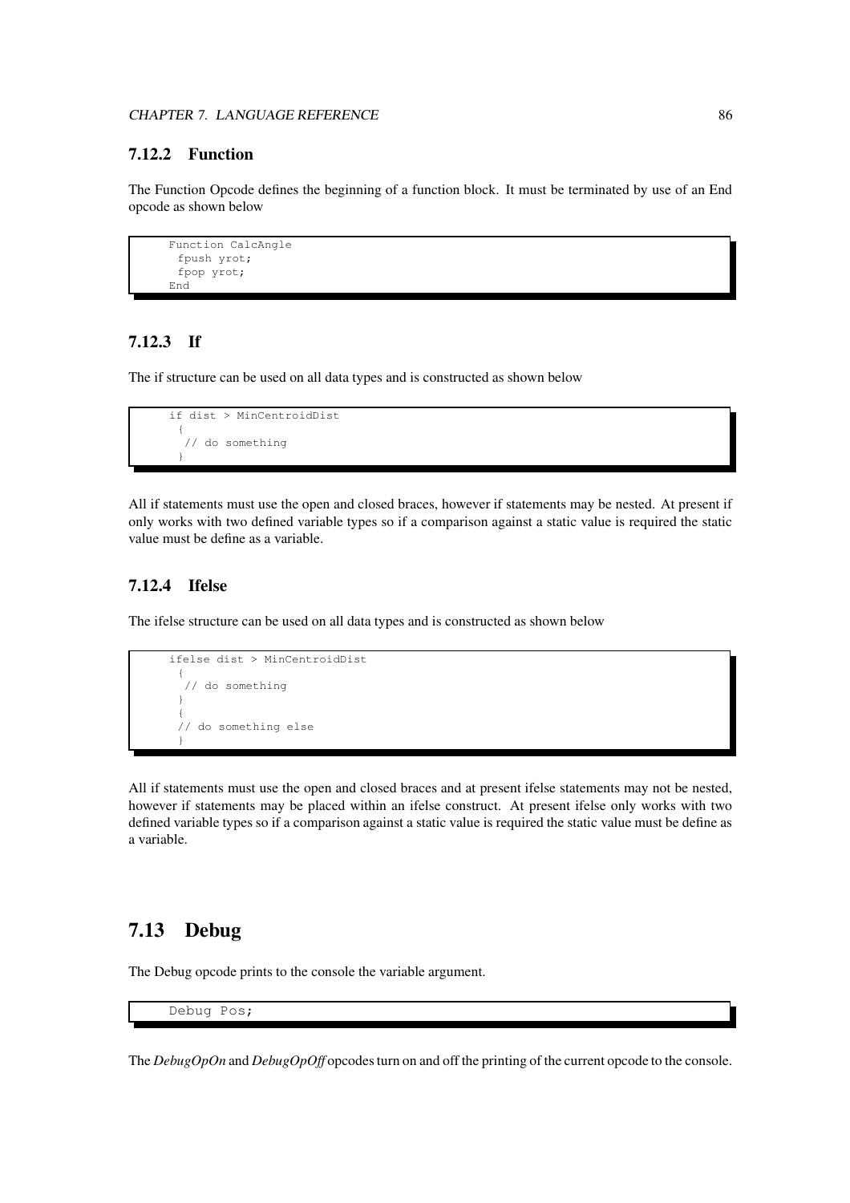### 7.12.2 Function

The Function Opcode defines the beginning of a function block. It must be terminated by use of an End opcode as shown below

```
Function CalcAngle
 fpush yrot;
 fpop yrot;
End
```

### 7.12.3 If

The if structure can be used on all data types and is constructed as shown below

```
if dist > MinCentroidDist
 {
  // do something
 }
```

All if statements must use the open and closed braces, however if statements may be nested. At present if only works with two defined variable types so if a comparison against a static value is required the static value must be define as a variable.

### 7.12.4 Ifelse

The ifelse structure can be used on all data types and is constructed as shown below

```
ifelse dist > MinCentroidDist
 {
  // do something
 }
 {
 // do something else
 }
```

All if statements must use the open and closed braces and at present ifelse statements may not be nested, however if statements may be placed within an ifelse construct. At present ifelse only works with two defined variable types so if a comparison against a static value is required the static value must be define as a variable.

## 7.13 Debug

The Debug opcode prints to the console the variable argument.

```
Debug Pos;
```

The *DebugOpOn* and *DebugOpOff* opcodes turn on and off the printing of the current opcode to the console.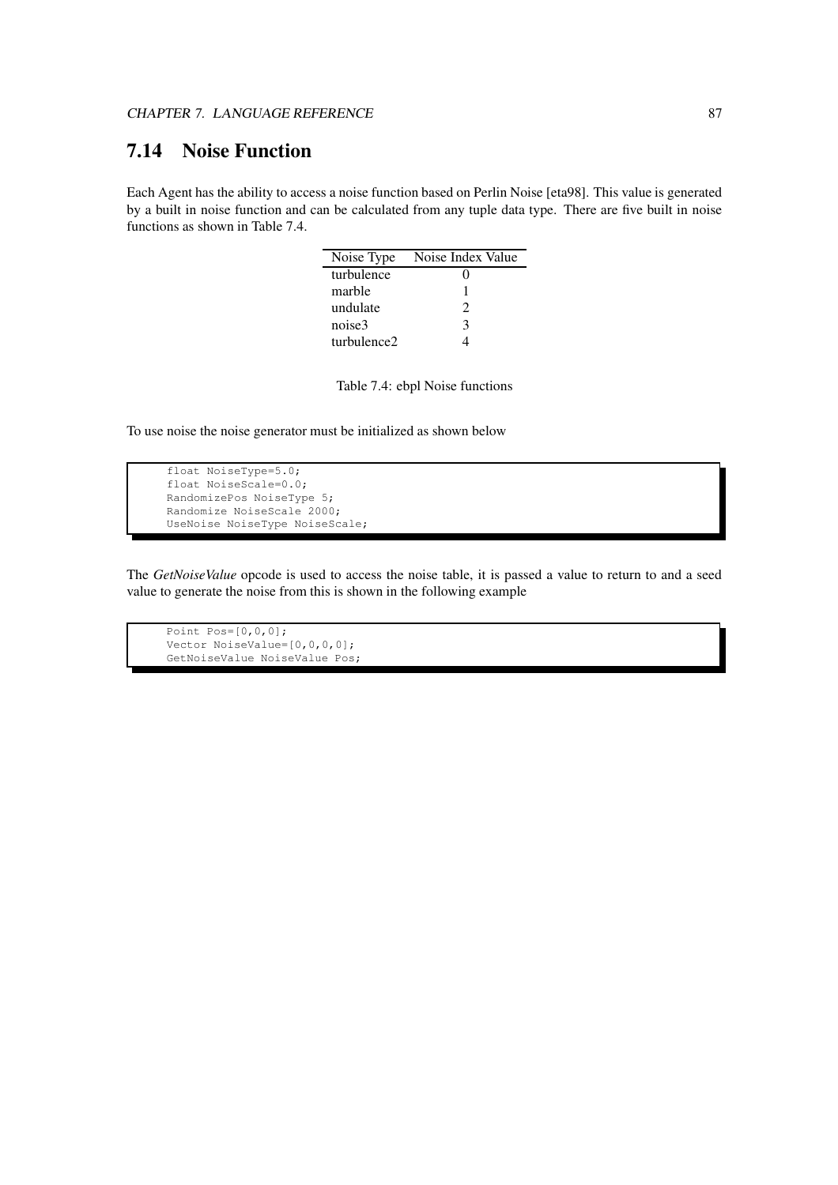## 7.14 Noise Function

Each Agent has the ability to access a noise function based on Perlin Noise [eta98]. This value is generated by a built in noise function and can be calculated from any tuple data type. There are five built in noise functions as shown in Table 7.4.

| Noise Type | Noise Index Value |
|---|---|
| turbulence | 0 |
| marble | 1 |
| undulate | 2 |
| noise3 | 3 |
| turbulence2 | 4 |

Table 7.4: ebpl Noise functions

To use noise the noise generator must be initialized as shown below

```
float NoiseType=5.0;
float NoiseScale=0.0;
RandomizePos NoiseType 5;
Randomize NoiseScale 2000;
UseNoise NoiseType NoiseScale;
```

The *GetNoiseValue* opcode is used to access the noise table, it is passed a value to return to and a seed value to generate the noise from this is shown in the following example

```
Point Pos=[0,0,0];
Vector NoiseValue=[0,0,0,0];
GetNoiseValue NoiseValue Pos;
```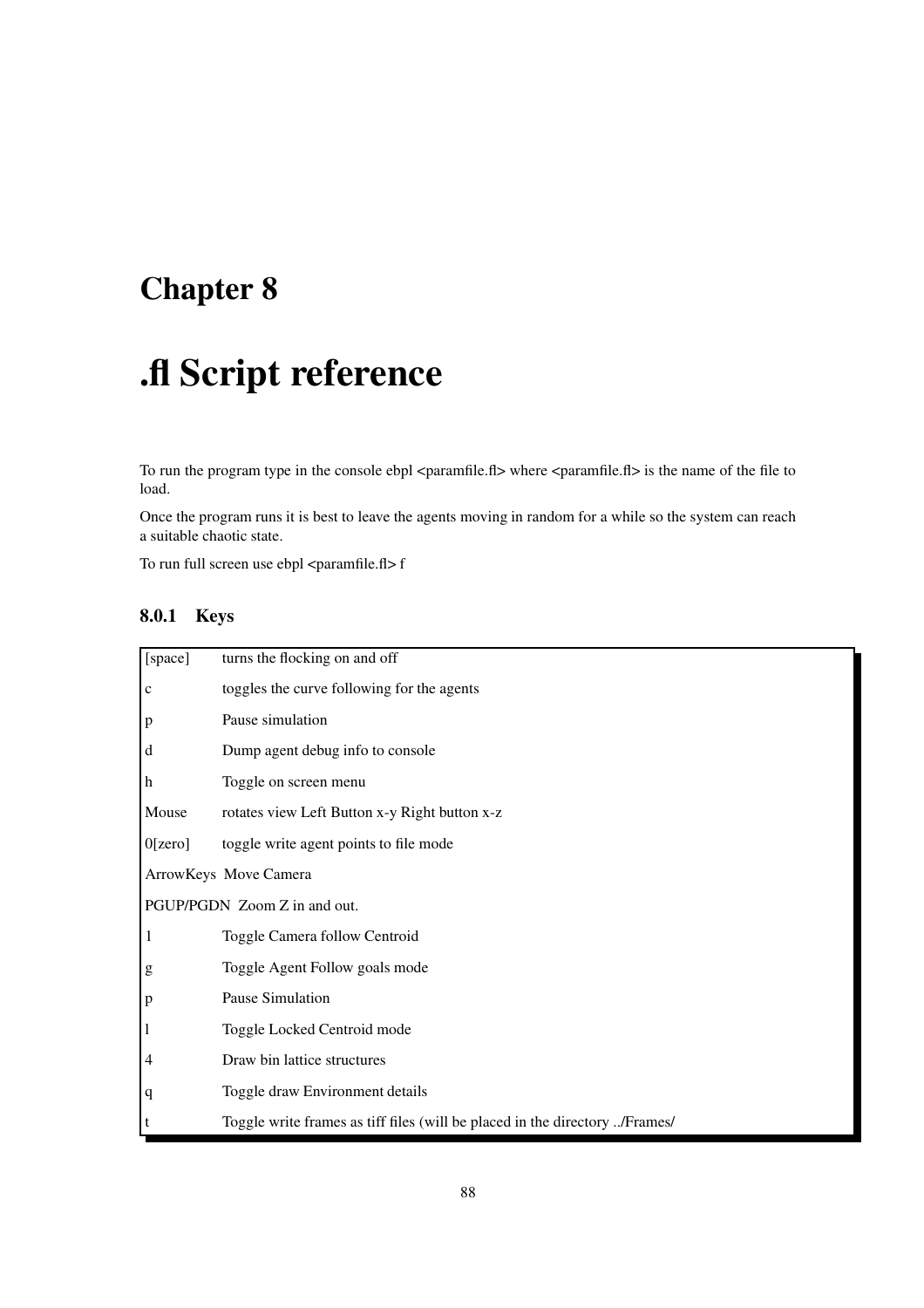# Chapter 8

# .fl Script reference

To run the program type in the console ebpl <paramfile.fl> where <paramfile.fl> is the name of the file to load.

Once the program runs it is best to leave the agents moving in random for a while so the system can reach a suitable chaotic state.

To run full screen use ebpl <paramfile.fl> f

### 8.0.1 Keys

| Key | Action |
|---|---|
| [space] | turns the flocking on and off |
| c | toggles the curve following for the agents |
| p | Pause simulation |
| d | Dump agent debug info to console |
| h | Toggle on screen menu |
| Mouse | rotates view Left Button x-y Right button x-z |
| 0[zero] | toggle write agent points to file mode |
| ArrowKeys | Move Camera |
| PGUP/PGDN | Zoom Z in and out. |
| 1 | Toggle Camera follow Centroid |
| g | Toggle Agent Follow goals mode |
| p | Pause Simulation |
| l | Toggle Locked Centroid mode |
| 4 | Draw bin lattice structures |
| q | Toggle draw Environment details |
| t | Toggle write frames as tiff files (will be placed in the directory ../Frames/ |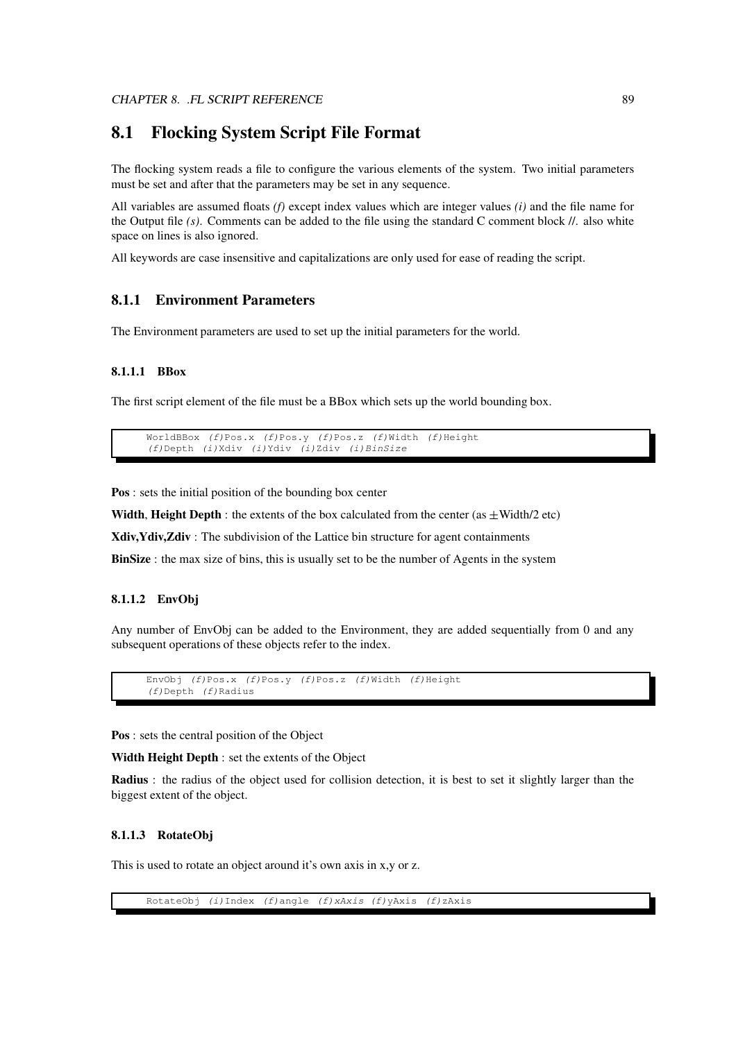## 8.1 Flocking System Script File Format

The flocking system reads a file to configure the various elements of the system. Two initial parameters must be set and after that the parameters may be set in any sequence.

All variables are assumed floats *(f)* except index values which are integer values *(i)* and the file name for the Output file *(s)*. Comments can be added to the file using the standard C comment block //. also white space on lines is also ignored.

All keywords are case insensitive and capitalizations are only used for ease of reading the script.

### 8.1.1 Environment Parameters

The Environment parameters are used to set up the initial parameters for the world.

#### 8.1.1.1 BBox

The first script element of the file must be a BBox which sets up the world bounding box.

```
WorldBBox (f)Pos.x (f)Pos.y (f)Pos.z (f)Width (f)Height
(f)Depth (i)Xdiv (i)Ydiv (i)Zdiv (i)BinSize
```

**Pos** : sets the initial position of the bounding box center

**Width**, **Height Depth** : the extents of the box calculated from the center (as $\pm$Width/2 etc)

**Xdiv,Ydiv,Zdiv** : The subdivision of the Lattice bin structure for agent containments

**BinSize** : the max size of bins, this is usually set to be the number of Agents in the system

#### 8.1.1.2 EnvObj

Any number of EnvObj can be added to the Environment, they are added sequentially from 0 and any subsequent operations of these objects refer to the index.

```
EnvObj (f)Pos.x (f)Pos.y (f)Pos.z (f)Width (f)Height
(f)Depth (f)Radius
```

**Pos** : sets the central position of the Object

**Width Height Depth** : set the extents of the Object

**Radius** : the radius of the object used for collision detection, it is best to set it slightly larger than the biggest extent of the object.

#### 8.1.1.3 RotateObj

This is used to rotate an object around it's own axis in x,y or z.

```
RotateObj (i)Index (f)angle (f)xAxis (f)yAxis (f)zAxis
```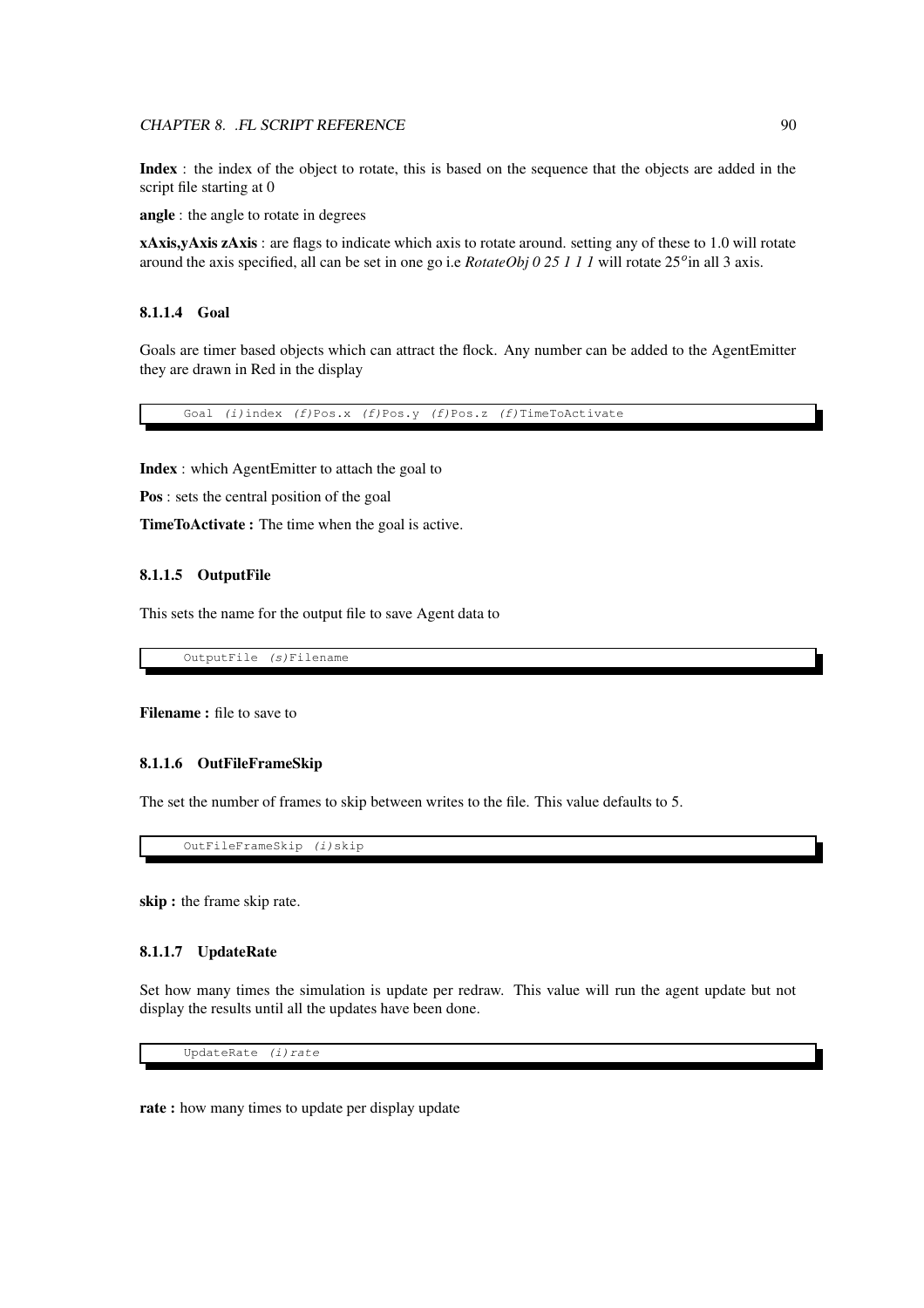**Index** : the index of the object to rotate, this is based on the sequence that the objects are added in the script file starting at 0

**angle** : the angle to rotate in degrees

**xAxis,yAxis zAxis** : are flags to indicate which axis to rotate around. setting any of these to 1.0 will rotate around the axis specified, all can be set in one go i.e *RotateObj 0 25 1 1 1* will rotate $25^o$in all 3 axis.

#### 8.1.1.4 Goal

Goals are timer based objects which can attract the flock. Any number can be added to the AgentEmitter they are drawn in Red in the display

```
Goal (i)index (f)Pos.x (f)Pos.y (f)Pos.z (f)TimeToActivate
```

**Index** : which AgentEmitter to attach the goal to

**Pos** : sets the central position of the goal

**TimeToActivate :** The time when the goal is active.

#### 8.1.1.5 OutputFile

This sets the name for the output file to save Agent data to

```
OutputFile (s)Filename
```

**Filename :** file to save to

#### 8.1.1.6 OutFileFrameSkip

The set the number of frames to skip between writes to the file. This value defaults to 5.

```
OutFileFrameSkip (i)skip
```

**skip :** the frame skip rate.

#### 8.1.1.7 UpdateRate

Set how many times the simulation is update per redraw. This value will run the agent update but not display the results until all the updates have been done.

```
UpdateRate (i)rate
```

**rate :** how many times to update per display update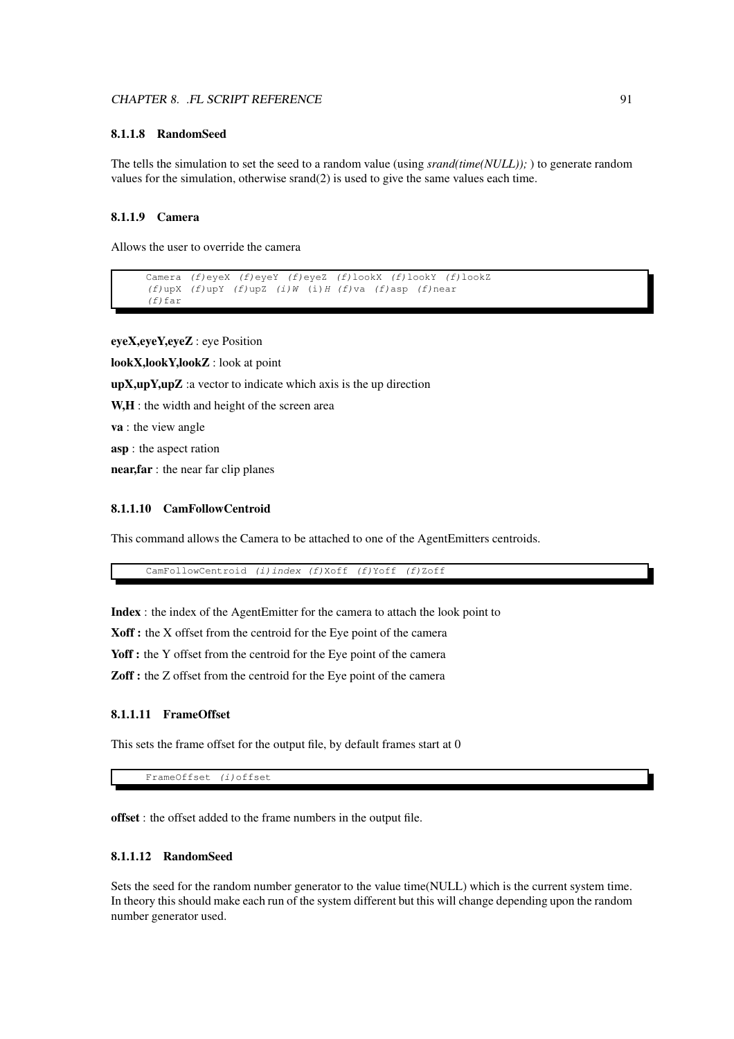#### 8.1.1.8 RandomSeed

The tells the simulation to set the seed to a random value (using *srand(time(NULL));* ) to generate random values for the simulation, otherwise srand(2) is used to give the same values each time.

#### 8.1.1.9 Camera

Allows the user to override the camera

```
Camera (f)eyeX (f)eyeY (f)eyeZ (f)lookX (f)lookY (f)lookZ
(f)upX (f)upY (f)upZ (i)W (i)H (f)va (f)asp (f)near
(f)far
```

**eyeX,eyeY,eyeZ** : eye Position

**lookX,lookY,lookZ** : look at point

**upX,upY,upZ** :a vector to indicate which axis is the up direction

**W,H** : the width and height of the screen area

**va** : the view angle

**asp** : the aspect ration

**near,far** : the near far clip planes

#### 8.1.1.10 CamFollowCentroid

This command allows the Camera to be attached to one of the AgentEmitters centroids.

```
CamFollowCentroid (i)index (f)Xoff (f)Yoff (f)Zoff
```

**Index** : the index of the AgentEmitter for the camera to attach the look point to

**Xoff :** the X offset from the centroid for the Eye point of the camera

**Yoff :** the Y offset from the centroid for the Eye point of the camera

**Zoff :** the Z offset from the centroid for the Eye point of the camera

#### 8.1.1.11 FrameOffset

This sets the frame offset for the output file, by default frames start at 0

```
FrameOffset (i)offset
```

**offset** : the offset added to the frame numbers in the output file.

#### 8.1.1.12 RandomSeed

Sets the seed for the random number generator to the value time(NULL) which is the current system time. In theory this should make each run of the system different but this will change depending upon the random number generator used.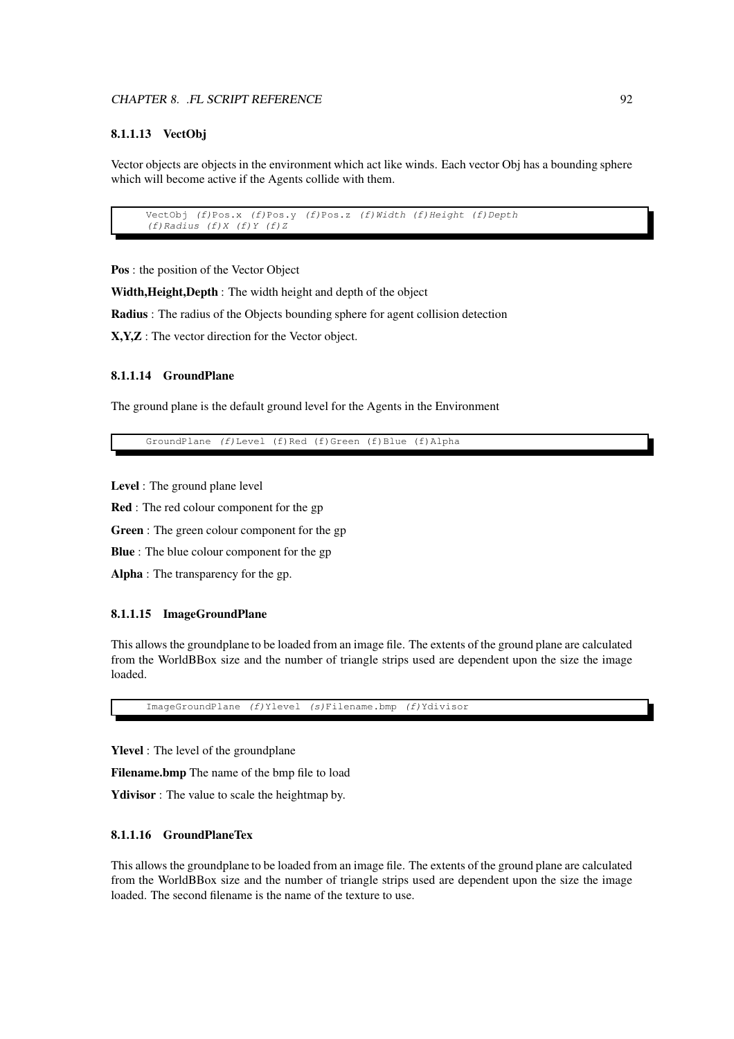#### 8.1.1.13 VectObj

Vector objects are objects in the environment which act like winds. Each vector Obj has a bounding sphere which will become active if the Agents collide with them.

```
VectObj (f)Pos.x (f)Pos.y (f)Pos.z (f)Width (f)Height (f)Depth
(f)Radius (f)X (f)Y (f)Z
```

**Pos** : the position of the Vector Object

**Width,Height,Depth** : The width height and depth of the object

**Radius** : The radius of the Objects bounding sphere for agent collision detection

**X,Y,Z** : The vector direction for the Vector object.

#### 8.1.1.14 GroundPlane

The ground plane is the default ground level for the Agents in the Environment

```
GroundPlane (f)Level (f)Red (f)Green (f)Blue (f)Alpha
```

**Level** : The ground plane level

**Red** : The red colour component for the gp

**Green** : The green colour component for the gp

**Blue** : The blue colour component for the gp

**Alpha** : The transparency for the gp.

#### 8.1.1.15 ImageGroundPlane

This allows the groundplane to be loaded from an image file. The extents of the ground plane are calculated from the WorldBBox size and the number of triangle strips used are dependent upon the size the image loaded.

```
ImageGroundPlane (f)Ylevel (s)Filename.bmp (f)Ydivisor
```

**Ylevel** : The level of the groundplane

**Filename.bmp** The name of the bmp file to load

**Ydivisor** : The value to scale the heightmap by.

#### 8.1.1.16 GroundPlaneTex

This allows the groundplane to be loaded from an image file. The extents of the ground plane are calculated from the WorldBBox size and the number of triangle strips used are dependent upon the size the image loaded. The second filename is the name of the texture to use.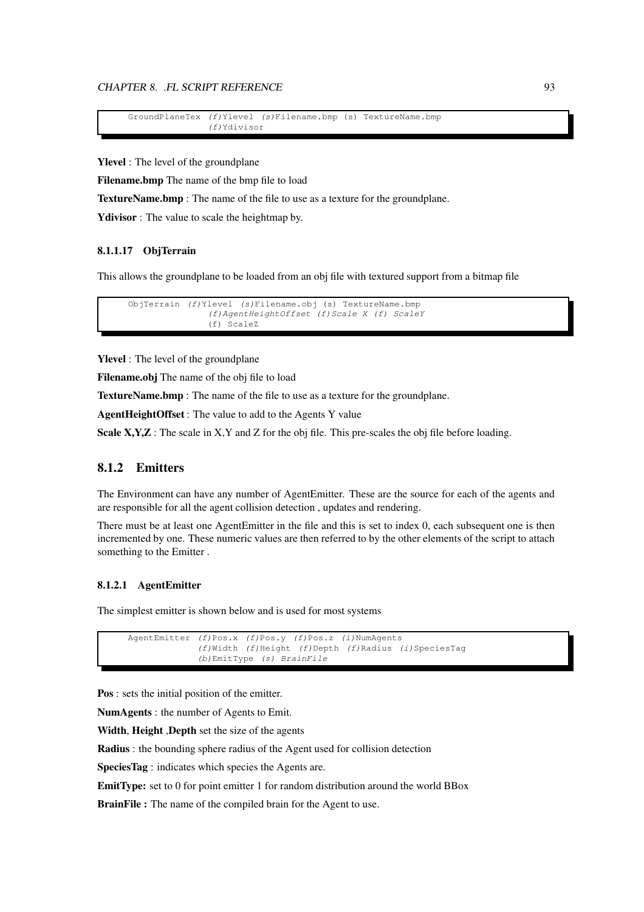```
GroundPlaneTex (f)Ylevel (s)Filename.bmp (s) TextureName.bmp
               (f)Ydivisor
```

**Ylevel** : The level of the groundplane

**Filename.bmp** The name of the bmp file to load

**TextureName.bmp** : The name of the file to use as a texture for the groundplane.

**Ydivisor** : The value to scale the heightmap by.

#### 8.1.1.17 ObjTerrain

This allows the groundplane to be loaded from an obj file with textured support from a bitmap file

```
ObjTerrain (f)Ylevel (s)Filename.obj (s) TextureName.bmp
               (f)AgentHeightOffset (f)Scale X (f) ScaleY
               (f) ScaleZ
```

**Ylevel** : The level of the groundplane

**Filename.obj** The name of the obj file to load

**TextureName.bmp** : The name of the file to use as a texture for the groundplane.

**AgentHeightOffset** : The value to add to the Agents Y value

**Scale X,Y,Z** : The scale in X,Y and Z for the obj file. This pre-scales the obj file before loading.

### 8.1.2 Emitters

The Environment can have any number of AgentEmitter. These are the source for each of the agents and are responsible for all the agent collision detection , updates and rendering.

There must be at least one AgentEmitter in the file and this is set to index 0, each subsequent one is then incremented by one. These numeric values are then referred to by the other elements of the script to attach something to the Emitter .

#### 8.1.2.1 AgentEmitter

The simplest emitter is shown below and is used for most systems

```
AgentEmitter (f)Pos.x (f)Pos.y (f)Pos.z (i)NumAgents
             (f)Width (f)Height (f)Depth (f)Radius (i)SpeciesTag
             (b)EmitType (s) BrainFile
```

**Pos** : sets the initial position of the emitter.

**NumAgents** : the number of Agents to Emit.

**Width**, **Height** ,**Depth** set the size of the agents

**Radius** : the bounding sphere radius of the Agent used for collision detection

**SpeciesTag** : indicates which species the Agents are.

**EmitType:** set to 0 for point emitter 1 for random distribution around the world BBox

**BrainFile :** The name of the compiled brain for the Agent to use.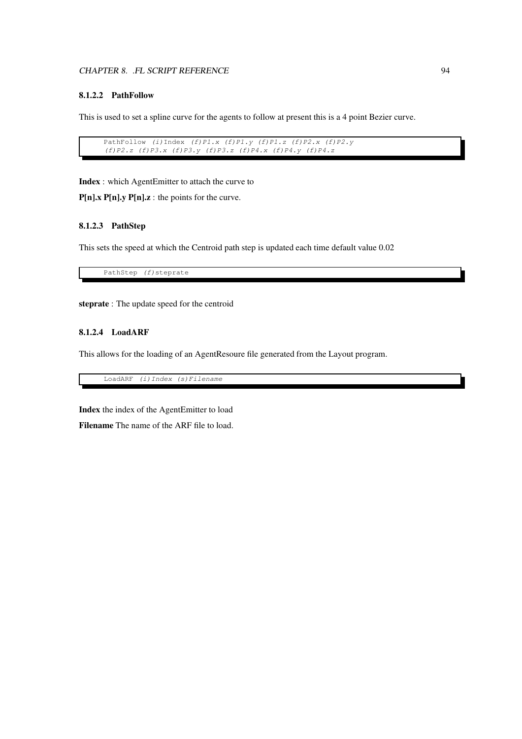#### 8.1.2.2 PathFollow

This is used to set a spline curve for the agents to follow at present this is a 4 point Bezier curve.

```
PathFollow (i)Index (f)P1.x (f)P1.y (f)P1.z (f)P2.x (f)P2.y
(f)P2.z (f)P3.x (f)P3.y (f)P3.z (f)P4.x (f)P4.y (f)P4.z
```

**Index** : which AgentEmitter to attach the curve to

**P[n].x P[n].y P[n].z** : the points for the curve.

#### 8.1.2.3 PathStep

This sets the speed at which the Centroid path step is updated each time default value 0.02

```
PathStep (f)steprate
```

**steprate** : The update speed for the centroid

#### 8.1.2.4 LoadARF

This allows for the loading of an AgentResoure file generated from the Layout program.

```
LoadARF (i)Index (s)Filename
```

**Index** the index of the AgentEmitter to load

**Filename** The name of the ARF file to load.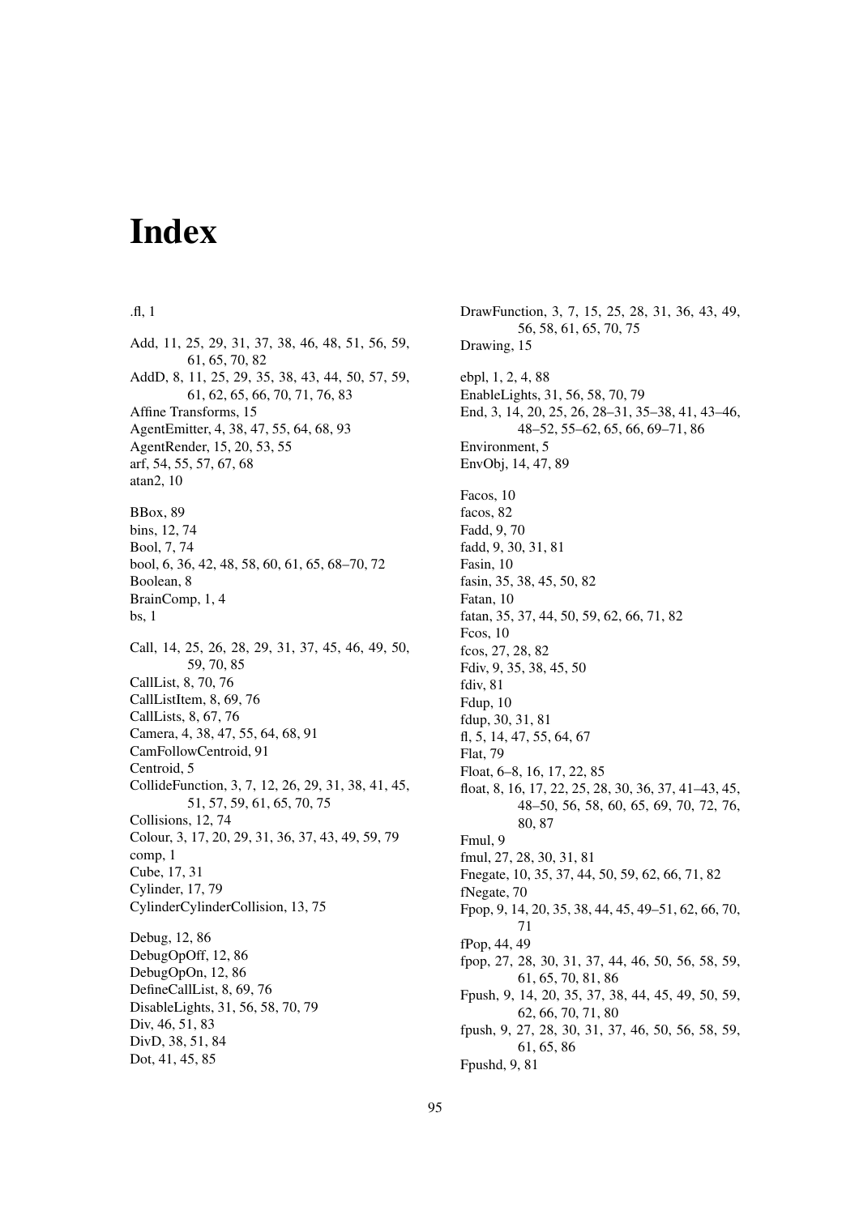# Index

.fl, 1

Add, 11, 25, 29, 31, 37, 38, 46, 48, 51, 56, 59, 61, 65, 70, 82
AddD, 8, 11, 25, 29, 35, 38, 43, 44, 50, 57, 59, 61, 62, 65, 66, 70, 71, 76, 83
Affine Transforms, 15
AgentEmitter, 4, 38, 47, 55, 64, 68, 93
AgentRender, 15, 20, 53, 55
arf, 54, 55, 57, 67, 68
atan2, 10

BBox, 89
bins, 12, 74
Bool, 7, 74
bool, 6, 36, 42, 48, 58, 60, 61, 65, 68–70, 72
Boolean, 8
BrainComp, 1, 4
bs, 1

Call, 14, 25, 26, 28, 29, 31, 37, 45, 46, 49, 50, 59, 70, 85
CallList, 8, 70, 76
CallListItem, 8, 69, 76
CallLists, 8, 67, 76
Camera, 4, 38, 47, 55, 64, 68, 91
CamFollowCentroid, 91
Centroid, 5
CollideFunction, 3, 7, 12, 26, 29, 31, 38, 41, 45, 51, 57, 59, 61, 65, 70, 75
Collisions, 12, 74
Colour, 3, 17, 20, 29, 31, 36, 37, 43, 49, 59, 79
comp, 1
Cube, 17, 31
Cylinder, 17, 79
CylinderCylinderCollision, 13, 75

Debug, 12, 86
DebugOpOff, 12, 86
DebugOpOn, 12, 86
DefineCallList, 8, 69, 76
DisableLights, 31, 56, 58, 70, 79
Div, 46, 51, 83
DivD, 38, 51, 84
Dot, 41, 45, 85

DrawFunction, 3, 7, 15, 25, 28, 31, 36, 43, 49, 56, 58, 61, 65, 70, 75
Drawing, 15

ebpl, 1, 2, 4, 88
EnableLights, 31, 56, 58, 70, 79
End, 3, 14, 20, 25, 26, 28–31, 35–38, 41, 43–46, 48–52, 55–62, 65, 66, 69–71, 86
Environment, 5
EnvObj, 14, 47, 89

Facos, 10
facos, 82
Fadd, 9, 70
fadd, 9, 30, 31, 81
Fasin, 10
fasin, 35, 38, 45, 50, 82
Fatan, 10
fatan, 35, 37, 44, 50, 59, 62, 66, 71, 82
Fcos, 10
fcos, 27, 28, 82
Fdiv, 9, 35, 38, 45, 50
fdiv, 81
Fdup, 10
fdup, 30, 31, 81
fl, 5, 14, 47, 55, 64, 67
Flat, 79
Float, 6–8, 16, 17, 22, 85
float, 8, 16, 17, 22, 25, 28, 30, 36, 37, 41–43, 45, 48–50, 56, 58, 60, 65, 69, 70, 72, 76, 80, 87
Fmul, 9
fmul, 27, 28, 30, 31, 81
Fnegate, 10, 35, 37, 44, 50, 59, 62, 66, 71, 82
fNegate, 70
Fpop, 9, 14, 20, 35, 38, 44, 45, 49–51, 62, 66, 70, 71
fPop, 44, 49
fpop, 27, 28, 30, 31, 37, 44, 46, 50, 56, 58, 59, 61, 65, 70, 81, 86
Fpush, 9, 14, 20, 35, 37, 38, 44, 45, 49, 50, 59, 62, 66, 70, 71, 80
fpush, 9, 27, 28, 30, 31, 37, 46, 50, 56, 58, 59, 61, 65, 86
Fpushd, 9, 81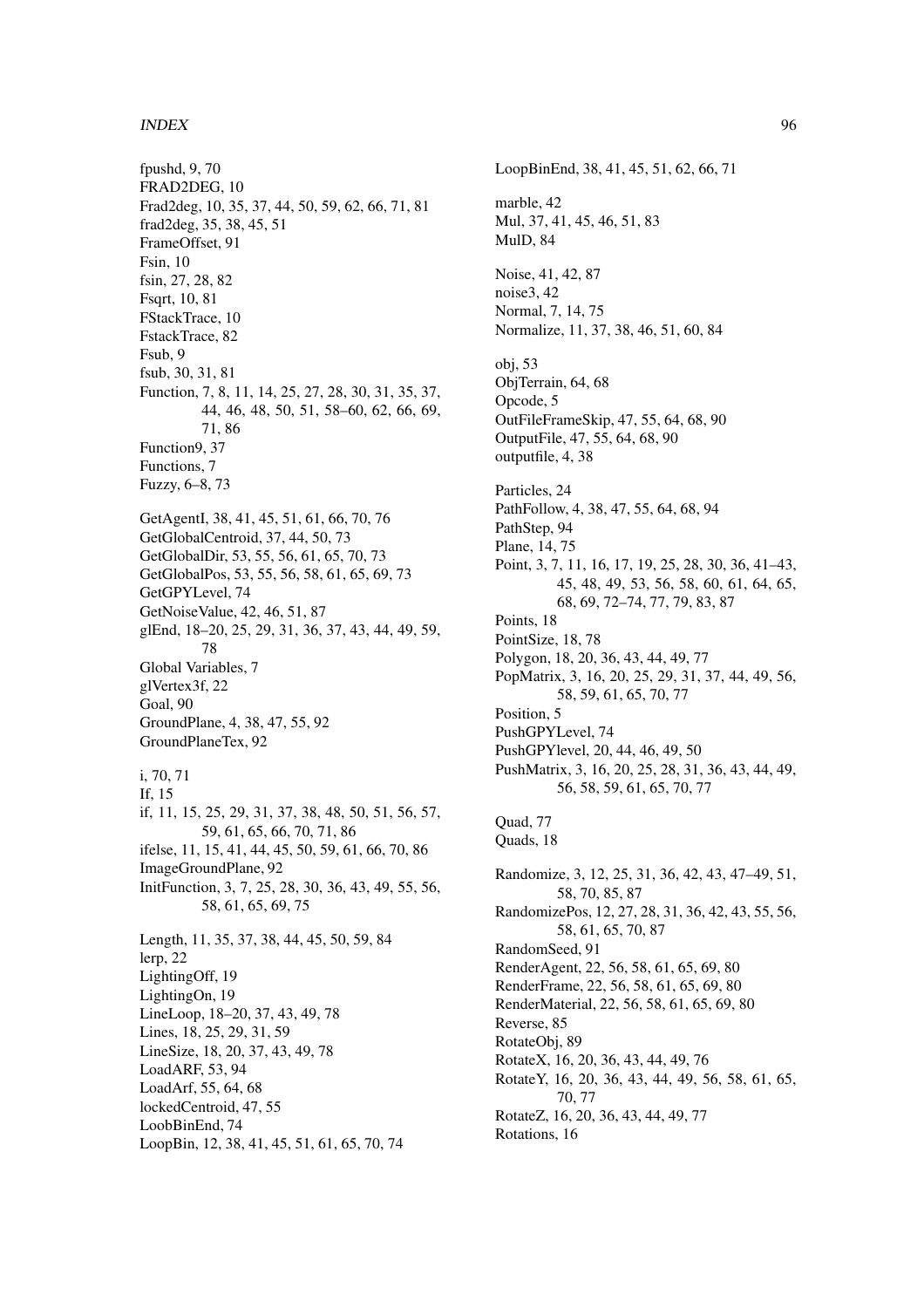fpushd, 9, 70
FRAD2DEG, 10
Frad2deg, 10, 35, 37, 44, 50, 59, 62, 66, 71, 81
frad2deg, 35, 38, 45, 51
FrameOffset, 91
Fsin, 10
fsin, 27, 28, 82
Fsqrt, 10, 81
FStackTrace, 10
FstackTrace, 82
Fsub, 9
fsub, 30, 31, 81
Function, 7, 8, 11, 14, 25, 27, 28, 30, 31, 35, 37, 44, 46, 48, 50, 51, 58–60, 62, 66, 69, 71, 86
Function9, 37
Functions, 7
Fuzzy, 6–8, 73

GetAgentI, 38, 41, 45, 51, 61, 66, 70, 76
GetGlobalCentroid, 37, 44, 50, 73
GetGlobalDir, 53, 55, 56, 61, 65, 70, 73
GetGlobalPos, 53, 55, 56, 58, 61, 65, 69, 73
GetGPYLevel, 74
GetNoiseValue, 42, 46, 51, 87
glEnd, 18–20, 25, 29, 31, 36, 37, 43, 44, 49, 59, 78
Global Variables, 7
glVertex3f, 22
Goal, 90
GroundPlane, 4, 38, 47, 55, 92
GroundPlaneTex, 92

i, 70, 71
If, 15
if, 11, 15, 25, 29, 31, 37, 38, 48, 50, 51, 56, 57, 59, 61, 65, 66, 70, 71, 86
ifelse, 11, 15, 41, 44, 45, 50, 59, 61, 66, 70, 86
ImageGroundPlane, 92
InitFunction, 3, 7, 25, 28, 30, 36, 43, 49, 55, 56, 58, 61, 65, 69, 75

Length, 11, 35, 37, 38, 44, 45, 50, 59, 84
lerp, 22
LightingOff, 19
LightingOn, 19
LineLoop, 18–20, 37, 43, 49, 78
Lines, 18, 25, 29, 31, 59
LineSize, 18, 20, 37, 43, 49, 78
LoadARF, 53, 94
LoadArf, 55, 64, 68
lockedCentroid, 47, 55
LoobBinEnd, 74
LoopBin, 12, 38, 41, 45, 51, 61, 65, 70, 74
LoopBinEnd, 38, 41, 45, 51, 62, 66, 71

marble, 42
Mul, 37, 41, 45, 46, 51, 83
MulD, 84

Noise, 41, 42, 87
noise3, 42
Normal, 7, 14, 75
Normalize, 11, 37, 38, 46, 51, 60, 84

obj, 53
ObjTerrain, 64, 68
Opcode, 5
OutFileFrameSkip, 47, 55, 64, 68, 90
OutputFile, 47, 55, 64, 68, 90
outputfile, 4, 38

Particles, 24
PathFollow, 4, 38, 47, 55, 64, 68, 94
PathStep, 94
Plane, 14, 75
Point, 3, 7, 11, 16, 17, 19, 25, 28, 30, 36, 41–43, 45, 48, 49, 53, 56, 58, 60, 61, 64, 65, 68, 69, 72–74, 77, 79, 83, 87
Points, 18
PointSize, 18, 78
Polygon, 18, 20, 36, 43, 44, 49, 77
PopMatrix, 3, 16, 20, 25, 29, 31, 37, 44, 49, 56, 58, 59, 61, 65, 70, 77
Position, 5
PushGPYLevel, 74
PushGPYlevel, 20, 44, 46, 49, 50
PushMatrix, 3, 16, 20, 25, 28, 31, 36, 43, 44, 49, 56, 58, 59, 61, 65, 70, 77

Quad, 77
Quads, 18

Randomize, 3, 12, 25, 31, 36, 42, 43, 47–49, 51, 58, 70, 85, 87
RandomizePos, 12, 27, 28, 31, 36, 42, 43, 55, 56, 58, 61, 65, 70, 87
RandomSeed, 91
RenderAgent, 22, 56, 58, 61, 65, 69, 80
RenderFrame, 22, 56, 58, 61, 65, 69, 80
RenderMaterial, 22, 56, 58, 61, 65, 69, 80
Reverse, 85
RotateObj, 89
RotateX, 16, 20, 36, 43, 44, 49, 76
RotateY, 16, 20, 36, 43, 44, 49, 56, 58, 61, 65, 70, 77
RotateZ, 16, 20, 36, 43, 44, 49, 77
Rotations, 16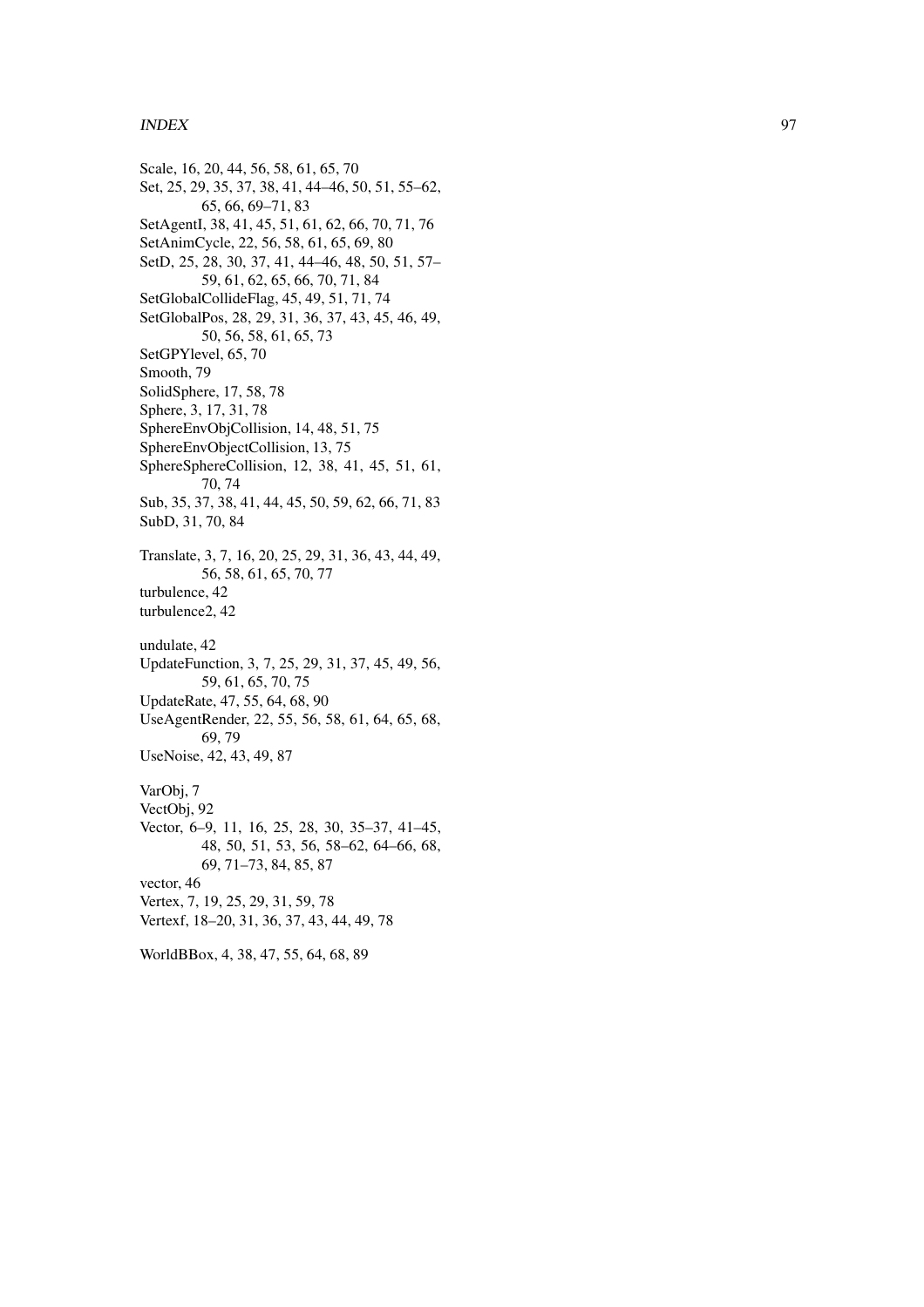Scale, 16, 20, 44, 56, 58, 61, 65, 70
Set, 25, 29, 35, 37, 38, 41, 44–46, 50, 51, 55–62, 65, 66, 69–71, 83
SetAgentI, 38, 41, 45, 51, 61, 62, 66, 70, 71, 76
SetAnimCycle, 22, 56, 58, 61, 65, 69, 80
SetD, 25, 28, 30, 37, 41, 44–46, 48, 50, 51, 57–59, 61, 62, 65, 66, 70, 71, 84
SetGlobalCollideFlag, 45, 49, 51, 71, 74
SetGlobalPos, 28, 29, 31, 36, 37, 43, 45, 46, 49, 50, 56, 58, 61, 65, 73
SetGPYlevel, 65, 70
Smooth, 79
SolidSphere, 17, 58, 78
Sphere, 3, 17, 31, 78
SphereEnvObjCollision, 14, 48, 51, 75
SphereEnvObjectCollision, 13, 75
SphereSphereCollision, 12, 38, 41, 45, 51, 61, 70, 74
Sub, 35, 37, 38, 41, 44, 45, 50, 59, 62, 66, 71, 83
SubD, 31, 70, 84

Translate, 3, 7, 16, 20, 25, 29, 31, 36, 43, 44, 49, 56, 58, 61, 65, 70, 77
turbulence, 42
turbulence2, 42

undulate, 42
UpdateFunction, 3, 7, 25, 29, 31, 37, 45, 49, 56, 59, 61, 65, 70, 75
UpdateRate, 47, 55, 64, 68, 90
UseAgentRender, 22, 55, 56, 58, 61, 64, 65, 68, 69, 79
UseNoise, 42, 43, 49, 87

VarObj, 7
VectObj, 92
Vector, 6–9, 11, 16, 25, 28, 30, 35–37, 41–45, 48, 50, 51, 53, 56, 58–62, 64–66, 68, 69, 71–73, 84, 85, 87
vector, 46
Vertex, 7, 19, 25, 29, 31, 59, 78
Vertexf, 18–20, 31, 36, 37, 43, 44, 49, 78

WorldBBox, 4, 38, 47, 55, 64, 68, 89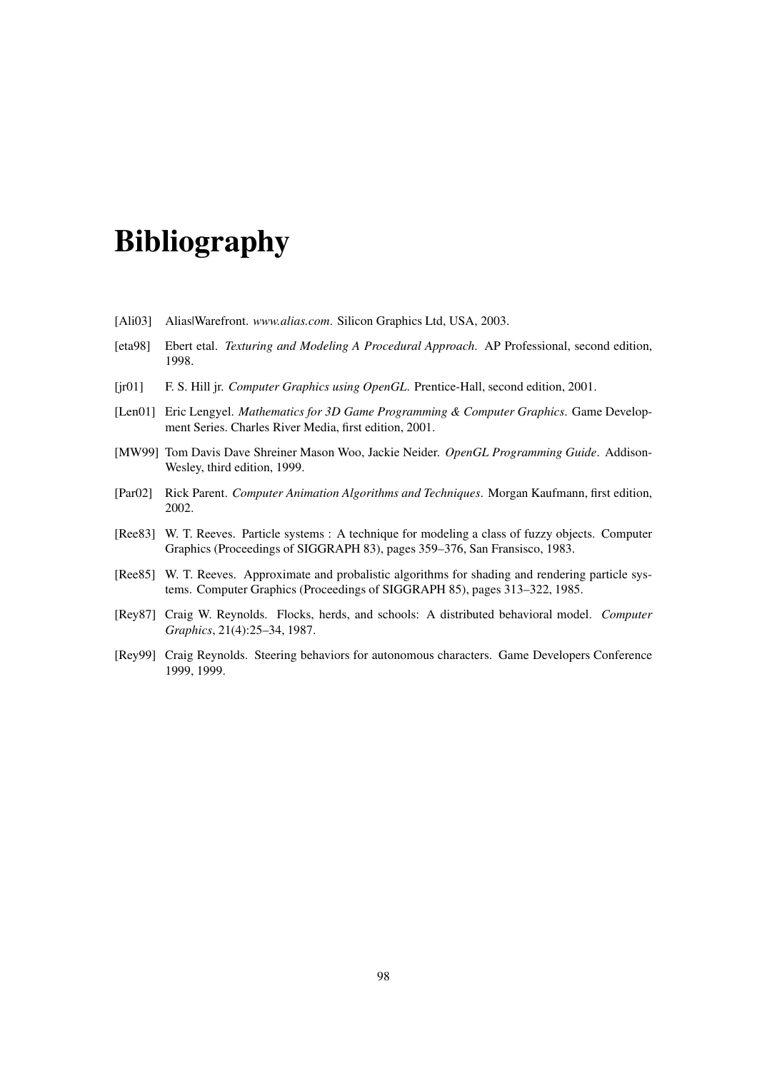# Bibliography

[Ali03] Alias|Warefront. *www.alias.com*. Silicon Graphics Ltd, USA, 2003.

[eta98] Ebert etal. *Texturing and Modeling A Procedural Approach*. AP Professional, second edition, 1998.

[jr01] F. S. Hill jr. *Computer Graphics using OpenGL*. Prentice-Hall, second edition, 2001.

[Len01] Eric Lengyel. *Mathematics for 3D Game Programming & Computer Graphics*. Game Development Series. Charles River Media, first edition, 2001.

[MW99] Tom Davis Dave Shreiner Mason Woo, Jackie Neider. *OpenGL Programming Guide*. Addison-Wesley, third edition, 1999.

[Par02] Rick Parent. *Computer Animation Algorithms and Techniques*. Morgan Kaufmann, first edition, 2002.

[Ree83] W. T. Reeves. Particle systems : A technique for modeling a class of fuzzy objects. Computer Graphics (Proceedings of SIGGRAPH 83), pages 359–376, San Fransisco, 1983.

[Ree85] W. T. Reeves. Approximate and probalistic algorithms for shading and rendering particle systems. Computer Graphics (Proceedings of SIGGRAPH 85), pages 313–322, 1985.

[Rey87] Craig W. Reynolds. Flocks, herds, and schools: A distributed behavioral model. *Computer Graphics*, 21(4):25–34, 1987.

[Rey99] Craig Reynolds. Steering behaviors for autonomous characters. Game Developers Conference 1999, 1999.